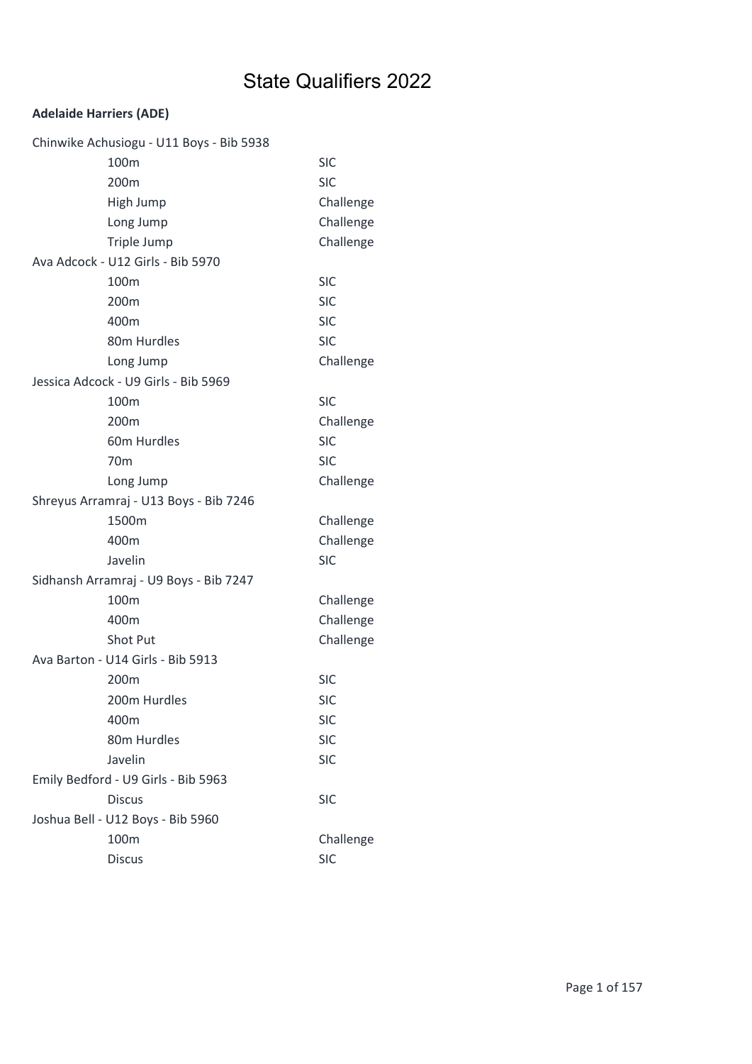# State Qualifiers 2022

**Adelaide Harriers (ADE)**

Chinwike Achusiogu - U11 Boys - Bib 5938

| Event | Qualification |
| --- | --- |
| 100m | SIC |
| 200m | SIC |
| High Jump | Challenge |
| Long Jump | Challenge |
| Triple Jump | Challenge |

Ava Adcock - U12 Girls - Bib 5970

| Event | Qualification |
| --- | --- |
| 100m | SIC |
| 200m | SIC |
| 400m | SIC |
| 80m Hurdles | SIC |
| Long Jump | Challenge |

Jessica Adcock - U9 Girls - Bib 5969

| Event | Qualification |
| --- | --- |
| 100m | SIC |
| 200m | Challenge |
| 60m Hurdles | SIC |
| 70m | SIC |
| Long Jump | Challenge |

Shreyus Arramraj - U13 Boys - Bib 7246

| Event | Qualification |
| --- | --- |
| 1500m | Challenge |
| 400m | Challenge |
| Javelin | SIC |

Sidhansh Arramraj - U9 Boys - Bib 7247

| Event | Qualification |
| --- | --- |
| 100m | Challenge |
| 400m | Challenge |
| Shot Put | Challenge |

Ava Barton - U14 Girls - Bib 5913

| Event | Qualification |
| --- | --- |
| 200m | SIC |
| 200m Hurdles | SIC |
| 400m | SIC |
| 80m Hurdles | SIC |
| Javelin | SIC |

Emily Bedford - U9 Girls - Bib 5963

| Event | Qualification |
| --- | --- |
| Discus | SIC |

Joshua Bell - U12 Boys - Bib 5960

| Event | Qualification |
| --- | --- |
| 100m | Challenge |
| Discus | SIC |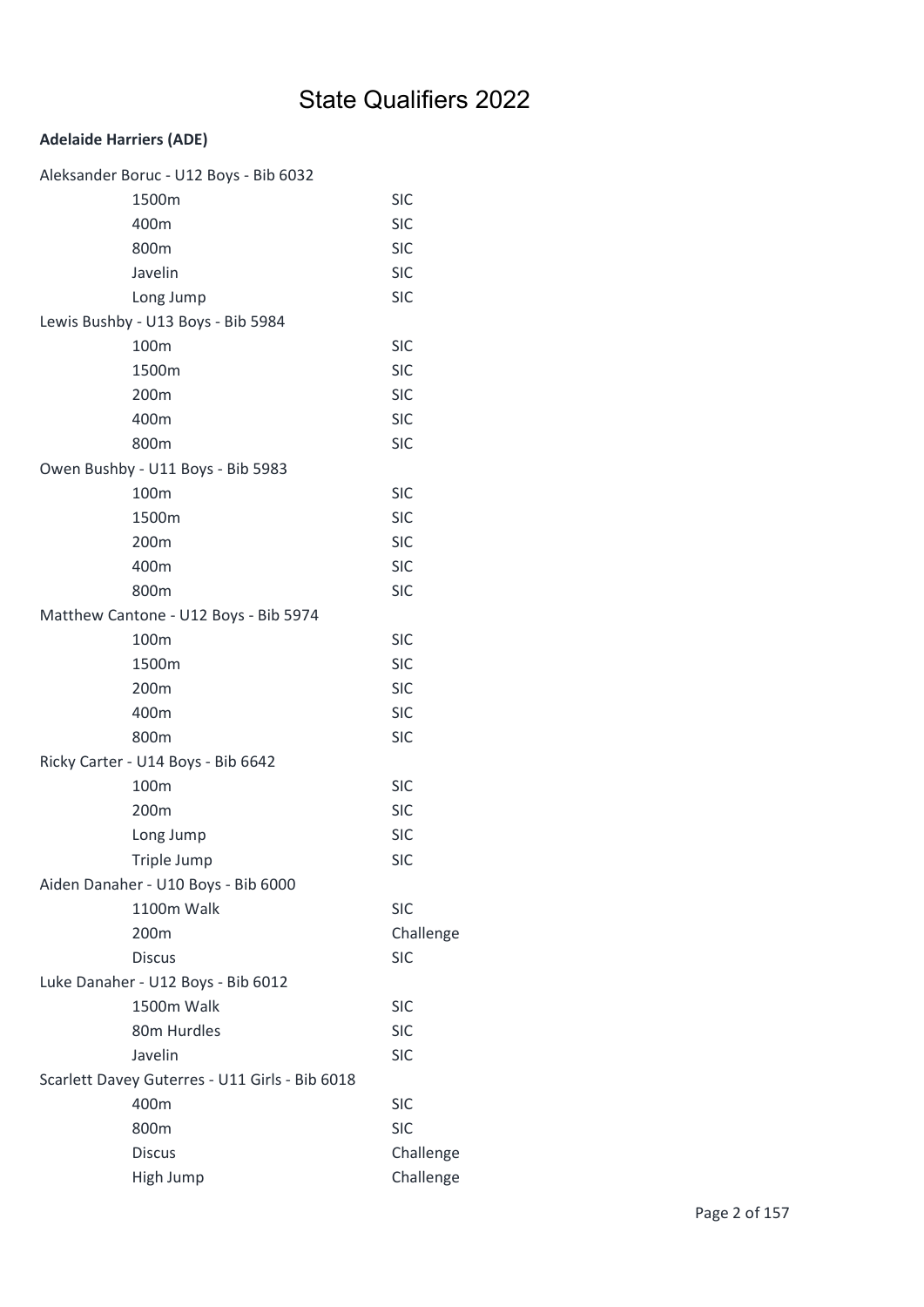# State Qualifiers 2022

**Adelaide Harriers (ADE)**

Aleksander Boruc - U12 Boys - Bib 6032

| | |
|---|---|
| 1500m | SIC |
| 400m | SIC |
| 800m | SIC |
| Javelin | SIC |
| Long Jump | SIC |

Lewis Bushby - U13 Boys - Bib 5984

| | |
|---|---|
| 100m | SIC |
| 1500m | SIC |
| 200m | SIC |
| 400m | SIC |
| 800m | SIC |

Owen Bushby - U11 Boys - Bib 5983

| | |
|---|---|
| 100m | SIC |
| 1500m | SIC |
| 200m | SIC |
| 400m | SIC |
| 800m | SIC |

Matthew Cantone - U12 Boys - Bib 5974

| | |
|---|---|
| 100m | SIC |
| 1500m | SIC |
| 200m | SIC |
| 400m | SIC |
| 800m | SIC |

Ricky Carter - U14 Boys - Bib 6642

| | |
|---|---|
| 100m | SIC |
| 200m | SIC |
| Long Jump | SIC |
| Triple Jump | SIC |

Aiden Danaher - U10 Boys - Bib 6000

| | |
|---|---|
| 1100m Walk | SIC |
| 200m | Challenge |
| Discus | SIC |

Luke Danaher - U12 Boys - Bib 6012

| | |
|---|---|
| 1500m Walk | SIC |
| 80m Hurdles | SIC |
| Javelin | SIC |

Scarlett Davey Guterres - U11 Girls - Bib 6018

| | |
|---|---|
| 400m | SIC |
| 800m | SIC |
| Discus | Challenge |
| High Jump | Challenge |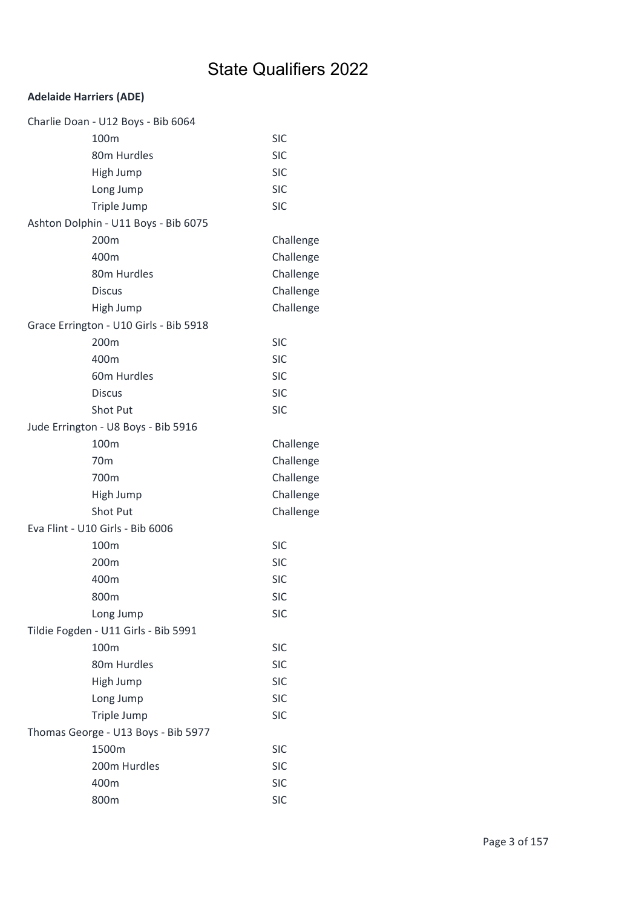# State Qualifiers 2022

**Adelaide Harriers (ADE)**

Charlie Doan - U12 Boys - Bib 6064

| | |
|---|---|
| 100m | SIC |
| 80m Hurdles | SIC |
| High Jump | SIC |
| Long Jump | SIC |
| Triple Jump | SIC |

Ashton Dolphin - U11 Boys - Bib 6075

| | |
|---|---|
| 200m | Challenge |
| 400m | Challenge |
| 80m Hurdles | Challenge |
| Discus | Challenge |
| High Jump | Challenge |

Grace Errington - U10 Girls - Bib 5918

| | |
|---|---|
| 200m | SIC |
| 400m | SIC |
| 60m Hurdles | SIC |
| Discus | SIC |
| Shot Put | SIC |

Jude Errington - U8 Boys - Bib 5916

| | |
|---|---|
| 100m | Challenge |
| 70m | Challenge |
| 700m | Challenge |
| High Jump | Challenge |
| Shot Put | Challenge |

Eva Flint - U10 Girls - Bib 6006

| | |
|---|---|
| 100m | SIC |
| 200m | SIC |
| 400m | SIC |
| 800m | SIC |
| Long Jump | SIC |

Tildie Fogden - U11 Girls - Bib 5991

| | |
|---|---|
| 100m | SIC |
| 80m Hurdles | SIC |
| High Jump | SIC |
| Long Jump | SIC |
| Triple Jump | SIC |

Thomas George - U13 Boys - Bib 5977

| | |
|---|---|
| 1500m | SIC |
| 200m Hurdles | SIC |
| 400m | SIC |
| 800m | SIC |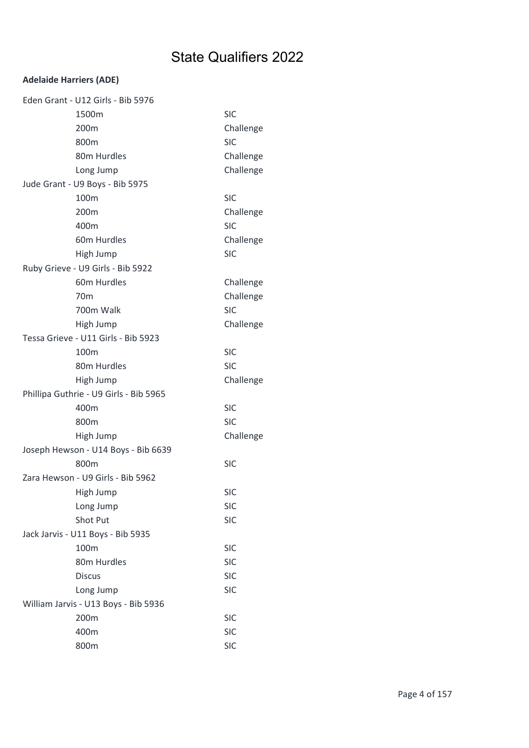# State Qualifiers 2022

**Adelaide Harriers (ADE)**

Eden Grant - U12 Girls - Bib 5976

| | |
|---|---|
| 1500m | SIC |
| 200m | Challenge |
| 800m | SIC |
| 80m Hurdles | Challenge |
| Long Jump | Challenge |

Jude Grant - U9 Boys - Bib 5975

| | |
|---|---|
| 100m | SIC |
| 200m | Challenge |
| 400m | SIC |
| 60m Hurdles | Challenge |
| High Jump | SIC |

Ruby Grieve - U9 Girls - Bib 5922

| | |
|---|---|
| 60m Hurdles | Challenge |
| 70m | Challenge |
| 700m Walk | SIC |
| High Jump | Challenge |

Tessa Grieve - U11 Girls - Bib 5923

| | |
|---|---|
| 100m | SIC |
| 80m Hurdles | SIC |
| High Jump | Challenge |

Phillipa Guthrie - U9 Girls - Bib 5965

| | |
|---|---|
| 400m | SIC |
| 800m | SIC |
| High Jump | Challenge |

Joseph Hewson - U14 Boys - Bib 6639

| | |
|---|---|
| 800m | SIC |

Zara Hewson - U9 Girls - Bib 5962

| | |
|---|---|
| High Jump | SIC |
| Long Jump | SIC |
| Shot Put | SIC |

Jack Jarvis - U11 Boys - Bib 5935

| | |
|---|---|
| 100m | SIC |
| 80m Hurdles | SIC |
| Discus | SIC |
| Long Jump | SIC |

William Jarvis - U13 Boys - Bib 5936

| | |
|---|---|
| 200m | SIC |
| 400m | SIC |
| 800m | SIC |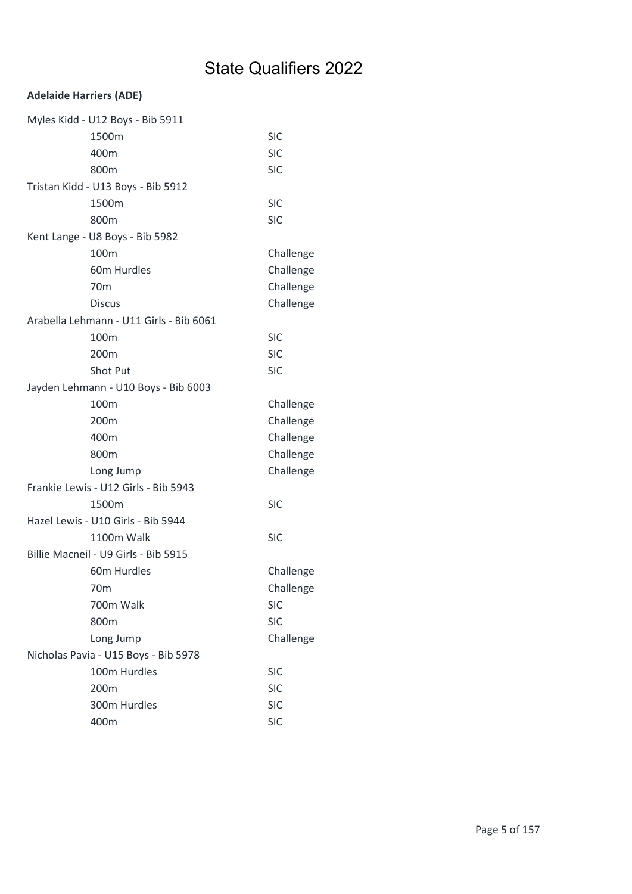# State Qualifiers 2022

**Adelaide Harriers (ADE)**

Myles Kidd - U12 Boys - Bib 5911

| | |
|---|---|
| 1500m | SIC |
| 400m | SIC |
| 800m | SIC |

Tristan Kidd - U13 Boys - Bib 5912

| | |
|---|---|
| 1500m | SIC |
| 800m | SIC |

Kent Lange - U8 Boys - Bib 5982

| | |
|---|---|
| 100m | Challenge |
| 60m Hurdles | Challenge |
| 70m | Challenge |
| Discus | Challenge |

Arabella Lehmann - U11 Girls - Bib 6061

| | |
|---|---|
| 100m | SIC |
| 200m | SIC |
| Shot Put | SIC |

Jayden Lehmann - U10 Boys - Bib 6003

| | |
|---|---|
| 100m | Challenge |
| 200m | Challenge |
| 400m | Challenge |
| 800m | Challenge |
| Long Jump | Challenge |

Frankie Lewis - U12 Girls - Bib 5943

| | |
|---|---|
| 1500m | SIC |

Hazel Lewis - U10 Girls - Bib 5944

| | |
|---|---|
| 1100m Walk | SIC |

Billie Macneil - U9 Girls - Bib 5915

| | |
|---|---|
| 60m Hurdles | Challenge |
| 70m | Challenge |
| 700m Walk | SIC |
| 800m | SIC |
| Long Jump | Challenge |

Nicholas Pavia - U15 Boys - Bib 5978

| | |
|---|---|
| 100m Hurdles | SIC |
| 200m | SIC |
| 300m Hurdles | SIC |
| 400m | SIC |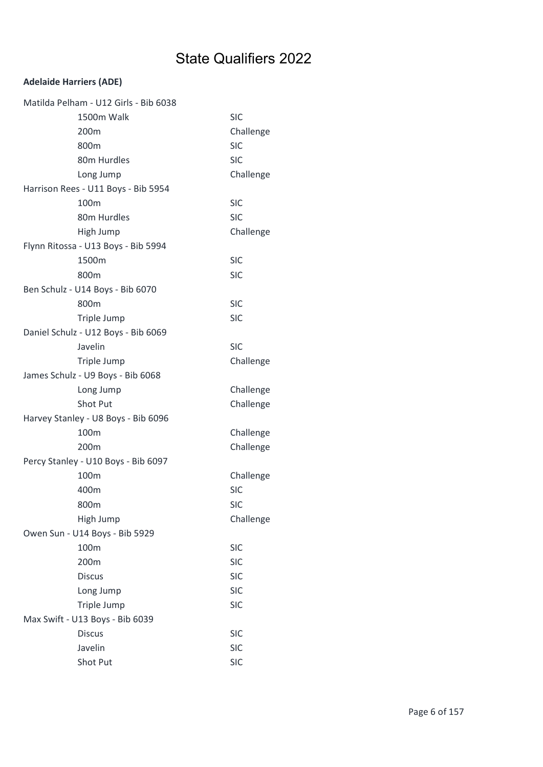# State Qualifiers 2022

**Adelaide Harriers (ADE)**

Matilda Pelham - U12 Girls - Bib 6038

| Event | Level |
|---|---|
| 1500m Walk | SIC |
| 200m | Challenge |
| 800m | SIC |
| 80m Hurdles | SIC |
| Long Jump | Challenge |

Harrison Rees - U11 Boys - Bib 5954

| Event | Level |
|---|---|
| 100m | SIC |
| 80m Hurdles | SIC |
| High Jump | Challenge |

Flynn Ritossa - U13 Boys - Bib 5994

| Event | Level |
|---|---|
| 1500m | SIC |
| 800m | SIC |

Ben Schulz - U14 Boys - Bib 6070

| Event | Level |
|---|---|
| 800m | SIC |
| Triple Jump | SIC |

Daniel Schulz - U12 Boys - Bib 6069

| Event | Level |
|---|---|
| Javelin | SIC |
| Triple Jump | Challenge |

James Schulz - U9 Boys - Bib 6068

| Event | Level |
|---|---|
| Long Jump | Challenge |
| Shot Put | Challenge |

Harvey Stanley - U8 Boys - Bib 6096

| Event | Level |
|---|---|
| 100m | Challenge |
| 200m | Challenge |

Percy Stanley - U10 Boys - Bib 6097

| Event | Level |
|---|---|
| 100m | Challenge |
| 400m | SIC |
| 800m | SIC |
| High Jump | Challenge |

Owen Sun - U14 Boys - Bib 5929

| Event | Level |
|---|---|
| 100m | SIC |
| 200m | SIC |
| Discus | SIC |
| Long Jump | SIC |
| Triple Jump | SIC |

Max Swift - U13 Boys - Bib 6039

| Event | Level |
|---|---|
| Discus | SIC |
| Javelin | SIC |
| Shot Put | SIC |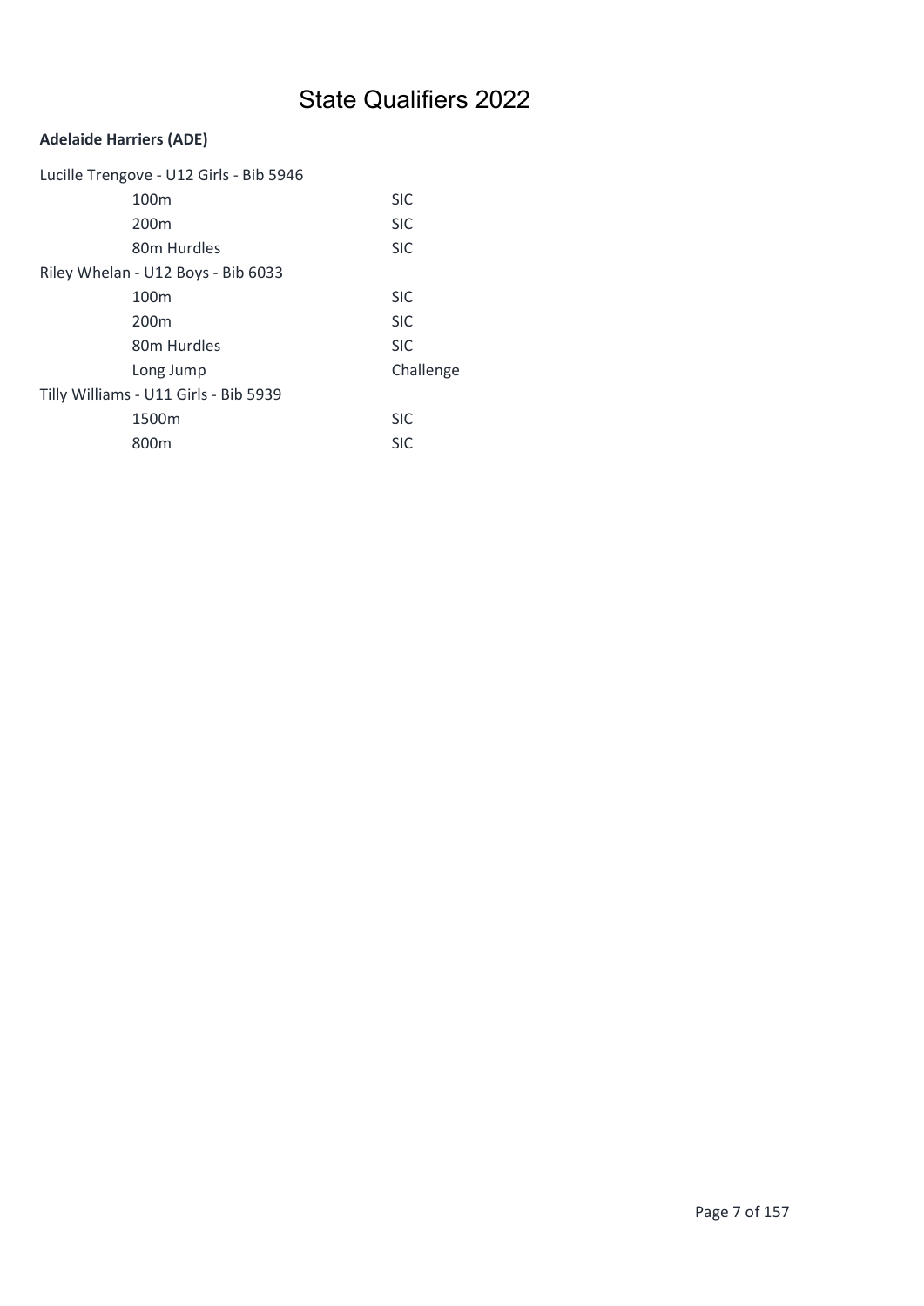# State Qualifiers 2022

**Adelaide Harriers (ADE)**

Lucille Trengove - U12 Girls - Bib 5946

| Event | Qualification |
|---|---|
| 100m | SIC |
| 200m | SIC |
| 80m Hurdles | SIC |

Riley Whelan - U12 Boys - Bib 6033

| Event | Qualification |
|---|---|
| 100m | SIC |
| 200m | SIC |
| 80m Hurdles | SIC |
| Long Jump | Challenge |

Tilly Williams - U11 Girls - Bib 5939

| Event | Qualification |
|---|---|
| 1500m | SIC |
| 800m | SIC |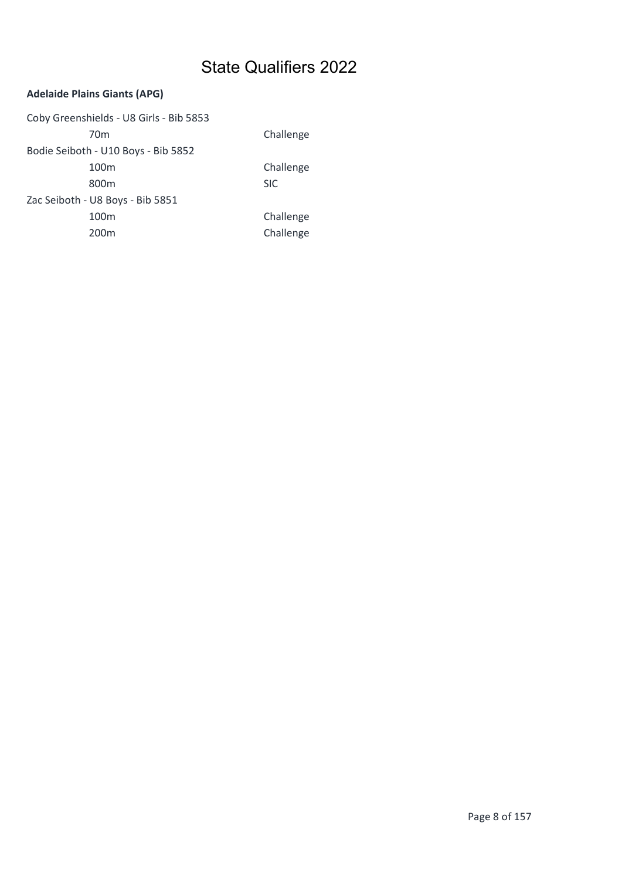# State Qualifiers 2022

**Adelaide Plains Giants (APG)**

Coby Greenshields - U8 Girls - Bib 5853

| | |
|---|---|
| 70m | Challenge |

Bodie Seiboth - U10 Boys - Bib 5852

| | |
|---|---|
| 100m | Challenge |
| 800m | SIC |

Zac Seiboth - U8 Boys - Bib 5851

| | |
|---|---|
| 100m | Challenge |
| 200m | Challenge |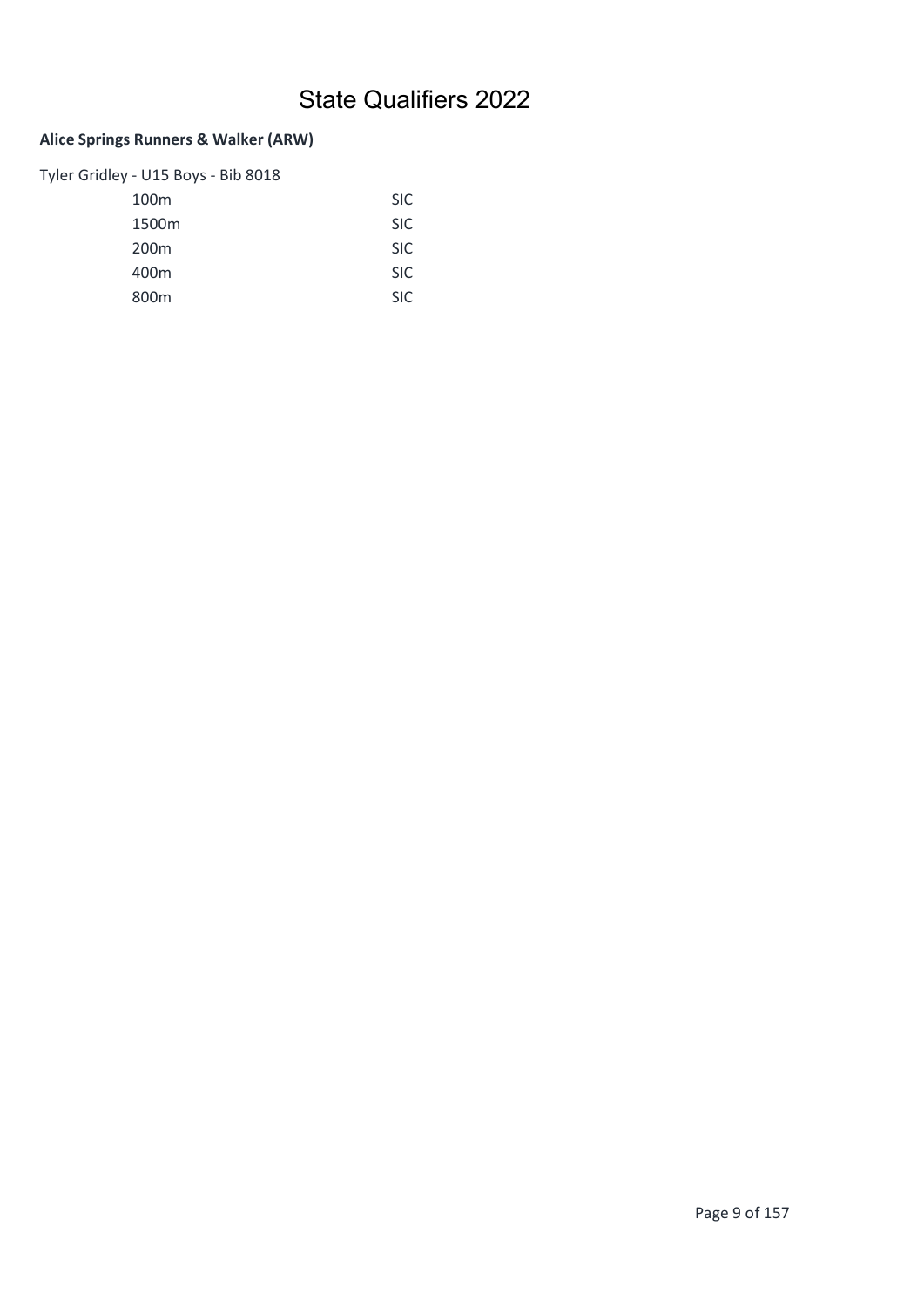# State Qualifiers 2022

**Alice Springs Runners & Walker (ARW)**

Tyler Gridley - U15 Boys - Bib 8018

| | |
|---|---|
| 100m | SIC |
| 1500m | SIC |
| 200m | SIC |
| 400m | SIC |
| 800m | SIC |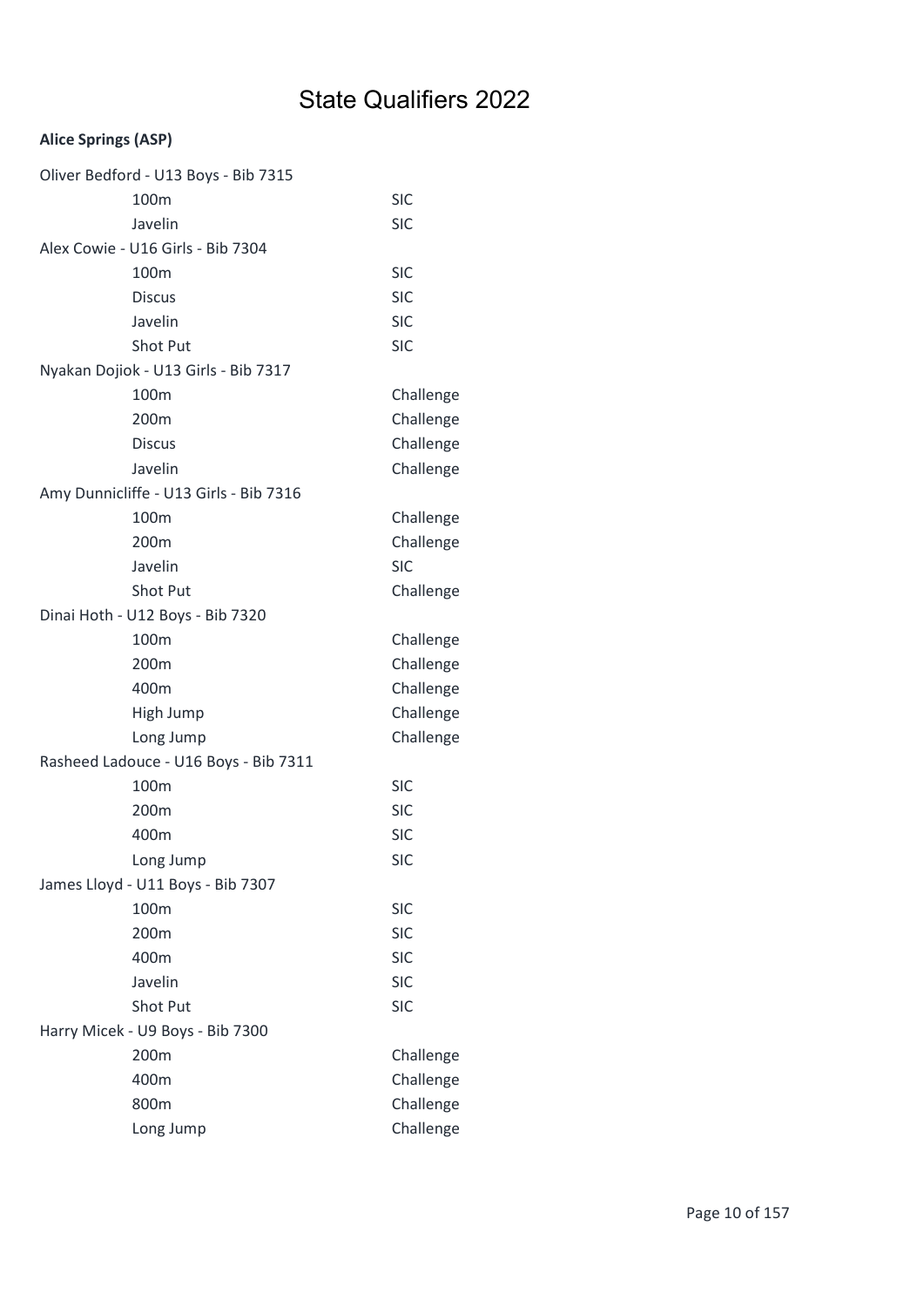# State Qualifiers 2022

**Alice Springs (ASP)**

Oliver Bedford - U13 Boys - Bib 7315

| | |
|---|---|
| 100m | SIC |
| Javelin | SIC |

Alex Cowie - U16 Girls - Bib 7304

| | |
|---|---|
| 100m | SIC |
| Discus | SIC |
| Javelin | SIC |
| Shot Put | SIC |

Nyakan Dojiok - U13 Girls - Bib 7317

| | |
|---|---|
| 100m | Challenge |
| 200m | Challenge |
| Discus | Challenge |
| Javelin | Challenge |

Amy Dunnicliffe - U13 Girls - Bib 7316

| | |
|---|---|
| 100m | Challenge |
| 200m | Challenge |
| Javelin | SIC |
| Shot Put | Challenge |

Dinai Hoth - U12 Boys - Bib 7320

| | |
|---|---|
| 100m | Challenge |
| 200m | Challenge |
| 400m | Challenge |
| High Jump | Challenge |
| Long Jump | Challenge |

Rasheed Ladouce - U16 Boys - Bib 7311

| | |
|---|---|
| 100m | SIC |
| 200m | SIC |
| 400m | SIC |
| Long Jump | SIC |

James Lloyd - U11 Boys - Bib 7307

| | |
|---|---|
| 100m | SIC |
| 200m | SIC |
| 400m | SIC |
| Javelin | SIC |
| Shot Put | SIC |

Harry Micek - U9 Boys - Bib 7300

| | |
|---|---|
| 200m | Challenge |
| 400m | Challenge |
| 800m | Challenge |
| Long Jump | Challenge |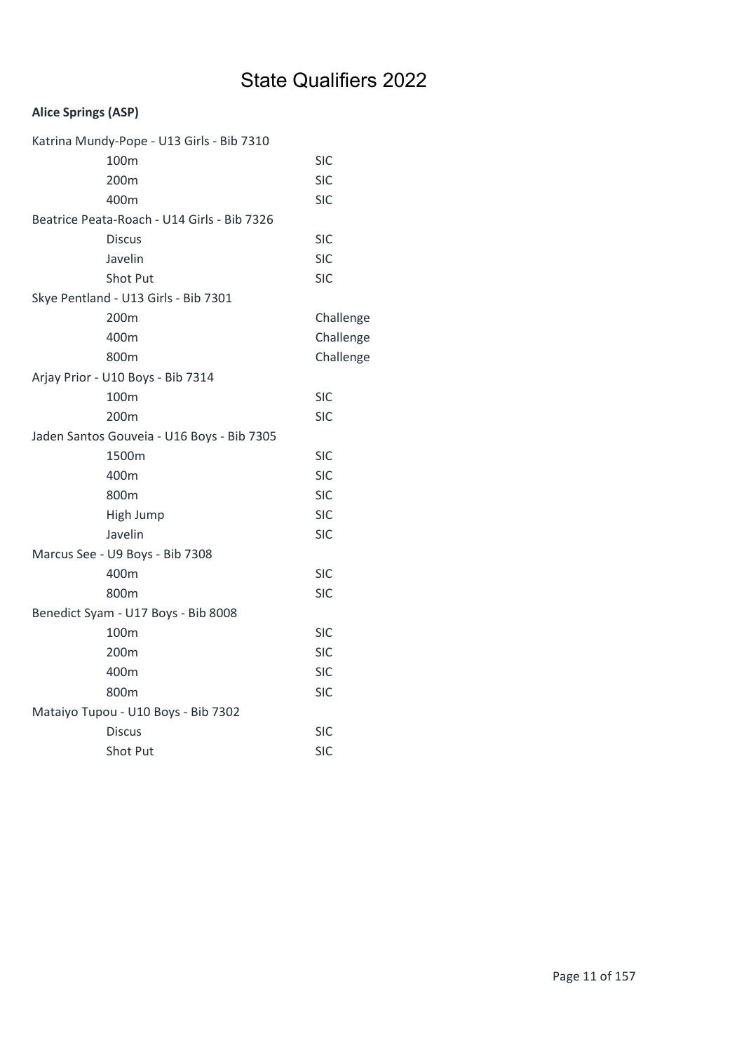# State Qualifiers 2022

**Alice Springs (ASP)**

Katrina Mundy-Pope - U13 Girls - Bib 7310

| | |
|---|---|
| 100m | SIC |
| 200m | SIC |
| 400m | SIC |

Beatrice Peata-Roach - U14 Girls - Bib 7326

| | |
|---|---|
| Discus | SIC |
| Javelin | SIC |
| Shot Put | SIC |

Skye Pentland - U13 Girls - Bib 7301

| | |
|---|---|
| 200m | Challenge |
| 400m | Challenge |
| 800m | Challenge |

Arjay Prior - U10 Boys - Bib 7314

| | |
|---|---|
| 100m | SIC |
| 200m | SIC |

Jaden Santos Gouveia - U16 Boys - Bib 7305

| | |
|---|---|
| 1500m | SIC |
| 400m | SIC |
| 800m | SIC |
| High Jump | SIC |
| Javelin | SIC |

Marcus See - U9 Boys - Bib 7308

| | |
|---|---|
| 400m | SIC |
| 800m | SIC |

Benedict Syam - U17 Boys - Bib 8008

| | |
|---|---|
| 100m | SIC |
| 200m | SIC |
| 400m | SIC |
| 800m | SIC |

Mataiyo Tupou - U10 Boys - Bib 7302

| | |
|---|---|
| Discus | SIC |
| Shot Put | SIC |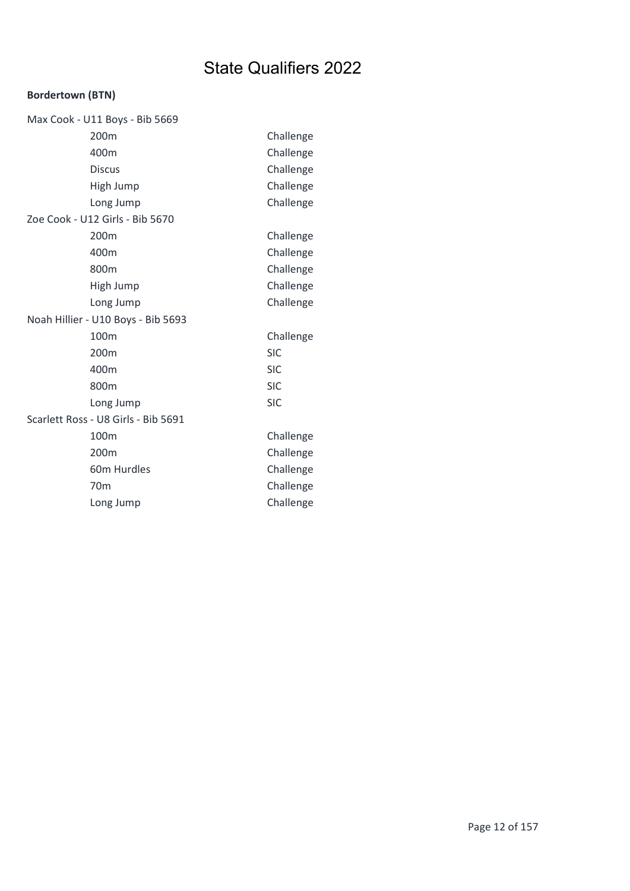# State Qualifiers 2022

**Bordertown (BTN)**

Max Cook - U11 Boys - Bib 5669

| | |
|---|---|
| 200m | Challenge |
| 400m | Challenge |
| Discus | Challenge |
| High Jump | Challenge |
| Long Jump | Challenge |

Zoe Cook - U12 Girls - Bib 5670

| | |
|---|---|
| 200m | Challenge |
| 400m | Challenge |
| 800m | Challenge |
| High Jump | Challenge |
| Long Jump | Challenge |

Noah Hillier - U10 Boys - Bib 5693

| | |
|---|---|
| 100m | Challenge |
| 200m | SIC |
| 400m | SIC |
| 800m | SIC |
| Long Jump | SIC |

Scarlett Ross - U8 Girls - Bib 5691

| | |
|---|---|
| 100m | Challenge |
| 200m | Challenge |
| 60m Hurdles | Challenge |
| 70m | Challenge |
| Long Jump | Challenge |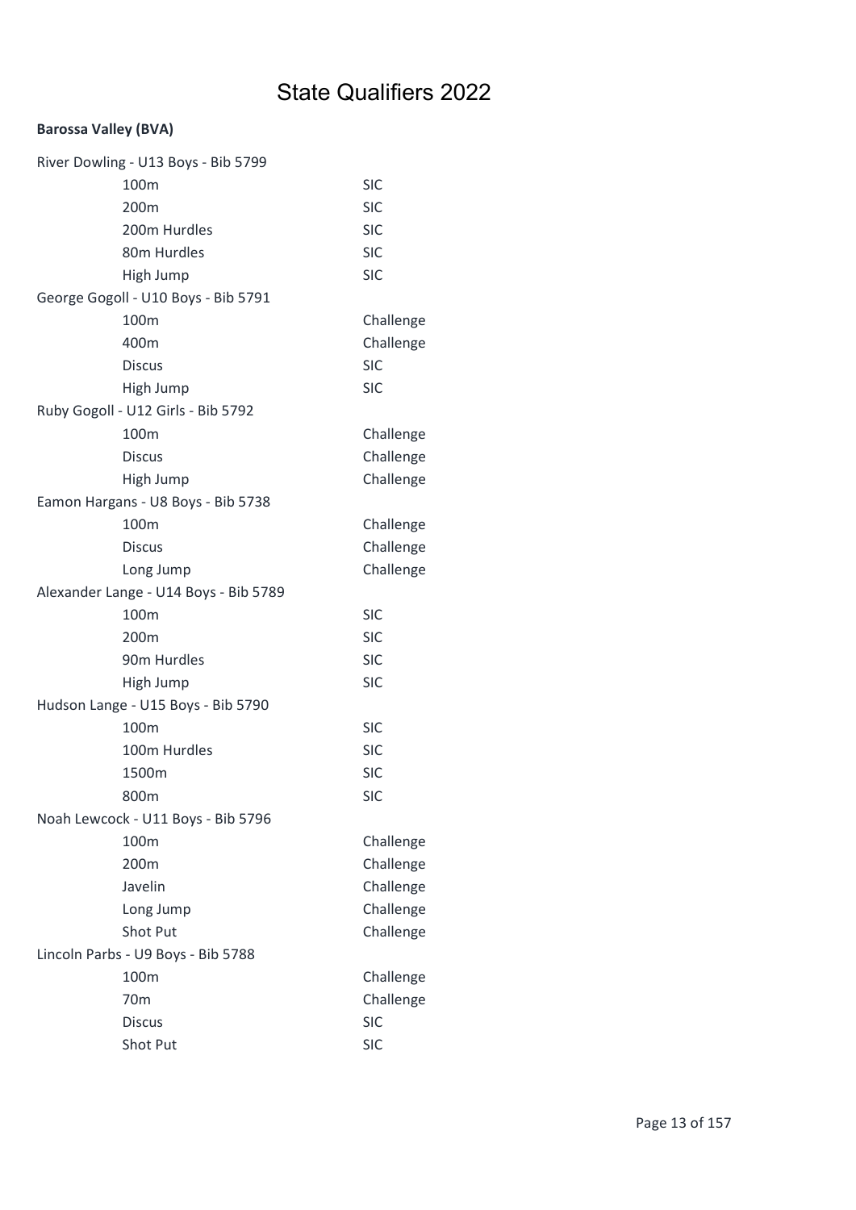# State Qualifiers 2022

**Barossa Valley (BVA)**

River Dowling - U13 Boys - Bib 5799

| | |
|---|---|
| 100m | SIC |
| 200m | SIC |
| 200m Hurdles | SIC |
| 80m Hurdles | SIC |
| High Jump | SIC |

George Gogoll - U10 Boys - Bib 5791

| | |
|---|---|
| 100m | Challenge |
| 400m | Challenge |
| Discus | SIC |
| High Jump | SIC |

Ruby Gogoll - U12 Girls - Bib 5792

| | |
|---|---|
| 100m | Challenge |
| Discus | Challenge |
| High Jump | Challenge |

Eamon Hargans - U8 Boys - Bib 5738

| | |
|---|---|
| 100m | Challenge |
| Discus | Challenge |
| Long Jump | Challenge |

Alexander Lange - U14 Boys - Bib 5789

| | |
|---|---|
| 100m | SIC |
| 200m | SIC |
| 90m Hurdles | SIC |
| High Jump | SIC |

Hudson Lange - U15 Boys - Bib 5790

| | |
|---|---|
| 100m | SIC |
| 100m Hurdles | SIC |
| 1500m | SIC |
| 800m | SIC |

Noah Lewcock - U11 Boys - Bib 5796

| | |
|---|---|
| 100m | Challenge |
| 200m | Challenge |
| Javelin | Challenge |
| Long Jump | Challenge |
| Shot Put | Challenge |

Lincoln Parbs - U9 Boys - Bib 5788

| | |
|---|---|
| 100m | Challenge |
| 70m | Challenge |
| Discus | SIC |
| Shot Put | SIC |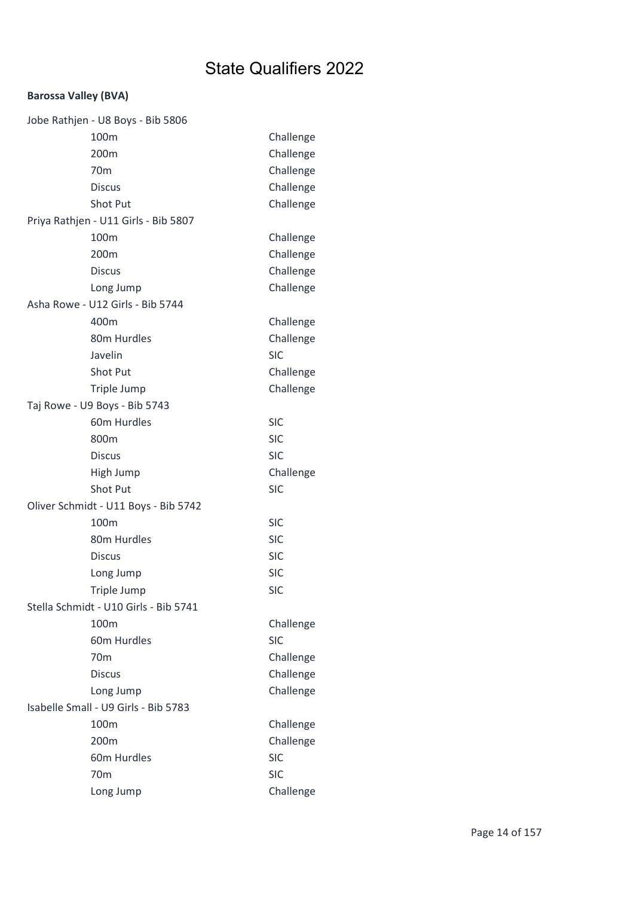# State Qualifiers 2022

**Barossa Valley (BVA)**

Jobe Rathjen - U8 Boys - Bib 5806

| | |
|---|---|
| 100m | Challenge |
| 200m | Challenge |
| 70m | Challenge |
| Discus | Challenge |
| Shot Put | Challenge |

Priya Rathjen - U11 Girls - Bib 5807

| | |
|---|---|
| 100m | Challenge |
| 200m | Challenge |
| Discus | Challenge |
| Long Jump | Challenge |

Asha Rowe - U12 Girls - Bib 5744

| | |
|---|---|
| 400m | Challenge |
| 80m Hurdles | Challenge |
| Javelin | SIC |
| Shot Put | Challenge |
| Triple Jump | Challenge |

Taj Rowe - U9 Boys - Bib 5743

| | |
|---|---|
| 60m Hurdles | SIC |
| 800m | SIC |
| Discus | SIC |
| High Jump | Challenge |
| Shot Put | SIC |

Oliver Schmidt - U11 Boys - Bib 5742

| | |
|---|---|
| 100m | SIC |
| 80m Hurdles | SIC |
| Discus | SIC |
| Long Jump | SIC |
| Triple Jump | SIC |

Stella Schmidt - U10 Girls - Bib 5741

| | |
|---|---|
| 100m | Challenge |
| 60m Hurdles | SIC |
| 70m | Challenge |
| Discus | Challenge |
| Long Jump | Challenge |

Isabelle Small - U9 Girls - Bib 5783

| | |
|---|---|
| 100m | Challenge |
| 200m | Challenge |
| 60m Hurdles | SIC |
| 70m | SIC |
| Long Jump | Challenge |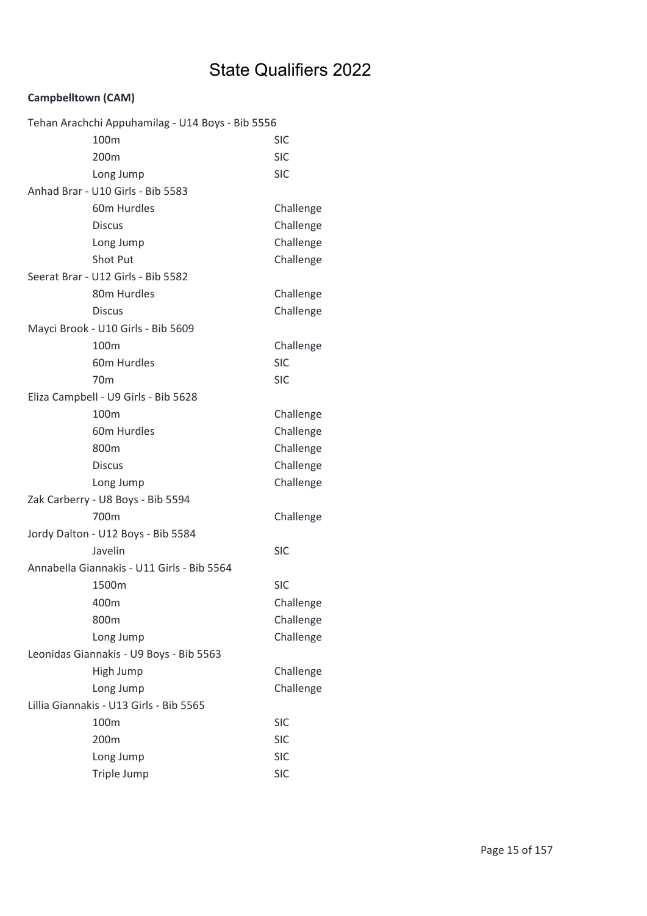# State Qualifiers 2022

**Campbelltown (CAM)**

Tehan Arachchi Appuhamilag - U14 Boys - Bib 5556

| Event | Qualification |
|---|---|
| 100m | SIC |
| 200m | SIC |
| Long Jump | SIC |

Anhad Brar - U10 Girls - Bib 5583

| Event | Qualification |
|---|---|
| 60m Hurdles | Challenge |
| Discus | Challenge |
| Long Jump | Challenge |
| Shot Put | Challenge |

Seerat Brar - U12 Girls - Bib 5582

| Event | Qualification |
|---|---|
| 80m Hurdles | Challenge |
| Discus | Challenge |

Mayci Brook - U10 Girls - Bib 5609

| Event | Qualification |
|---|---|
| 100m | Challenge |
| 60m Hurdles | SIC |
| 70m | SIC |

Eliza Campbell - U9 Girls - Bib 5628

| Event | Qualification |
|---|---|
| 100m | Challenge |
| 60m Hurdles | Challenge |
| 800m | Challenge |
| Discus | Challenge |
| Long Jump | Challenge |

Zak Carberry - U8 Boys - Bib 5594

| Event | Qualification |
|---|---|
| 700m | Challenge |

Jordy Dalton - U12 Boys - Bib 5584

| Event | Qualification |
|---|---|
| Javelin | SIC |

Annabella Giannakis - U11 Girls - Bib 5564

| Event | Qualification |
|---|---|
| 1500m | SIC |
| 400m | Challenge |
| 800m | Challenge |
| Long Jump | Challenge |

Leonidas Giannakis - U9 Boys - Bib 5563

| Event | Qualification |
|---|---|
| High Jump | Challenge |
| Long Jump | Challenge |

Lillia Giannakis - U13 Girls - Bib 5565

| Event | Qualification |
|---|---|
| 100m | SIC |
| 200m | SIC |
| Long Jump | SIC |
| Triple Jump | SIC |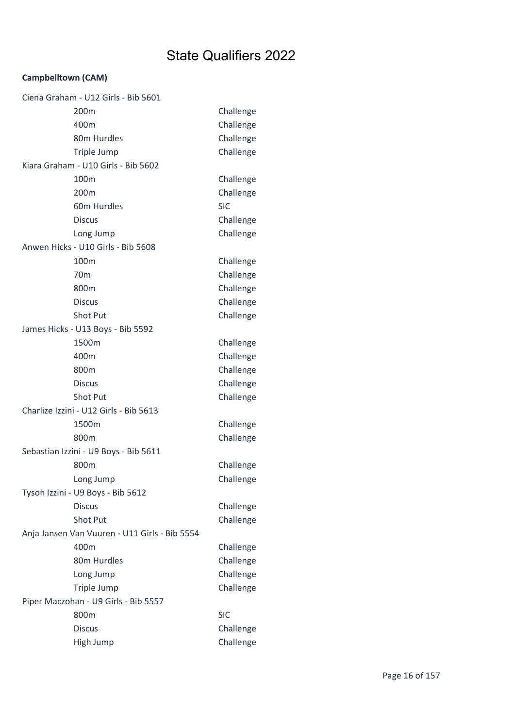# State Qualifiers 2022

**Campbelltown (CAM)**

Ciena Graham - U12 Girls - Bib 5601

| Event | Qualification |
|---|---|
| 200m | Challenge |
| 400m | Challenge |
| 80m Hurdles | Challenge |
| Triple Jump | Challenge |

Kiara Graham - U10 Girls - Bib 5602

| Event | Qualification |
|---|---|
| 100m | Challenge |
| 200m | Challenge |
| 60m Hurdles | SIC |
| Discus | Challenge |
| Long Jump | Challenge |

Anwen Hicks - U10 Girls - Bib 5608

| Event | Qualification |
|---|---|
| 100m | Challenge |
| 70m | Challenge |
| 800m | Challenge |
| Discus | Challenge |
| Shot Put | Challenge |

James Hicks - U13 Boys - Bib 5592

| Event | Qualification |
|---|---|
| 1500m | Challenge |
| 400m | Challenge |
| 800m | Challenge |
| Discus | Challenge |
| Shot Put | Challenge |

Charlize Izzini - U12 Girls - Bib 5613

| Event | Qualification |
|---|---|
| 1500m | Challenge |
| 800m | Challenge |

Sebastian Izzini - U9 Boys - Bib 5611

| Event | Qualification |
|---|---|
| 800m | Challenge |
| Long Jump | Challenge |

Tyson Izzini - U9 Boys - Bib 5612

| Event | Qualification |
|---|---|
| Discus | Challenge |
| Shot Put | Challenge |

Anja Jansen Van Vuuren - U11 Girls - Bib 5554

| Event | Qualification |
|---|---|
| 400m | Challenge |
| 80m Hurdles | Challenge |
| Long Jump | Challenge |
| Triple Jump | Challenge |

Piper Maczohan - U9 Girls - Bib 5557

| Event | Qualification |
|---|---|
| 800m | SIC |
| Discus | Challenge |
| High Jump | Challenge |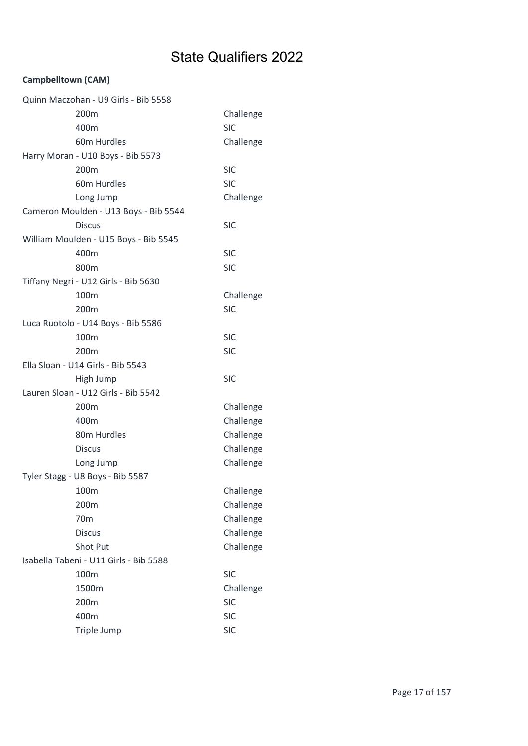# State Qualifiers 2022

**Campbelltown (CAM)**

Quinn Maczohan - U9 Girls - Bib 5558

| | |
|---|---|
| 200m | Challenge |
| 400m | SIC |
| 60m Hurdles | Challenge |

Harry Moran - U10 Boys - Bib 5573

| | |
|---|---|
| 200m | SIC |
| 60m Hurdles | SIC |
| Long Jump | Challenge |

Cameron Moulden - U13 Boys - Bib 5544

| | |
|---|---|
| Discus | SIC |

William Moulden - U15 Boys - Bib 5545

| | |
|---|---|
| 400m | SIC |
| 800m | SIC |

Tiffany Negri - U12 Girls - Bib 5630

| | |
|---|---|
| 100m | Challenge |
| 200m | SIC |

Luca Ruotolo - U14 Boys - Bib 5586

| | |
|---|---|
| 100m | SIC |
| 200m | SIC |

Ella Sloan - U14 Girls - Bib 5543

| | |
|---|---|
| High Jump | SIC |

Lauren Sloan - U12 Girls - Bib 5542

| | |
|---|---|
| 200m | Challenge |
| 400m | Challenge |
| 80m Hurdles | Challenge |
| Discus | Challenge |
| Long Jump | Challenge |

Tyler Stagg - U8 Boys - Bib 5587

| | |
|---|---|
| 100m | Challenge |
| 200m | Challenge |
| 70m | Challenge |
| Discus | Challenge |
| Shot Put | Challenge |

Isabella Tabeni - U11 Girls - Bib 5588

| | |
|---|---|
| 100m | SIC |
| 1500m | Challenge |
| 200m | SIC |
| 400m | SIC |
| Triple Jump | SIC |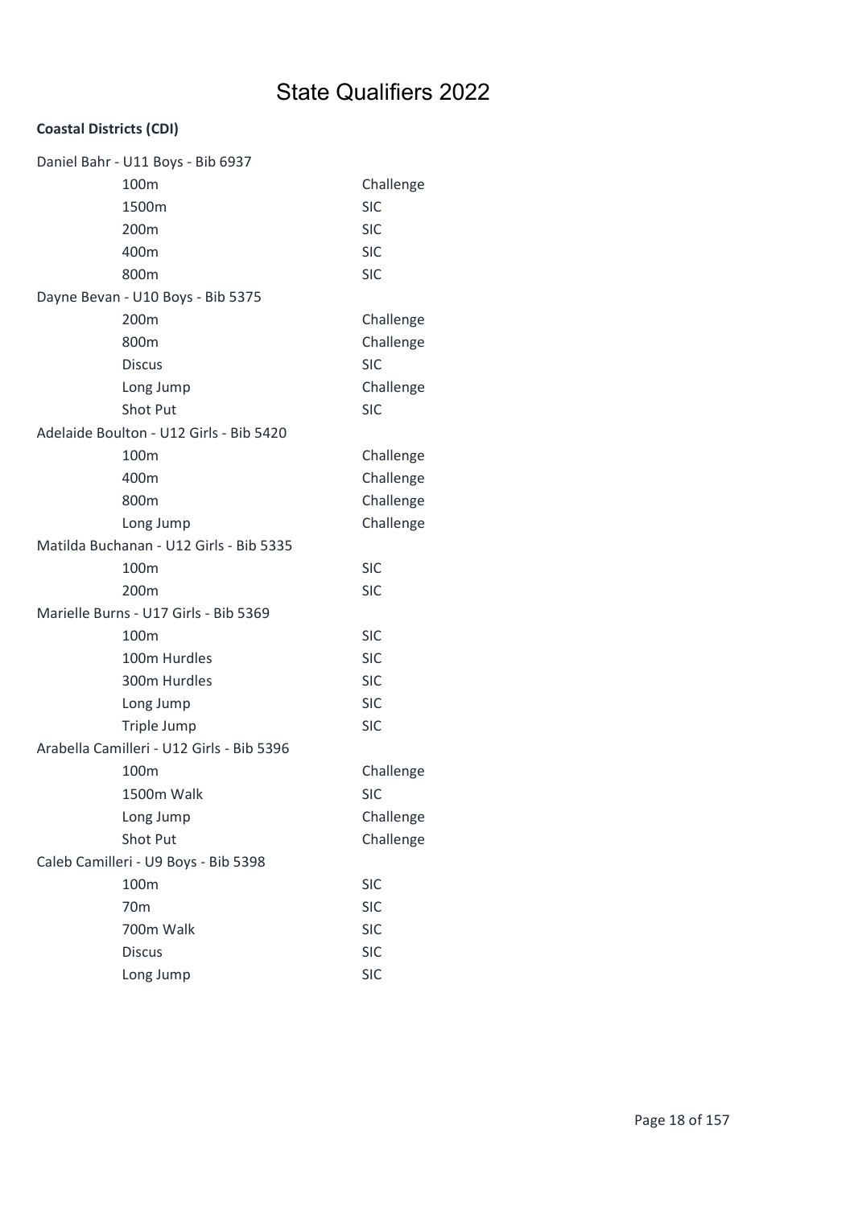# State Qualifiers 2022

**Coastal Districts (CDI)**

Daniel Bahr - U11 Boys - Bib 6937

| | |
|---|---|
| 100m | Challenge |
| 1500m | SIC |
| 200m | SIC |
| 400m | SIC |
| 800m | SIC |

Dayne Bevan - U10 Boys - Bib 5375

| | |
|---|---|
| 200m | Challenge |
| 800m | Challenge |
| Discus | SIC |
| Long Jump | Challenge |
| Shot Put | SIC |

Adelaide Boulton - U12 Girls - Bib 5420

| | |
|---|---|
| 100m | Challenge |
| 400m | Challenge |
| 800m | Challenge |
| Long Jump | Challenge |

Matilda Buchanan - U12 Girls - Bib 5335

| | |
|---|---|
| 100m | SIC |
| 200m | SIC |

Marielle Burns - U17 Girls - Bib 5369

| | |
|---|---|
| 100m | SIC |
| 100m Hurdles | SIC |
| 300m Hurdles | SIC |
| Long Jump | SIC |
| Triple Jump | SIC |

Arabella Camilleri - U12 Girls - Bib 5396

| | |
|---|---|
| 100m | Challenge |
| 1500m Walk | SIC |
| Long Jump | Challenge |
| Shot Put | Challenge |

Caleb Camilleri - U9 Boys - Bib 5398

| | |
|---|---|
| 100m | SIC |
| 70m | SIC |
| 700m Walk | SIC |
| Discus | SIC |
| Long Jump | SIC |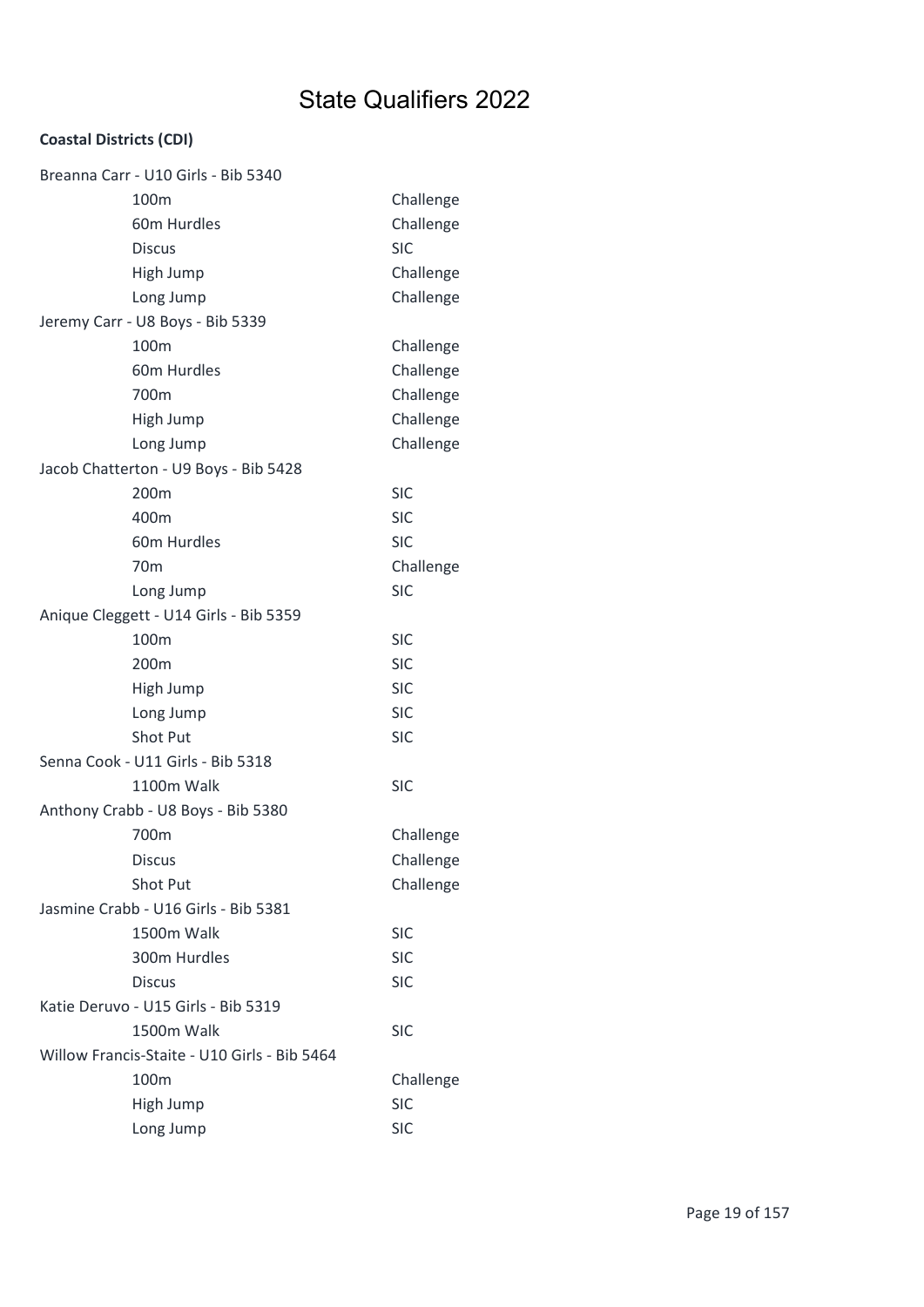# State Qualifiers 2022

**Coastal Districts (CDI)**

Breanna Carr - U10 Girls - Bib 5340

| | |
|---|---|
| 100m | Challenge |
| 60m Hurdles | Challenge |
| Discus | SIC |
| High Jump | Challenge |
| Long Jump | Challenge |

Jeremy Carr - U8 Boys - Bib 5339

| | |
|---|---|
| 100m | Challenge |
| 60m Hurdles | Challenge |
| 700m | Challenge |
| High Jump | Challenge |
| Long Jump | Challenge |

Jacob Chatterton - U9 Boys - Bib 5428

| | |
|---|---|
| 200m | SIC |
| 400m | SIC |
| 60m Hurdles | SIC |
| 70m | Challenge |
| Long Jump | SIC |

Anique Cleggett - U14 Girls - Bib 5359

| | |
|---|---|
| 100m | SIC |
| 200m | SIC |
| High Jump | SIC |
| Long Jump | SIC |
| Shot Put | SIC |

Senna Cook - U11 Girls - Bib 5318

| | |
|---|---|
| 1100m Walk | SIC |

Anthony Crabb - U8 Boys - Bib 5380

| | |
|---|---|
| 700m | Challenge |
| Discus | Challenge |
| Shot Put | Challenge |

Jasmine Crabb - U16 Girls - Bib 5381

| | |
|---|---|
| 1500m Walk | SIC |
| 300m Hurdles | SIC |
| Discus | SIC |

Katie Deruvo - U15 Girls - Bib 5319

| | |
|---|---|
| 1500m Walk | SIC |

Willow Francis-Staite - U10 Girls - Bib 5464

| | |
|---|---|
| 100m | Challenge |
| High Jump | SIC |
| Long Jump | SIC |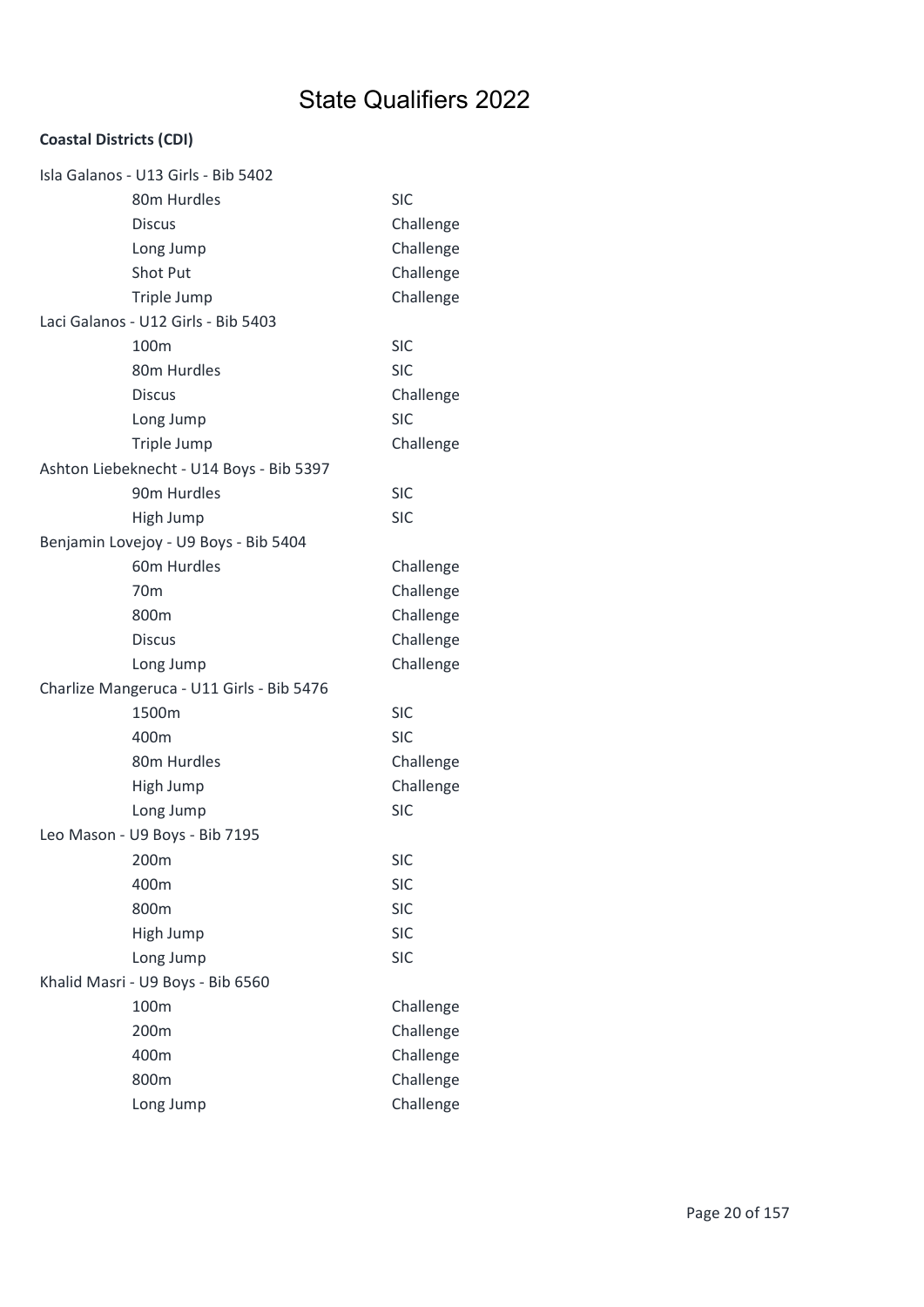# State Qualifiers 2022

**Coastal Districts (CDI)**

Isla Galanos - U13 Girls - Bib 5402

| | |
|---|---|
| 80m Hurdles | SIC |
| Discus | Challenge |
| Long Jump | Challenge |
| Shot Put | Challenge |
| Triple Jump | Challenge |

Laci Galanos - U12 Girls - Bib 5403

| | |
|---|---|
| 100m | SIC |
| 80m Hurdles | SIC |
| Discus | Challenge |
| Long Jump | SIC |
| Triple Jump | Challenge |

Ashton Liebeknecht - U14 Boys - Bib 5397

| | |
|---|---|
| 90m Hurdles | SIC |
| High Jump | SIC |

Benjamin Lovejoy - U9 Boys - Bib 5404

| | |
|---|---|
| 60m Hurdles | Challenge |
| 70m | Challenge |
| 800m | Challenge |
| Discus | Challenge |
| Long Jump | Challenge |

Charlize Mangeruca - U11 Girls - Bib 5476

| | |
|---|---|
| 1500m | SIC |
| 400m | SIC |
| 80m Hurdles | Challenge |
| High Jump | Challenge |
| Long Jump | SIC |

Leo Mason - U9 Boys - Bib 7195

| | |
|---|---|
| 200m | SIC |
| 400m | SIC |
| 800m | SIC |
| High Jump | SIC |
| Long Jump | SIC |

Khalid Masri - U9 Boys - Bib 6560

| | |
|---|---|
| 100m | Challenge |
| 200m | Challenge |
| 400m | Challenge |
| 800m | Challenge |
| Long Jump | Challenge |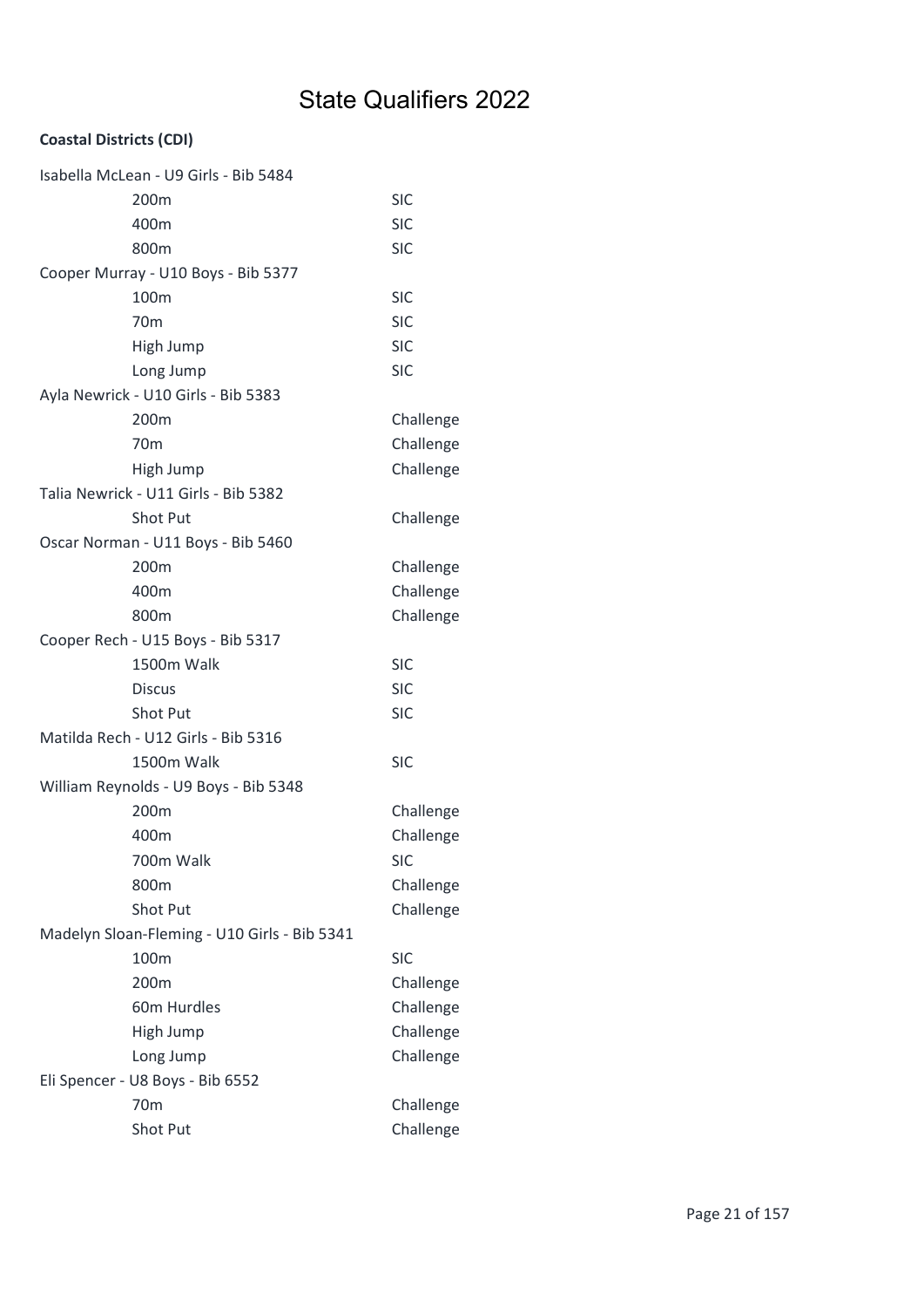# State Qualifiers 2022

**Coastal Districts (CDI)**

Isabella McLean - U9 Girls - Bib 5484

| | |
|---|---|
| 200m | SIC |
| 400m | SIC |
| 800m | SIC |

Cooper Murray - U10 Boys - Bib 5377

| | |
|---|---|
| 100m | SIC |
| 70m | SIC |
| High Jump | SIC |
| Long Jump | SIC |

Ayla Newrick - U10 Girls - Bib 5383

| | |
|---|---|
| 200m | Challenge |
| 70m | Challenge |
| High Jump | Challenge |

Talia Newrick - U11 Girls - Bib 5382

| | |
|---|---|
| Shot Put | Challenge |

Oscar Norman - U11 Boys - Bib 5460

| | |
|---|---|
| 200m | Challenge |
| 400m | Challenge |
| 800m | Challenge |

Cooper Rech - U15 Boys - Bib 5317

| | |
|---|---|
| 1500m Walk | SIC |
| Discus | SIC |
| Shot Put | SIC |

Matilda Rech - U12 Girls - Bib 5316

| | |
|---|---|
| 1500m Walk | SIC |

William Reynolds - U9 Boys - Bib 5348

| | |
|---|---|
| 200m | Challenge |
| 400m | Challenge |
| 700m Walk | SIC |
| 800m | Challenge |
| Shot Put | Challenge |

Madelyn Sloan-Fleming - U10 Girls - Bib 5341

| | |
|---|---|
| 100m | SIC |
| 200m | Challenge |
| 60m Hurdles | Challenge |
| High Jump | Challenge |
| Long Jump | Challenge |

Eli Spencer - U8 Boys - Bib 6552

| | |
|---|---|
| 70m | Challenge |
| Shot Put | Challenge |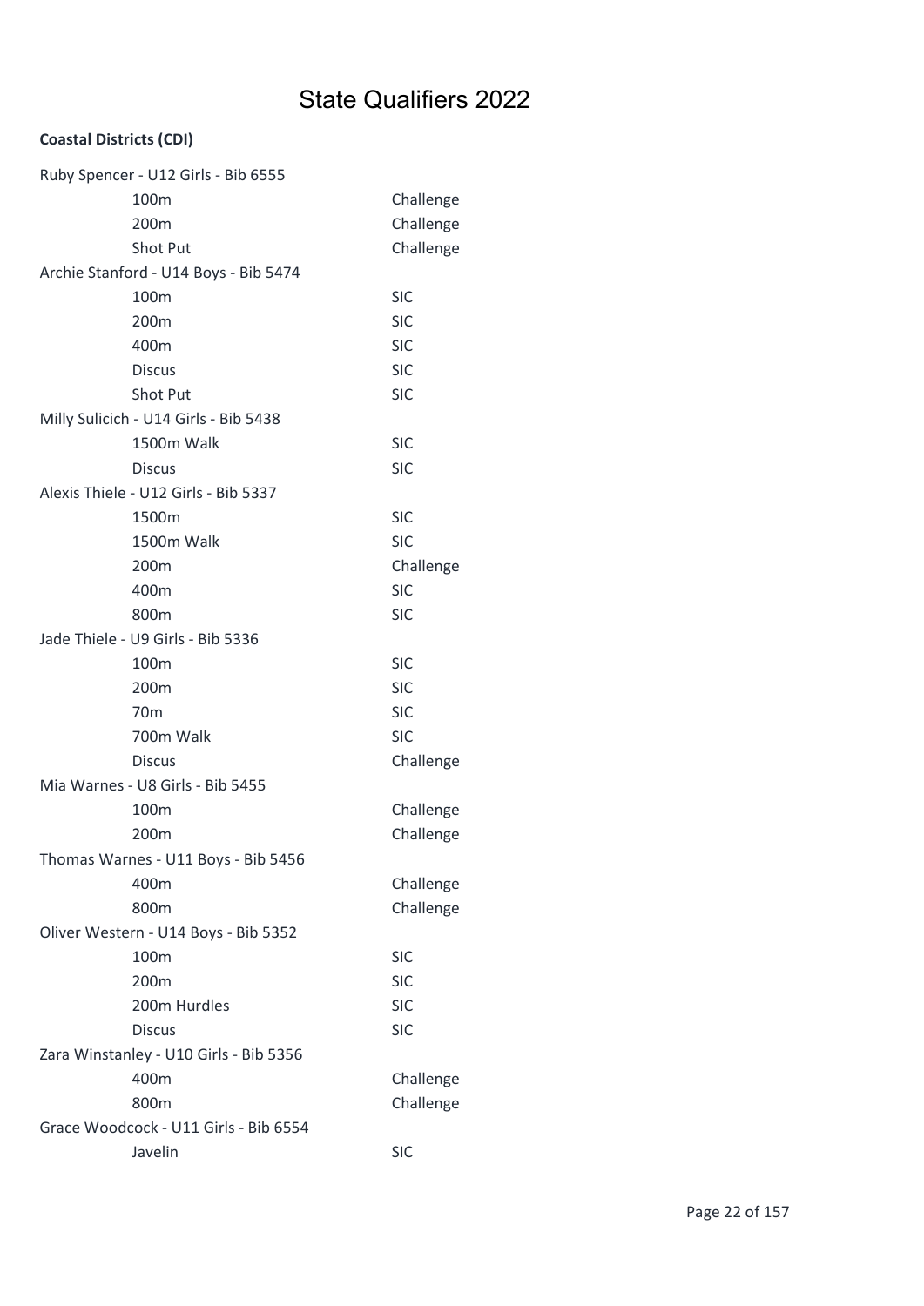# State Qualifiers 2022

**Coastal Districts (CDI)**

Ruby Spencer - U12 Girls - Bib 6555

| Event | Qualification |
|---|---|
| 100m | Challenge |
| 200m | Challenge |
| Shot Put | Challenge |

Archie Stanford - U14 Boys - Bib 5474

| Event | Qualification |
|---|---|
| 100m | SIC |
| 200m | SIC |
| 400m | SIC |
| Discus | SIC |
| Shot Put | SIC |

Milly Sulicich - U14 Girls - Bib 5438

| Event | Qualification |
|---|---|
| 1500m Walk | SIC |
| Discus | SIC |

Alexis Thiele - U12 Girls - Bib 5337

| Event | Qualification |
|---|---|
| 1500m | SIC |
| 1500m Walk | SIC |
| 200m | Challenge |
| 400m | SIC |
| 800m | SIC |

Jade Thiele - U9 Girls - Bib 5336

| Event | Qualification |
|---|---|
| 100m | SIC |
| 200m | SIC |
| 70m | SIC |
| 700m Walk | SIC |
| Discus | Challenge |

Mia Warnes - U8 Girls - Bib 5455

| Event | Qualification |
|---|---|
| 100m | Challenge |
| 200m | Challenge |

Thomas Warnes - U11 Boys - Bib 5456

| Event | Qualification |
|---|---|
| 400m | Challenge |
| 800m | Challenge |

Oliver Western - U14 Boys - Bib 5352

| Event | Qualification |
|---|---|
| 100m | SIC |
| 200m | SIC |
| 200m Hurdles | SIC |
| Discus | SIC |

Zara Winstanley - U10 Girls - Bib 5356

| Event | Qualification |
|---|---|
| 400m | Challenge |
| 800m | Challenge |

Grace Woodcock - U11 Girls - Bib 6554

| Event | Qualification |
|---|---|
| Javelin | SIC |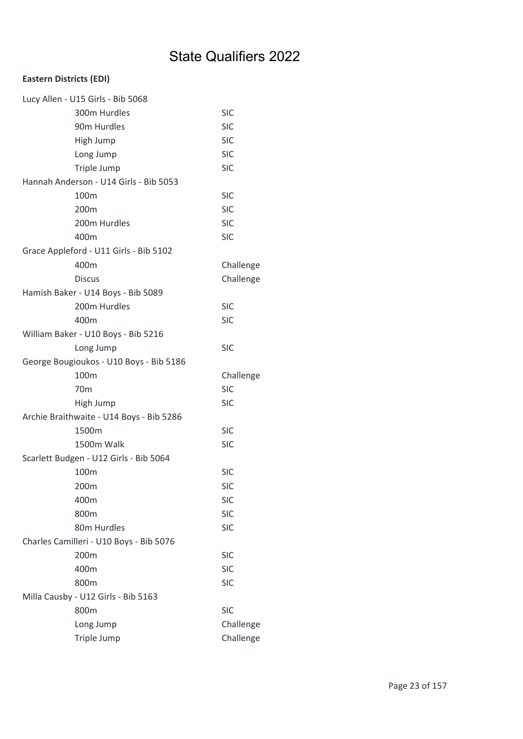# State Qualifiers 2022

**Eastern Districts (EDI)**

Lucy Allen - U15 Girls - Bib 5068

| Event | Qualification |
|---|---|
| 300m Hurdles | SIC |
| 90m Hurdles | SIC |
| High Jump | SIC |
| Long Jump | SIC |
| Triple Jump | SIC |

Hannah Anderson - U14 Girls - Bib 5053

| Event | Qualification |
|---|---|
| 100m | SIC |
| 200m | SIC |
| 200m Hurdles | SIC |
| 400m | SIC |

Grace Appleford - U11 Girls - Bib 5102

| Event | Qualification |
|---|---|
| 400m | Challenge |
| Discus | Challenge |

Hamish Baker - U14 Boys - Bib 5089

| Event | Qualification |
|---|---|
| 200m Hurdles | SIC |
| 400m | SIC |

William Baker - U10 Boys - Bib 5216

| Event | Qualification |
|---|---|
| Long Jump | SIC |

George Bougioukos - U10 Boys - Bib 5186

| Event | Qualification |
|---|---|
| 100m | Challenge |
| 70m | SIC |
| High Jump | SIC |

Archie Braithwaite - U14 Boys - Bib 5286

| Event | Qualification |
|---|---|
| 1500m | SIC |
| 1500m Walk | SIC |

Scarlett Budgen - U12 Girls - Bib 5064

| Event | Qualification |
|---|---|
| 100m | SIC |
| 200m | SIC |
| 400m | SIC |
| 800m | SIC |
| 80m Hurdles | SIC |

Charles Camilleri - U10 Boys - Bib 5076

| Event | Qualification |
|---|---|
| 200m | SIC |
| 400m | SIC |
| 800m | SIC |

Milla Causby - U12 Girls - Bib 5163

| Event | Qualification |
|---|---|
| 800m | SIC |
| Long Jump | Challenge |
| Triple Jump | Challenge |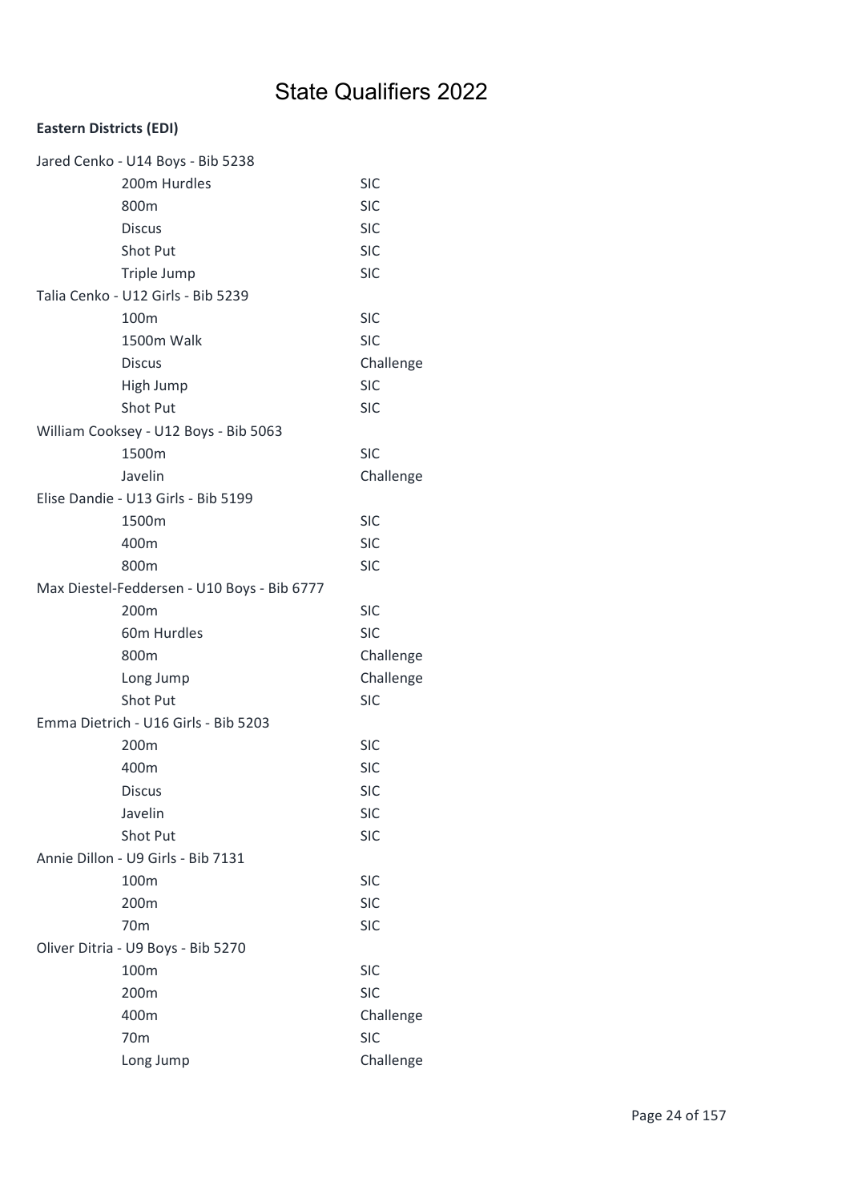# State Qualifiers 2022

**Eastern Districts (EDI)**

Jared Cenko - U14 Boys - Bib 5238

| | |
|---|---|
| 200m Hurdles | SIC |
| 800m | SIC |
| Discus | SIC |
| Shot Put | SIC |
| Triple Jump | SIC |

Talia Cenko - U12 Girls - Bib 5239

| | |
|---|---|
| 100m | SIC |
| 1500m Walk | SIC |
| Discus | Challenge |
| High Jump | SIC |
| Shot Put | SIC |

William Cooksey - U12 Boys - Bib 5063

| | |
|---|---|
| 1500m | SIC |
| Javelin | Challenge |

Elise Dandie - U13 Girls - Bib 5199

| | |
|---|---|
| 1500m | SIC |
| 400m | SIC |
| 800m | SIC |

Max Diestel-Feddersen - U10 Boys - Bib 6777

| | |
|---|---|
| 200m | SIC |
| 60m Hurdles | SIC |
| 800m | Challenge |
| Long Jump | Challenge |
| Shot Put | SIC |

Emma Dietrich - U16 Girls - Bib 5203

| | |
|---|---|
| 200m | SIC |
| 400m | SIC |
| Discus | SIC |
| Javelin | SIC |
| Shot Put | SIC |

Annie Dillon - U9 Girls - Bib 7131

| | |
|---|---|
| 100m | SIC |
| 200m | SIC |
| 70m | SIC |

Oliver Ditria - U9 Boys - Bib 5270

| | |
|---|---|
| 100m | SIC |
| 200m | SIC |
| 400m | Challenge |
| 70m | SIC |
| Long Jump | Challenge |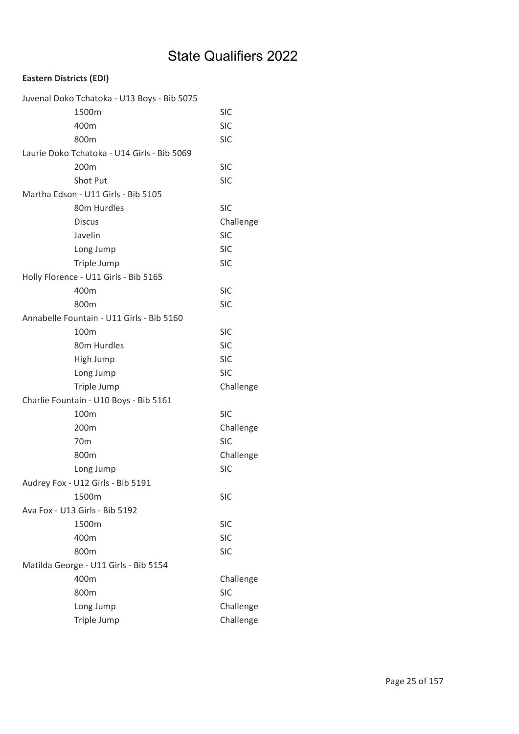# State Qualifiers 2022

**Eastern Districts (EDI)**

Juvenal Doko Tchatoka - U13 Boys - Bib 5075

| | |
|---|---|
| 1500m | SIC |
| 400m | SIC |
| 800m | SIC |

Laurie Doko Tchatoka - U14 Girls - Bib 5069

| | |
|---|---|
| 200m | SIC |
| Shot Put | SIC |

Martha Edson - U11 Girls - Bib 5105

| | |
|---|---|
| 80m Hurdles | SIC |
| Discus | Challenge |
| Javelin | SIC |
| Long Jump | SIC |
| Triple Jump | SIC |

Holly Florence - U11 Girls - Bib 5165

| | |
|---|---|
| 400m | SIC |
| 800m | SIC |

Annabelle Fountain - U11 Girls - Bib 5160

| | |
|---|---|
| 100m | SIC |
| 80m Hurdles | SIC |
| High Jump | SIC |
| Long Jump | SIC |
| Triple Jump | Challenge |

Charlie Fountain - U10 Boys - Bib 5161

| | |
|---|---|
| 100m | SIC |
| 200m | Challenge |
| 70m | SIC |
| 800m | Challenge |
| Long Jump | SIC |

Audrey Fox - U12 Girls - Bib 5191

| | |
|---|---|
| 1500m | SIC |

Ava Fox - U13 Girls - Bib 5192

| | |
|---|---|
| 1500m | SIC |
| 400m | SIC |
| 800m | SIC |

Matilda George - U11 Girls - Bib 5154

| | |
|---|---|
| 400m | Challenge |
| 800m | SIC |
| Long Jump | Challenge |
| Triple Jump | Challenge |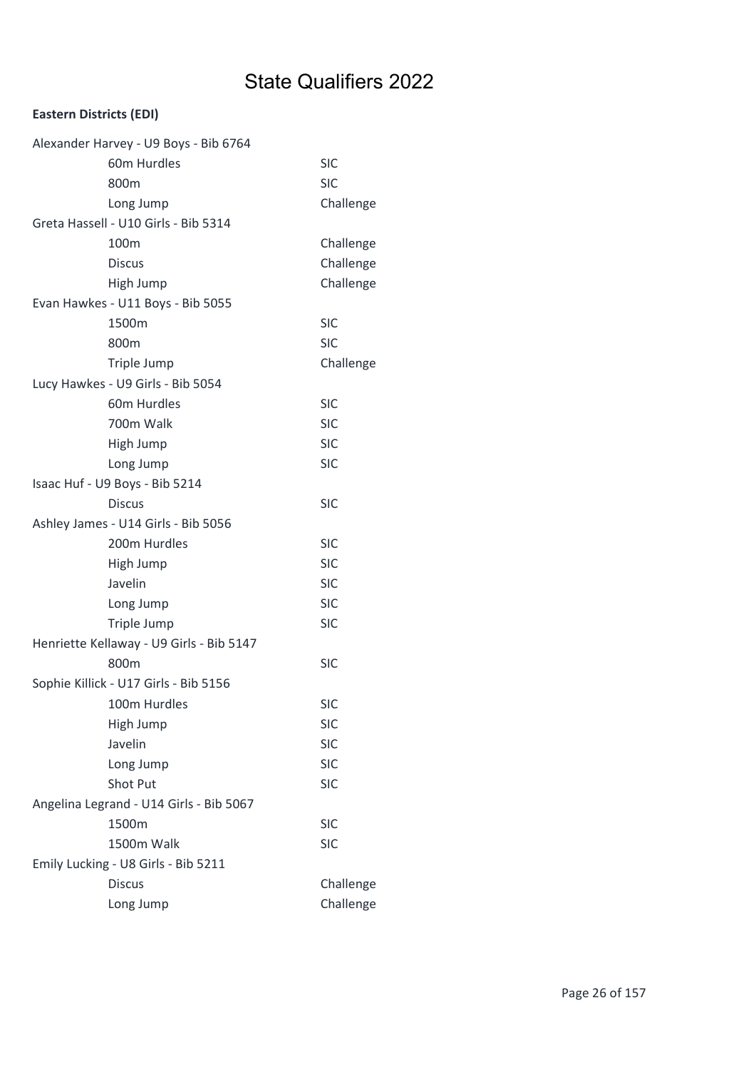# State Qualifiers 2022

**Eastern Districts (EDI)**

| | |
|---|---|
| Alexander Harvey - U9 Boys - Bib 6764 | |
| 60m Hurdles | SIC |
| 800m | SIC |
| Long Jump | Challenge |
| Greta Hassell - U10 Girls - Bib 5314 | |
| 100m | Challenge |
| Discus | Challenge |
| High Jump | Challenge |
| Evan Hawkes - U11 Boys - Bib 5055 | |
| 1500m | SIC |
| 800m | SIC |
| Triple Jump | Challenge |
| Lucy Hawkes - U9 Girls - Bib 5054 | |
| 60m Hurdles | SIC |
| 700m Walk | SIC |
| High Jump | SIC |
| Long Jump | SIC |
| Isaac Huf - U9 Boys - Bib 5214 | |
| Discus | SIC |
| Ashley James - U14 Girls - Bib 5056 | |
| 200m Hurdles | SIC |
| High Jump | SIC |
| Javelin | SIC |
| Long Jump | SIC |
| Triple Jump | SIC |
| Henriette Kellaway - U9 Girls - Bib 5147 | |
| 800m | SIC |
| Sophie Killick - U17 Girls - Bib 5156 | |
| 100m Hurdles | SIC |
| High Jump | SIC |
| Javelin | SIC |
| Long Jump | SIC |
| Shot Put | SIC |
| Angelina Legrand - U14 Girls - Bib 5067 | |
| 1500m | SIC |
| 1500m Walk | SIC |
| Emily Lucking - U8 Girls - Bib 5211 | |
| Discus | Challenge |
| Long Jump | Challenge |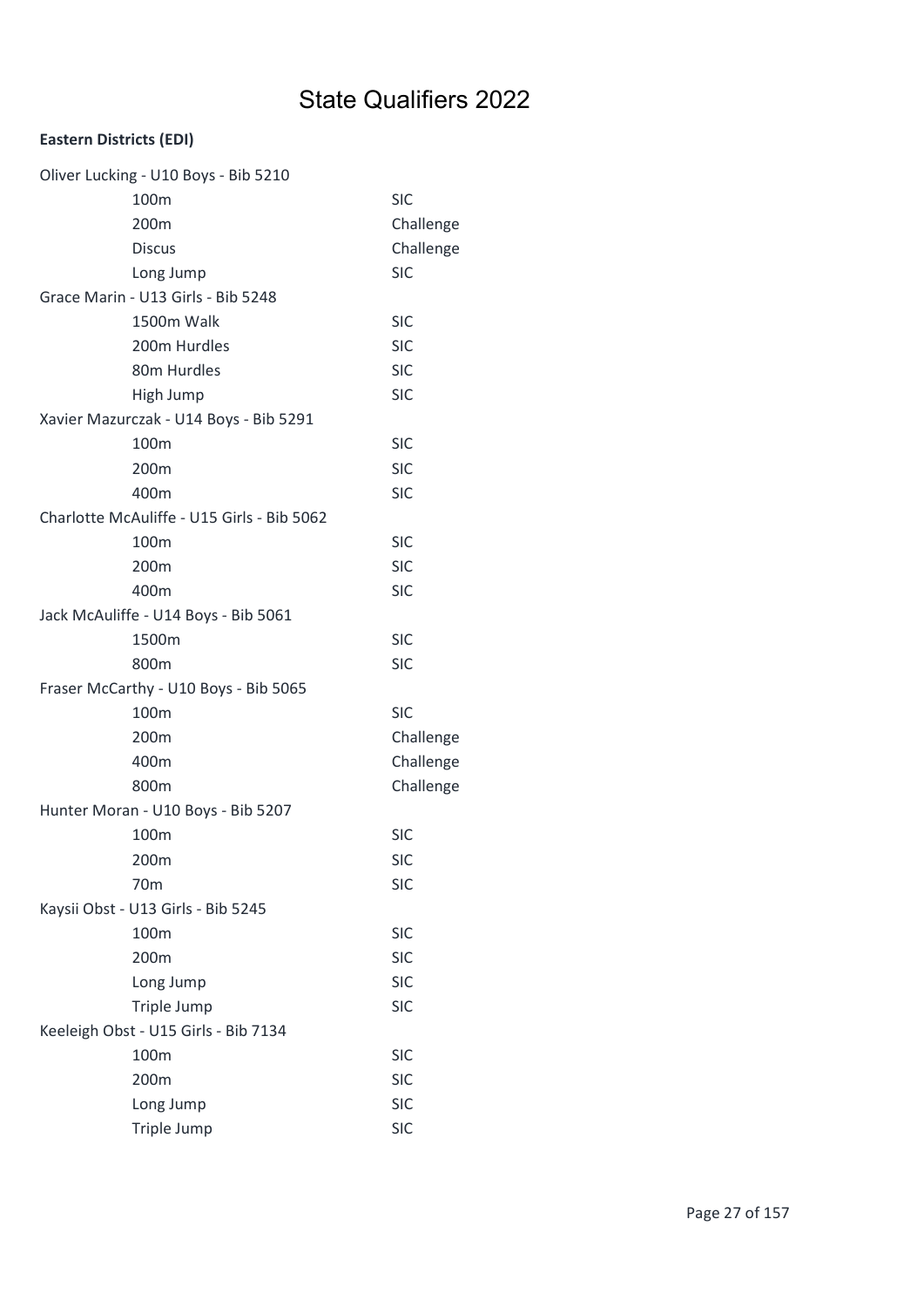# State Qualifiers 2022

**Eastern Districts (EDI)**

Oliver Lucking - U10 Boys - Bib 5210

| | |
|---|---|
| 100m | SIC |
| 200m | Challenge |
| Discus | Challenge |
| Long Jump | SIC |

Grace Marin - U13 Girls - Bib 5248

| | |
|---|---|
| 1500m Walk | SIC |
| 200m Hurdles | SIC |
| 80m Hurdles | SIC |
| High Jump | SIC |

Xavier Mazurczak - U14 Boys - Bib 5291

| | |
|---|---|
| 100m | SIC |
| 200m | SIC |
| 400m | SIC |

Charlotte McAuliffe - U15 Girls - Bib 5062

| | |
|---|---|
| 100m | SIC |
| 200m | SIC |
| 400m | SIC |

Jack McAuliffe - U14 Boys - Bib 5061

| | |
|---|---|
| 1500m | SIC |
| 800m | SIC |

Fraser McCarthy - U10 Boys - Bib 5065

| | |
|---|---|
| 100m | SIC |
| 200m | Challenge |
| 400m | Challenge |
| 800m | Challenge |

Hunter Moran - U10 Boys - Bib 5207

| | |
|---|---|
| 100m | SIC |
| 200m | SIC |
| 70m | SIC |

Kaysii Obst - U13 Girls - Bib 5245

| | |
|---|---|
| 100m | SIC |
| 200m | SIC |
| Long Jump | SIC |
| Triple Jump | SIC |

Keeleigh Obst - U15 Girls - Bib 7134

| | |
|---|---|
| 100m | SIC |
| 200m | SIC |
| Long Jump | SIC |
| Triple Jump | SIC |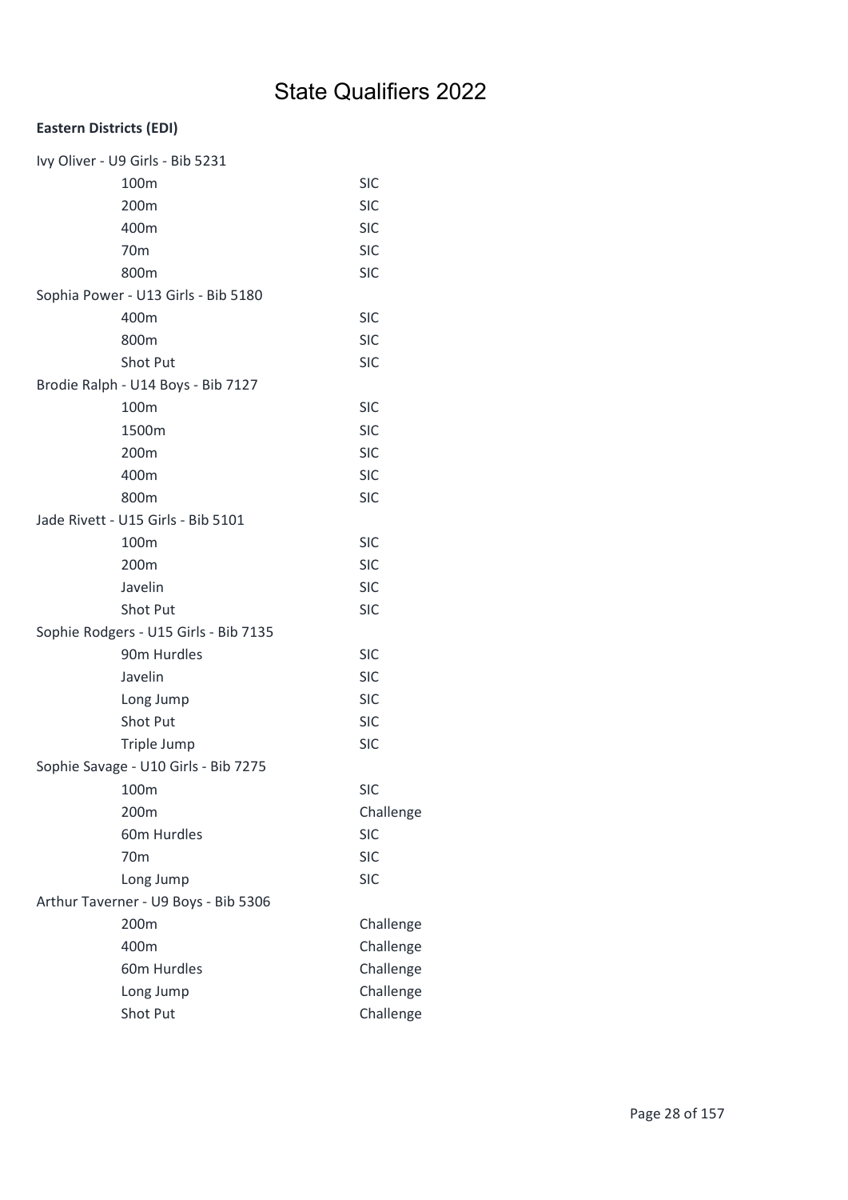# State Qualifiers 2022

**Eastern Districts (EDI)**

Ivy Oliver - U9 Girls - Bib 5231

| | |
|---|---|
| 100m | SIC |
| 200m | SIC |
| 400m | SIC |
| 70m | SIC |
| 800m | SIC |

Sophia Power - U13 Girls - Bib 5180

| | |
|---|---|
| 400m | SIC |
| 800m | SIC |
| Shot Put | SIC |

Brodie Ralph - U14 Boys - Bib 7127

| | |
|---|---|
| 100m | SIC |
| 1500m | SIC |
| 200m | SIC |
| 400m | SIC |
| 800m | SIC |

Jade Rivett - U15 Girls - Bib 5101

| | |
|---|---|
| 100m | SIC |
| 200m | SIC |
| Javelin | SIC |
| Shot Put | SIC |

Sophie Rodgers - U15 Girls - Bib 7135

| | |
|---|---|
| 90m Hurdles | SIC |
| Javelin | SIC |
| Long Jump | SIC |
| Shot Put | SIC |
| Triple Jump | SIC |

Sophie Savage - U10 Girls - Bib 7275

| | |
|---|---|
| 100m | SIC |
| 200m | Challenge |
| 60m Hurdles | SIC |
| 70m | SIC |
| Long Jump | SIC |

Arthur Taverner - U9 Boys - Bib 5306

| | |
|---|---|
| 200m | Challenge |
| 400m | Challenge |
| 60m Hurdles | Challenge |
| Long Jump | Challenge |
| Shot Put | Challenge |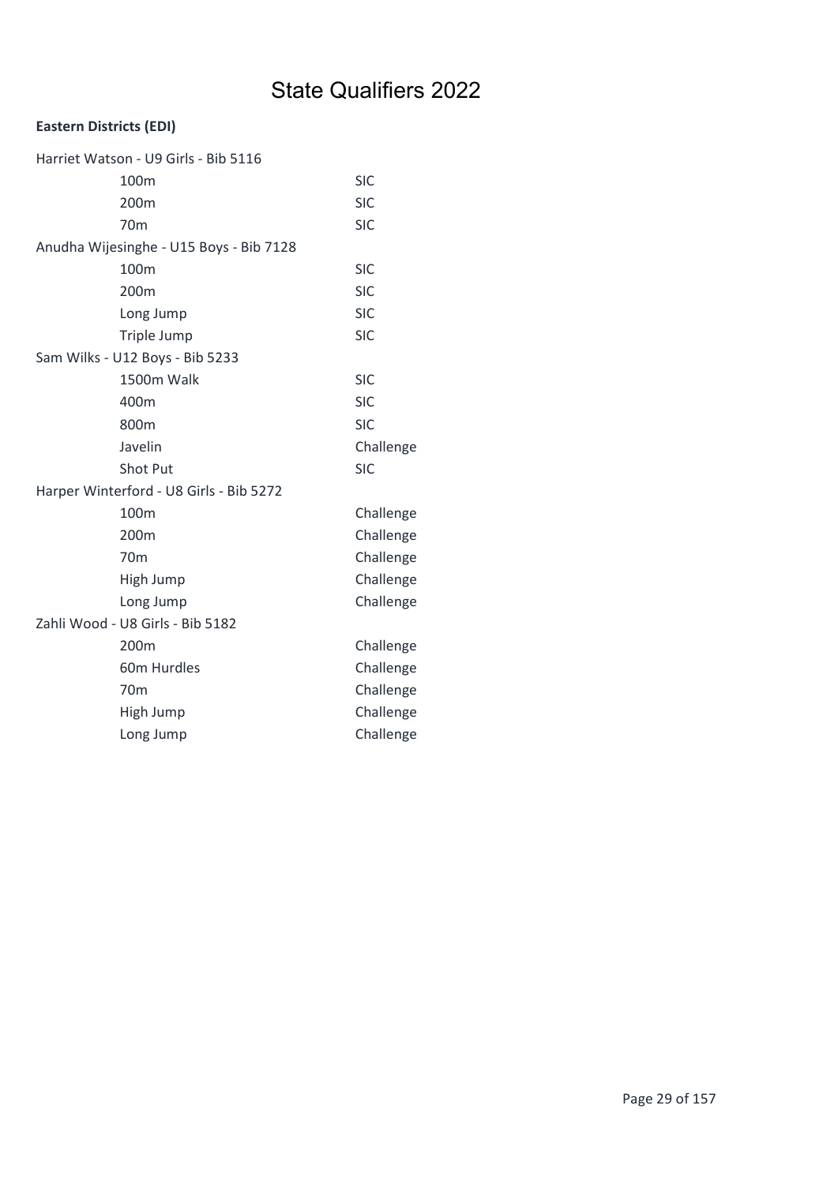# State Qualifiers 2022

**Eastern Districts (EDI)**

Harriet Watson - U9 Girls - Bib 5116

| | |
|---|---|
| 100m | SIC |
| 200m | SIC |
| 70m | SIC |

Anudha Wijesinghe - U15 Boys - Bib 7128

| | |
|---|---|
| 100m | SIC |
| 200m | SIC |
| Long Jump | SIC |
| Triple Jump | SIC |

Sam Wilks - U12 Boys - Bib 5233

| | |
|---|---|
| 1500m Walk | SIC |
| 400m | SIC |
| 800m | SIC |
| Javelin | Challenge |
| Shot Put | SIC |

Harper Winterford - U8 Girls - Bib 5272

| | |
|---|---|
| 100m | Challenge |
| 200m | Challenge |
| 70m | Challenge |
| High Jump | Challenge |
| Long Jump | Challenge |

Zahli Wood - U8 Girls - Bib 5182

| | |
|---|---|
| 200m | Challenge |
| 60m Hurdles | Challenge |
| 70m | Challenge |
| High Jump | Challenge |
| Long Jump | Challenge |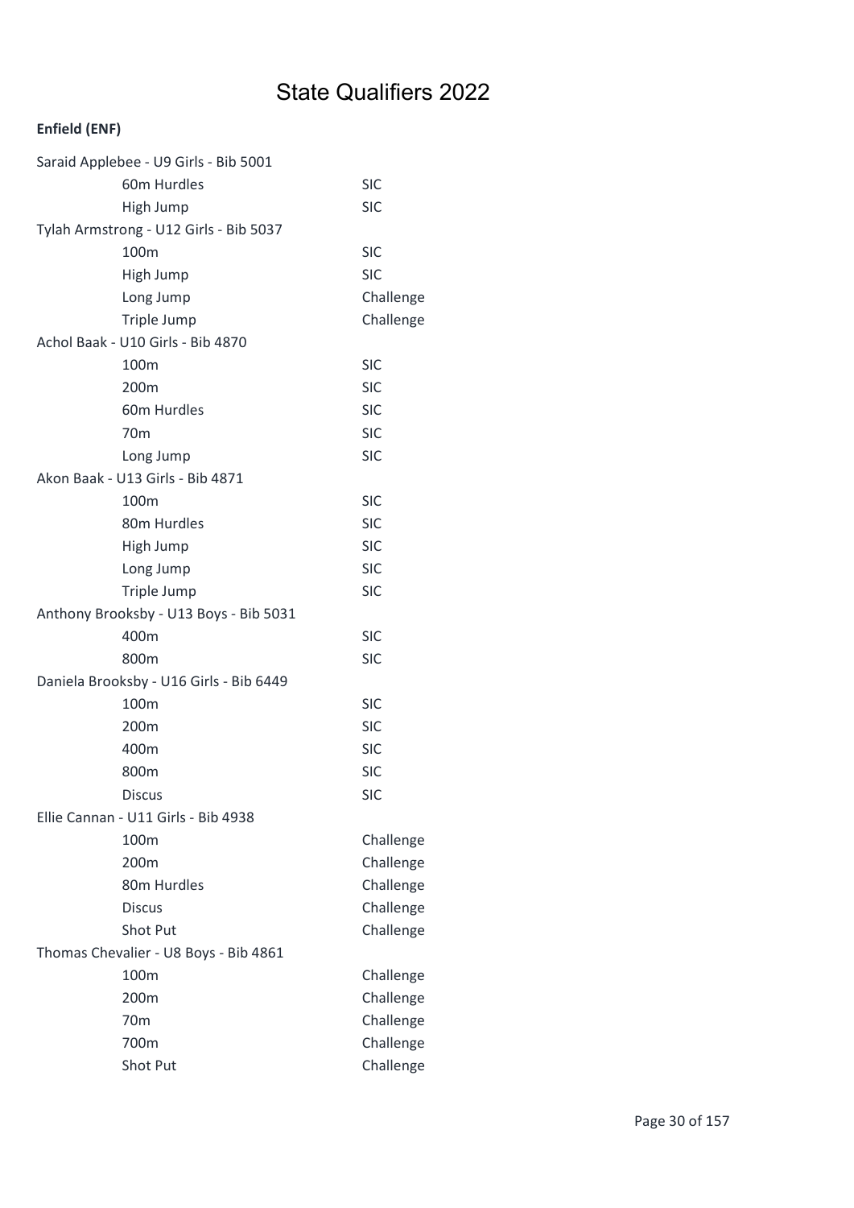# State Qualifiers 2022

**Enfield (ENF)**

| Athlete / Event | Qualification |
|---|---|
| Saraid Applebee - U9 Girls - Bib 5001 | |
| 60m Hurdles | SIC |
| High Jump | SIC |
| Tylah Armstrong - U12 Girls - Bib 5037 | |
| 100m | SIC |
| High Jump | SIC |
| Long Jump | Challenge |
| Triple Jump | Challenge |
| Achol Baak - U10 Girls - Bib 4870 | |
| 100m | SIC |
| 200m | SIC |
| 60m Hurdles | SIC |
| 70m | SIC |
| Long Jump | SIC |
| Akon Baak - U13 Girls - Bib 4871 | |
| 100m | SIC |
| 80m Hurdles | SIC |
| High Jump | SIC |
| Long Jump | SIC |
| Triple Jump | SIC |
| Anthony Brooksby - U13 Boys - Bib 5031 | |
| 400m | SIC |
| 800m | SIC |
| Daniela Brooksby - U16 Girls - Bib 6449 | |
| 100m | SIC |
| 200m | SIC |
| 400m | SIC |
| 800m | SIC |
| Discus | SIC |
| Ellie Cannan - U11 Girls - Bib 4938 | |
| 100m | Challenge |
| 200m | Challenge |
| 80m Hurdles | Challenge |
| Discus | Challenge |
| Shot Put | Challenge |
| Thomas Chevalier - U8 Boys - Bib 4861 | |
| 100m | Challenge |
| 200m | Challenge |
| 70m | Challenge |
| 700m | Challenge |
| Shot Put | Challenge |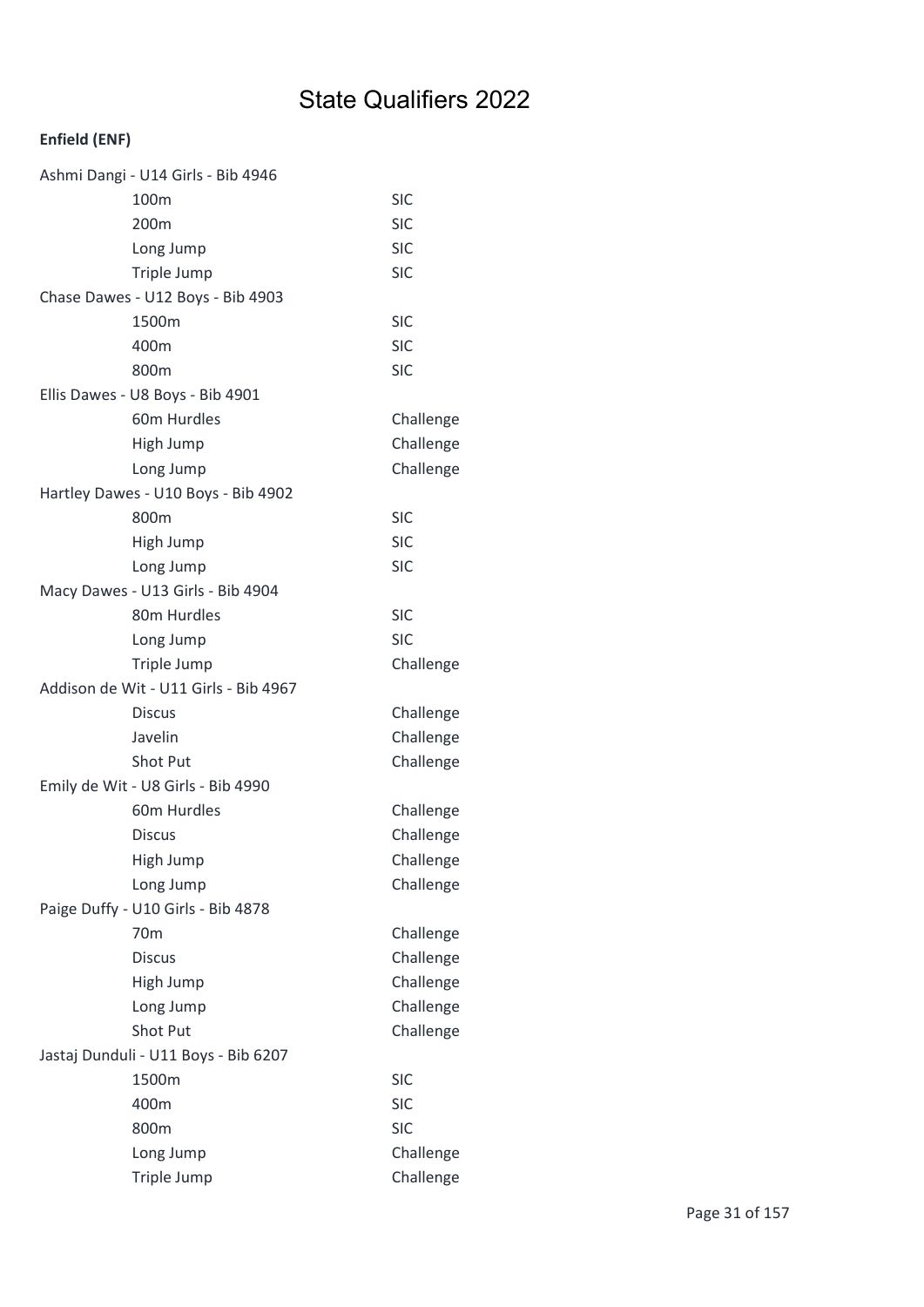# State Qualifiers 2022

**Enfield (ENF)**

Ashmi Dangi - U14 Girls - Bib 4946

| | |
|---|---|
| 100m | SIC |
| 200m | SIC |
| Long Jump | SIC |
| Triple Jump | SIC |

Chase Dawes - U12 Boys - Bib 4903

| | |
|---|---|
| 1500m | SIC |
| 400m | SIC |
| 800m | SIC |

Ellis Dawes - U8 Boys - Bib 4901

| | |
|---|---|
| 60m Hurdles | Challenge |
| High Jump | Challenge |
| Long Jump | Challenge |

Hartley Dawes - U10 Boys - Bib 4902

| | |
|---|---|
| 800m | SIC |
| High Jump | SIC |
| Long Jump | SIC |

Macy Dawes - U13 Girls - Bib 4904

| | |
|---|---|
| 80m Hurdles | SIC |
| Long Jump | SIC |
| Triple Jump | Challenge |

Addison de Wit - U11 Girls - Bib 4967

| | |
|---|---|
| Discus | Challenge |
| Javelin | Challenge |
| Shot Put | Challenge |

Emily de Wit - U8 Girls - Bib 4990

| | |
|---|---|
| 60m Hurdles | Challenge |
| Discus | Challenge |
| High Jump | Challenge |
| Long Jump | Challenge |

Paige Duffy - U10 Girls - Bib 4878

| | |
|---|---|
| 70m | Challenge |
| Discus | Challenge |
| High Jump | Challenge |
| Long Jump | Challenge |
| Shot Put | Challenge |

Jastaj Dunduli - U11 Boys - Bib 6207

| | |
|---|---|
| 1500m | SIC |
| 400m | SIC |
| 800m | SIC |
| Long Jump | Challenge |
| Triple Jump | Challenge |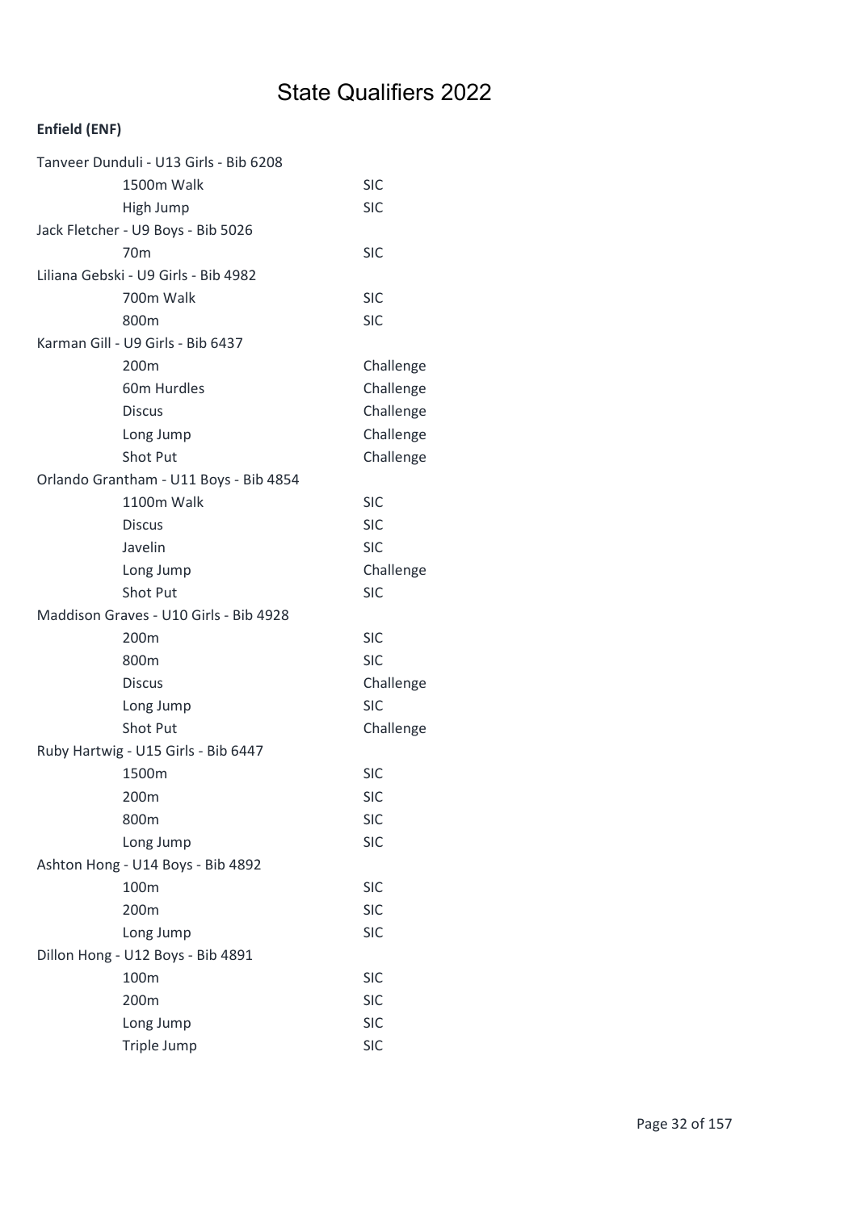# State Qualifiers 2022

**Enfield (ENF)**

| Athlete / Event | Qualification |
|---|---|
| Tanveer Dunduli - U13 Girls - Bib 6208 | |
| 1500m Walk | SIC |
| High Jump | SIC |
| Jack Fletcher - U9 Boys - Bib 5026 | |
| 70m | SIC |
| Liliana Gebski - U9 Girls - Bib 4982 | |
| 700m Walk | SIC |
| 800m | SIC |
| Karman Gill - U9 Girls - Bib 6437 | |
| 200m | Challenge |
| 60m Hurdles | Challenge |
| Discus | Challenge |
| Long Jump | Challenge |
| Shot Put | Challenge |
| Orlando Grantham - U11 Boys - Bib 4854 | |
| 1100m Walk | SIC |
| Discus | SIC |
| Javelin | SIC |
| Long Jump | Challenge |
| Shot Put | SIC |
| Maddison Graves - U10 Girls - Bib 4928 | |
| 200m | SIC |
| 800m | SIC |
| Discus | Challenge |
| Long Jump | SIC |
| Shot Put | Challenge |
| Ruby Hartwig - U15 Girls - Bib 6447 | |
| 1500m | SIC |
| 200m | SIC |
| 800m | SIC |
| Long Jump | SIC |
| Ashton Hong - U14 Boys - Bib 4892 | |
| 100m | SIC |
| 200m | SIC |
| Long Jump | SIC |
| Dillon Hong - U12 Boys - Bib 4891 | |
| 100m | SIC |
| 200m | SIC |
| Long Jump | SIC |
| Triple Jump | SIC |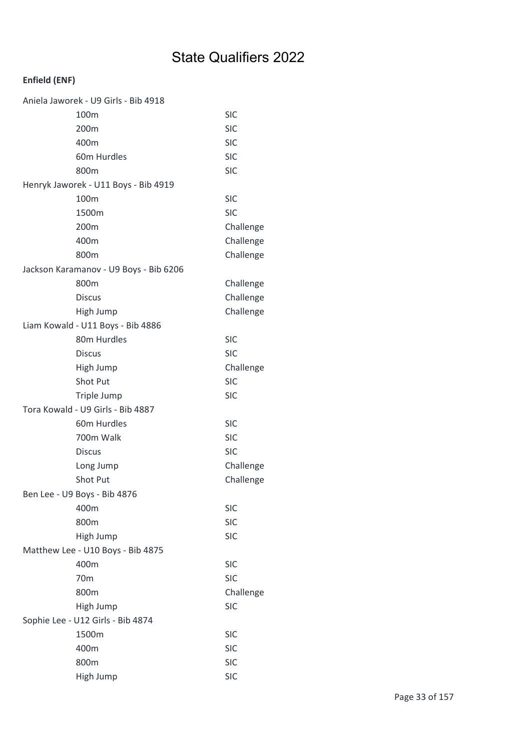# State Qualifiers 2022

**Enfield (ENF)**

Aniela Jaworek - U9 Girls - Bib 4918

| Event | Qualification |
|---|---|
| 100m | SIC |
| 200m | SIC |
| 400m | SIC |
| 60m Hurdles | SIC |
| 800m | SIC |

Henryk Jaworek - U11 Boys - Bib 4919

| Event | Qualification |
|---|---|
| 100m | SIC |
| 1500m | SIC |
| 200m | Challenge |
| 400m | Challenge |
| 800m | Challenge |

Jackson Karamanov - U9 Boys - Bib 6206

| Event | Qualification |
|---|---|
| 800m | Challenge |
| Discus | Challenge |
| High Jump | Challenge |

Liam Kowald - U11 Boys - Bib 4886

| Event | Qualification |
|---|---|
| 80m Hurdles | SIC |
| Discus | SIC |
| High Jump | Challenge |
| Shot Put | SIC |
| Triple Jump | SIC |

Tora Kowald - U9 Girls - Bib 4887

| Event | Qualification |
|---|---|
| 60m Hurdles | SIC |
| 700m Walk | SIC |
| Discus | SIC |
| Long Jump | Challenge |
| Shot Put | Challenge |

Ben Lee - U9 Boys - Bib 4876

| Event | Qualification |
|---|---|
| 400m | SIC |
| 800m | SIC |
| High Jump | SIC |

Matthew Lee - U10 Boys - Bib 4875

| Event | Qualification |
|---|---|
| 400m | SIC |
| 70m | SIC |
| 800m | Challenge |
| High Jump | SIC |

Sophie Lee - U12 Girls - Bib 4874

| Event | Qualification |
|---|---|
| 1500m | SIC |
| 400m | SIC |
| 800m | SIC |
| High Jump | SIC |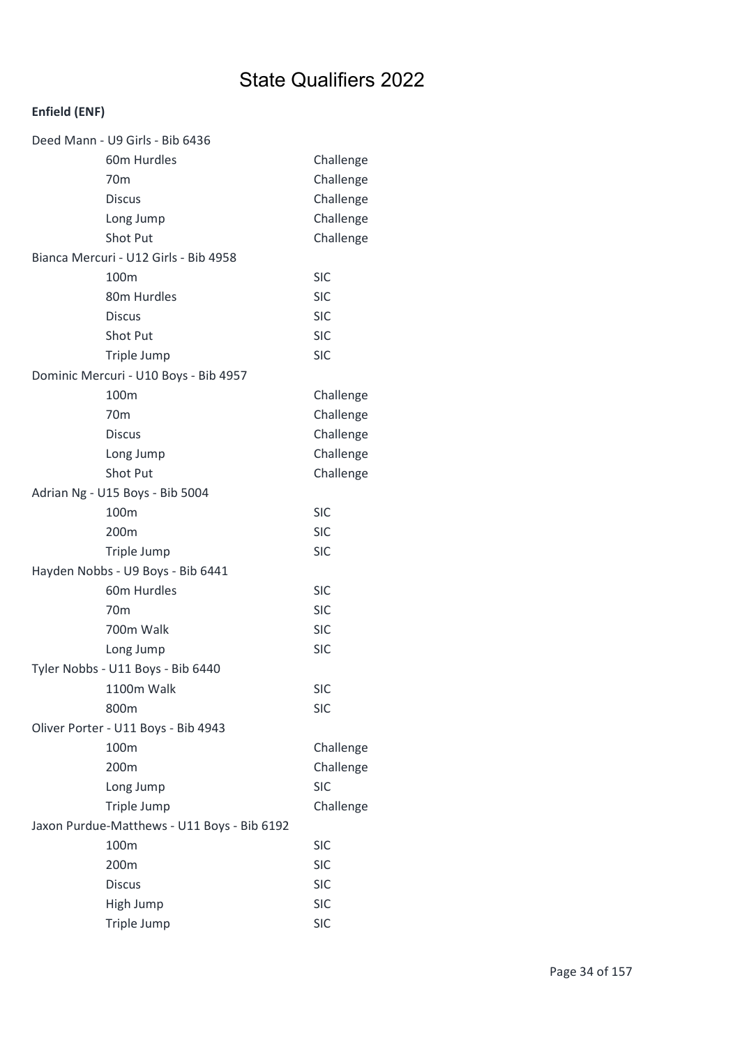# State Qualifiers 2022

**Enfield (ENF)**

Deed Mann - U9 Girls - Bib 6436

| | |
|---|---|
| 60m Hurdles | Challenge |
| 70m | Challenge |
| Discus | Challenge |
| Long Jump | Challenge |
| Shot Put | Challenge |

Bianca Mercuri - U12 Girls - Bib 4958

| | |
|---|---|
| 100m | SIC |
| 80m Hurdles | SIC |
| Discus | SIC |
| Shot Put | SIC |
| Triple Jump | SIC |

Dominic Mercuri - U10 Boys - Bib 4957

| | |
|---|---|
| 100m | Challenge |
| 70m | Challenge |
| Discus | Challenge |
| Long Jump | Challenge |
| Shot Put | Challenge |

Adrian Ng - U15 Boys - Bib 5004

| | |
|---|---|
| 100m | SIC |
| 200m | SIC |
| Triple Jump | SIC |

Hayden Nobbs - U9 Boys - Bib 6441

| | |
|---|---|
| 60m Hurdles | SIC |
| 70m | SIC |
| 700m Walk | SIC |
| Long Jump | SIC |

Tyler Nobbs - U11 Boys - Bib 6440

| | |
|---|---|
| 1100m Walk | SIC |
| 800m | SIC |

Oliver Porter - U11 Boys - Bib 4943

| | |
|---|---|
| 100m | Challenge |
| 200m | Challenge |
| Long Jump | SIC |
| Triple Jump | Challenge |

Jaxon Purdue-Matthews - U11 Boys - Bib 6192

| | |
|---|---|
| 100m | SIC |
| 200m | SIC |
| Discus | SIC |
| High Jump | SIC |
| Triple Jump | SIC |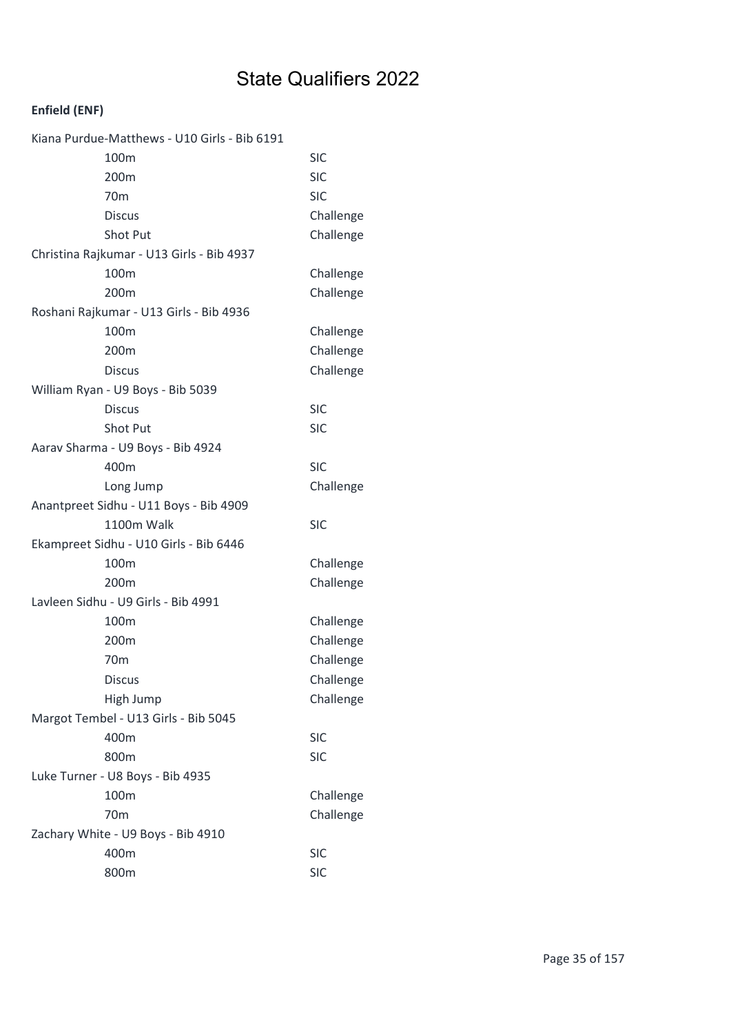# State Qualifiers 2022

**Enfield (ENF)**

Kiana Purdue-Matthews - U10 Girls - Bib 6191

| Event | Qualification |
|---|---|
| 100m | SIC |
| 200m | SIC |
| 70m | SIC |
| Discus | Challenge |
| Shot Put | Challenge |

Christina Rajkumar - U13 Girls - Bib 4937

| Event | Qualification |
|---|---|
| 100m | Challenge |
| 200m | Challenge |

Roshani Rajkumar - U13 Girls - Bib 4936

| Event | Qualification |
|---|---|
| 100m | Challenge |
| 200m | Challenge |
| Discus | Challenge |

William Ryan - U9 Boys - Bib 5039

| Event | Qualification |
|---|---|
| Discus | SIC |
| Shot Put | SIC |

Aarav Sharma - U9 Boys - Bib 4924

| Event | Qualification |
|---|---|
| 400m | SIC |
| Long Jump | Challenge |

Anantpreet Sidhu - U11 Boys - Bib 4909

| Event | Qualification |
|---|---|
| 1100m Walk | SIC |

Ekampreet Sidhu - U10 Girls - Bib 6446

| Event | Qualification |
|---|---|
| 100m | Challenge |
| 200m | Challenge |

Lavleen Sidhu - U9 Girls - Bib 4991

| Event | Qualification |
|---|---|
| 100m | Challenge |
| 200m | Challenge |
| 70m | Challenge |
| Discus | Challenge |
| High Jump | Challenge |

Margot Tembel - U13 Girls - Bib 5045

| Event | Qualification |
|---|---|
| 400m | SIC |
| 800m | SIC |

Luke Turner - U8 Boys - Bib 4935

| Event | Qualification |
|---|---|
| 100m | Challenge |
| 70m | Challenge |

Zachary White - U9 Boys - Bib 4910

| Event | Qualification |
|---|---|
| 400m | SIC |
| 800m | SIC |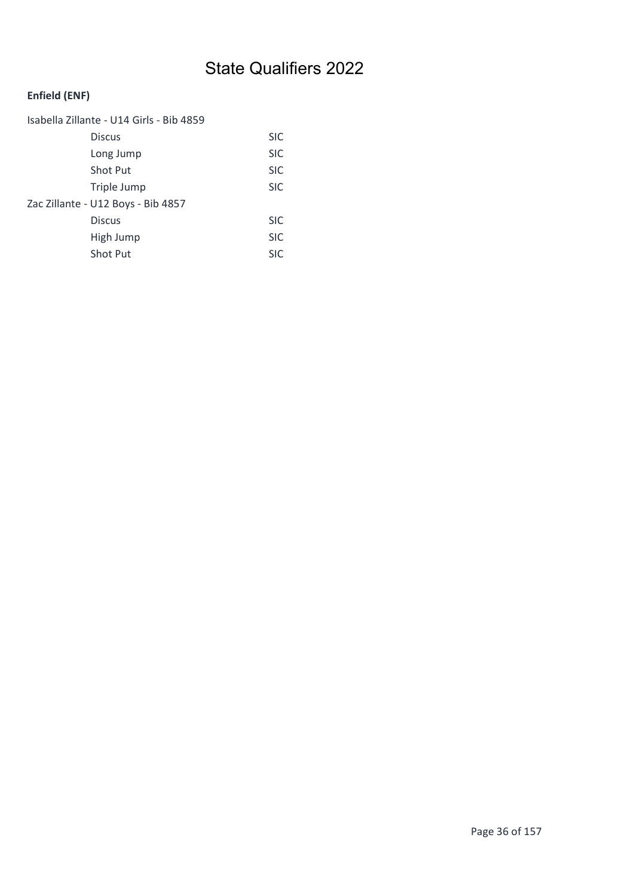# State Qualifiers 2022

**Enfield (ENF)**

Isabella Zillante - U14 Girls - Bib 4859

| | |
|---|---|
| Discus | SIC |
| Long Jump | SIC |
| Shot Put | SIC |
| Triple Jump | SIC |

Zac Zillante - U12 Boys - Bib 4857

| | |
|---|---|
| Discus | SIC |
| High Jump | SIC |
| Shot Put | SIC |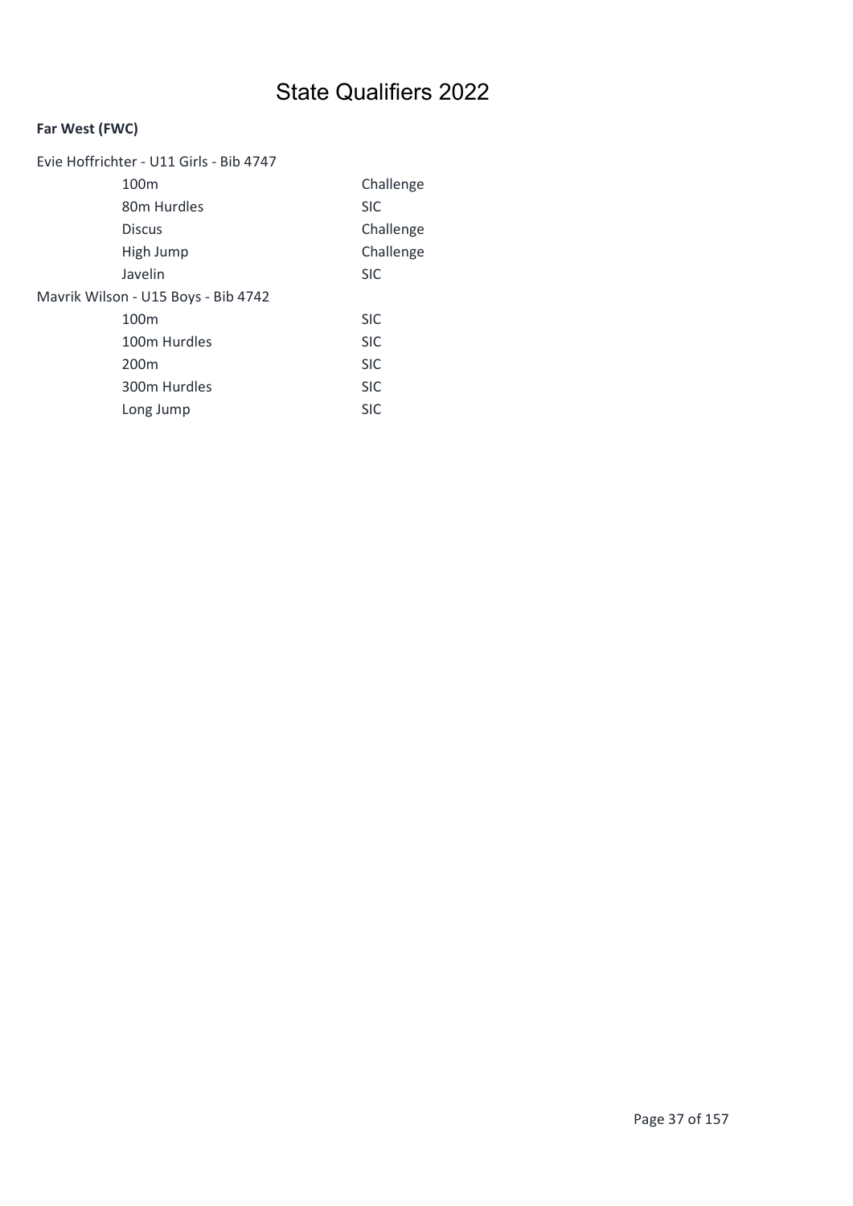# State Qualifiers 2022

**Far West (FWC)**

Evie Hoffrichter - U11 Girls - Bib 4747

| Event | Qualification |
| --- | --- |
| 100m | Challenge |
| 80m Hurdles | SIC |
| Discus | Challenge |
| High Jump | Challenge |
| Javelin | SIC |

Mavrik Wilson - U15 Boys - Bib 4742

| Event | Qualification |
| --- | --- |
| 100m | SIC |
| 100m Hurdles | SIC |
| 200m | SIC |
| 300m Hurdles | SIC |
| Long Jump | SIC |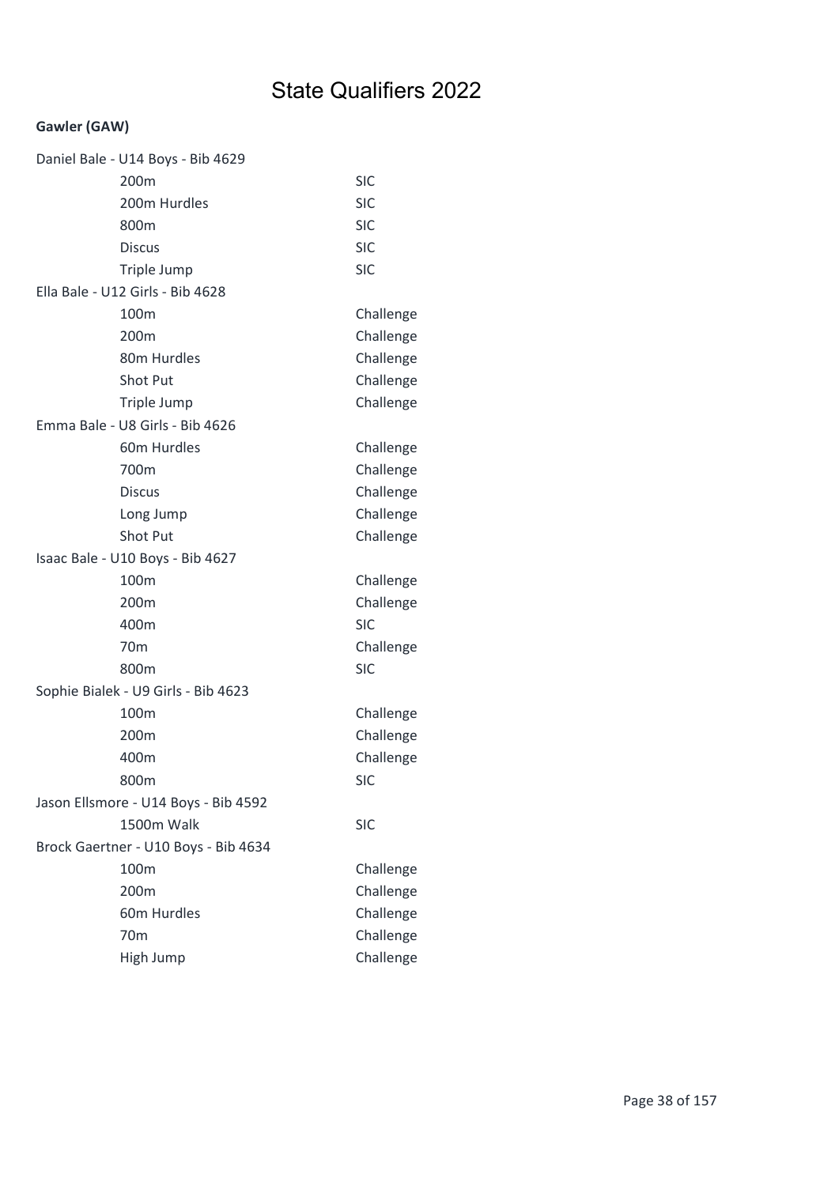# State Qualifiers 2022

**Gawler (GAW)**

Daniel Bale - U14 Boys - Bib 4629

| | |
|---|---|
| 200m | SIC |
| 200m Hurdles | SIC |
| 800m | SIC |
| Discus | SIC |
| Triple Jump | SIC |

Ella Bale - U12 Girls - Bib 4628

| | |
|---|---|
| 100m | Challenge |
| 200m | Challenge |
| 80m Hurdles | Challenge |
| Shot Put | Challenge |
| Triple Jump | Challenge |

Emma Bale - U8 Girls - Bib 4626

| | |
|---|---|
| 60m Hurdles | Challenge |
| 700m | Challenge |
| Discus | Challenge |
| Long Jump | Challenge |
| Shot Put | Challenge |

Isaac Bale - U10 Boys - Bib 4627

| | |
|---|---|
| 100m | Challenge |
| 200m | Challenge |
| 400m | SIC |
| 70m | Challenge |
| 800m | SIC |

Sophie Bialek - U9 Girls - Bib 4623

| | |
|---|---|
| 100m | Challenge |
| 200m | Challenge |
| 400m | Challenge |
| 800m | SIC |

Jason Ellsmore - U14 Boys - Bib 4592

| | |
|---|---|
| 1500m Walk | SIC |

Brock Gaertner - U10 Boys - Bib 4634

| | |
|---|---|
| 100m | Challenge |
| 200m | Challenge |
| 60m Hurdles | Challenge |
| 70m | Challenge |
| High Jump | Challenge |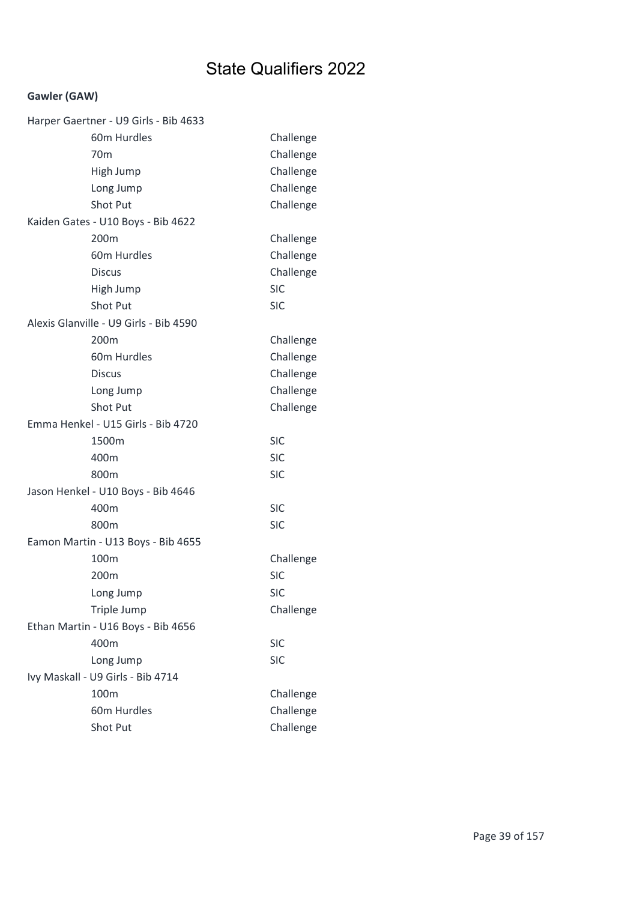# State Qualifiers 2022

**Gawler (GAW)**

| | |
|---|---|
| Harper Gaertner - U9 Girls - Bib 4633 | |
| 60m Hurdles | Challenge |
| 70m | Challenge |
| High Jump | Challenge |
| Long Jump | Challenge |
| Shot Put | Challenge |
| Kaiden Gates - U10 Boys - Bib 4622 | |
| 200m | Challenge |
| 60m Hurdles | Challenge |
| Discus | Challenge |
| High Jump | SIC |
| Shot Put | SIC |
| Alexis Glanville - U9 Girls - Bib 4590 | |
| 200m | Challenge |
| 60m Hurdles | Challenge |
| Discus | Challenge |
| Long Jump | Challenge |
| Shot Put | Challenge |
| Emma Henkel - U15 Girls - Bib 4720 | |
| 1500m | SIC |
| 400m | SIC |
| 800m | SIC |
| Jason Henkel - U10 Boys - Bib 4646 | |
| 400m | SIC |
| 800m | SIC |
| Eamon Martin - U13 Boys - Bib 4655 | |
| 100m | Challenge |
| 200m | SIC |
| Long Jump | SIC |
| Triple Jump | Challenge |
| Ethan Martin - U16 Boys - Bib 4656 | |
| 400m | SIC |
| Long Jump | SIC |
| Ivy Maskall - U9 Girls - Bib 4714 | |
| 100m | Challenge |
| 60m Hurdles | Challenge |
| Shot Put | Challenge |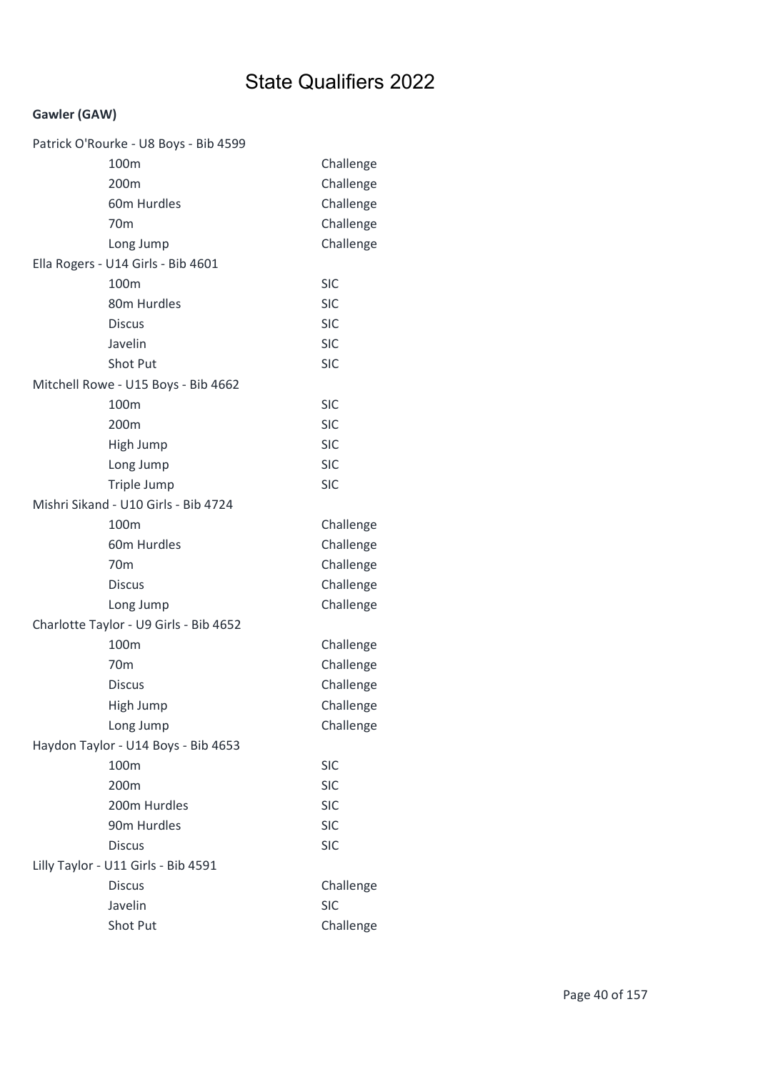# State Qualifiers 2022

**Gawler (GAW)**

| Athlete / Event | Qualification |
|---|---|
| Patrick O'Rourke - U8 Boys - Bib 4599 | |
| 100m | Challenge |
| 200m | Challenge |
| 60m Hurdles | Challenge |
| 70m | Challenge |
| Long Jump | Challenge |
| Ella Rogers - U14 Girls - Bib 4601 | |
| 100m | SIC |
| 80m Hurdles | SIC |
| Discus | SIC |
| Javelin | SIC |
| Shot Put | SIC |
| Mitchell Rowe - U15 Boys - Bib 4662 | |
| 100m | SIC |
| 200m | SIC |
| High Jump | SIC |
| Long Jump | SIC |
| Triple Jump | SIC |
| Mishri Sikand - U10 Girls - Bib 4724 | |
| 100m | Challenge |
| 60m Hurdles | Challenge |
| 70m | Challenge |
| Discus | Challenge |
| Long Jump | Challenge |
| Charlotte Taylor - U9 Girls - Bib 4652 | |
| 100m | Challenge |
| 70m | Challenge |
| Discus | Challenge |
| High Jump | Challenge |
| Long Jump | Challenge |
| Haydon Taylor - U14 Boys - Bib 4653 | |
| 100m | SIC |
| 200m | SIC |
| 200m Hurdles | SIC |
| 90m Hurdles | SIC |
| Discus | SIC |
| Lilly Taylor - U11 Girls - Bib 4591 | |
| Discus | Challenge |
| Javelin | SIC |
| Shot Put | Challenge |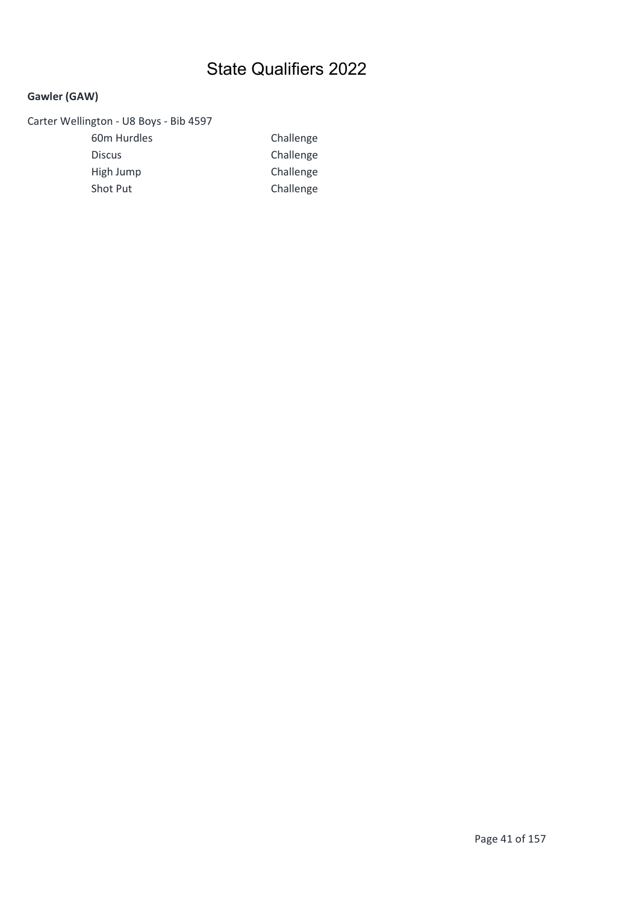# State Qualifiers 2022

**Gawler (GAW)**

Carter Wellington - U8 Boys - Bib 4597

| | |
|---|---|
| 60m Hurdles | Challenge |
| Discus | Challenge |
| High Jump | Challenge |
| Shot Put | Challenge |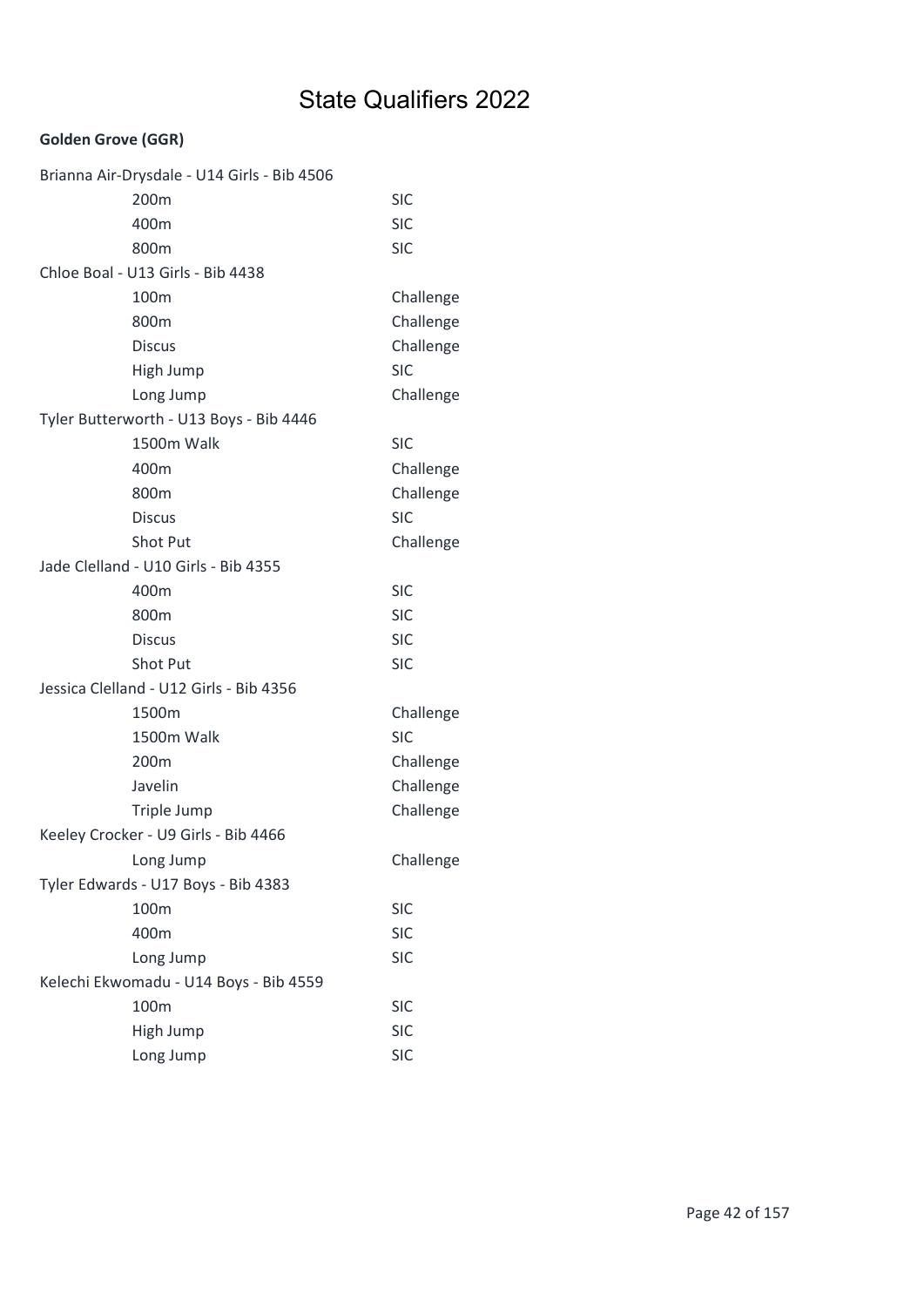# State Qualifiers 2022

**Golden Grove (GGR)**

Brianna Air-Drysdale - U14 Girls - Bib 4506

| Event | Qualification |
|---|---|
| 200m | SIC |
| 400m | SIC |
| 800m | SIC |

Chloe Boal - U13 Girls - Bib 4438

| Event | Qualification |
|---|---|
| 100m | Challenge |
| 800m | Challenge |
| Discus | Challenge |
| High Jump | SIC |
| Long Jump | Challenge |

Tyler Butterworth - U13 Boys - Bib 4446

| Event | Qualification |
|---|---|
| 1500m Walk | SIC |
| 400m | Challenge |
| 800m | Challenge |
| Discus | SIC |
| Shot Put | Challenge |

Jade Clelland - U10 Girls - Bib 4355

| Event | Qualification |
|---|---|
| 400m | SIC |
| 800m | SIC |
| Discus | SIC |
| Shot Put | SIC |

Jessica Clelland - U12 Girls - Bib 4356

| Event | Qualification |
|---|---|
| 1500m | Challenge |
| 1500m Walk | SIC |
| 200m | Challenge |
| Javelin | Challenge |
| Triple Jump | Challenge |

Keeley Crocker - U9 Girls - Bib 4466

| Event | Qualification |
|---|---|
| Long Jump | Challenge |

Tyler Edwards - U17 Boys - Bib 4383

| Event | Qualification |
|---|---|
| 100m | SIC |
| 400m | SIC |
| Long Jump | SIC |

Kelechi Ekwomadu - U14 Boys - Bib 4559

| Event | Qualification |
|---|---|
| 100m | SIC |
| High Jump | SIC |
| Long Jump | SIC |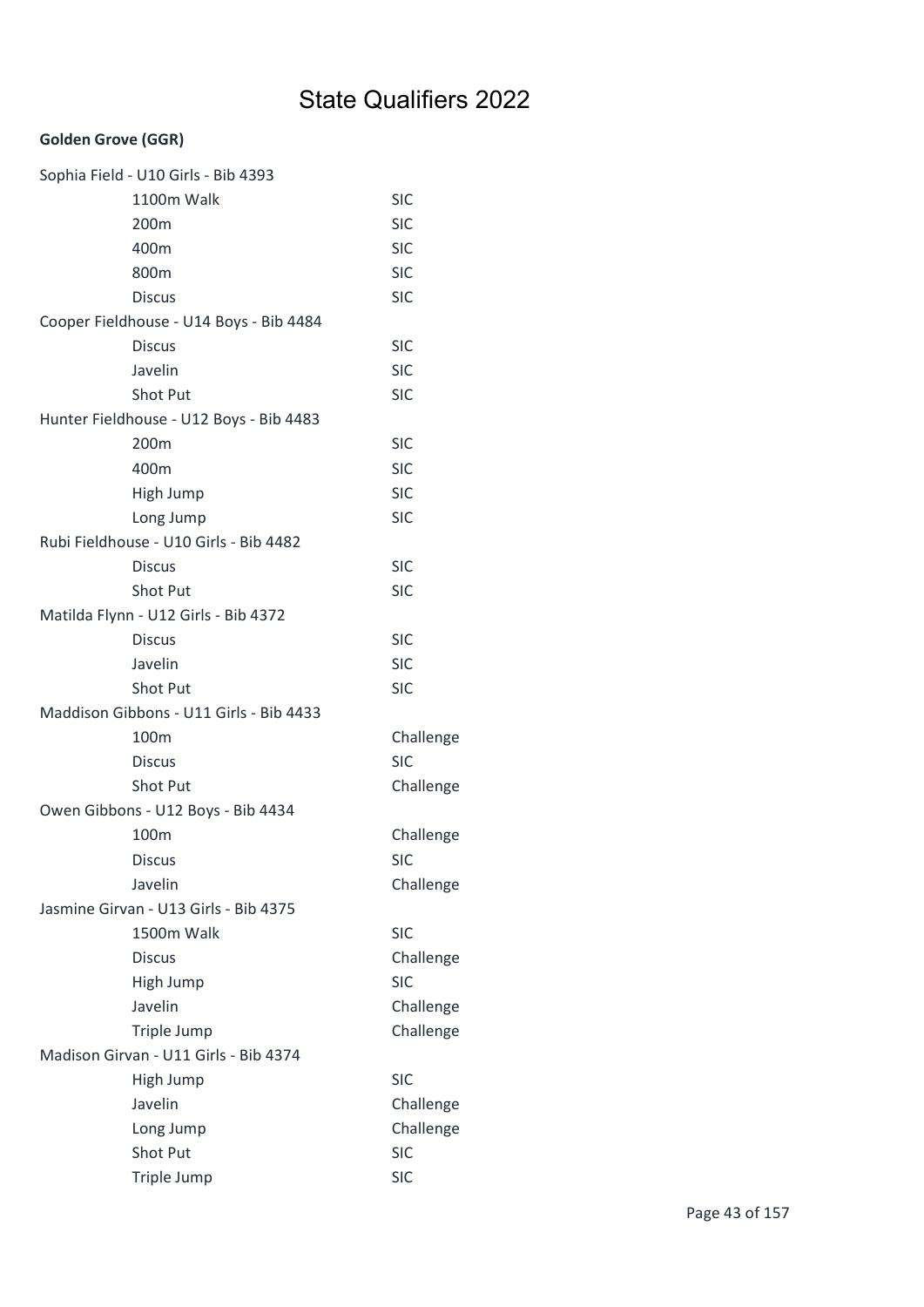# State Qualifiers 2022

**Golden Grove (GGR)**

Sophia Field - U10 Girls - Bib 4393

| Event | Status |
|---|---|
| 1100m Walk | SIC |
| 200m | SIC |
| 400m | SIC |
| 800m | SIC |
| Discus | SIC |

Cooper Fieldhouse - U14 Boys - Bib 4484

| Event | Status |
|---|---|
| Discus | SIC |
| Javelin | SIC |
| Shot Put | SIC |

Hunter Fieldhouse - U12 Boys - Bib 4483

| Event | Status |
|---|---|
| 200m | SIC |
| 400m | SIC |
| High Jump | SIC |
| Long Jump | SIC |

Rubi Fieldhouse - U10 Girls - Bib 4482

| Event | Status |
|---|---|
| Discus | SIC |
| Shot Put | SIC |

Matilda Flynn - U12 Girls - Bib 4372

| Event | Status |
|---|---|
| Discus | SIC |
| Javelin | SIC |
| Shot Put | SIC |

Maddison Gibbons - U11 Girls - Bib 4433

| Event | Status |
|---|---|
| 100m | Challenge |
| Discus | SIC |
| Shot Put | Challenge |

Owen Gibbons - U12 Boys - Bib 4434

| Event | Status |
|---|---|
| 100m | Challenge |
| Discus | SIC |
| Javelin | Challenge |

Jasmine Girvan - U13 Girls - Bib 4375

| Event | Status |
|---|---|
| 1500m Walk | SIC |
| Discus | Challenge |
| High Jump | SIC |
| Javelin | Challenge |
| Triple Jump | Challenge |

Madison Girvan - U11 Girls - Bib 4374

| Event | Status |
|---|---|
| High Jump | SIC |
| Javelin | Challenge |
| Long Jump | Challenge |
| Shot Put | SIC |
| Triple Jump | SIC |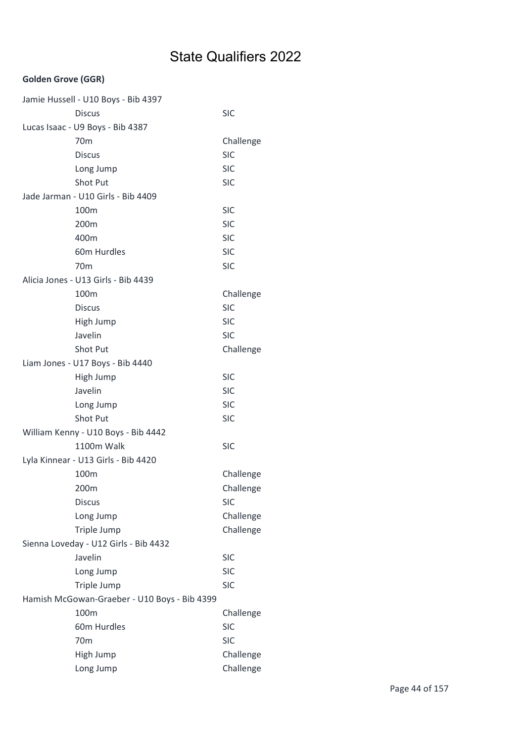# State Qualifiers 2022

**Golden Grove (GGR)**

Jamie Hussell - U10 Boys - Bib 4397

| Event | Qualification |
|---|---|
| Discus | SIC |

Lucas Isaac - U9 Boys - Bib 4387

| Event | Qualification |
|---|---|
| 70m | Challenge |
| Discus | SIC |
| Long Jump | SIC |
| Shot Put | SIC |

Jade Jarman - U10 Girls - Bib 4409

| Event | Qualification |
|---|---|
| 100m | SIC |
| 200m | SIC |
| 400m | SIC |
| 60m Hurdles | SIC |
| 70m | SIC |

Alicia Jones - U13 Girls - Bib 4439

| Event | Qualification |
|---|---|
| 100m | Challenge |
| Discus | SIC |
| High Jump | SIC |
| Javelin | SIC |
| Shot Put | Challenge |

Liam Jones - U17 Boys - Bib 4440

| Event | Qualification |
|---|---|
| High Jump | SIC |
| Javelin | SIC |
| Long Jump | SIC |
| Shot Put | SIC |

William Kenny - U10 Boys - Bib 4442

| Event | Qualification |
|---|---|
| 1100m Walk | SIC |

Lyla Kinnear - U13 Girls - Bib 4420

| Event | Qualification |
|---|---|
| 100m | Challenge |
| 200m | Challenge |
| Discus | SIC |
| Long Jump | Challenge |
| Triple Jump | Challenge |

Sienna Loveday - U12 Girls - Bib 4432

| Event | Qualification |
|---|---|
| Javelin | SIC |
| Long Jump | SIC |
| Triple Jump | SIC |

Hamish McGowan-Graeber - U10 Boys - Bib 4399

| Event | Qualification |
|---|---|
| 100m | Challenge |
| 60m Hurdles | SIC |
| 70m | SIC |
| High Jump | Challenge |
| Long Jump | Challenge |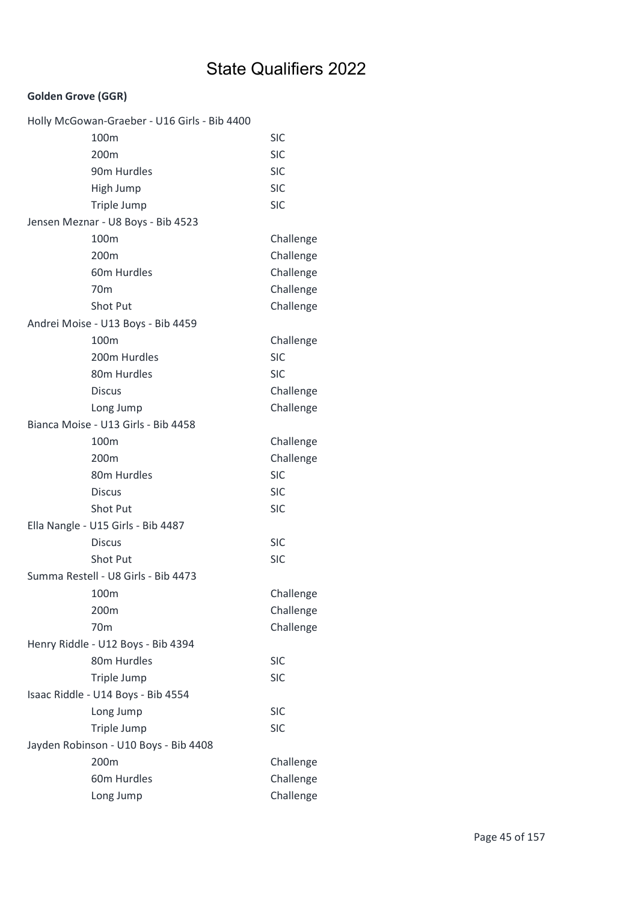# State Qualifiers 2022

**Golden Grove (GGR)**

Holly McGowan-Graeber - U16 Girls - Bib 4400

| Event | Qualification |
|---|---|
| 100m | SIC |
| 200m | SIC |
| 90m Hurdles | SIC |
| High Jump | SIC |
| Triple Jump | SIC |

Jensen Meznar - U8 Boys - Bib 4523

| Event | Qualification |
|---|---|
| 100m | Challenge |
| 200m | Challenge |
| 60m Hurdles | Challenge |
| 70m | Challenge |
| Shot Put | Challenge |

Andrei Moise - U13 Boys - Bib 4459

| Event | Qualification |
|---|---|
| 100m | Challenge |
| 200m Hurdles | SIC |
| 80m Hurdles | SIC |
| Discus | Challenge |
| Long Jump | Challenge |

Bianca Moise - U13 Girls - Bib 4458

| Event | Qualification |
|---|---|
| 100m | Challenge |
| 200m | Challenge |
| 80m Hurdles | SIC |
| Discus | SIC |
| Shot Put | SIC |

Ella Nangle - U15 Girls - Bib 4487

| Event | Qualification |
|---|---|
| Discus | SIC |
| Shot Put | SIC |

Summa Restell - U8 Girls - Bib 4473

| Event | Qualification |
|---|---|
| 100m | Challenge |
| 200m | Challenge |
| 70m | Challenge |

Henry Riddle - U12 Boys - Bib 4394

| Event | Qualification |
|---|---|
| 80m Hurdles | SIC |
| Triple Jump | SIC |

Isaac Riddle - U14 Boys - Bib 4554

| Event | Qualification |
|---|---|
| Long Jump | SIC |
| Triple Jump | SIC |

Jayden Robinson - U10 Boys - Bib 4408

| Event | Qualification |
|---|---|
| 200m | Challenge |
| 60m Hurdles | Challenge |
| Long Jump | Challenge |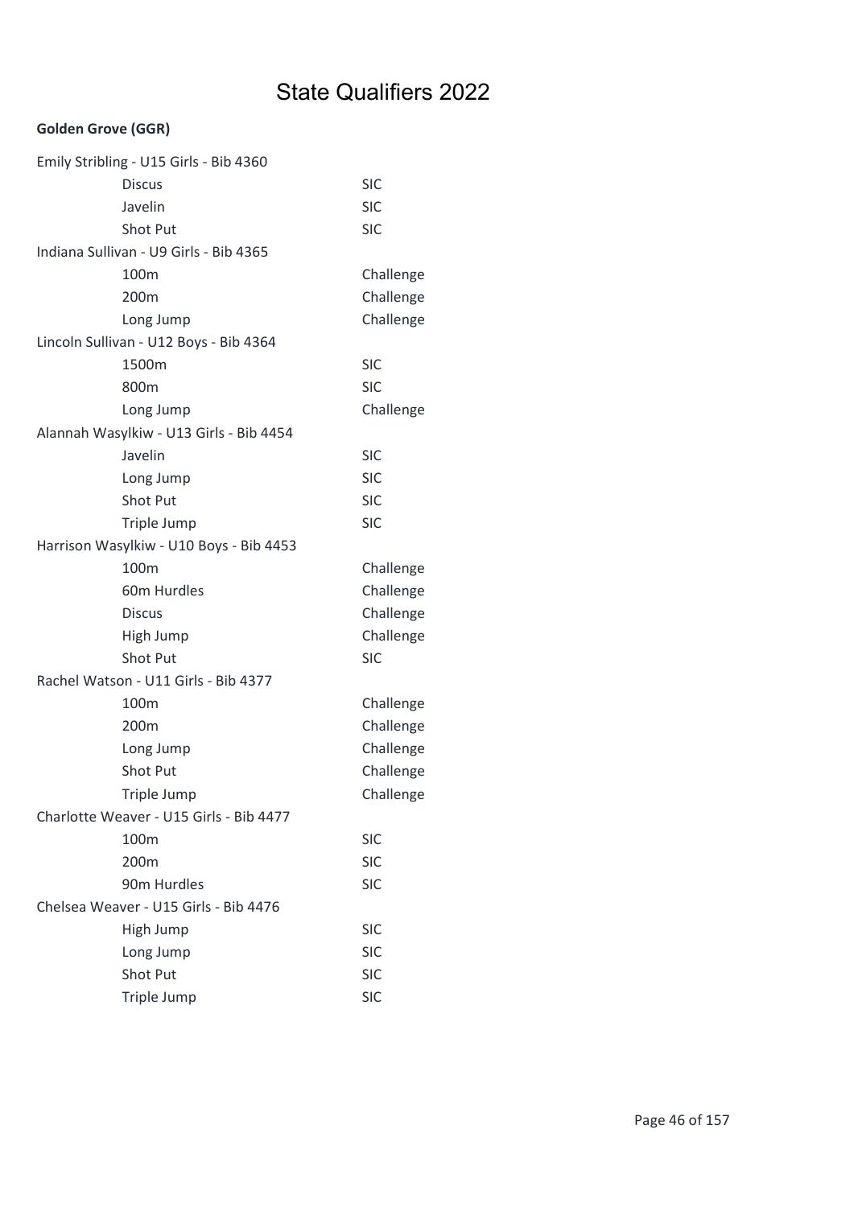# State Qualifiers 2022

**Golden Grove (GGR)**

Emily Stribling - U15 Girls - Bib 4360

| Event | Qualification |
|---|---|
| Discus | SIC |
| Javelin | SIC |
| Shot Put | SIC |

Indiana Sullivan - U9 Girls - Bib 4365

| Event | Qualification |
|---|---|
| 100m | Challenge |
| 200m | Challenge |
| Long Jump | Challenge |

Lincoln Sullivan - U12 Boys - Bib 4364

| Event | Qualification |
|---|---|
| 1500m | SIC |
| 800m | SIC |
| Long Jump | Challenge |

Alannah Wasylkiw - U13 Girls - Bib 4454

| Event | Qualification |
|---|---|
| Javelin | SIC |
| Long Jump | SIC |
| Shot Put | SIC |
| Triple Jump | SIC |

Harrison Wasylkiw - U10 Boys - Bib 4453

| Event | Qualification |
|---|---|
| 100m | Challenge |
| 60m Hurdles | Challenge |
| Discus | Challenge |
| High Jump | Challenge |
| Shot Put | SIC |

Rachel Watson - U11 Girls - Bib 4377

| Event | Qualification |
|---|---|
| 100m | Challenge |
| 200m | Challenge |
| Long Jump | Challenge |
| Shot Put | Challenge |
| Triple Jump | Challenge |

Charlotte Weaver - U15 Girls - Bib 4477

| Event | Qualification |
|---|---|
| 100m | SIC |
| 200m | SIC |
| 90m Hurdles | SIC |

Chelsea Weaver - U15 Girls - Bib 4476

| Event | Qualification |
|---|---|
| High Jump | SIC |
| Long Jump | SIC |
| Shot Put | SIC |
| Triple Jump | SIC |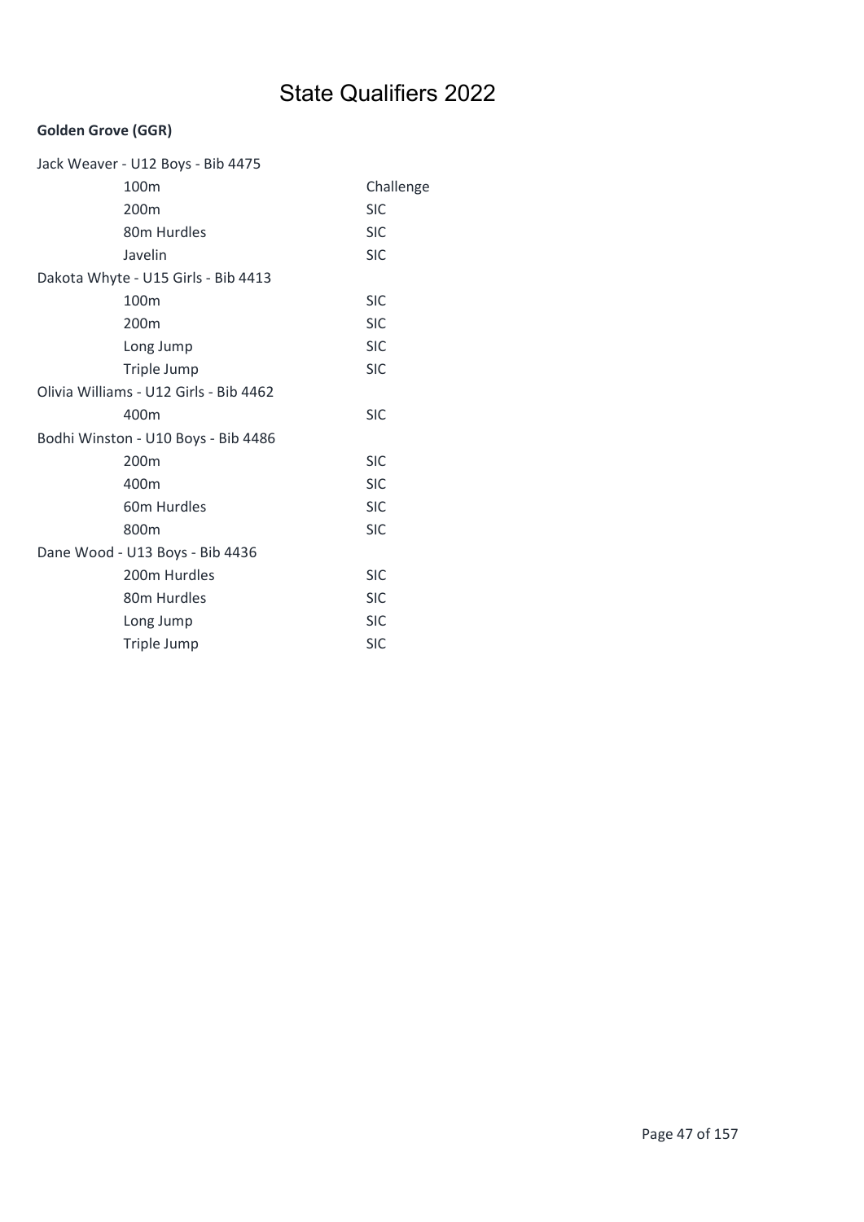# State Qualifiers 2022

**Golden Grove (GGR)**

| Athlete / Event | Qualification |
|---|---|
| Jack Weaver - U12 Boys - Bib 4475 | |
| 100m | Challenge |
| 200m | SIC |
| 80m Hurdles | SIC |
| Javelin | SIC |
| Dakota Whyte - U15 Girls - Bib 4413 | |
| 100m | SIC |
| 200m | SIC |
| Long Jump | SIC |
| Triple Jump | SIC |
| Olivia Williams - U12 Girls - Bib 4462 | |
| 400m | SIC |
| Bodhi Winston - U10 Boys - Bib 4486 | |
| 200m | SIC |
| 400m | SIC |
| 60m Hurdles | SIC |
| 800m | SIC |
| Dane Wood - U13 Boys - Bib 4436 | |
| 200m Hurdles | SIC |
| 80m Hurdles | SIC |
| Long Jump | SIC |
| Triple Jump | SIC |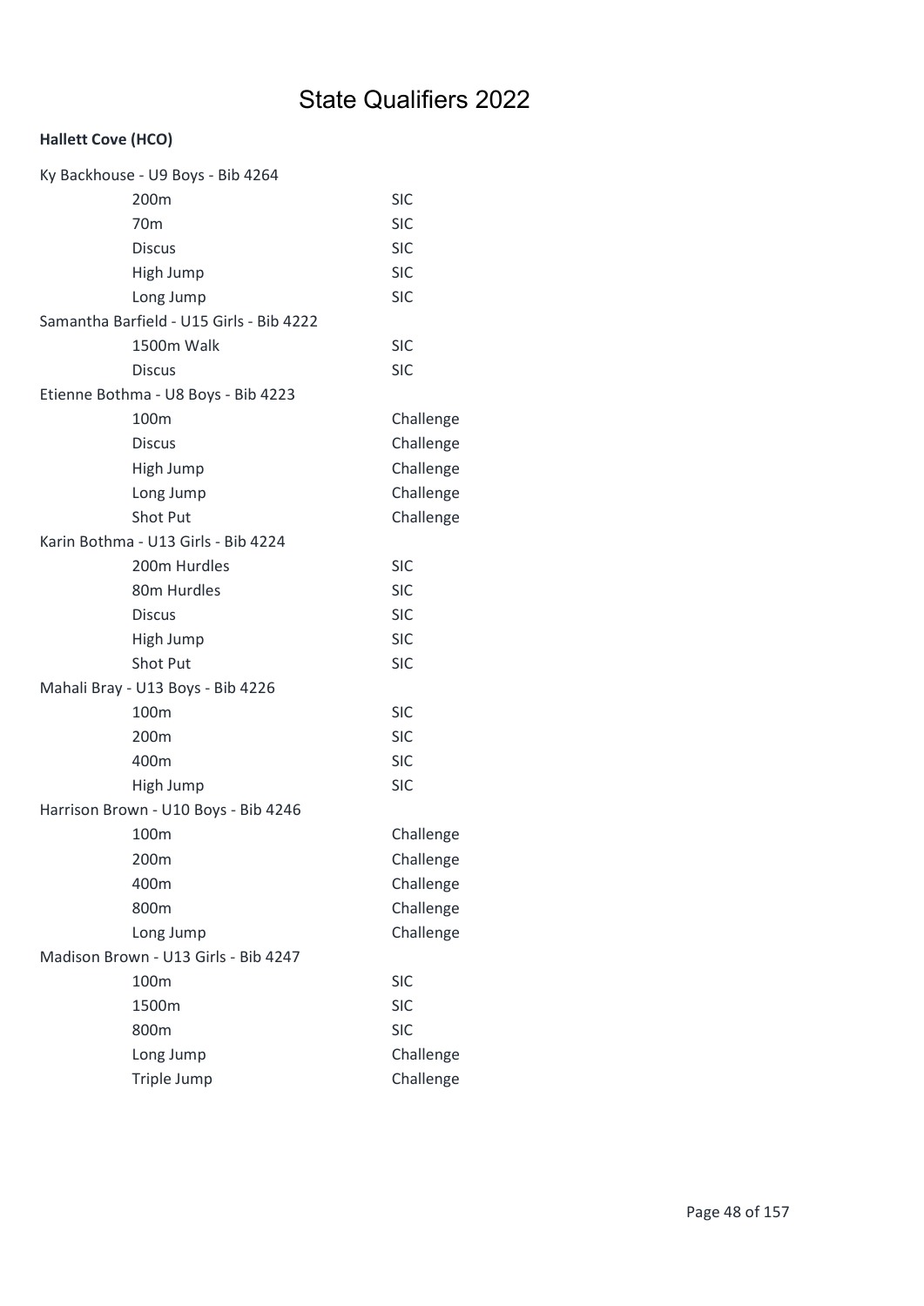# State Qualifiers 2022

**Hallett Cove (HCO)**

Ky Backhouse - U9 Boys - Bib 4264

| | |
|---|---|
| 200m | SIC |
| 70m | SIC |
| Discus | SIC |
| High Jump | SIC |
| Long Jump | SIC |

Samantha Barfield - U15 Girls - Bib 4222

| | |
|---|---|
| 1500m Walk | SIC |
| Discus | SIC |

Etienne Bothma - U8 Boys - Bib 4223

| | |
|---|---|
| 100m | Challenge |
| Discus | Challenge |
| High Jump | Challenge |
| Long Jump | Challenge |
| Shot Put | Challenge |

Karin Bothma - U13 Girls - Bib 4224

| | |
|---|---|
| 200m Hurdles | SIC |
| 80m Hurdles | SIC |
| Discus | SIC |
| High Jump | SIC |
| Shot Put | SIC |

Mahali Bray - U13 Boys - Bib 4226

| | |
|---|---|
| 100m | SIC |
| 200m | SIC |
| 400m | SIC |
| High Jump | SIC |

Harrison Brown - U10 Boys - Bib 4246

| | |
|---|---|
| 100m | Challenge |
| 200m | Challenge |
| 400m | Challenge |
| 800m | Challenge |
| Long Jump | Challenge |

Madison Brown - U13 Girls - Bib 4247

| | |
|---|---|
| 100m | SIC |
| 1500m | SIC |
| 800m | SIC |
| Long Jump | Challenge |
| Triple Jump | Challenge |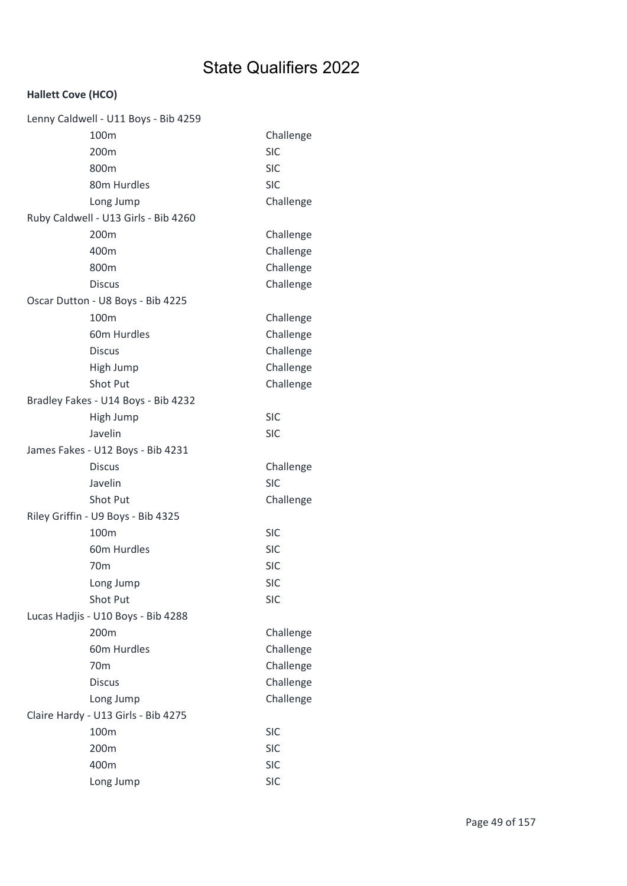# State Qualifiers 2022

**Hallett Cove (HCO)**

Lenny Caldwell - U11 Boys - Bib 4259

| | |
|---|---|
| 100m | Challenge |
| 200m | SIC |
| 800m | SIC |
| 80m Hurdles | SIC |
| Long Jump | Challenge |

Ruby Caldwell - U13 Girls - Bib 4260

| | |
|---|---|
| 200m | Challenge |
| 400m | Challenge |
| 800m | Challenge |
| Discus | Challenge |

Oscar Dutton - U8 Boys - Bib 4225

| | |
|---|---|
| 100m | Challenge |
| 60m Hurdles | Challenge |
| Discus | Challenge |
| High Jump | Challenge |
| Shot Put | Challenge |

Bradley Fakes - U14 Boys - Bib 4232

| | |
|---|---|
| High Jump | SIC |
| Javelin | SIC |

James Fakes - U12 Boys - Bib 4231

| | |
|---|---|
| Discus | Challenge |
| Javelin | SIC |
| Shot Put | Challenge |

Riley Griffin - U9 Boys - Bib 4325

| | |
|---|---|
| 100m | SIC |
| 60m Hurdles | SIC |
| 70m | SIC |
| Long Jump | SIC |
| Shot Put | SIC |

Lucas Hadjis - U10 Boys - Bib 4288

| | |
|---|---|
| 200m | Challenge |
| 60m Hurdles | Challenge |
| 70m | Challenge |
| Discus | Challenge |
| Long Jump | Challenge |

Claire Hardy - U13 Girls - Bib 4275

| | |
|---|---|
| 100m | SIC |
| 200m | SIC |
| 400m | SIC |
| Long Jump | SIC |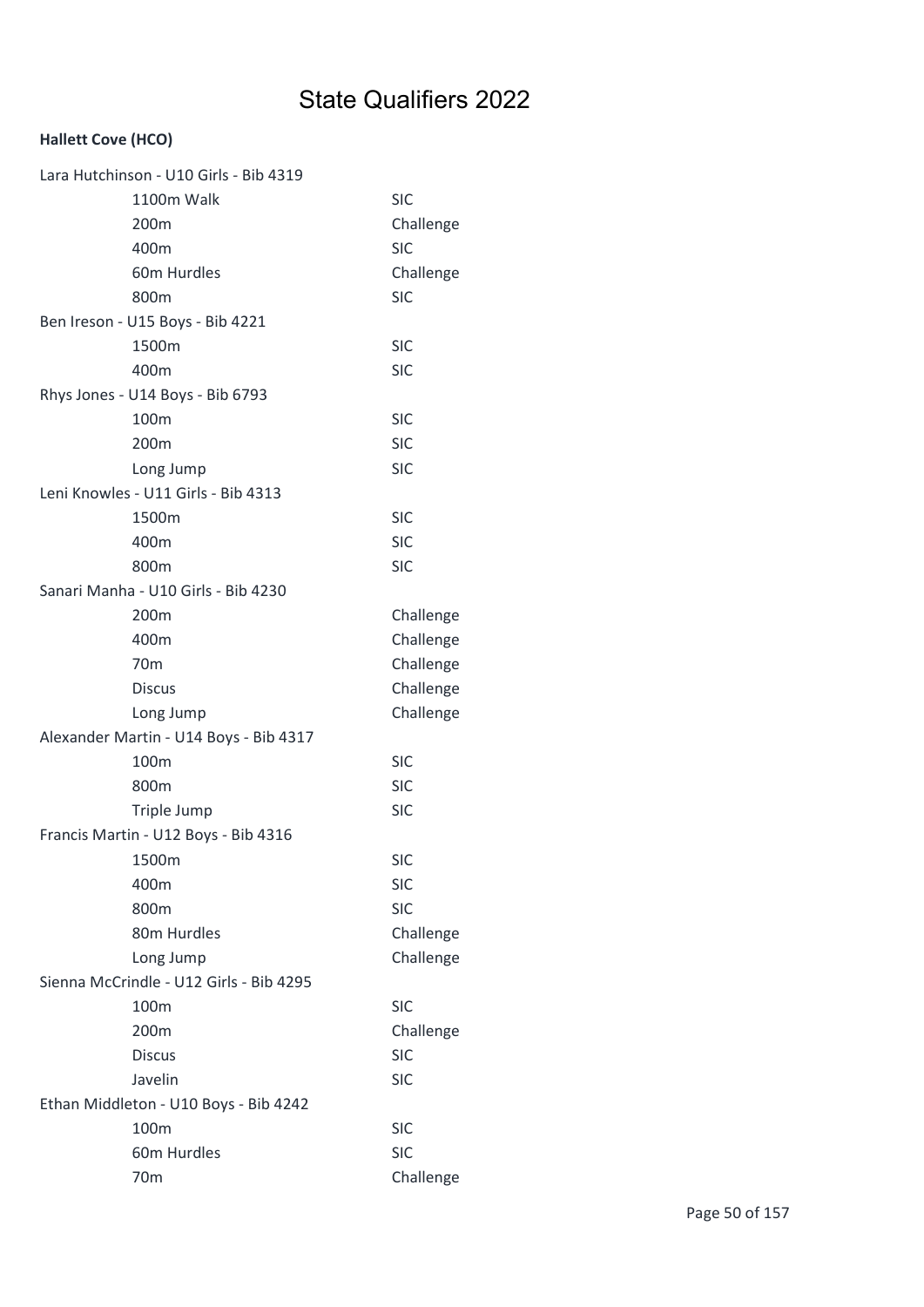# State Qualifiers 2022

**Hallett Cove (HCO)**

Lara Hutchinson - U10 Girls - Bib 4319

| | |
|---|---|
| 1100m Walk | SIC |
| 200m | Challenge |
| 400m | SIC |
| 60m Hurdles | Challenge |
| 800m | SIC |

Ben Ireson - U15 Boys - Bib 4221

| | |
|---|---|
| 1500m | SIC |
| 400m | SIC |

Rhys Jones - U14 Boys - Bib 6793

| | |
|---|---|
| 100m | SIC |
| 200m | SIC |
| Long Jump | SIC |

Leni Knowles - U11 Girls - Bib 4313

| | |
|---|---|
| 1500m | SIC |
| 400m | SIC |
| 800m | SIC |

Sanari Manha - U10 Girls - Bib 4230

| | |
|---|---|
| 200m | Challenge |
| 400m | Challenge |
| 70m | Challenge |
| Discus | Challenge |
| Long Jump | Challenge |

Alexander Martin - U14 Boys - Bib 4317

| | |
|---|---|
| 100m | SIC |
| 800m | SIC |
| Triple Jump | SIC |

Francis Martin - U12 Boys - Bib 4316

| | |
|---|---|
| 1500m | SIC |
| 400m | SIC |
| 800m | SIC |
| 80m Hurdles | Challenge |
| Long Jump | Challenge |

Sienna McCrindle - U12 Girls - Bib 4295

| | |
|---|---|
| 100m | SIC |
| 200m | Challenge |
| Discus | SIC |
| Javelin | SIC |

Ethan Middleton - U10 Boys - Bib 4242

| | |
|---|---|
| 100m | SIC |
| 60m Hurdles | SIC |
| 70m | Challenge |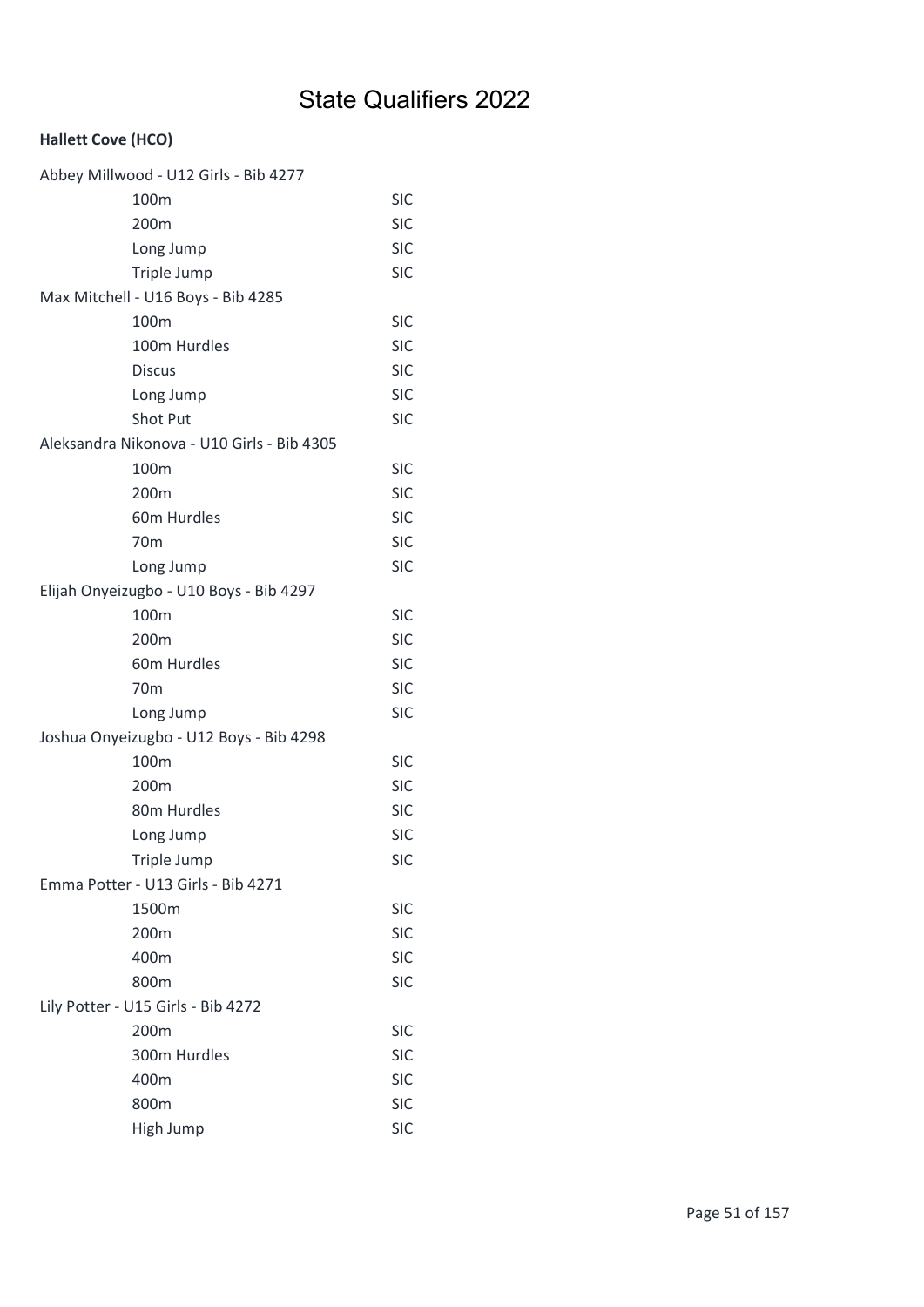# State Qualifiers 2022

**Hallett Cove (HCO)**

Abbey Millwood - U12 Girls - Bib 4277

| | |
|---|---|
| 100m | SIC |
| 200m | SIC |
| Long Jump | SIC |
| Triple Jump | SIC |

Max Mitchell - U16 Boys - Bib 4285

| | |
|---|---|
| 100m | SIC |
| 100m Hurdles | SIC |
| Discus | SIC |
| Long Jump | SIC |
| Shot Put | SIC |

Aleksandra Nikonova - U10 Girls - Bib 4305

| | |
|---|---|
| 100m | SIC |
| 200m | SIC |
| 60m Hurdles | SIC |
| 70m | SIC |
| Long Jump | SIC |

Elijah Onyeizugbo - U10 Boys - Bib 4297

| | |
|---|---|
| 100m | SIC |
| 200m | SIC |
| 60m Hurdles | SIC |
| 70m | SIC |
| Long Jump | SIC |

Joshua Onyeizugbo - U12 Boys - Bib 4298

| | |
|---|---|
| 100m | SIC |
| 200m | SIC |
| 80m Hurdles | SIC |
| Long Jump | SIC |
| Triple Jump | SIC |

Emma Potter - U13 Girls - Bib 4271

| | |
|---|---|
| 1500m | SIC |
| 200m | SIC |
| 400m | SIC |
| 800m | SIC |

Lily Potter - U15 Girls - Bib 4272

| | |
|---|---|
| 200m | SIC |
| 300m Hurdles | SIC |
| 400m | SIC |
| 800m | SIC |
| High Jump | SIC |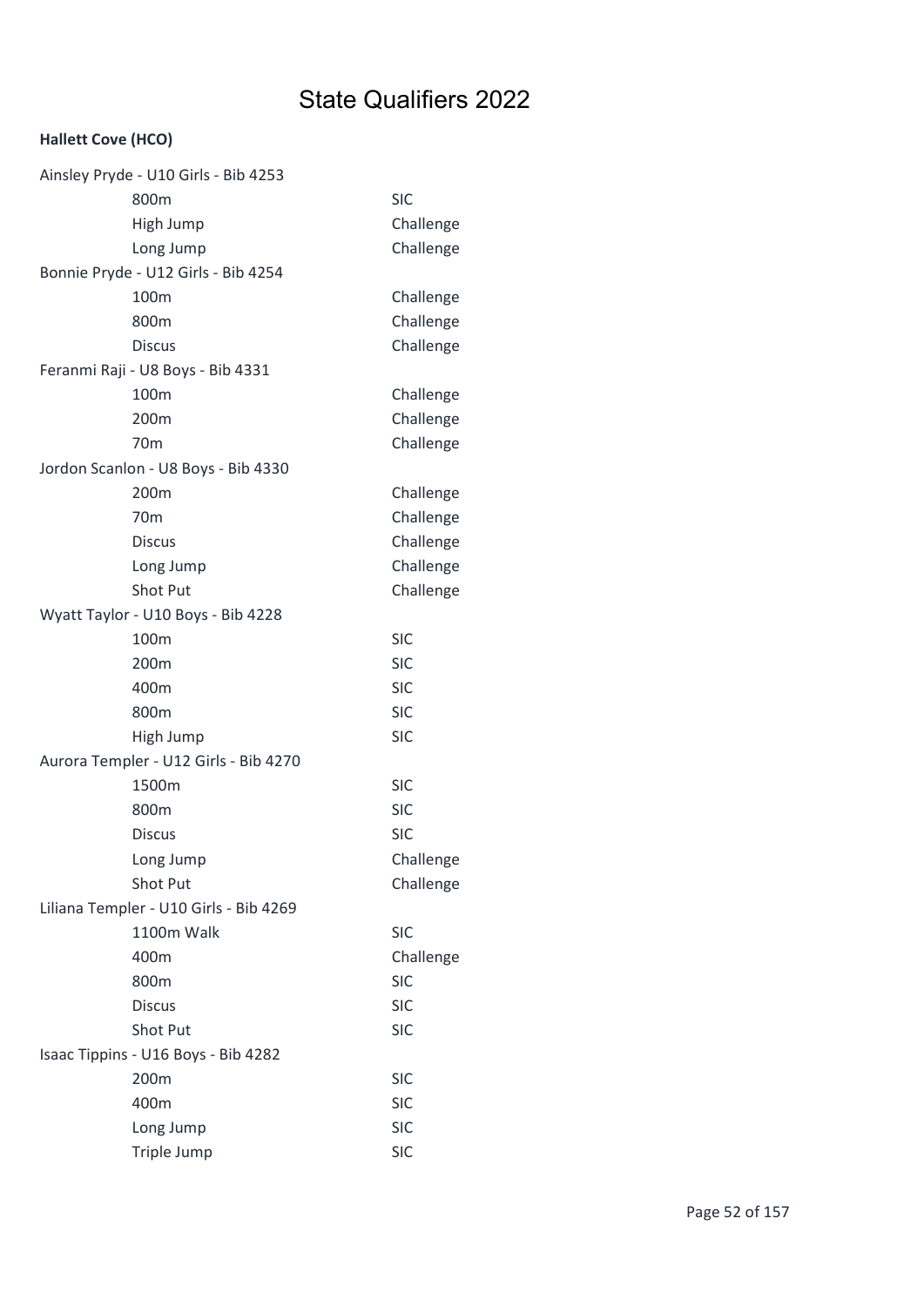# State Qualifiers 2022

**Hallett Cove (HCO)**

| Athlete / Event | Qualification |
| --- | --- |
| Ainsley Pryde - U10 Girls - Bib 4253 | |
| 800m | SIC |
| High Jump | Challenge |
| Long Jump | Challenge |
| Bonnie Pryde - U12 Girls - Bib 4254 | |
| 100m | Challenge |
| 800m | Challenge |
| Discus | Challenge |
| Feranmi Raji - U8 Boys - Bib 4331 | |
| 100m | Challenge |
| 200m | Challenge |
| 70m | Challenge |
| Jordon Scanlon - U8 Boys - Bib 4330 | |
| 200m | Challenge |
| 70m | Challenge |
| Discus | Challenge |
| Long Jump | Challenge |
| Shot Put | Challenge |
| Wyatt Taylor - U10 Boys - Bib 4228 | |
| 100m | SIC |
| 200m | SIC |
| 400m | SIC |
| 800m | SIC |
| High Jump | SIC |
| Aurora Templer - U12 Girls - Bib 4270 | |
| 1500m | SIC |
| 800m | SIC |
| Discus | SIC |
| Long Jump | Challenge |
| Shot Put | Challenge |
| Liliana Templer - U10 Girls - Bib 4269 | |
| 1100m Walk | SIC |
| 400m | Challenge |
| 800m | SIC |
| Discus | SIC |
| Shot Put | SIC |
| Isaac Tippins - U16 Boys - Bib 4282 | |
| 200m | SIC |
| 400m | SIC |
| Long Jump | SIC |
| Triple Jump | SIC |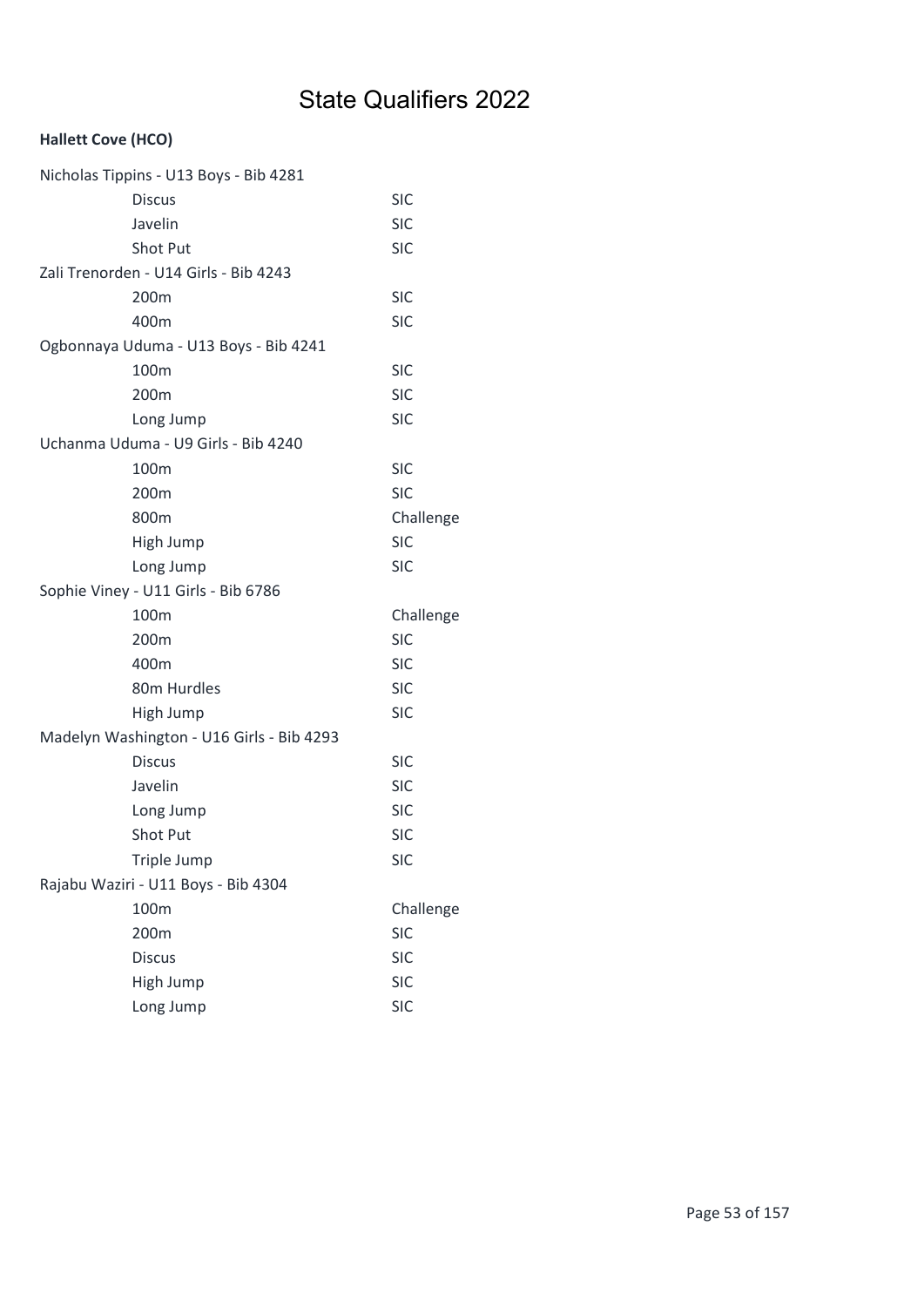# State Qualifiers 2022

**Hallett Cove (HCO)**

Nicholas Tippins - U13 Boys - Bib 4281

| | |
|---|---|
| Discus | SIC |
| Javelin | SIC |
| Shot Put | SIC |

Zali Trenorden - U14 Girls - Bib 4243

| | |
|---|---|
| 200m | SIC |
| 400m | SIC |

Ogbonnaya Uduma - U13 Boys - Bib 4241

| | |
|---|---|
| 100m | SIC |
| 200m | SIC |
| Long Jump | SIC |

Uchanma Uduma - U9 Girls - Bib 4240

| | |
|---|---|
| 100m | SIC |
| 200m | SIC |
| 800m | Challenge |
| High Jump | SIC |
| Long Jump | SIC |

Sophie Viney - U11 Girls - Bib 6786

| | |
|---|---|
| 100m | Challenge |
| 200m | SIC |
| 400m | SIC |
| 80m Hurdles | SIC |
| High Jump | SIC |

Madelyn Washington - U16 Girls - Bib 4293

| | |
|---|---|
| Discus | SIC |
| Javelin | SIC |
| Long Jump | SIC |
| Shot Put | SIC |
| Triple Jump | SIC |

Rajabu Waziri - U11 Boys - Bib 4304

| | |
|---|---|
| 100m | Challenge |
| 200m | SIC |
| Discus | SIC |
| High Jump | SIC |
| Long Jump | SIC |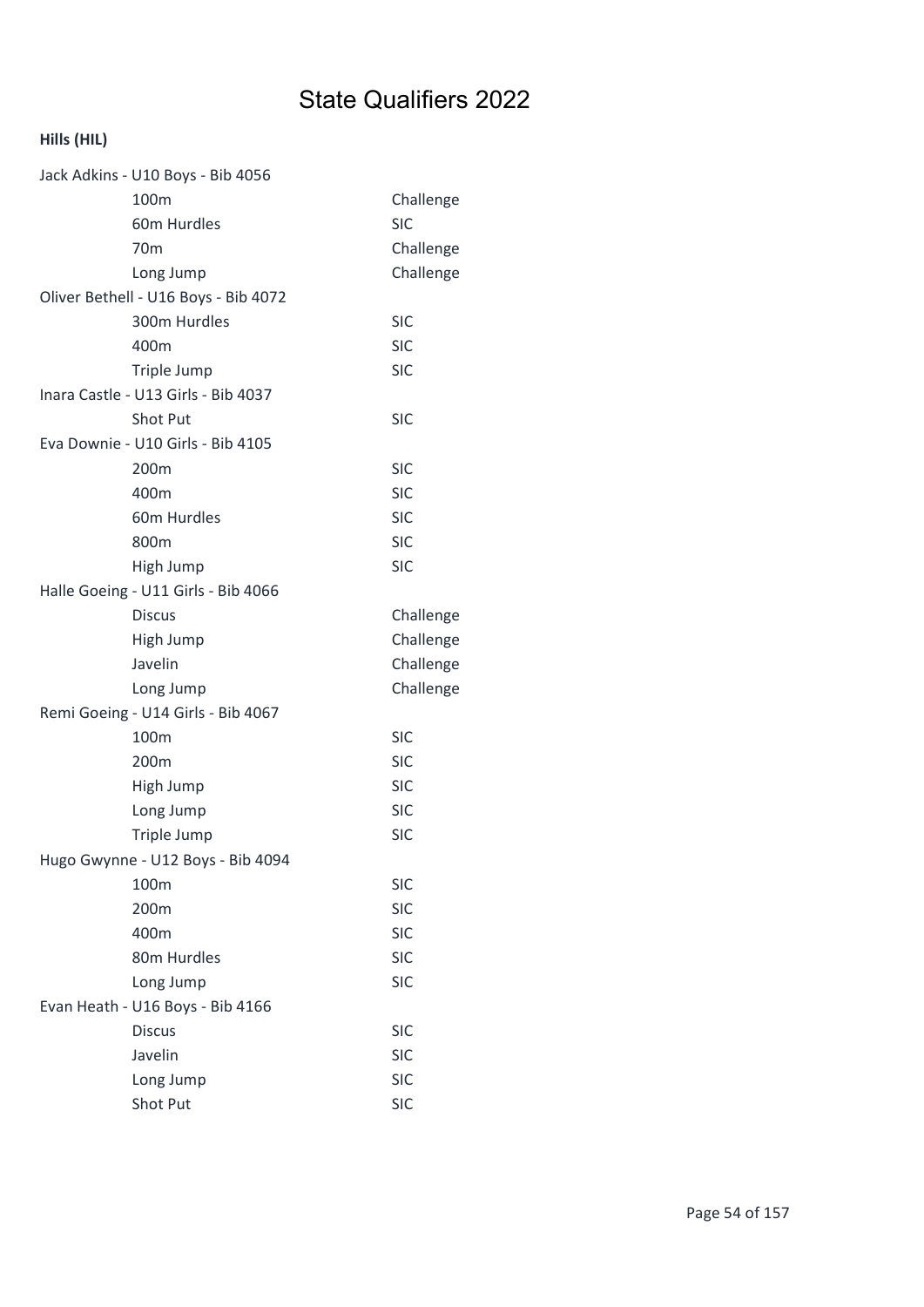# State Qualifiers 2022

**Hills (HIL)**

Jack Adkins - U10 Boys - Bib 4056

| Event | Qualification |
| --- | --- |
| 100m | Challenge |
| 60m Hurdles | SIC |
| 70m | Challenge |
| Long Jump | Challenge |

Oliver Bethell - U16 Boys - Bib 4072

| Event | Qualification |
| --- | --- |
| 300m Hurdles | SIC |
| 400m | SIC |
| Triple Jump | SIC |

Inara Castle - U13 Girls - Bib 4037

| Event | Qualification |
| --- | --- |
| Shot Put | SIC |

Eva Downie - U10 Girls - Bib 4105

| Event | Qualification |
| --- | --- |
| 200m | SIC |
| 400m | SIC |
| 60m Hurdles | SIC |
| 800m | SIC |
| High Jump | SIC |

Halle Goeing - U11 Girls - Bib 4066

| Event | Qualification |
| --- | --- |
| Discus | Challenge |
| High Jump | Challenge |
| Javelin | Challenge |
| Long Jump | Challenge |

Remi Goeing - U14 Girls - Bib 4067

| Event | Qualification |
| --- | --- |
| 100m | SIC |
| 200m | SIC |
| High Jump | SIC |
| Long Jump | SIC |
| Triple Jump | SIC |

Hugo Gwynne - U12 Boys - Bib 4094

| Event | Qualification |
| --- | --- |
| 100m | SIC |
| 200m | SIC |
| 400m | SIC |
| 80m Hurdles | SIC |
| Long Jump | SIC |

Evan Heath - U16 Boys - Bib 4166

| Event | Qualification |
| --- | --- |
| Discus | SIC |
| Javelin | SIC |
| Long Jump | SIC |
| Shot Put | SIC |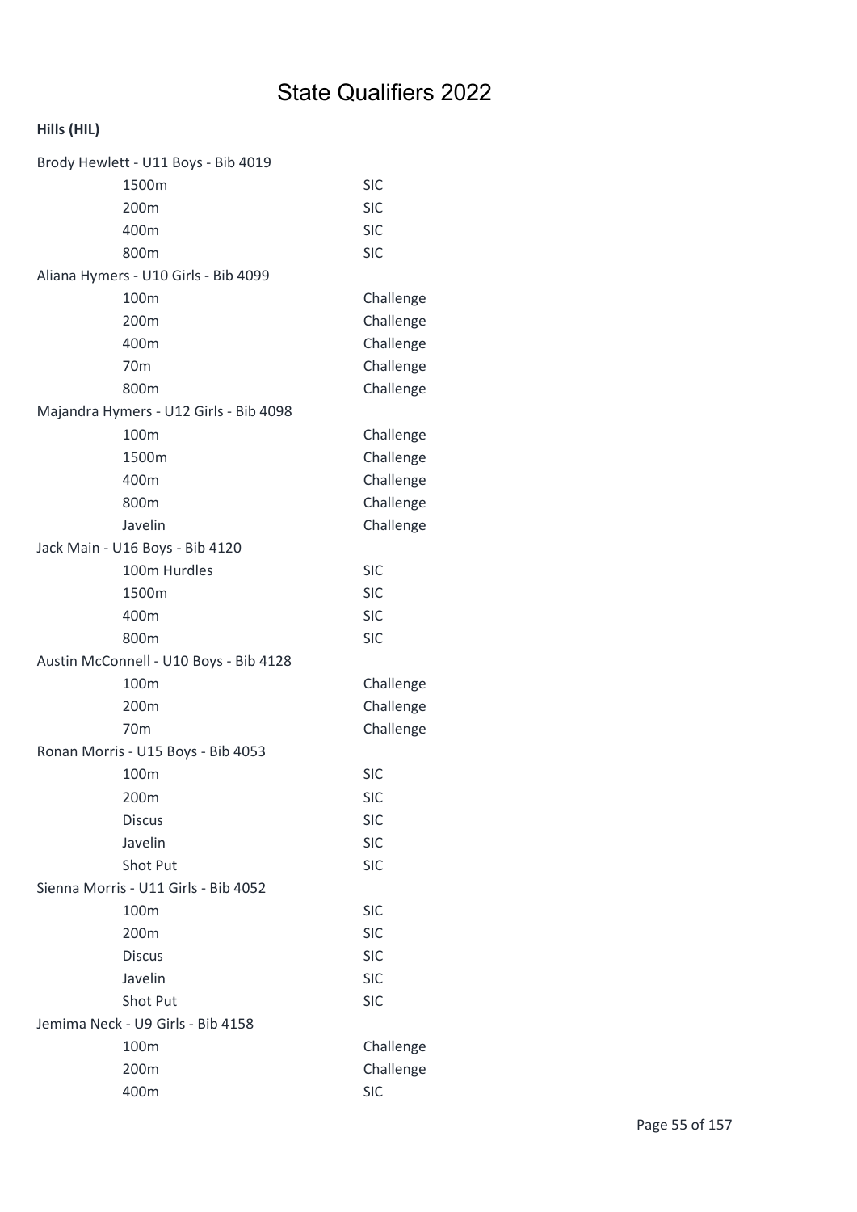# State Qualifiers 2022

**Hills (HIL)**

Brody Hewlett - U11 Boys - Bib 4019

| | |
|---|---|
| 1500m | SIC |
| 200m | SIC |
| 400m | SIC |
| 800m | SIC |

Aliana Hymers - U10 Girls - Bib 4099

| | |
|---|---|
| 100m | Challenge |
| 200m | Challenge |
| 400m | Challenge |
| 70m | Challenge |
| 800m | Challenge |

Majandra Hymers - U12 Girls - Bib 4098

| | |
|---|---|
| 100m | Challenge |
| 1500m | Challenge |
| 400m | Challenge |
| 800m | Challenge |
| Javelin | Challenge |

Jack Main - U16 Boys - Bib 4120

| | |
|---|---|
| 100m Hurdles | SIC |
| 1500m | SIC |
| 400m | SIC |
| 800m | SIC |

Austin McConnell - U10 Boys - Bib 4128

| | |
|---|---|
| 100m | Challenge |
| 200m | Challenge |
| 70m | Challenge |

Ronan Morris - U15 Boys - Bib 4053

| | |
|---|---|
| 100m | SIC |
| 200m | SIC |
| Discus | SIC |
| Javelin | SIC |
| Shot Put | SIC |

Sienna Morris - U11 Girls - Bib 4052

| | |
|---|---|
| 100m | SIC |
| 200m | SIC |
| Discus | SIC |
| Javelin | SIC |
| Shot Put | SIC |

Jemima Neck - U9 Girls - Bib 4158

| | |
|---|---|
| 100m | Challenge |
| 200m | Challenge |
| 400m | SIC |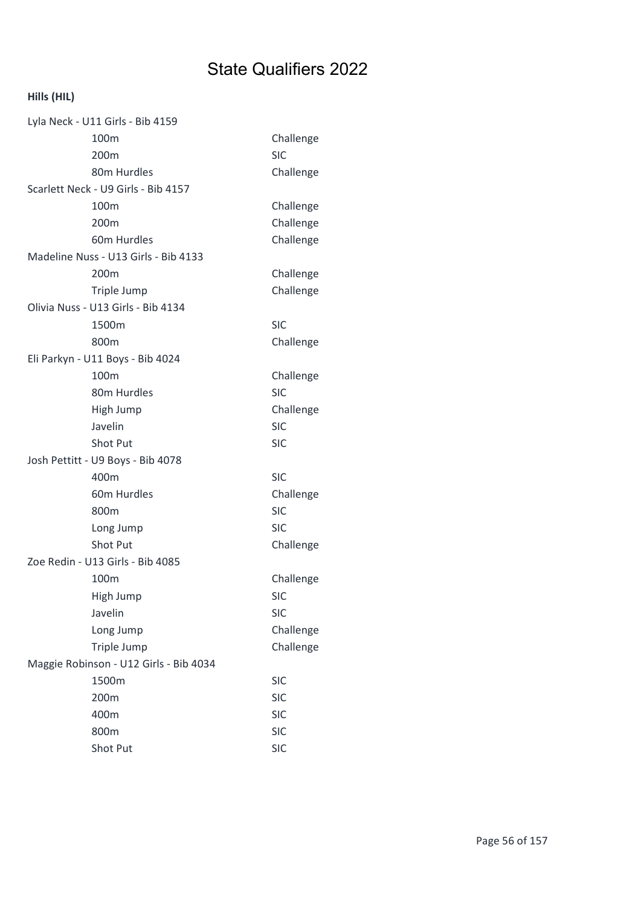# State Qualifiers 2022

**Hills (HIL)**

Lyla Neck - U11 Girls - Bib 4159

| | |
|---|---|
| 100m | Challenge |
| 200m | SIC |
| 80m Hurdles | Challenge |

Scarlett Neck - U9 Girls - Bib 4157

| | |
|---|---|
| 100m | Challenge |
| 200m | Challenge |
| 60m Hurdles | Challenge |

Madeline Nuss - U13 Girls - Bib 4133

| | |
|---|---|
| 200m | Challenge |
| Triple Jump | Challenge |

Olivia Nuss - U13 Girls - Bib 4134

| | |
|---|---|
| 1500m | SIC |
| 800m | Challenge |

Eli Parkyn - U11 Boys - Bib 4024

| | |
|---|---|
| 100m | Challenge |
| 80m Hurdles | SIC |
| High Jump | Challenge |
| Javelin | SIC |
| Shot Put | SIC |

Josh Pettitt - U9 Boys - Bib 4078

| | |
|---|---|
| 400m | SIC |
| 60m Hurdles | Challenge |
| 800m | SIC |
| Long Jump | SIC |
| Shot Put | Challenge |

Zoe Redin - U13 Girls - Bib 4085

| | |
|---|---|
| 100m | Challenge |
| High Jump | SIC |
| Javelin | SIC |
| Long Jump | Challenge |
| Triple Jump | Challenge |

Maggie Robinson - U12 Girls - Bib 4034

| | |
|---|---|
| 1500m | SIC |
| 200m | SIC |
| 400m | SIC |
| 800m | SIC |
| Shot Put | SIC |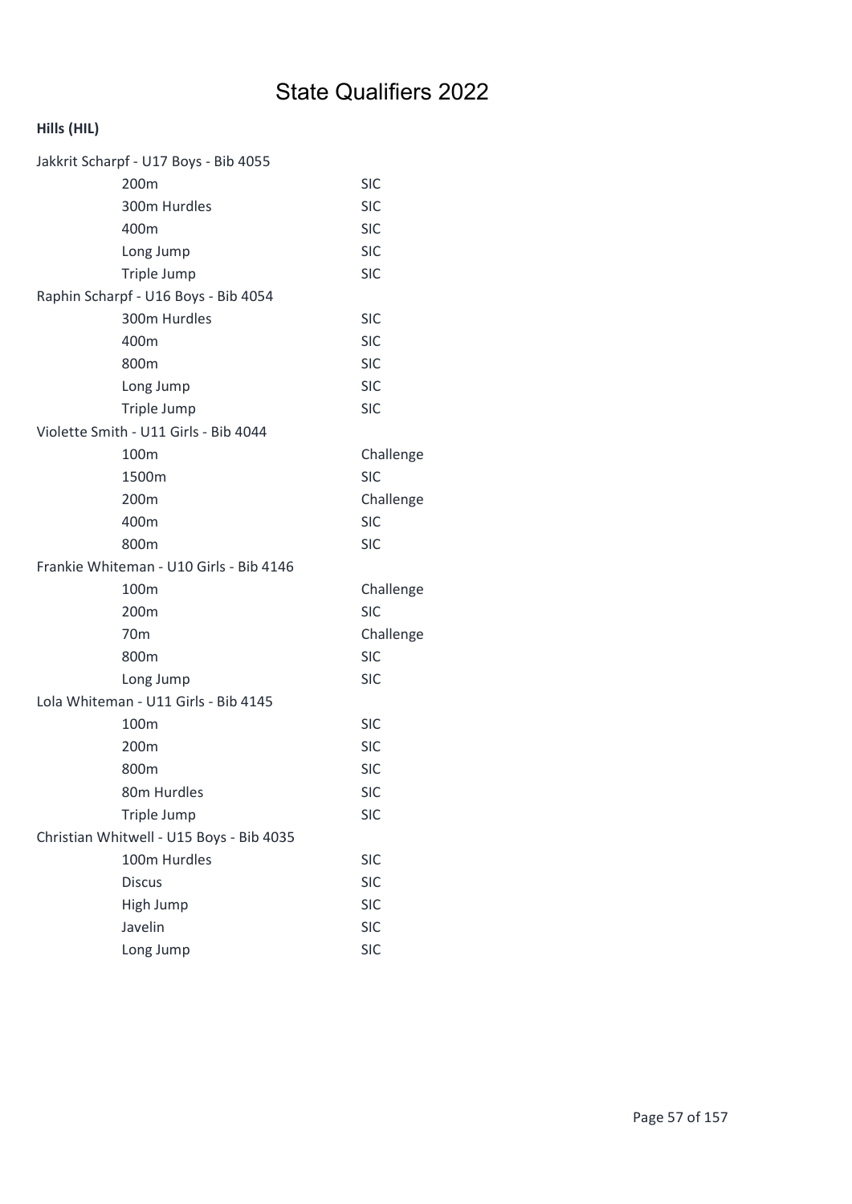# State Qualifiers 2022

**Hills (HIL)**

| Athlete / Event | Qualification |
|---|---|
| Jakkrit Scharpf - U17 Boys - Bib 4055 | |
| 200m | SIC |
| 300m Hurdles | SIC |
| 400m | SIC |
| Long Jump | SIC |
| Triple Jump | SIC |
| Raphin Scharpf - U16 Boys - Bib 4054 | |
| 300m Hurdles | SIC |
| 400m | SIC |
| 800m | SIC |
| Long Jump | SIC |
| Triple Jump | SIC |
| Violette Smith - U11 Girls - Bib 4044 | |
| 100m | Challenge |
| 1500m | SIC |
| 200m | Challenge |
| 400m | SIC |
| 800m | SIC |
| Frankie Whiteman - U10 Girls - Bib 4146 | |
| 100m | Challenge |
| 200m | SIC |
| 70m | Challenge |
| 800m | SIC |
| Long Jump | SIC |
| Lola Whiteman - U11 Girls - Bib 4145 | |
| 100m | SIC |
| 200m | SIC |
| 800m | SIC |
| 80m Hurdles | SIC |
| Triple Jump | SIC |
| Christian Whitwell - U15 Boys - Bib 4035 | |
| 100m Hurdles | SIC |
| Discus | SIC |
| High Jump | SIC |
| Javelin | SIC |
| Long Jump | SIC |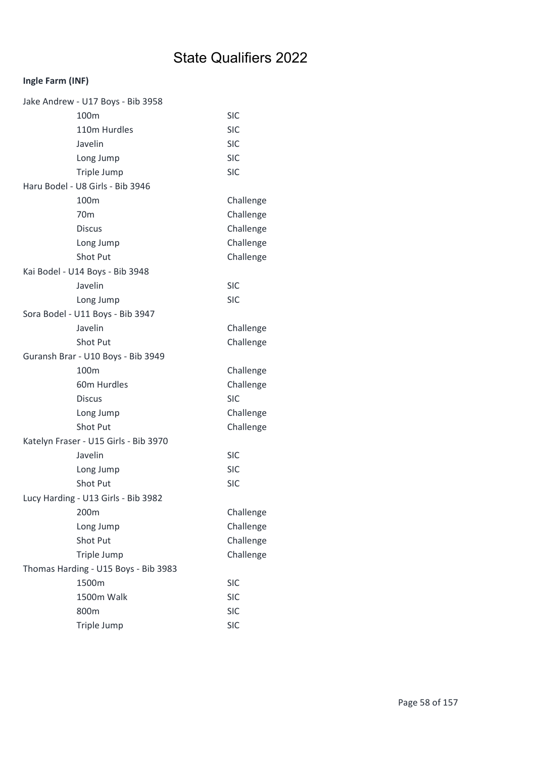# State Qualifiers 2022

**Ingle Farm (INF)**

| Athlete / Event | Qualification |
| --- | --- |
| Jake Andrew - U17 Boys - Bib 3958 | |
| 100m | SIC |
| 110m Hurdles | SIC |
| Javelin | SIC |
| Long Jump | SIC |
| Triple Jump | SIC |
| Haru Bodel - U8 Girls - Bib 3946 | |
| 100m | Challenge |
| 70m | Challenge |
| Discus | Challenge |
| Long Jump | Challenge |
| Shot Put | Challenge |
| Kai Bodel - U14 Boys - Bib 3948 | |
| Javelin | SIC |
| Long Jump | SIC |
| Sora Bodel - U11 Boys - Bib 3947 | |
| Javelin | Challenge |
| Shot Put | Challenge |
| Guransh Brar - U10 Boys - Bib 3949 | |
| 100m | Challenge |
| 60m Hurdles | Challenge |
| Discus | SIC |
| Long Jump | Challenge |
| Shot Put | Challenge |
| Katelyn Fraser - U15 Girls - Bib 3970 | |
| Javelin | SIC |
| Long Jump | SIC |
| Shot Put | SIC |
| Lucy Harding - U13 Girls - Bib 3982 | |
| 200m | Challenge |
| Long Jump | Challenge |
| Shot Put | Challenge |
| Triple Jump | Challenge |
| Thomas Harding - U15 Boys - Bib 3983 | |
| 1500m | SIC |
| 1500m Walk | SIC |
| 800m | SIC |
| Triple Jump | SIC |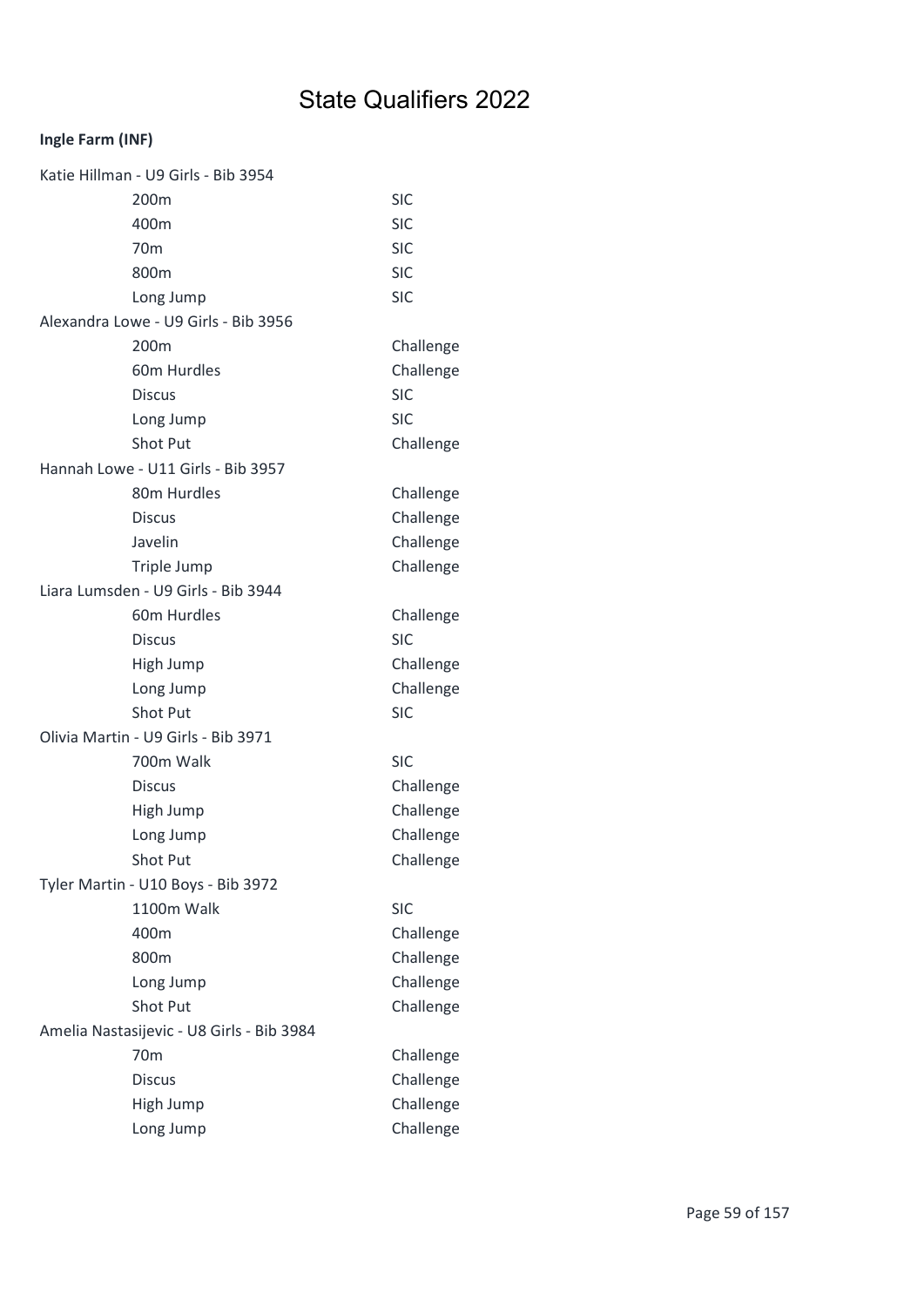# State Qualifiers 2022

**Ingle Farm (INF)**

Katie Hillman - U9 Girls - Bib 3954

| | |
|---|---|
| 200m | SIC |
| 400m | SIC |
| 70m | SIC |
| 800m | SIC |
| Long Jump | SIC |

Alexandra Lowe - U9 Girls - Bib 3956

| | |
|---|---|
| 200m | Challenge |
| 60m Hurdles | Challenge |
| Discus | SIC |
| Long Jump | SIC |
| Shot Put | Challenge |

Hannah Lowe - U11 Girls - Bib 3957

| | |
|---|---|
| 80m Hurdles | Challenge |
| Discus | Challenge |
| Javelin | Challenge |
| Triple Jump | Challenge |

Liara Lumsden - U9 Girls - Bib 3944

| | |
|---|---|
| 60m Hurdles | Challenge |
| Discus | SIC |
| High Jump | Challenge |
| Long Jump | Challenge |
| Shot Put | SIC |

Olivia Martin - U9 Girls - Bib 3971

| | |
|---|---|
| 700m Walk | SIC |
| Discus | Challenge |
| High Jump | Challenge |
| Long Jump | Challenge |
| Shot Put | Challenge |

Tyler Martin - U10 Boys - Bib 3972

| | |
|---|---|
| 1100m Walk | SIC |
| 400m | Challenge |
| 800m | Challenge |
| Long Jump | Challenge |
| Shot Put | Challenge |

Amelia Nastasijevic - U8 Girls - Bib 3984

| | |
|---|---|
| 70m | Challenge |
| Discus | Challenge |
| High Jump | Challenge |
| Long Jump | Challenge |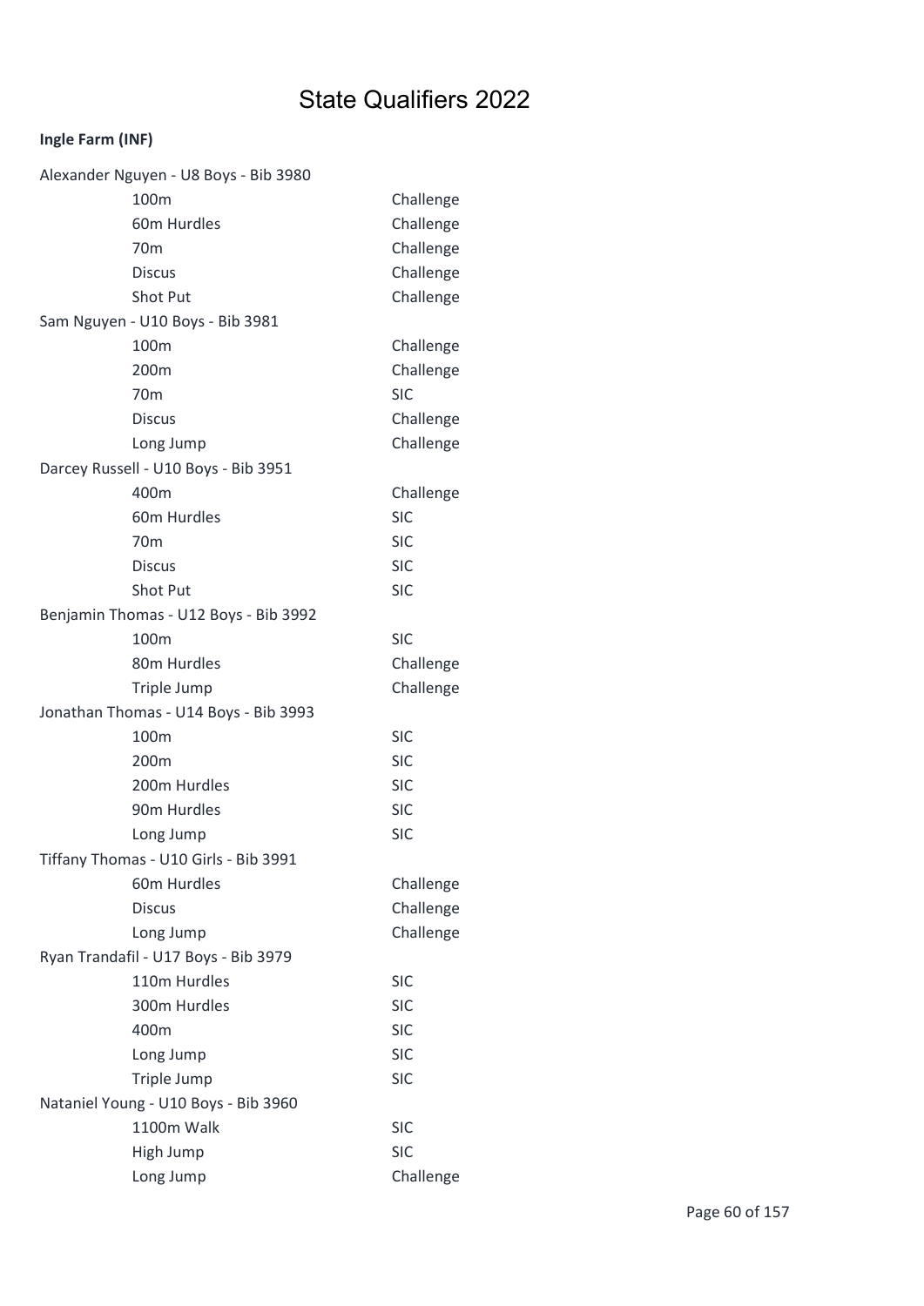# State Qualifiers 2022

**Ingle Farm (INF)**

Alexander Nguyen - U8 Boys - Bib 3980

| Event | Qualification |
| --- | --- |
| 100m | Challenge |
| 60m Hurdles | Challenge |
| 70m | Challenge |
| Discus | Challenge |
| Shot Put | Challenge |

Sam Nguyen - U10 Boys - Bib 3981

| Event | Qualification |
| --- | --- |
| 100m | Challenge |
| 200m | Challenge |
| 70m | SIC |
| Discus | Challenge |
| Long Jump | Challenge |

Darcey Russell - U10 Boys - Bib 3951

| Event | Qualification |
| --- | --- |
| 400m | Challenge |
| 60m Hurdles | SIC |
| 70m | SIC |
| Discus | SIC |
| Shot Put | SIC |

Benjamin Thomas - U12 Boys - Bib 3992

| Event | Qualification |
| --- | --- |
| 100m | SIC |
| 80m Hurdles | Challenge |
| Triple Jump | Challenge |

Jonathan Thomas - U14 Boys - Bib 3993

| Event | Qualification |
| --- | --- |
| 100m | SIC |
| 200m | SIC |
| 200m Hurdles | SIC |
| 90m Hurdles | SIC |
| Long Jump | SIC |

Tiffany Thomas - U10 Girls - Bib 3991

| Event | Qualification |
| --- | --- |
| 60m Hurdles | Challenge |
| Discus | Challenge |
| Long Jump | Challenge |

Ryan Trandafil - U17 Boys - Bib 3979

| Event | Qualification |
| --- | --- |
| 110m Hurdles | SIC |
| 300m Hurdles | SIC |
| 400m | SIC |
| Long Jump | SIC |
| Triple Jump | SIC |

Nataniel Young - U10 Boys - Bib 3960

| Event | Qualification |
| --- | --- |
| 1100m Walk | SIC |
| High Jump | SIC |
| Long Jump | Challenge |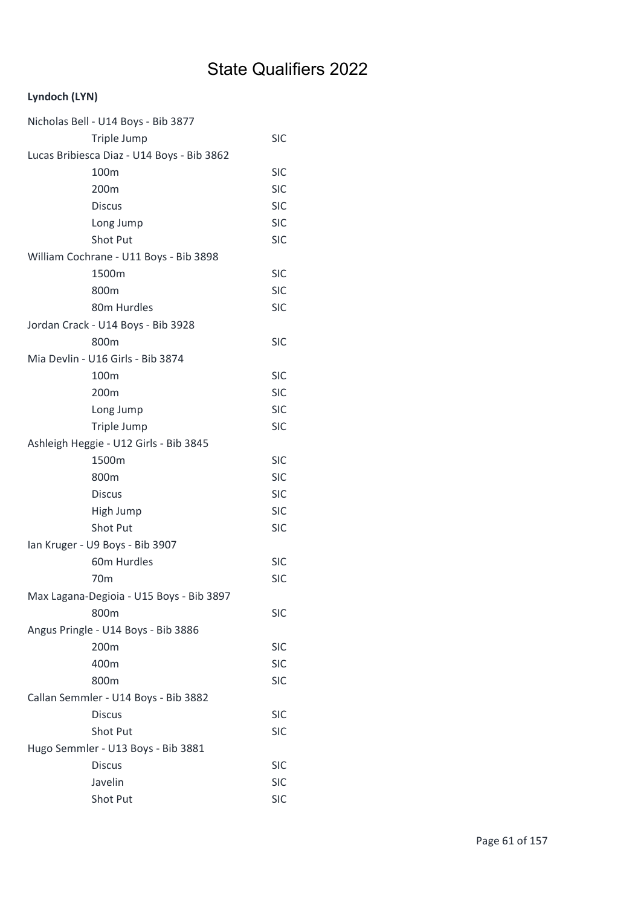# State Qualifiers 2022

**Lyndoch (LYN)**

| | |
|---|---|
| Nicholas Bell - U14 Boys - Bib 3877 | |
| Triple Jump | SIC |
| Lucas Bribiesca Diaz - U14 Boys - Bib 3862 | |
| 100m | SIC |
| 200m | SIC |
| Discus | SIC |
| Long Jump | SIC |
| Shot Put | SIC |
| William Cochrane - U11 Boys - Bib 3898 | |
| 1500m | SIC |
| 800m | SIC |
| 80m Hurdles | SIC |
| Jordan Crack - U14 Boys - Bib 3928 | |
| 800m | SIC |
| Mia Devlin - U16 Girls - Bib 3874 | |
| 100m | SIC |
| 200m | SIC |
| Long Jump | SIC |
| Triple Jump | SIC |
| Ashleigh Heggie - U12 Girls - Bib 3845 | |
| 1500m | SIC |
| 800m | SIC |
| Discus | SIC |
| High Jump | SIC |
| Shot Put | SIC |
| Ian Kruger - U9 Boys - Bib 3907 | |
| 60m Hurdles | SIC |
| 70m | SIC |
| Max Lagana-Degioia - U15 Boys - Bib 3897 | |
| 800m | SIC |
| Angus Pringle - U14 Boys - Bib 3886 | |
| 200m | SIC |
| 400m | SIC |
| 800m | SIC |
| Callan Semmler - U14 Boys - Bib 3882 | |
| Discus | SIC |
| Shot Put | SIC |
| Hugo Semmler - U13 Boys - Bib 3881 | |
| Discus | SIC |
| Javelin | SIC |
| Shot Put | SIC |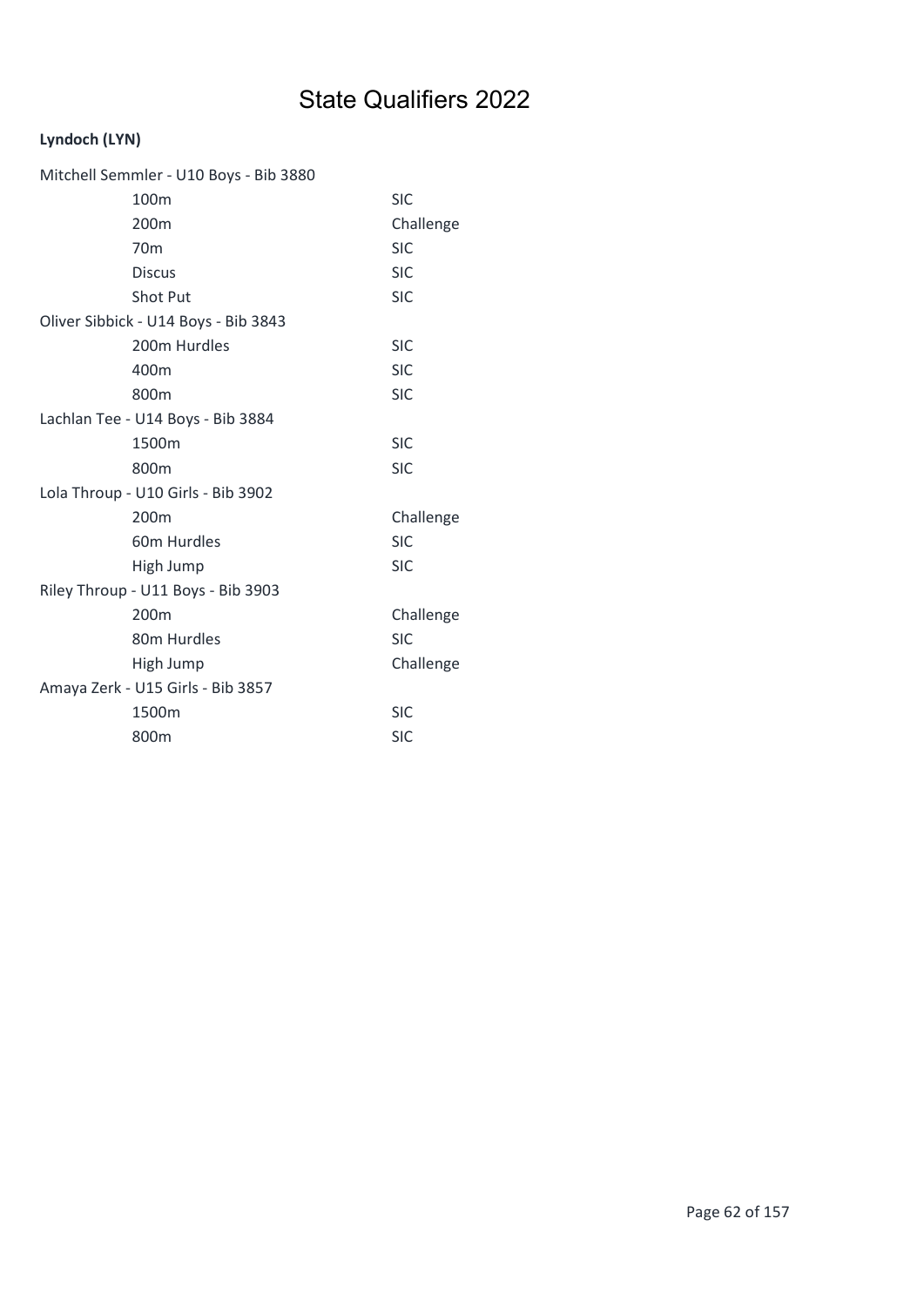# State Qualifiers 2022

**Lyndoch (LYN)**

Mitchell Semmler - U10 Boys - Bib 3880

| | |
|---|---|
| 100m | SIC |
| 200m | Challenge |
| 70m | SIC |
| Discus | SIC |
| Shot Put | SIC |

Oliver Sibbick - U14 Boys - Bib 3843

| | |
|---|---|
| 200m Hurdles | SIC |
| 400m | SIC |
| 800m | SIC |

Lachlan Tee - U14 Boys - Bib 3884

| | |
|---|---|
| 1500m | SIC |
| 800m | SIC |

Lola Throup - U10 Girls - Bib 3902

| | |
|---|---|
| 200m | Challenge |
| 60m Hurdles | SIC |
| High Jump | SIC |

Riley Throup - U11 Boys - Bib 3903

| | |
|---|---|
| 200m | Challenge |
| 80m Hurdles | SIC |
| High Jump | Challenge |

Amaya Zerk - U15 Girls - Bib 3857

| | |
|---|---|
| 1500m | SIC |
| 800m | SIC |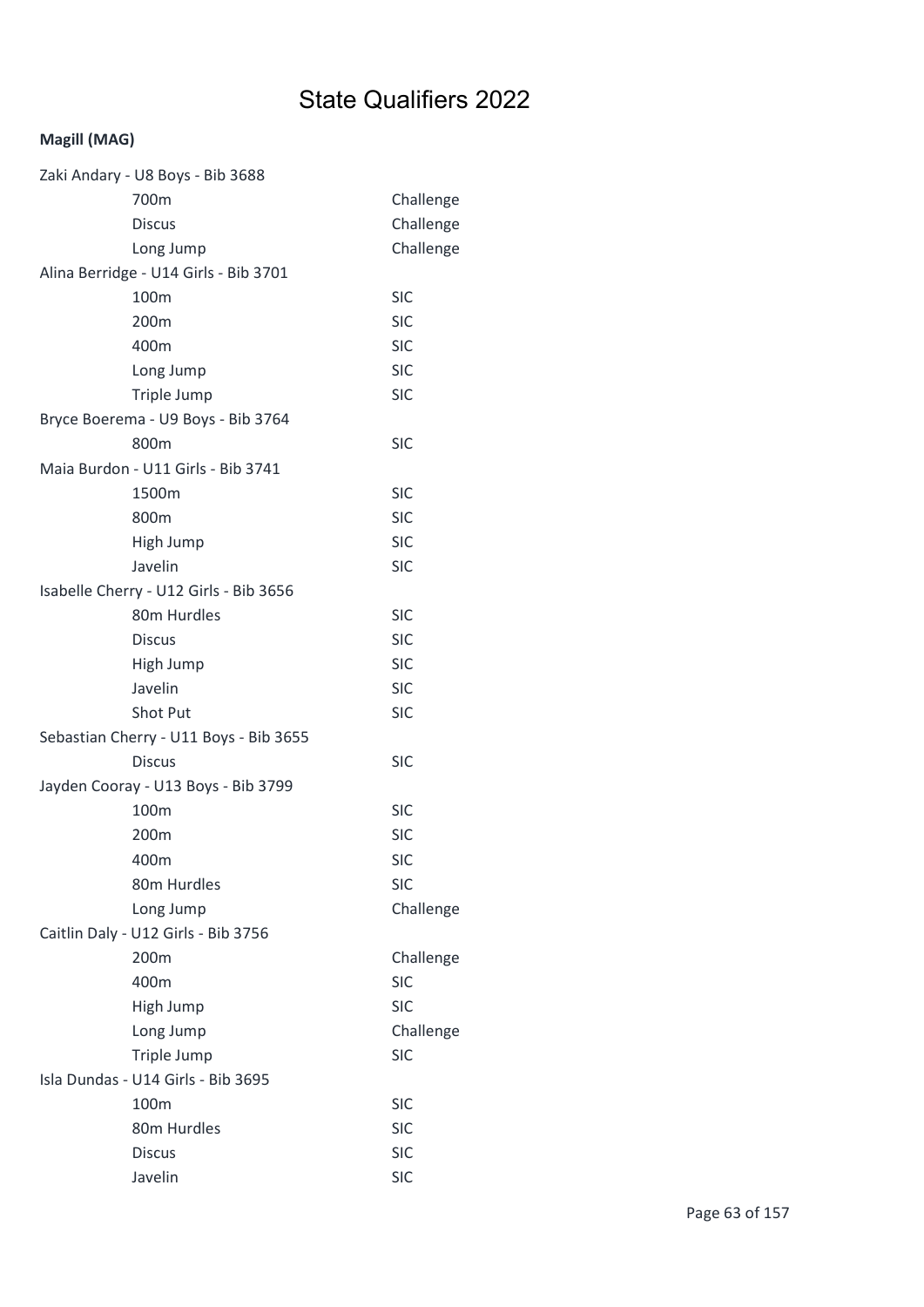# State Qualifiers 2022

**Magill (MAG)**

| Athlete / Event | Qualification |
| --- | --- |
| Zaki Andary - U8 Boys - Bib 3688 | |
| 700m | Challenge |
| Discus | Challenge |
| Long Jump | Challenge |
| Alina Berridge - U14 Girls - Bib 3701 | |
| 100m | SIC |
| 200m | SIC |
| 400m | SIC |
| Long Jump | SIC |
| Triple Jump | SIC |
| Bryce Boerema - U9 Boys - Bib 3764 | |
| 800m | SIC |
| Maia Burdon - U11 Girls - Bib 3741 | |
| 1500m | SIC |
| 800m | SIC |
| High Jump | SIC |
| Javelin | SIC |
| Isabelle Cherry - U12 Girls - Bib 3656 | |
| 80m Hurdles | SIC |
| Discus | SIC |
| High Jump | SIC |
| Javelin | SIC |
| Shot Put | SIC |
| Sebastian Cherry - U11 Boys - Bib 3655 | |
| Discus | SIC |
| Jayden Cooray - U13 Boys - Bib 3799 | |
| 100m | SIC |
| 200m | SIC |
| 400m | SIC |
| 80m Hurdles | SIC |
| Long Jump | Challenge |
| Caitlin Daly - U12 Girls - Bib 3756 | |
| 200m | Challenge |
| 400m | SIC |
| High Jump | SIC |
| Long Jump | Challenge |
| Triple Jump | SIC |
| Isla Dundas - U14 Girls - Bib 3695 | |
| 100m | SIC |
| 80m Hurdles | SIC |
| Discus | SIC |
| Javelin | SIC |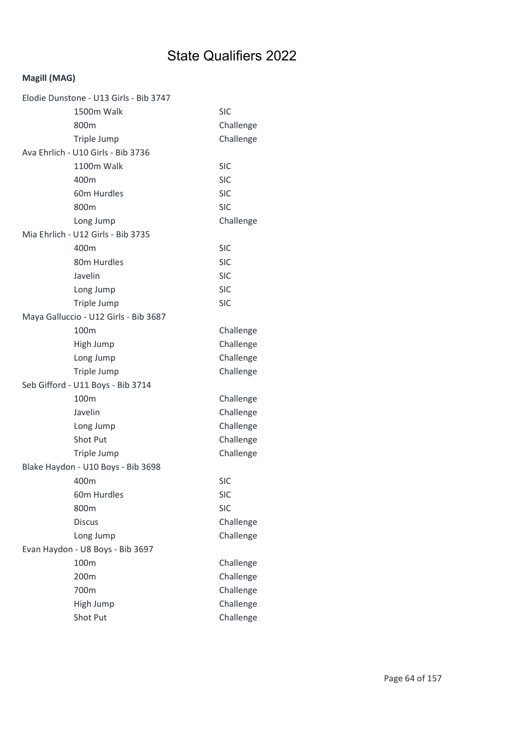# State Qualifiers 2022

**Magill (MAG)**

Elodie Dunstone - U13 Girls - Bib 3747

| Event | Qualification |
| --- | --- |
| 1500m Walk | SIC |
| 800m | Challenge |
| Triple Jump | Challenge |

Ava Ehrlich - U10 Girls - Bib 3736

| Event | Qualification |
| --- | --- |
| 1100m Walk | SIC |
| 400m | SIC |
| 60m Hurdles | SIC |
| 800m | SIC |
| Long Jump | Challenge |

Mia Ehrlich - U12 Girls - Bib 3735

| Event | Qualification |
| --- | --- |
| 400m | SIC |
| 80m Hurdles | SIC |
| Javelin | SIC |
| Long Jump | SIC |
| Triple Jump | SIC |

Maya Galluccio - U12 Girls - Bib 3687

| Event | Qualification |
| --- | --- |
| 100m | Challenge |
| High Jump | Challenge |
| Long Jump | Challenge |
| Triple Jump | Challenge |

Seb Gifford - U11 Boys - Bib 3714

| Event | Qualification |
| --- | --- |
| 100m | Challenge |
| Javelin | Challenge |
| Long Jump | Challenge |
| Shot Put | Challenge |
| Triple Jump | Challenge |

Blake Haydon - U10 Boys - Bib 3698

| Event | Qualification |
| --- | --- |
| 400m | SIC |
| 60m Hurdles | SIC |
| 800m | SIC |
| Discus | Challenge |
| Long Jump | Challenge |

Evan Haydon - U8 Boys - Bib 3697

| Event | Qualification |
| --- | --- |
| 100m | Challenge |
| 200m | Challenge |
| 700m | Challenge |
| High Jump | Challenge |
| Shot Put | Challenge |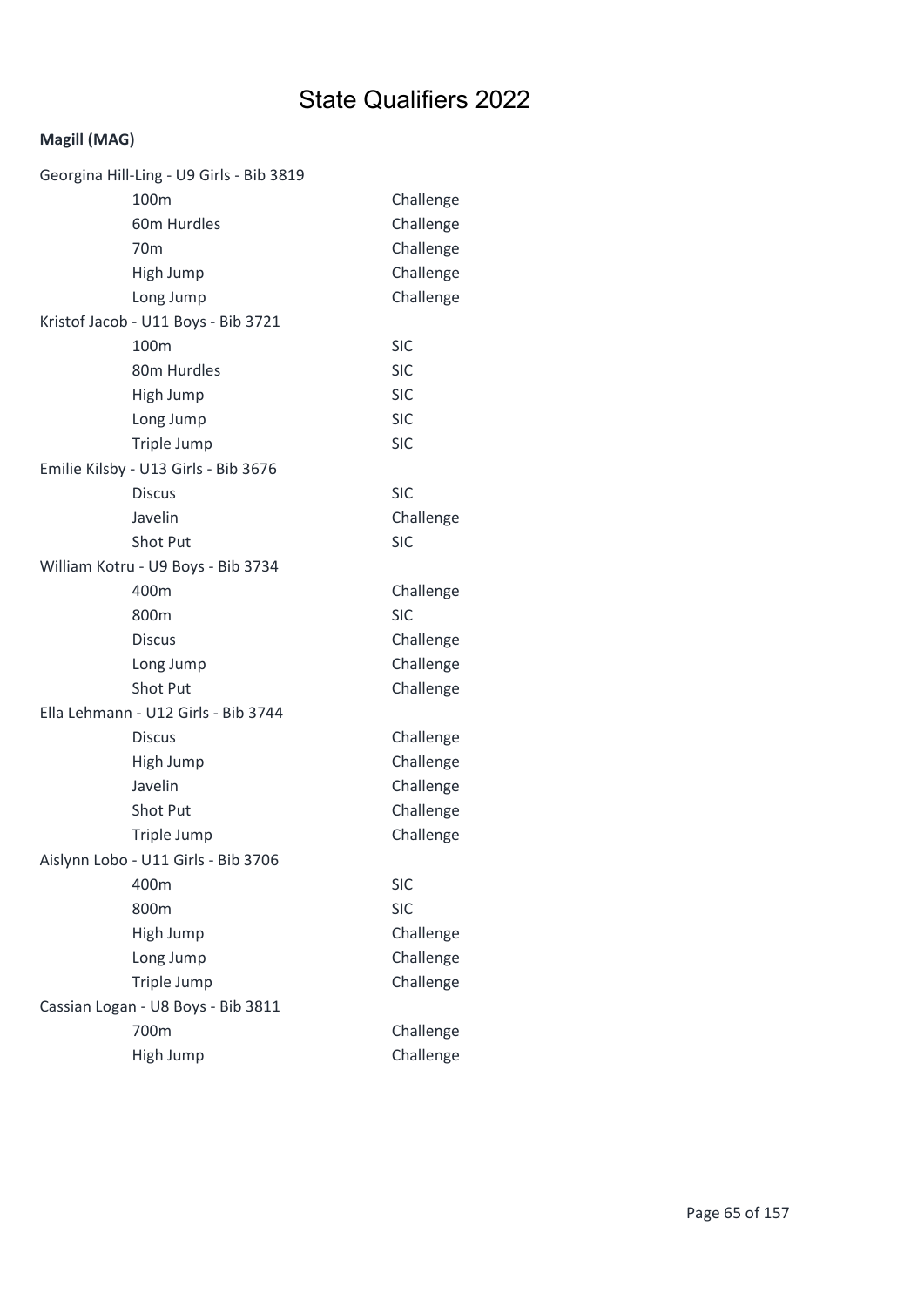# State Qualifiers 2022

**Magill (MAG)**

Georgina Hill-Ling - U9 Girls - Bib 3819

| Event | Qualification |
|---|---|
| 100m | Challenge |
| 60m Hurdles | Challenge |
| 70m | Challenge |
| High Jump | Challenge |
| Long Jump | Challenge |

Kristof Jacob - U11 Boys - Bib 3721

| Event | Qualification |
|---|---|
| 100m | SIC |
| 80m Hurdles | SIC |
| High Jump | SIC |
| Long Jump | SIC |
| Triple Jump | SIC |

Emilie Kilsby - U13 Girls - Bib 3676

| Event | Qualification |
|---|---|
| Discus | SIC |
| Javelin | Challenge |
| Shot Put | SIC |

William Kotru - U9 Boys - Bib 3734

| Event | Qualification |
|---|---|
| 400m | Challenge |
| 800m | SIC |
| Discus | Challenge |
| Long Jump | Challenge |
| Shot Put | Challenge |

Ella Lehmann - U12 Girls - Bib 3744

| Event | Qualification |
|---|---|
| Discus | Challenge |
| High Jump | Challenge |
| Javelin | Challenge |
| Shot Put | Challenge |
| Triple Jump | Challenge |

Aislynn Lobo - U11 Girls - Bib 3706

| Event | Qualification |
|---|---|
| 400m | SIC |
| 800m | SIC |
| High Jump | Challenge |
| Long Jump | Challenge |
| Triple Jump | Challenge |

Cassian Logan - U8 Boys - Bib 3811

| Event | Qualification |
|---|---|
| 700m | Challenge |
| High Jump | Challenge |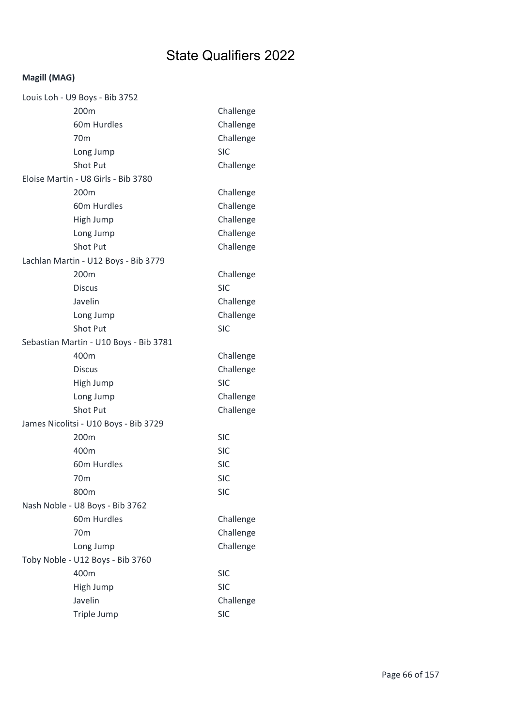# State Qualifiers 2022

**Magill (MAG)**

Louis Loh - U9 Boys - Bib 3752

| | |
|---|---|
| 200m | Challenge |
| 60m Hurdles | Challenge |
| 70m | Challenge |
| Long Jump | SIC |
| Shot Put | Challenge |

Eloise Martin - U8 Girls - Bib 3780

| | |
|---|---|
| 200m | Challenge |
| 60m Hurdles | Challenge |
| High Jump | Challenge |
| Long Jump | Challenge |
| Shot Put | Challenge |

Lachlan Martin - U12 Boys - Bib 3779

| | |
|---|---|
| 200m | Challenge |
| Discus | SIC |
| Javelin | Challenge |
| Long Jump | Challenge |
| Shot Put | SIC |

Sebastian Martin - U10 Boys - Bib 3781

| | |
|---|---|
| 400m | Challenge |
| Discus | Challenge |
| High Jump | SIC |
| Long Jump | Challenge |
| Shot Put | Challenge |

James Nicolitsi - U10 Boys - Bib 3729

| | |
|---|---|
| 200m | SIC |
| 400m | SIC |
| 60m Hurdles | SIC |
| 70m | SIC |
| 800m | SIC |

Nash Noble - U8 Boys - Bib 3762

| | |
|---|---|
| 60m Hurdles | Challenge |
| 70m | Challenge |
| Long Jump | Challenge |

Toby Noble - U12 Boys - Bib 3760

| | |
|---|---|
| 400m | SIC |
| High Jump | SIC |
| Javelin | Challenge |
| Triple Jump | SIC |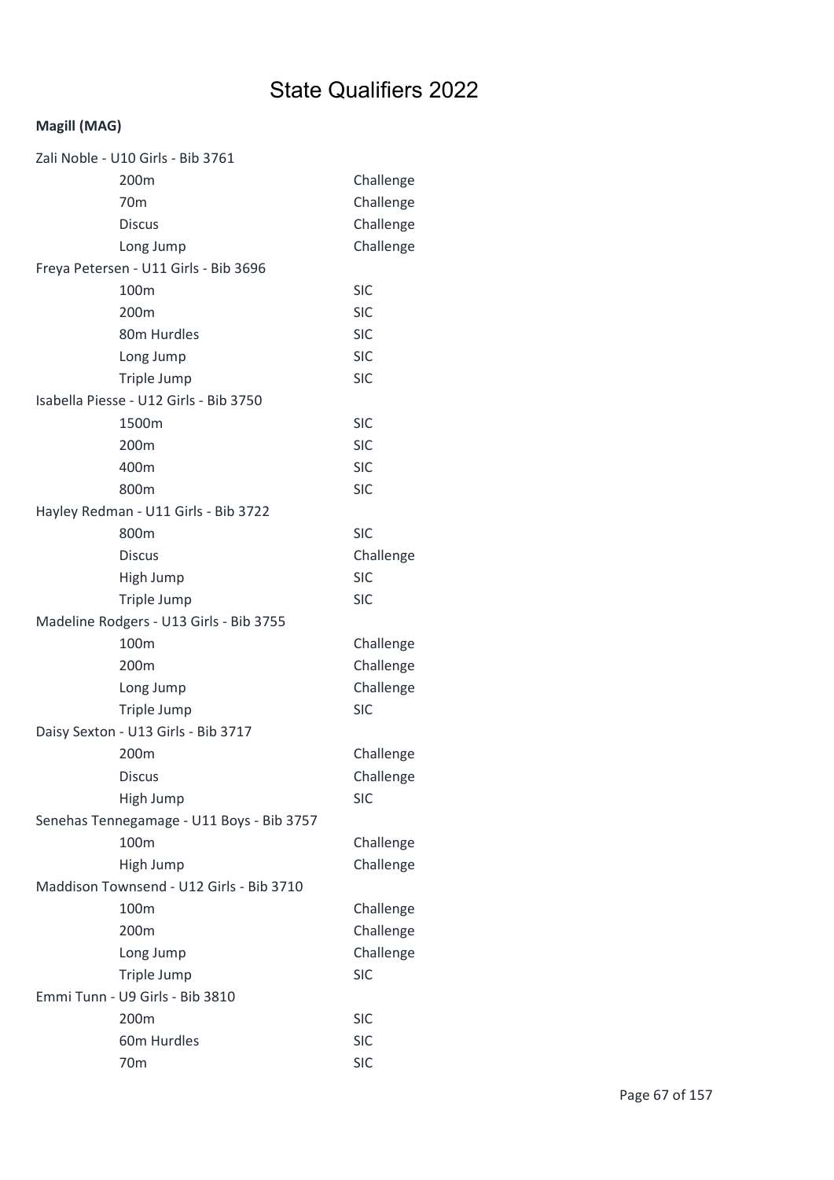# State Qualifiers 2022

**Magill (MAG)**

Zali Noble - U10 Girls - Bib 3761

| | |
|---|---|
| 200m | Challenge |
| 70m | Challenge |
| Discus | Challenge |
| Long Jump | Challenge |

Freya Petersen - U11 Girls - Bib 3696

| | |
|---|---|
| 100m | SIC |
| 200m | SIC |
| 80m Hurdles | SIC |
| Long Jump | SIC |
| Triple Jump | SIC |

Isabella Piesse - U12 Girls - Bib 3750

| | |
|---|---|
| 1500m | SIC |
| 200m | SIC |
| 400m | SIC |
| 800m | SIC |

Hayley Redman - U11 Girls - Bib 3722

| | |
|---|---|
| 800m | SIC |
| Discus | Challenge |
| High Jump | SIC |
| Triple Jump | SIC |

Madeline Rodgers - U13 Girls - Bib 3755

| | |
|---|---|
| 100m | Challenge |
| 200m | Challenge |
| Long Jump | Challenge |
| Triple Jump | SIC |

Daisy Sexton - U13 Girls - Bib 3717

| | |
|---|---|
| 200m | Challenge |
| Discus | Challenge |
| High Jump | SIC |

Senehas Tennegamage - U11 Boys - Bib 3757

| | |
|---|---|
| 100m | Challenge |
| High Jump | Challenge |

Maddison Townsend - U12 Girls - Bib 3710

| | |
|---|---|
| 100m | Challenge |
| 200m | Challenge |
| Long Jump | Challenge |
| Triple Jump | SIC |

Emmi Tunn - U9 Girls - Bib 3810

| | |
|---|---|
| 200m | SIC |
| 60m Hurdles | SIC |
| 70m | SIC |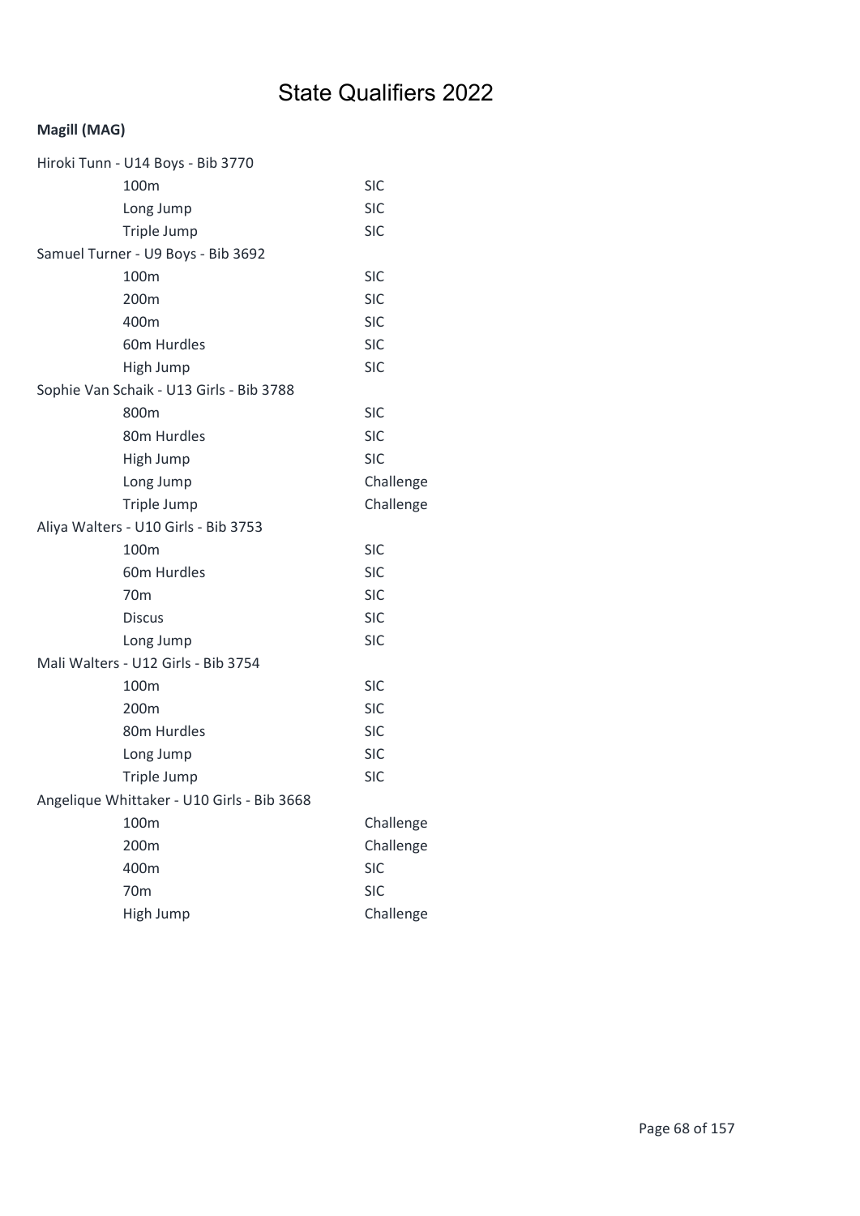# State Qualifiers 2022

**Magill (MAG)**

Hiroki Tunn - U14 Boys - Bib 3770

| Event | Qualification |
|---|---|
| 100m | SIC |
| Long Jump | SIC |
| Triple Jump | SIC |

Samuel Turner - U9 Boys - Bib 3692

| Event | Qualification |
|---|---|
| 100m | SIC |
| 200m | SIC |
| 400m | SIC |
| 60m Hurdles | SIC |
| High Jump | SIC |

Sophie Van Schaik - U13 Girls - Bib 3788

| Event | Qualification |
|---|---|
| 800m | SIC |
| 80m Hurdles | SIC |
| High Jump | SIC |
| Long Jump | Challenge |
| Triple Jump | Challenge |

Aliya Walters - U10 Girls - Bib 3753

| Event | Qualification |
|---|---|
| 100m | SIC |
| 60m Hurdles | SIC |
| 70m | SIC |
| Discus | SIC |
| Long Jump | SIC |

Mali Walters - U12 Girls - Bib 3754

| Event | Qualification |
|---|---|
| 100m | SIC |
| 200m | SIC |
| 80m Hurdles | SIC |
| Long Jump | SIC |
| Triple Jump | SIC |

Angelique Whittaker - U10 Girls - Bib 3668

| Event | Qualification |
|---|---|
| 100m | Challenge |
| 200m | Challenge |
| 400m | SIC |
| 70m | SIC |
| High Jump | Challenge |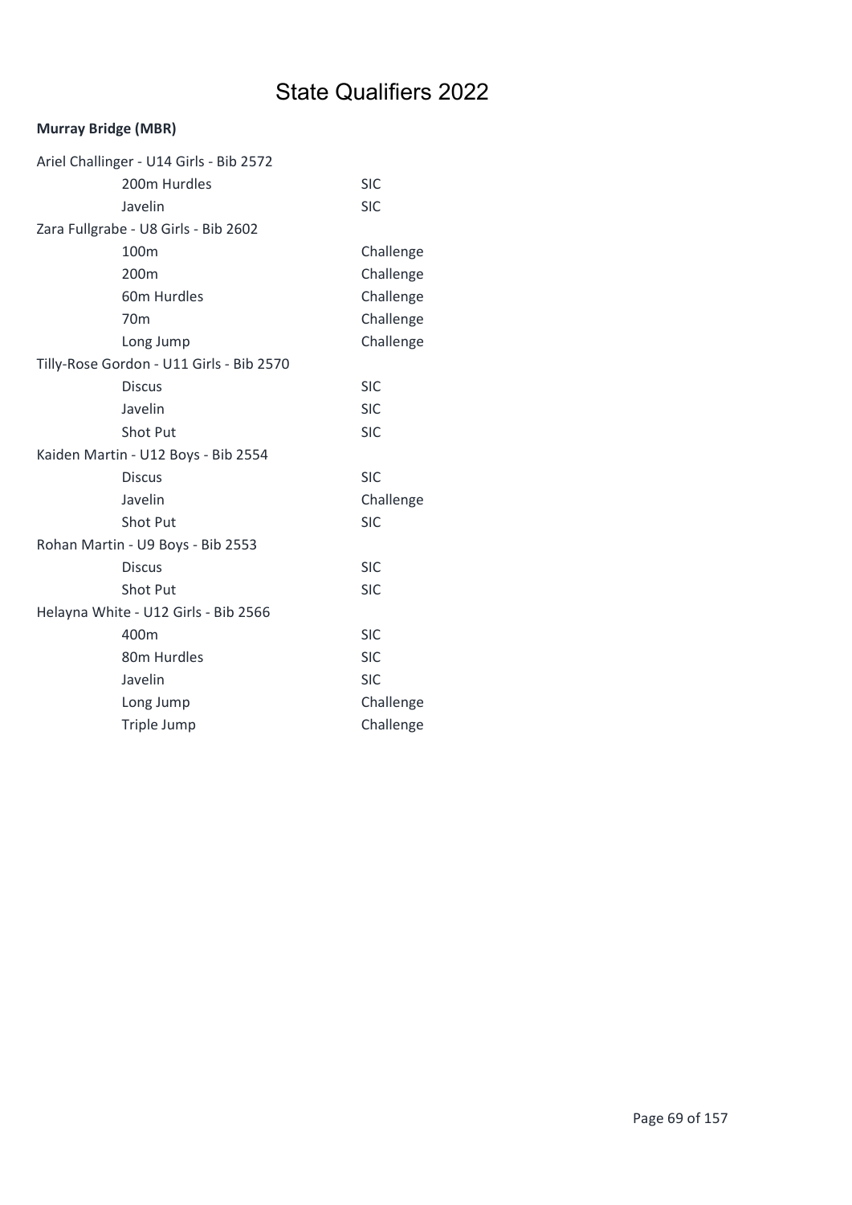# State Qualifiers 2022

**Murray Bridge (MBR)**

Ariel Challinger - U14 Girls - Bib 2572

| | |
|---|---|
| 200m Hurdles | SIC |
| Javelin | SIC |

Zara Fullgrabe - U8 Girls - Bib 2602

| | |
|---|---|
| 100m | Challenge |
| 200m | Challenge |
| 60m Hurdles | Challenge |
| 70m | Challenge |
| Long Jump | Challenge |

Tilly-Rose Gordon - U11 Girls - Bib 2570

| | |
|---|---|
| Discus | SIC |
| Javelin | SIC |
| Shot Put | SIC |

Kaiden Martin - U12 Boys - Bib 2554

| | |
|---|---|
| Discus | SIC |
| Javelin | Challenge |
| Shot Put | SIC |

Rohan Martin - U9 Boys - Bib 2553

| | |
|---|---|
| Discus | SIC |
| Shot Put | SIC |

Helayna White - U12 Girls - Bib 2566

| | |
|---|---|
| 400m | SIC |
| 80m Hurdles | SIC |
| Javelin | SIC |
| Long Jump | Challenge |
| Triple Jump | Challenge |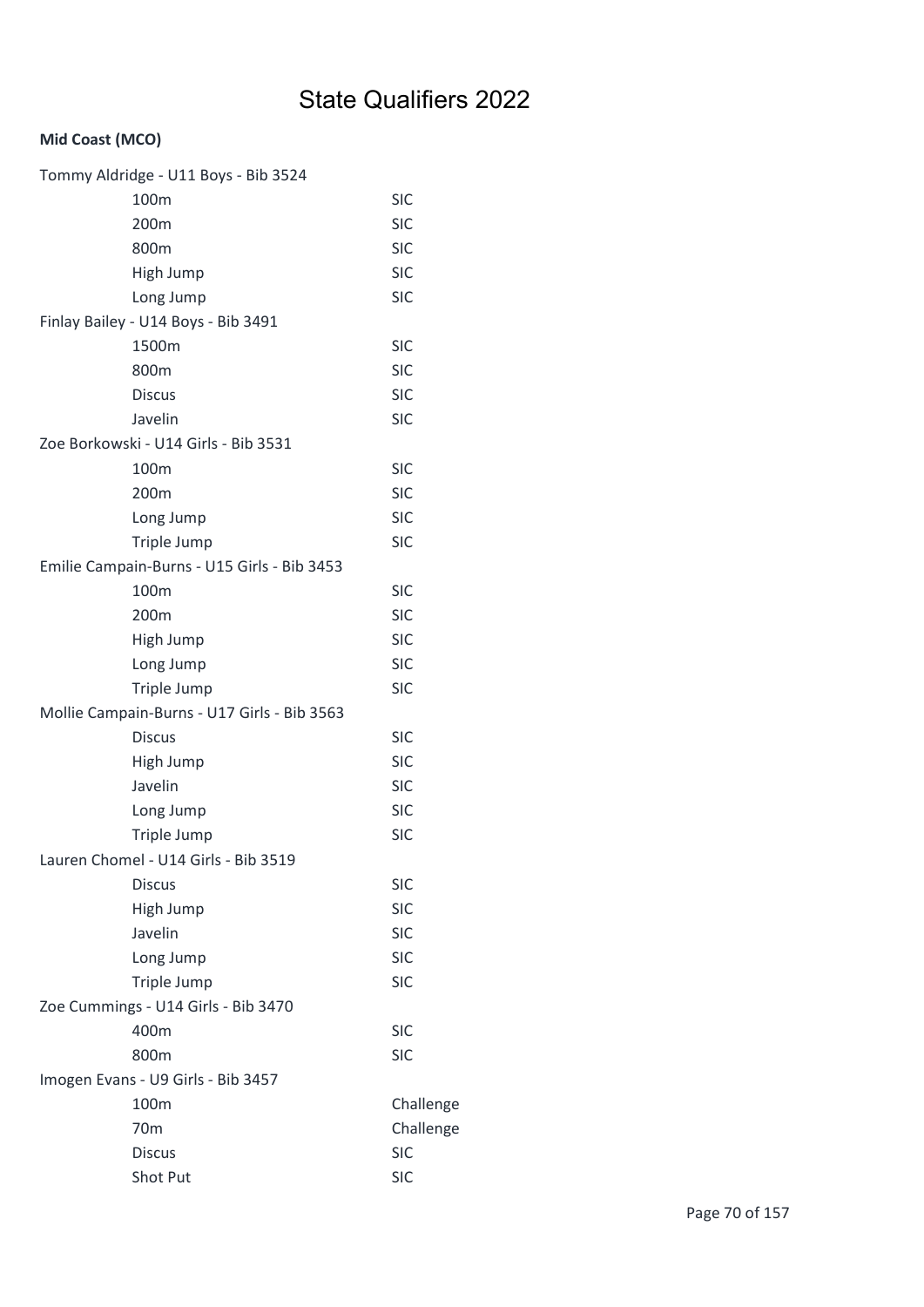# State Qualifiers 2022

**Mid Coast (MCO)**

Tommy Aldridge - U11 Boys - Bib 3524

| | |
|---|---|
| 100m | SIC |
| 200m | SIC |
| 800m | SIC |
| High Jump | SIC |
| Long Jump | SIC |

Finlay Bailey - U14 Boys - Bib 3491

| | |
|---|---|
| 1500m | SIC |
| 800m | SIC |
| Discus | SIC |
| Javelin | SIC |

Zoe Borkowski - U14 Girls - Bib 3531

| | |
|---|---|
| 100m | SIC |
| 200m | SIC |
| Long Jump | SIC |
| Triple Jump | SIC |

Emilie Campain-Burns - U15 Girls - Bib 3453

| | |
|---|---|
| 100m | SIC |
| 200m | SIC |
| High Jump | SIC |
| Long Jump | SIC |
| Triple Jump | SIC |

Mollie Campain-Burns - U17 Girls - Bib 3563

| | |
|---|---|
| Discus | SIC |
| High Jump | SIC |
| Javelin | SIC |
| Long Jump | SIC |
| Triple Jump | SIC |

Lauren Chomel - U14 Girls - Bib 3519

| | |
|---|---|
| Discus | SIC |
| High Jump | SIC |
| Javelin | SIC |
| Long Jump | SIC |
| Triple Jump | SIC |

Zoe Cummings - U14 Girls - Bib 3470

| | |
|---|---|
| 400m | SIC |
| 800m | SIC |

Imogen Evans - U9 Girls - Bib 3457

| | |
|---|---|
| 100m | Challenge |
| 70m | Challenge |
| Discus | SIC |
| Shot Put | SIC |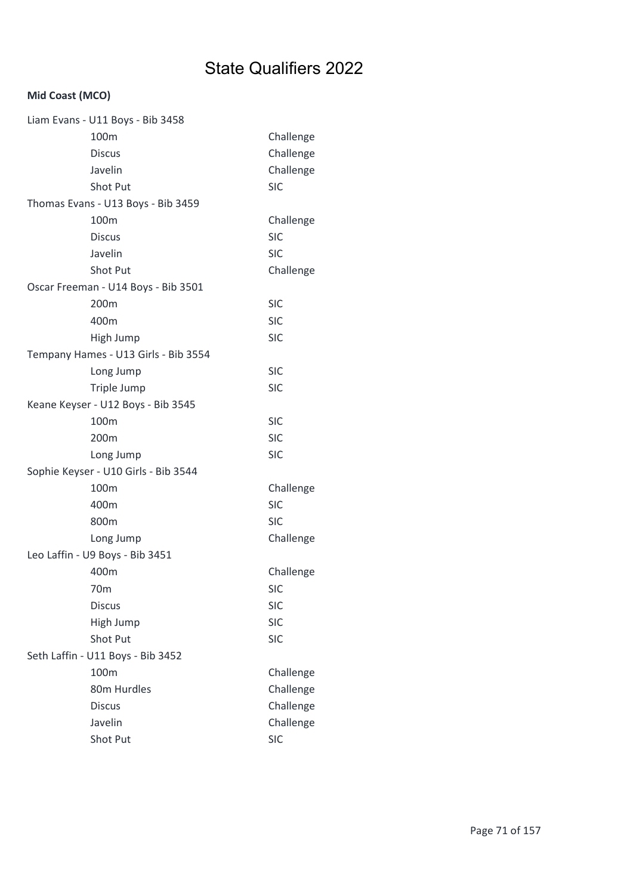# State Qualifiers 2022

**Mid Coast (MCO)**

Liam Evans - U11 Boys - Bib 3458

| | |
|---|---|
| 100m | Challenge |
| Discus | Challenge |
| Javelin | Challenge |
| Shot Put | SIC |

Thomas Evans - U13 Boys - Bib 3459

| | |
|---|---|
| 100m | Challenge |
| Discus | SIC |
| Javelin | SIC |
| Shot Put | Challenge |

Oscar Freeman - U14 Boys - Bib 3501

| | |
|---|---|
| 200m | SIC |
| 400m | SIC |
| High Jump | SIC |

Tempany Hames - U13 Girls - Bib 3554

| | |
|---|---|
| Long Jump | SIC |
| Triple Jump | SIC |

Keane Keyser - U12 Boys - Bib 3545

| | |
|---|---|
| 100m | SIC |
| 200m | SIC |
| Long Jump | SIC |

Sophie Keyser - U10 Girls - Bib 3544

| | |
|---|---|
| 100m | Challenge |
| 400m | SIC |
| 800m | SIC |
| Long Jump | Challenge |

Leo Laffin - U9 Boys - Bib 3451

| | |
|---|---|
| 400m | Challenge |
| 70m | SIC |
| Discus | SIC |
| High Jump | SIC |
| Shot Put | SIC |

Seth Laffin - U11 Boys - Bib 3452

| | |
|---|---|
| 100m | Challenge |
| 80m Hurdles | Challenge |
| Discus | Challenge |
| Javelin | Challenge |
| Shot Put | SIC |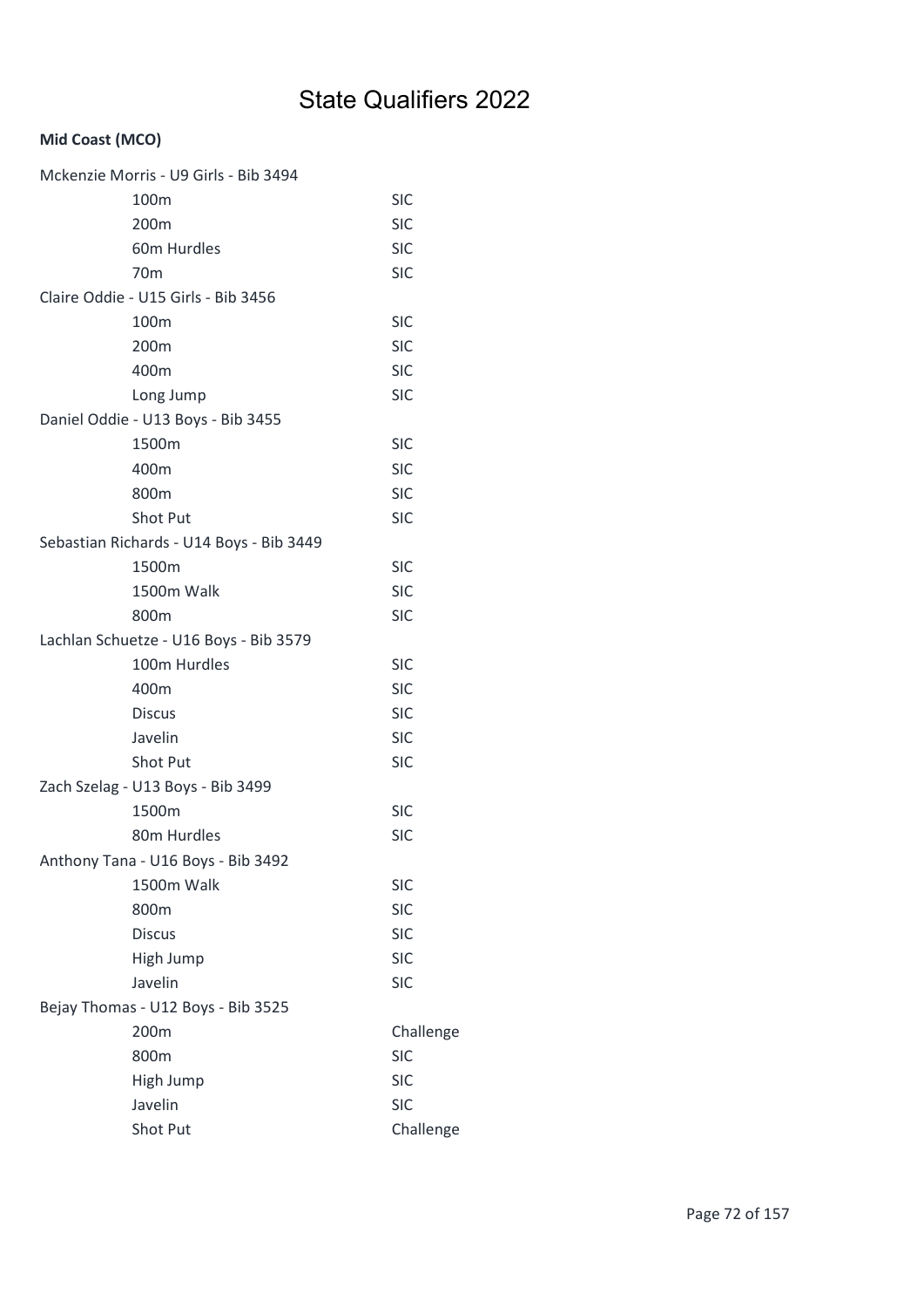# State Qualifiers 2022

**Mid Coast (MCO)**

Mckenzie Morris - U9 Girls - Bib 3494

| | |
|---|---|
| 100m | SIC |
| 200m | SIC |
| 60m Hurdles | SIC |
| 70m | SIC |

Claire Oddie - U15 Girls - Bib 3456

| | |
|---|---|
| 100m | SIC |
| 200m | SIC |
| 400m | SIC |
| Long Jump | SIC |

Daniel Oddie - U13 Boys - Bib 3455

| | |
|---|---|
| 1500m | SIC |
| 400m | SIC |
| 800m | SIC |
| Shot Put | SIC |

Sebastian Richards - U14 Boys - Bib 3449

| | |
|---|---|
| 1500m | SIC |
| 1500m Walk | SIC |
| 800m | SIC |

Lachlan Schuetze - U16 Boys - Bib 3579

| | |
|---|---|
| 100m Hurdles | SIC |
| 400m | SIC |
| Discus | SIC |
| Javelin | SIC |
| Shot Put | SIC |

Zach Szelag - U13 Boys - Bib 3499

| | |
|---|---|
| 1500m | SIC |
| 80m Hurdles | SIC |

Anthony Tana - U16 Boys - Bib 3492

| | |
|---|---|
| 1500m Walk | SIC |
| 800m | SIC |
| Discus | SIC |
| High Jump | SIC |
| Javelin | SIC |

Bejay Thomas - U12 Boys - Bib 3525

| | |
|---|---|
| 200m | Challenge |
| 800m | SIC |
| High Jump | SIC |
| Javelin | SIC |
| Shot Put | Challenge |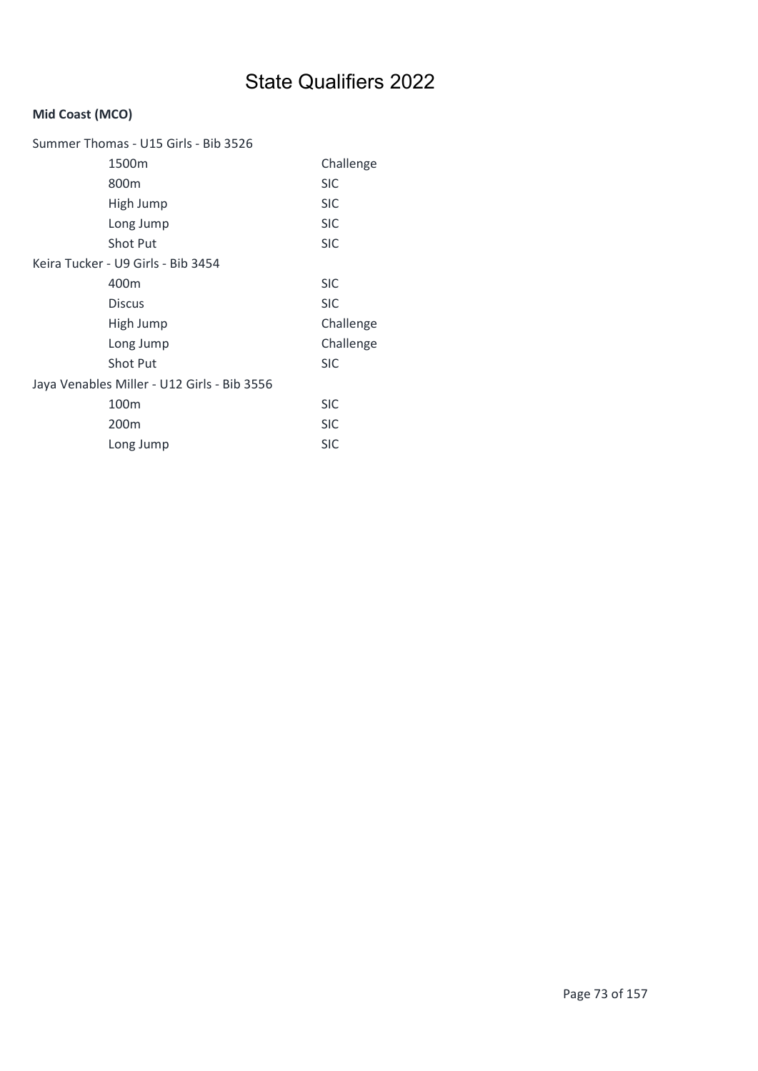# State Qualifiers 2022

**Mid Coast (MCO)**

Summer Thomas - U15 Girls - Bib 3526

| Event | Qualification |
|---|---|
| 1500m | Challenge |
| 800m | SIC |
| High Jump | SIC |
| Long Jump | SIC |
| Shot Put | SIC |

Keira Tucker - U9 Girls - Bib 3454

| Event | Qualification |
|---|---|
| 400m | SIC |
| Discus | SIC |
| High Jump | Challenge |
| Long Jump | Challenge |
| Shot Put | SIC |

Jaya Venables Miller - U12 Girls - Bib 3556

| Event | Qualification |
|---|---|
| 100m | SIC |
| 200m | SIC |
| Long Jump | SIC |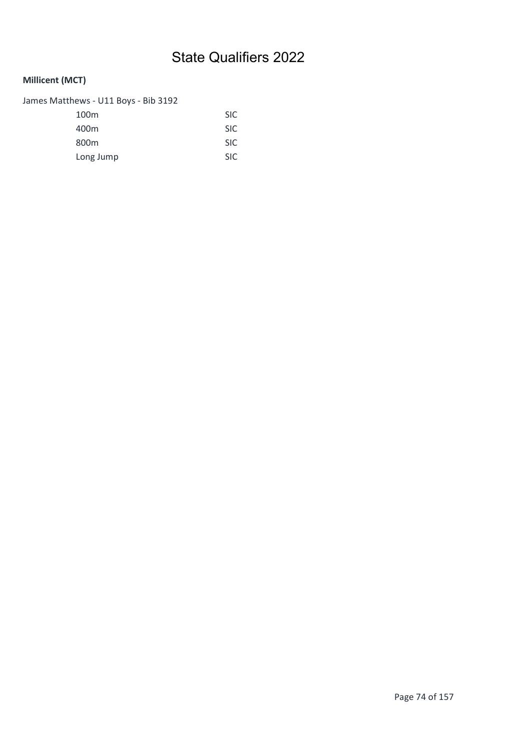# State Qualifiers 2022

**Millicent (MCT)**

James Matthews - U11 Boys - Bib 3192

| | |
|---|---|
| 100m | SIC |
| 400m | SIC |
| 800m | SIC |
| Long Jump | SIC |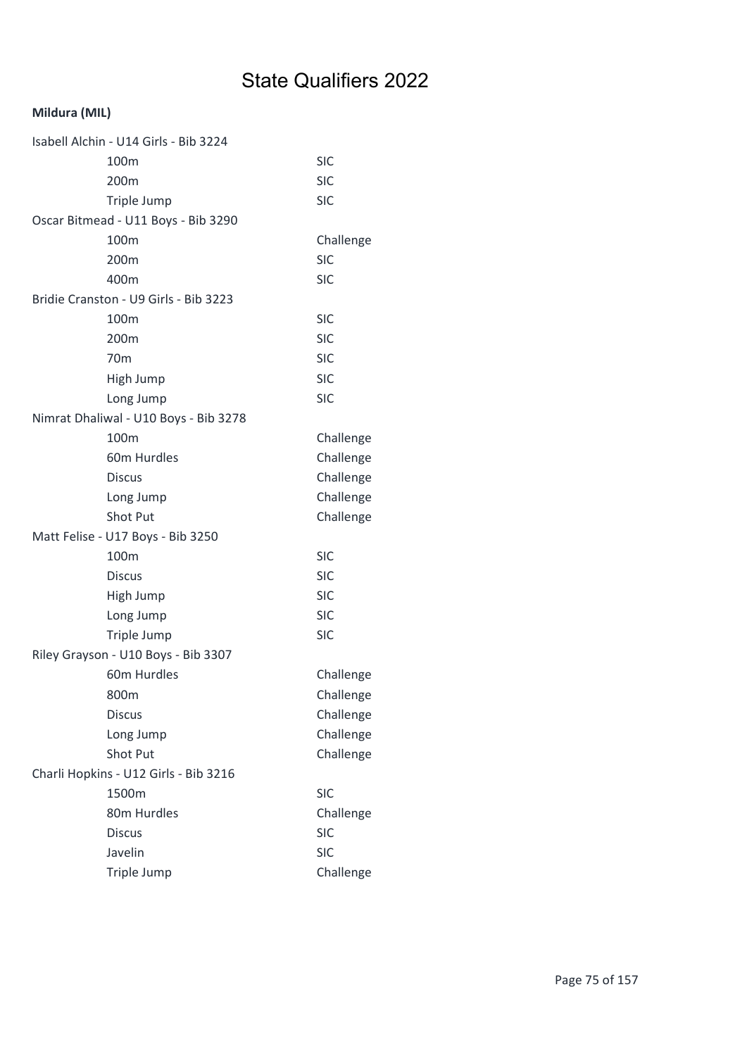# State Qualifiers 2022

**Mildura (MIL)**

Isabell Alchin - U14 Girls - Bib 3224

| | |
|---|---|
| 100m | SIC |
| 200m | SIC |
| Triple Jump | SIC |

Oscar Bitmead - U11 Boys - Bib 3290

| | |
|---|---|
| 100m | Challenge |
| 200m | SIC |
| 400m | SIC |

Bridie Cranston - U9 Girls - Bib 3223

| | |
|---|---|
| 100m | SIC |
| 200m | SIC |
| 70m | SIC |
| High Jump | SIC |
| Long Jump | SIC |

Nimrat Dhaliwal - U10 Boys - Bib 3278

| | |
|---|---|
| 100m | Challenge |
| 60m Hurdles | Challenge |
| Discus | Challenge |
| Long Jump | Challenge |
| Shot Put | Challenge |

Matt Felise - U17 Boys - Bib 3250

| | |
|---|---|
| 100m | SIC |
| Discus | SIC |
| High Jump | SIC |
| Long Jump | SIC |
| Triple Jump | SIC |

Riley Grayson - U10 Boys - Bib 3307

| | |
|---|---|
| 60m Hurdles | Challenge |
| 800m | Challenge |
| Discus | Challenge |
| Long Jump | Challenge |
| Shot Put | Challenge |

Charli Hopkins - U12 Girls - Bib 3216

| | |
|---|---|
| 1500m | SIC |
| 80m Hurdles | Challenge |
| Discus | SIC |
| Javelin | SIC |
| Triple Jump | Challenge |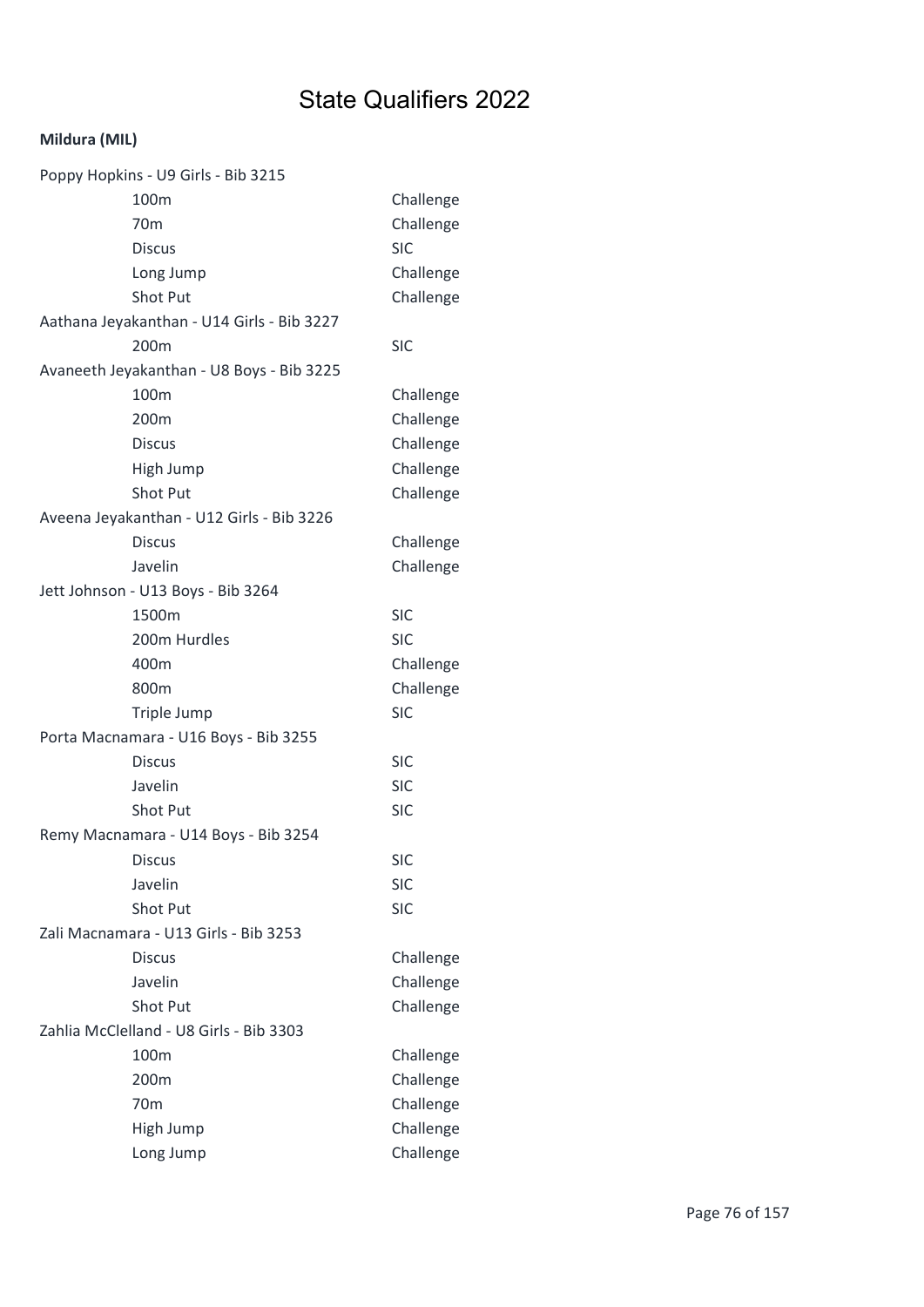# State Qualifiers 2022

**Mildura (MIL)**

Poppy Hopkins - U9 Girls - Bib 3215

| | |
|---|---|
| 100m | Challenge |
| 70m | Challenge |
| Discus | SIC |
| Long Jump | Challenge |
| Shot Put | Challenge |

Aathana Jeyakanthan - U14 Girls - Bib 3227

| | |
|---|---|
| 200m | SIC |

Avaneeth Jeyakanthan - U8 Boys - Bib 3225

| | |
|---|---|
| 100m | Challenge |
| 200m | Challenge |
| Discus | Challenge |
| High Jump | Challenge |
| Shot Put | Challenge |

Aveena Jeyakanthan - U12 Girls - Bib 3226

| | |
|---|---|
| Discus | Challenge |
| Javelin | Challenge |

Jett Johnson - U13 Boys - Bib 3264

| | |
|---|---|
| 1500m | SIC |
| 200m Hurdles | SIC |
| 400m | Challenge |
| 800m | Challenge |
| Triple Jump | SIC |

Porta Macnamara - U16 Boys - Bib 3255

| | |
|---|---|
| Discus | SIC |
| Javelin | SIC |
| Shot Put | SIC |

Remy Macnamara - U14 Boys - Bib 3254

| | |
|---|---|
| Discus | SIC |
| Javelin | SIC |
| Shot Put | SIC |

Zali Macnamara - U13 Girls - Bib 3253

| | |
|---|---|
| Discus | Challenge |
| Javelin | Challenge |
| Shot Put | Challenge |

Zahlia McClelland - U8 Girls - Bib 3303

| | |
|---|---|
| 100m | Challenge |
| 200m | Challenge |
| 70m | Challenge |
| High Jump | Challenge |
| Long Jump | Challenge |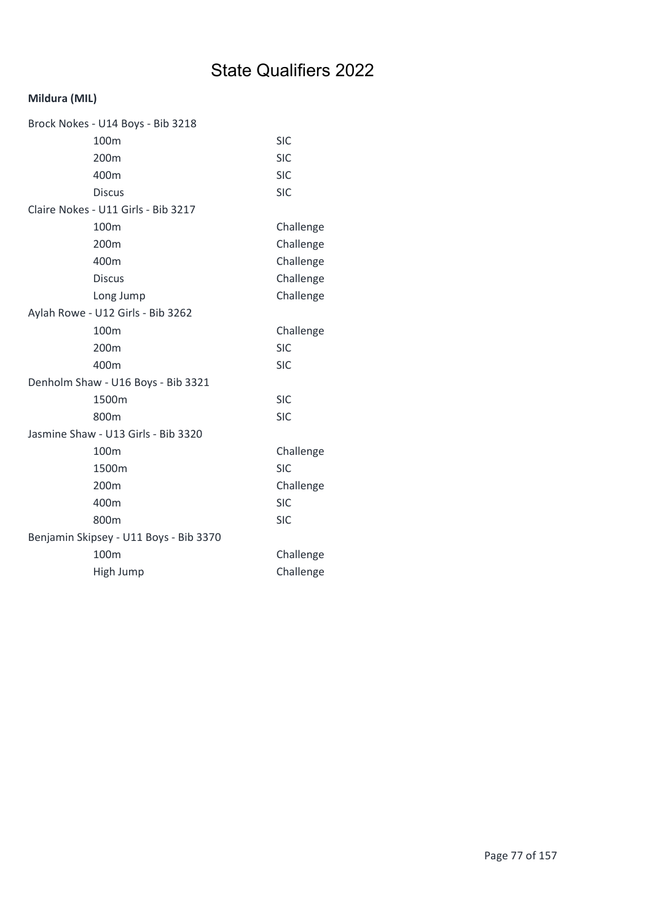# State Qualifiers 2022

**Mildura (MIL)**

Brock Nokes - U14 Boys - Bib 3218

| Event | Qualification |
|---|---|
| 100m | SIC |
| 200m | SIC |
| 400m | SIC |
| Discus | SIC |

Claire Nokes - U11 Girls - Bib 3217

| Event | Qualification |
|---|---|
| 100m | Challenge |
| 200m | Challenge |
| 400m | Challenge |
| Discus | Challenge |
| Long Jump | Challenge |

Aylah Rowe - U12 Girls - Bib 3262

| Event | Qualification |
|---|---|
| 100m | Challenge |
| 200m | SIC |
| 400m | SIC |

Denholm Shaw - U16 Boys - Bib 3321

| Event | Qualification |
|---|---|
| 1500m | SIC |
| 800m | SIC |

Jasmine Shaw - U13 Girls - Bib 3320

| Event | Qualification |
|---|---|
| 100m | Challenge |
| 1500m | SIC |
| 200m | Challenge |
| 400m | SIC |
| 800m | SIC |

Benjamin Skipsey - U11 Boys - Bib 3370

| Event | Qualification |
|---|---|
| 100m | Challenge |
| High Jump | Challenge |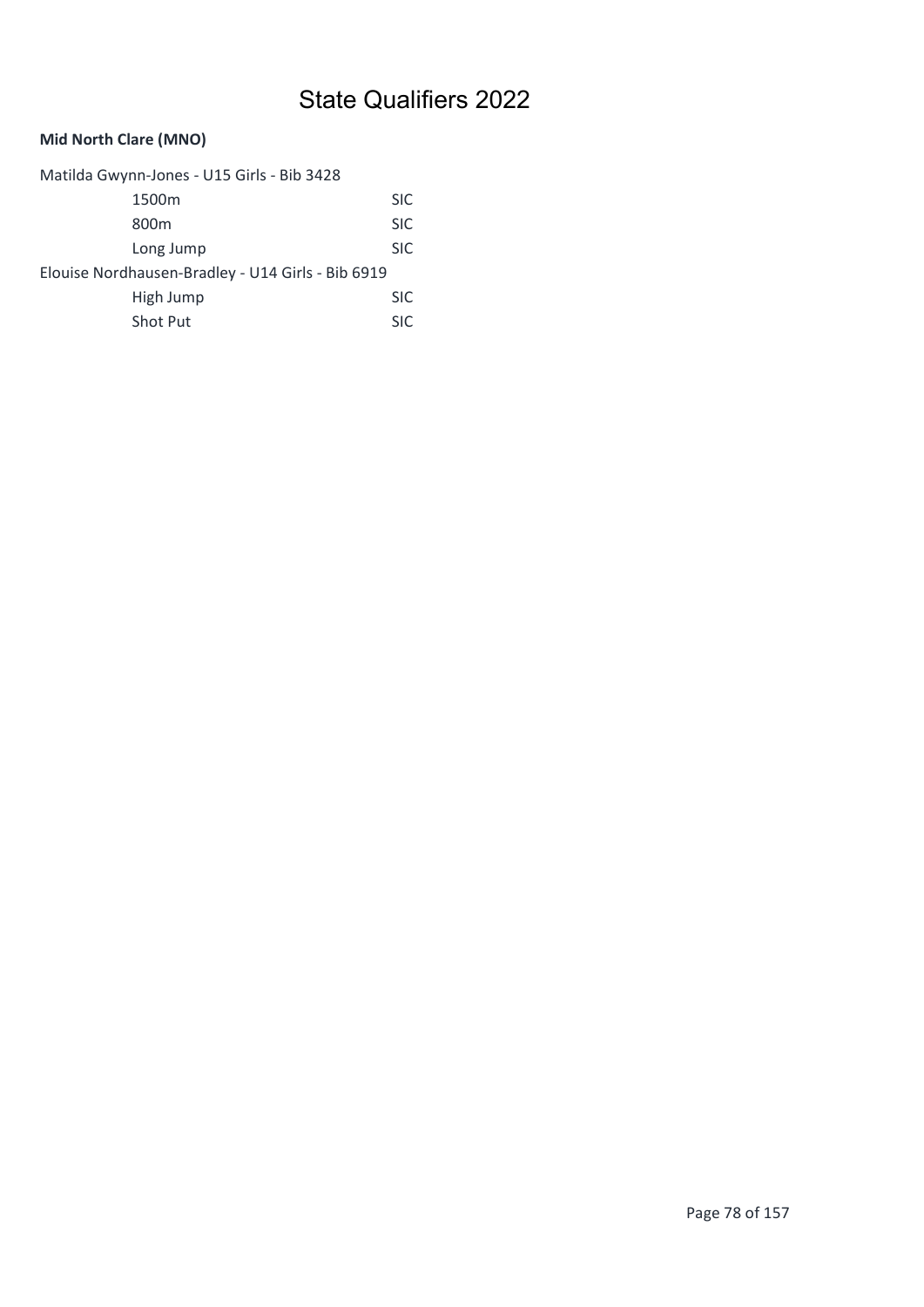# State Qualifiers 2022

**Mid North Clare (MNO)**

Matilda Gwynn-Jones - U15 Girls - Bib 3428

| | |
|---|---|
| 1500m | SIC |
| 800m | SIC |
| Long Jump | SIC |

Elouise Nordhausen-Bradley - U14 Girls - Bib 6919

| | |
|---|---|
| High Jump | SIC |
| Shot Put | SIC |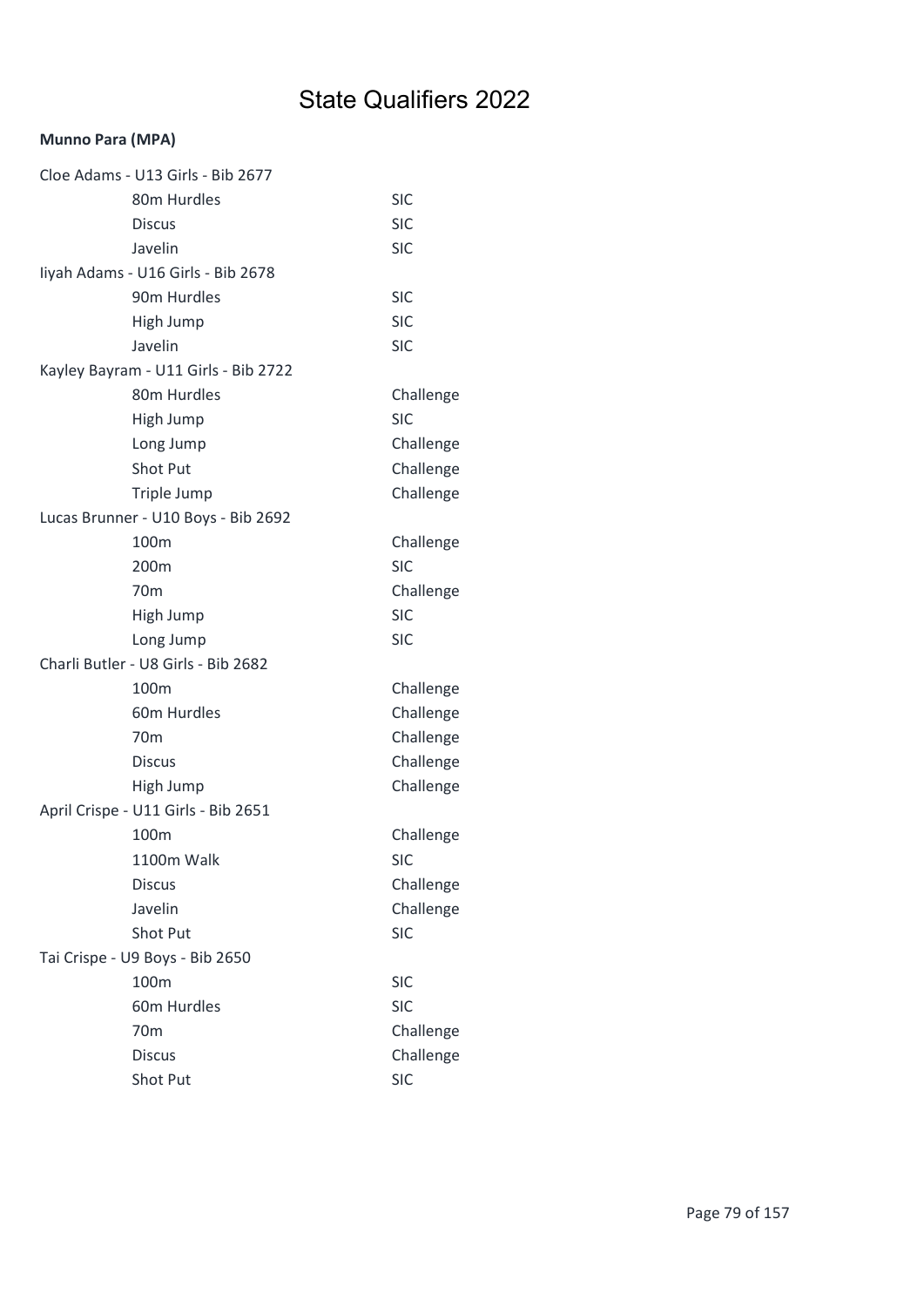# State Qualifiers 2022

**Munno Para (MPA)**

Cloe Adams - U13 Girls - Bib 2677

| Event | Result |
|---|---|
| 80m Hurdles | SIC |
| Discus | SIC |
| Javelin | SIC |

Iiyah Adams - U16 Girls - Bib 2678

| Event | Result |
|---|---|
| 90m Hurdles | SIC |
| High Jump | SIC |
| Javelin | SIC |

Kayley Bayram - U11 Girls - Bib 2722

| Event | Result |
|---|---|
| 80m Hurdles | Challenge |
| High Jump | SIC |
| Long Jump | Challenge |
| Shot Put | Challenge |
| Triple Jump | Challenge |

Lucas Brunner - U10 Boys - Bib 2692

| Event | Result |
|---|---|
| 100m | Challenge |
| 200m | SIC |
| 70m | Challenge |
| High Jump | SIC |
| Long Jump | SIC |

Charli Butler - U8 Girls - Bib 2682

| Event | Result |
|---|---|
| 100m | Challenge |
| 60m Hurdles | Challenge |
| 70m | Challenge |
| Discus | Challenge |
| High Jump | Challenge |

April Crispe - U11 Girls - Bib 2651

| Event | Result |
|---|---|
| 100m | Challenge |
| 1100m Walk | SIC |
| Discus | Challenge |
| Javelin | Challenge |
| Shot Put | SIC |

Tai Crispe - U9 Boys - Bib 2650

| Event | Result |
|---|---|
| 100m | SIC |
| 60m Hurdles | SIC |
| 70m | Challenge |
| Discus | Challenge |
| Shot Put | SIC |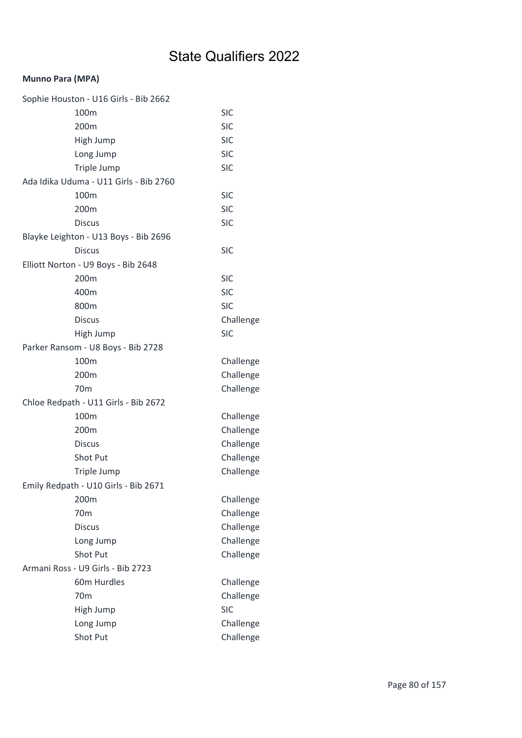# State Qualifiers 2022

**Munno Para (MPA)**

Sophie Houston - U16 Girls - Bib 2662

| | |
|---|---|
| 100m | SIC |
| 200m | SIC |
| High Jump | SIC |
| Long Jump | SIC |
| Triple Jump | SIC |

Ada Idika Uduma - U11 Girls - Bib 2760

| | |
|---|---|
| 100m | SIC |
| 200m | SIC |
| Discus | SIC |

Blayke Leighton - U13 Boys - Bib 2696

| | |
|---|---|
| Discus | SIC |

Elliott Norton - U9 Boys - Bib 2648

| | |
|---|---|
| 200m | SIC |
| 400m | SIC |
| 800m | SIC |
| Discus | Challenge |
| High Jump | SIC |

Parker Ransom - U8 Boys - Bib 2728

| | |
|---|---|
| 100m | Challenge |
| 200m | Challenge |
| 70m | Challenge |

Chloe Redpath - U11 Girls - Bib 2672

| | |
|---|---|
| 100m | Challenge |
| 200m | Challenge |
| Discus | Challenge |
| Shot Put | Challenge |
| Triple Jump | Challenge |

Emily Redpath - U10 Girls - Bib 2671

| | |
|---|---|
| 200m | Challenge |
| 70m | Challenge |
| Discus | Challenge |
| Long Jump | Challenge |
| Shot Put | Challenge |

Armani Ross - U9 Girls - Bib 2723

| | |
|---|---|
| 60m Hurdles | Challenge |
| 70m | Challenge |
| High Jump | SIC |
| Long Jump | Challenge |
| Shot Put | Challenge |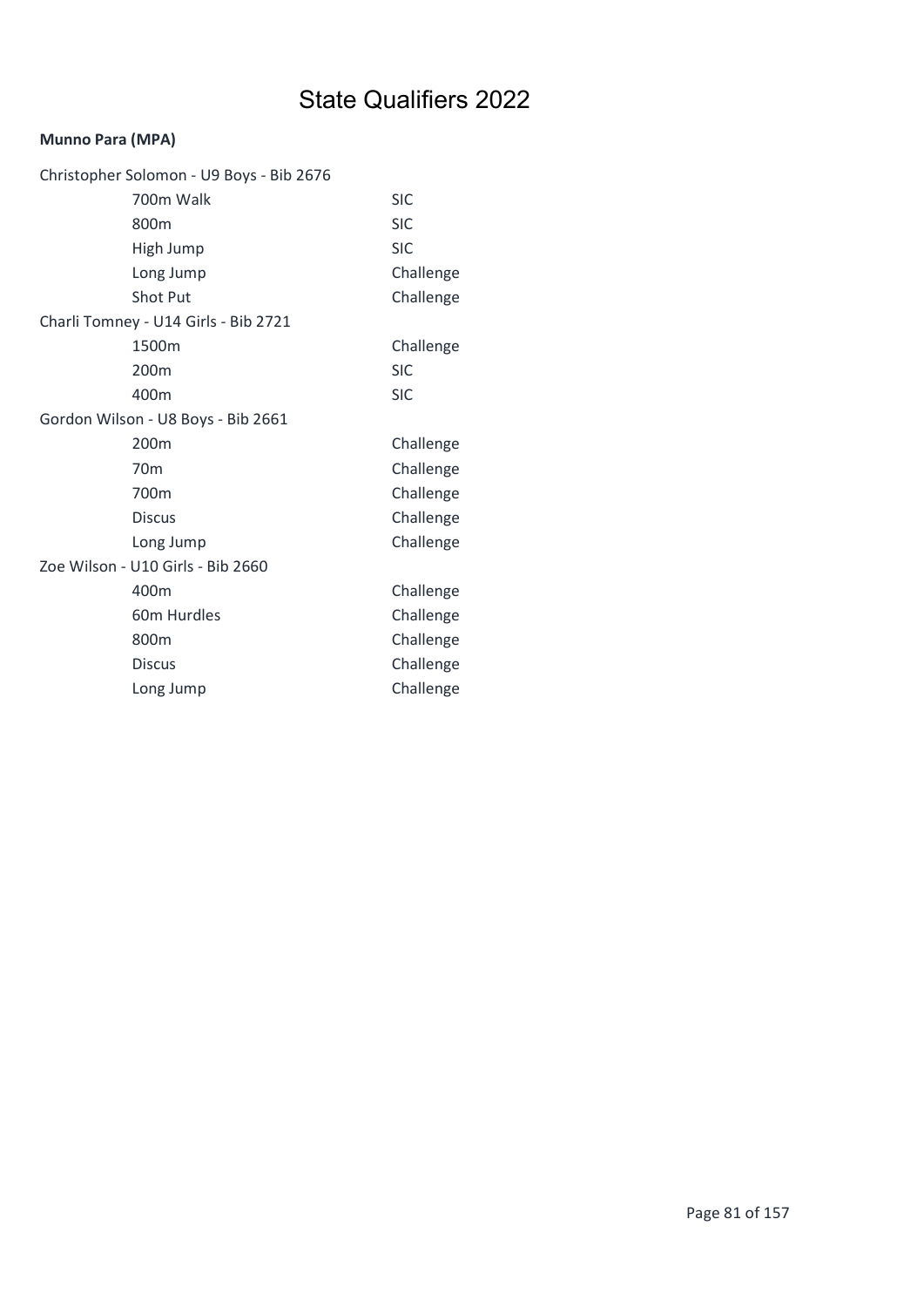# State Qualifiers 2022

**Munno Para (MPA)**

| Athlete / Event | Qualification |
| --- | --- |
| Christopher Solomon - U9 Boys - Bib 2676 | |
| 700m Walk | SIC |
| 800m | SIC |
| High Jump | SIC |
| Long Jump | Challenge |
| Shot Put | Challenge |
| Charli Tomney - U14 Girls - Bib 2721 | |
| 1500m | Challenge |
| 200m | SIC |
| 400m | SIC |
| Gordon Wilson - U8 Boys - Bib 2661 | |
| 200m | Challenge |
| 70m | Challenge |
| 700m | Challenge |
| Discus | Challenge |
| Long Jump | Challenge |
| Zoe Wilson - U10 Girls - Bib 2660 | |
| 400m | Challenge |
| 60m Hurdles | Challenge |
| 800m | Challenge |
| Discus | Challenge |
| Long Jump | Challenge |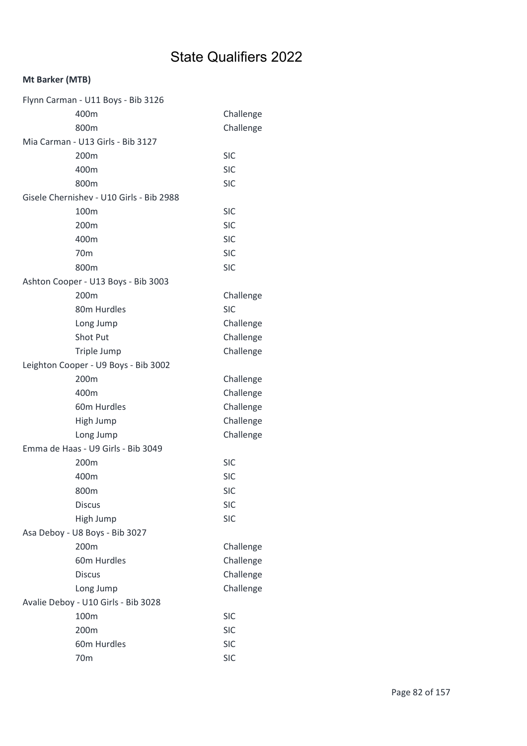# State Qualifiers 2022

**Mt Barker (MTB)**

Flynn Carman - U11 Boys - Bib 3126

| Event | Qualification |
| --- | --- |
| 400m | Challenge |
| 800m | Challenge |

Mia Carman - U13 Girls - Bib 3127

| Event | Qualification |
| --- | --- |
| 200m | SIC |
| 400m | SIC |
| 800m | SIC |

Gisele Chernishev - U10 Girls - Bib 2988

| Event | Qualification |
| --- | --- |
| 100m | SIC |
| 200m | SIC |
| 400m | SIC |
| 70m | SIC |
| 800m | SIC |

Ashton Cooper - U13 Boys - Bib 3003

| Event | Qualification |
| --- | --- |
| 200m | Challenge |
| 80m Hurdles | SIC |
| Long Jump | Challenge |
| Shot Put | Challenge |
| Triple Jump | Challenge |

Leighton Cooper - U9 Boys - Bib 3002

| Event | Qualification |
| --- | --- |
| 200m | Challenge |
| 400m | Challenge |
| 60m Hurdles | Challenge |
| High Jump | Challenge |
| Long Jump | Challenge |

Emma de Haas - U9 Girls - Bib 3049

| Event | Qualification |
| --- | --- |
| 200m | SIC |
| 400m | SIC |
| 800m | SIC |
| Discus | SIC |
| High Jump | SIC |

Asa Deboy - U8 Boys - Bib 3027

| Event | Qualification |
| --- | --- |
| 200m | Challenge |
| 60m Hurdles | Challenge |
| Discus | Challenge |
| Long Jump | Challenge |

Avalie Deboy - U10 Girls - Bib 3028

| Event | Qualification |
| --- | --- |
| 100m | SIC |
| 200m | SIC |
| 60m Hurdles | SIC |
| 70m | SIC |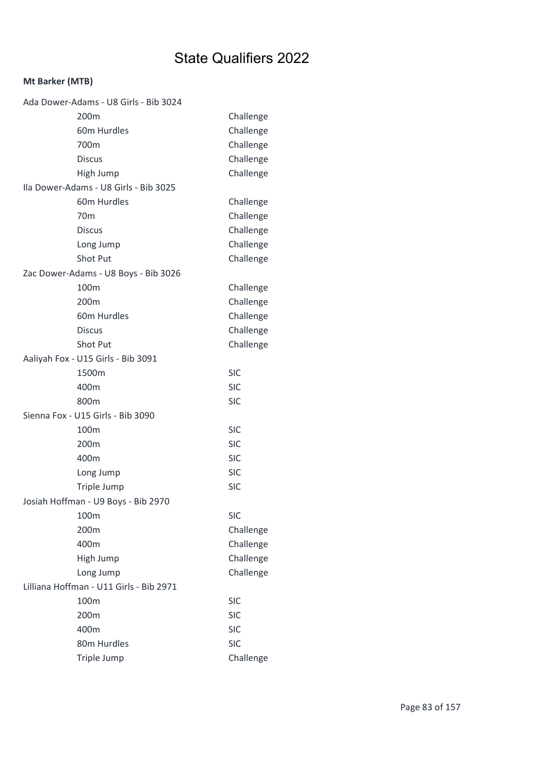# State Qualifiers 2022

**Mt Barker (MTB)**

Ada Dower-Adams - U8 Girls - Bib 3024

| | |
|---|---|
| 200m | Challenge |
| 60m Hurdles | Challenge |
| 700m | Challenge |
| Discus | Challenge |
| High Jump | Challenge |

Ila Dower-Adams - U8 Girls - Bib 3025

| | |
|---|---|
| 60m Hurdles | Challenge |
| 70m | Challenge |
| Discus | Challenge |
| Long Jump | Challenge |
| Shot Put | Challenge |

Zac Dower-Adams - U8 Boys - Bib 3026

| | |
|---|---|
| 100m | Challenge |
| 200m | Challenge |
| 60m Hurdles | Challenge |
| Discus | Challenge |
| Shot Put | Challenge |

Aaliyah Fox - U15 Girls - Bib 3091

| | |
|---|---|
| 1500m | SIC |
| 400m | SIC |
| 800m | SIC |

Sienna Fox - U15 Girls - Bib 3090

| | |
|---|---|
| 100m | SIC |
| 200m | SIC |
| 400m | SIC |
| Long Jump | SIC |
| Triple Jump | SIC |

Josiah Hoffman - U9 Boys - Bib 2970

| | |
|---|---|
| 100m | SIC |
| 200m | Challenge |
| 400m | Challenge |
| High Jump | Challenge |
| Long Jump | Challenge |

Lilliana Hoffman - U11 Girls - Bib 2971

| | |
|---|---|
| 100m | SIC |
| 200m | SIC |
| 400m | SIC |
| 80m Hurdles | SIC |
| Triple Jump | Challenge |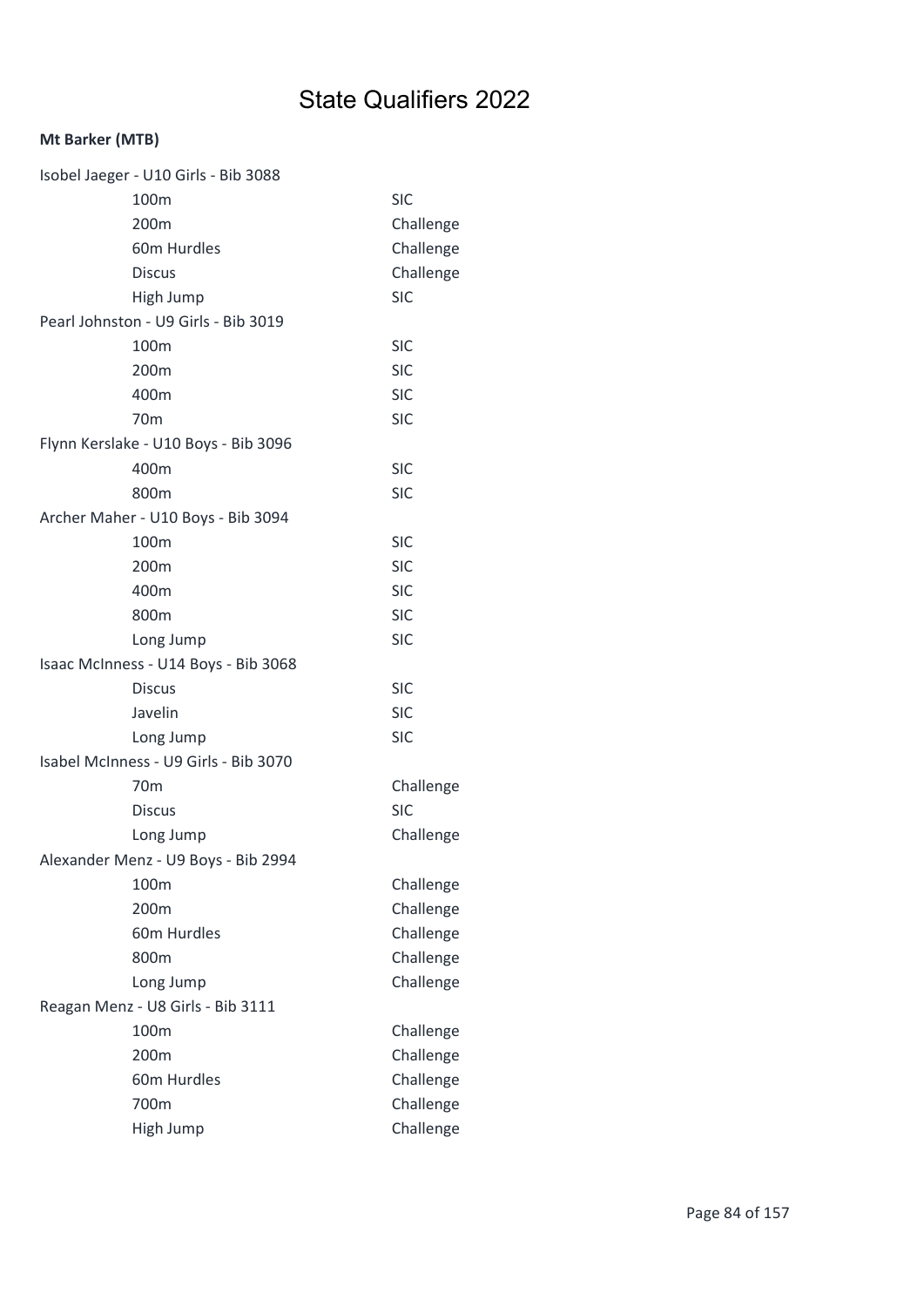# State Qualifiers 2022

**Mt Barker (MTB)**

Isobel Jaeger - U10 Girls - Bib 3088

| Event | Qualification |
|---|---|
| 100m | SIC |
| 200m | Challenge |
| 60m Hurdles | Challenge |
| Discus | Challenge |
| High Jump | SIC |

Pearl Johnston - U9 Girls - Bib 3019

| Event | Qualification |
|---|---|
| 100m | SIC |
| 200m | SIC |
| 400m | SIC |
| 70m | SIC |

Flynn Kerslake - U10 Boys - Bib 3096

| Event | Qualification |
|---|---|
| 400m | SIC |
| 800m | SIC |

Archer Maher - U10 Boys - Bib 3094

| Event | Qualification |
|---|---|
| 100m | SIC |
| 200m | SIC |
| 400m | SIC |
| 800m | SIC |
| Long Jump | SIC |

Isaac McInness - U14 Boys - Bib 3068

| Event | Qualification |
|---|---|
| Discus | SIC |
| Javelin | SIC |
| Long Jump | SIC |

Isabel McInness - U9 Girls - Bib 3070

| Event | Qualification |
|---|---|
| 70m | Challenge |
| Discus | SIC |
| Long Jump | Challenge |

Alexander Menz - U9 Boys - Bib 2994

| Event | Qualification |
|---|---|
| 100m | Challenge |
| 200m | Challenge |
| 60m Hurdles | Challenge |
| 800m | Challenge |
| Long Jump | Challenge |

Reagan Menz - U8 Girls - Bib 3111

| Event | Qualification |
|---|---|
| 100m | Challenge |
| 200m | Challenge |
| 60m Hurdles | Challenge |
| 700m | Challenge |
| High Jump | Challenge |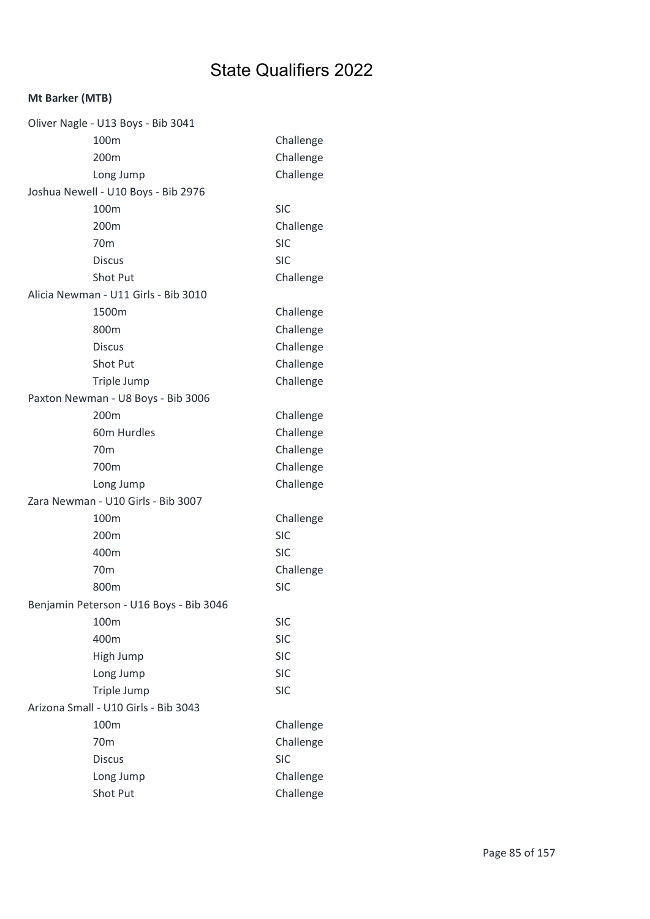# State Qualifiers 2022

**Mt Barker (MTB)**

Oliver Nagle - U13 Boys - Bib 3041

| | |
|---|---|
| 100m | Challenge |
| 200m | Challenge |
| Long Jump | Challenge |

Joshua Newell - U10 Boys - Bib 2976

| | |
|---|---|
| 100m | SIC |
| 200m | Challenge |
| 70m | SIC |
| Discus | SIC |
| Shot Put | Challenge |

Alicia Newman - U11 Girls - Bib 3010

| | |
|---|---|
| 1500m | Challenge |
| 800m | Challenge |
| Discus | Challenge |
| Shot Put | Challenge |
| Triple Jump | Challenge |

Paxton Newman - U8 Boys - Bib 3006

| | |
|---|---|
| 200m | Challenge |
| 60m Hurdles | Challenge |
| 70m | Challenge |
| 700m | Challenge |
| Long Jump | Challenge |

Zara Newman - U10 Girls - Bib 3007

| | |
|---|---|
| 100m | Challenge |
| 200m | SIC |
| 400m | SIC |
| 70m | Challenge |
| 800m | SIC |

Benjamin Peterson - U16 Boys - Bib 3046

| | |
|---|---|
| 100m | SIC |
| 400m | SIC |
| High Jump | SIC |
| Long Jump | SIC |
| Triple Jump | SIC |

Arizona Small - U10 Girls - Bib 3043

| | |
|---|---|
| 100m | Challenge |
| 70m | Challenge |
| Discus | SIC |
| Long Jump | Challenge |
| Shot Put | Challenge |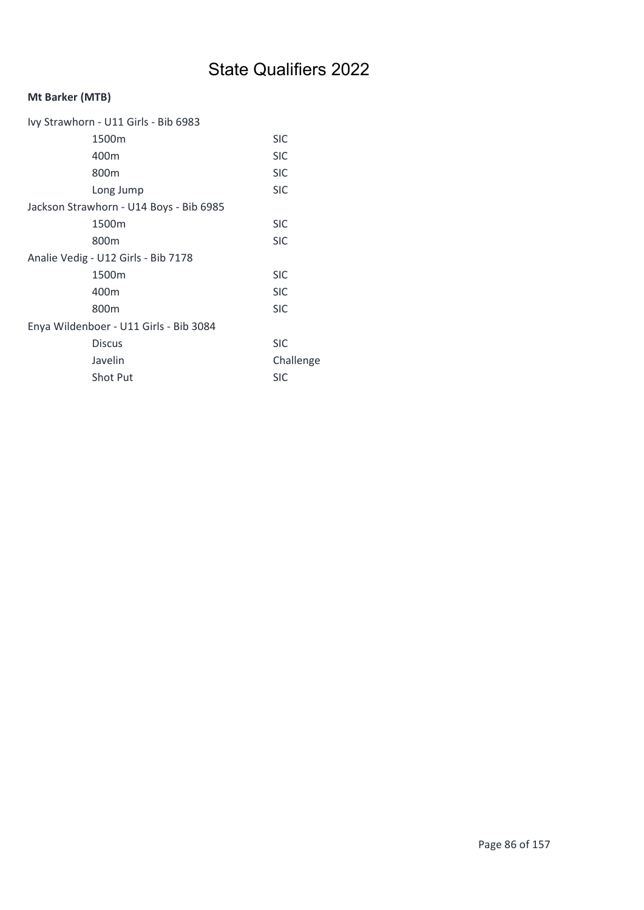# State Qualifiers 2022

**Mt Barker (MTB)**

Ivy Strawhorn - U11 Girls - Bib 6983

| | |
|---|---|
| 1500m | SIC |
| 400m | SIC |
| 800m | SIC |
| Long Jump | SIC |

Jackson Strawhorn - U14 Boys - Bib 6985

| | |
|---|---|
| 1500m | SIC |
| 800m | SIC |

Analie Vedig - U12 Girls - Bib 7178

| | |
|---|---|
| 1500m | SIC |
| 400m | SIC |
| 800m | SIC |

Enya Wildenboer - U11 Girls - Bib 3084

| | |
|---|---|
| Discus | SIC |
| Javelin | Challenge |
| Shot Put | SIC |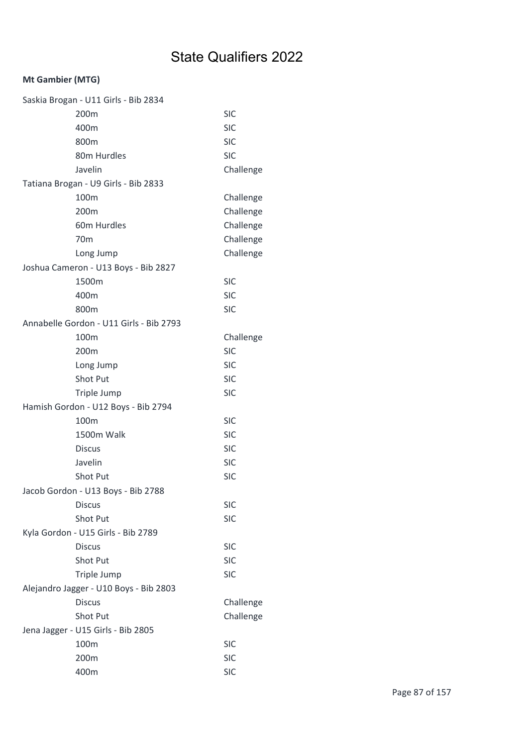# State Qualifiers 2022

**Mt Gambier (MTG)**

Saskia Brogan - U11 Girls - Bib 2834

| | |
|---|---|
| 200m | SIC |
| 400m | SIC |
| 800m | SIC |
| 80m Hurdles | SIC |
| Javelin | Challenge |

Tatiana Brogan - U9 Girls - Bib 2833

| | |
|---|---|
| 100m | Challenge |
| 200m | Challenge |
| 60m Hurdles | Challenge |
| 70m | Challenge |
| Long Jump | Challenge |

Joshua Cameron - U13 Boys - Bib 2827

| | |
|---|---|
| 1500m | SIC |
| 400m | SIC |
| 800m | SIC |

Annabelle Gordon - U11 Girls - Bib 2793

| | |
|---|---|
| 100m | Challenge |
| 200m | SIC |
| Long Jump | SIC |
| Shot Put | SIC |
| Triple Jump | SIC |

Hamish Gordon - U12 Boys - Bib 2794

| | |
|---|---|
| 100m | SIC |
| 1500m Walk | SIC |
| Discus | SIC |
| Javelin | SIC |
| Shot Put | SIC |

Jacob Gordon - U13 Boys - Bib 2788

| | |
|---|---|
| Discus | SIC |
| Shot Put | SIC |

Kyla Gordon - U15 Girls - Bib 2789

| | |
|---|---|
| Discus | SIC |
| Shot Put | SIC |
| Triple Jump | SIC |

Alejandro Jagger - U10 Boys - Bib 2803

| | |
|---|---|
| Discus | Challenge |
| Shot Put | Challenge |

Jena Jagger - U15 Girls - Bib 2805

| | |
|---|---|
| 100m | SIC |
| 200m | SIC |
| 400m | SIC |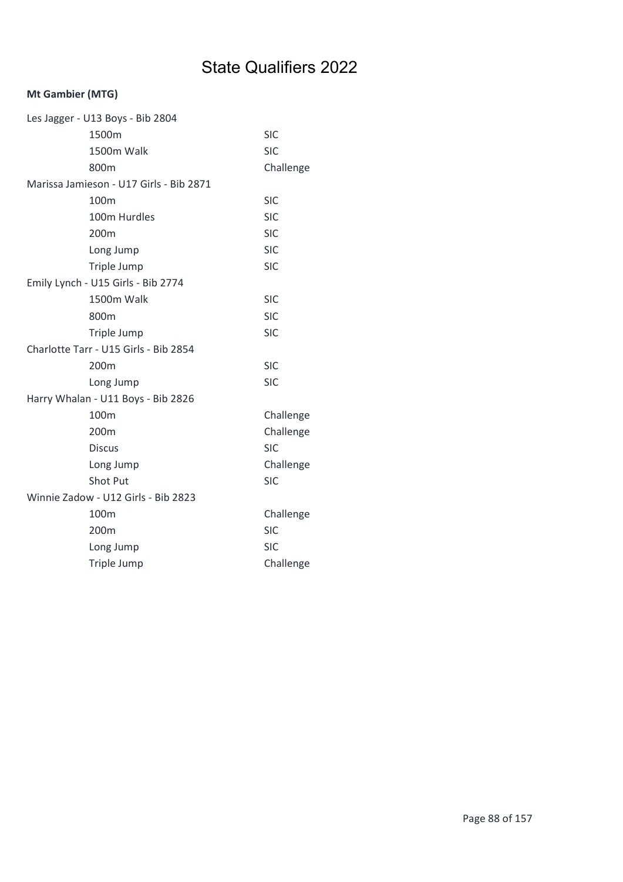# State Qualifiers 2022

**Mt Gambier (MTG)**

Les Jagger - U13 Boys - Bib 2804

| | |
|---|---|
| 1500m | SIC |
| 1500m Walk | SIC |
| 800m | Challenge |

Marissa Jamieson - U17 Girls - Bib 2871

| | |
|---|---|
| 100m | SIC |
| 100m Hurdles | SIC |
| 200m | SIC |
| Long Jump | SIC |
| Triple Jump | SIC |

Emily Lynch - U15 Girls - Bib 2774

| | |
|---|---|
| 1500m Walk | SIC |
| 800m | SIC |
| Triple Jump | SIC |

Charlotte Tarr - U15 Girls - Bib 2854

| | |
|---|---|
| 200m | SIC |
| Long Jump | SIC |

Harry Whalan - U11 Boys - Bib 2826

| | |
|---|---|
| 100m | Challenge |
| 200m | Challenge |
| Discus | SIC |
| Long Jump | Challenge |
| Shot Put | SIC |

Winnie Zadow - U12 Girls - Bib 2823

| | |
|---|---|
| 100m | Challenge |
| 200m | SIC |
| Long Jump | SIC |
| Triple Jump | Challenge |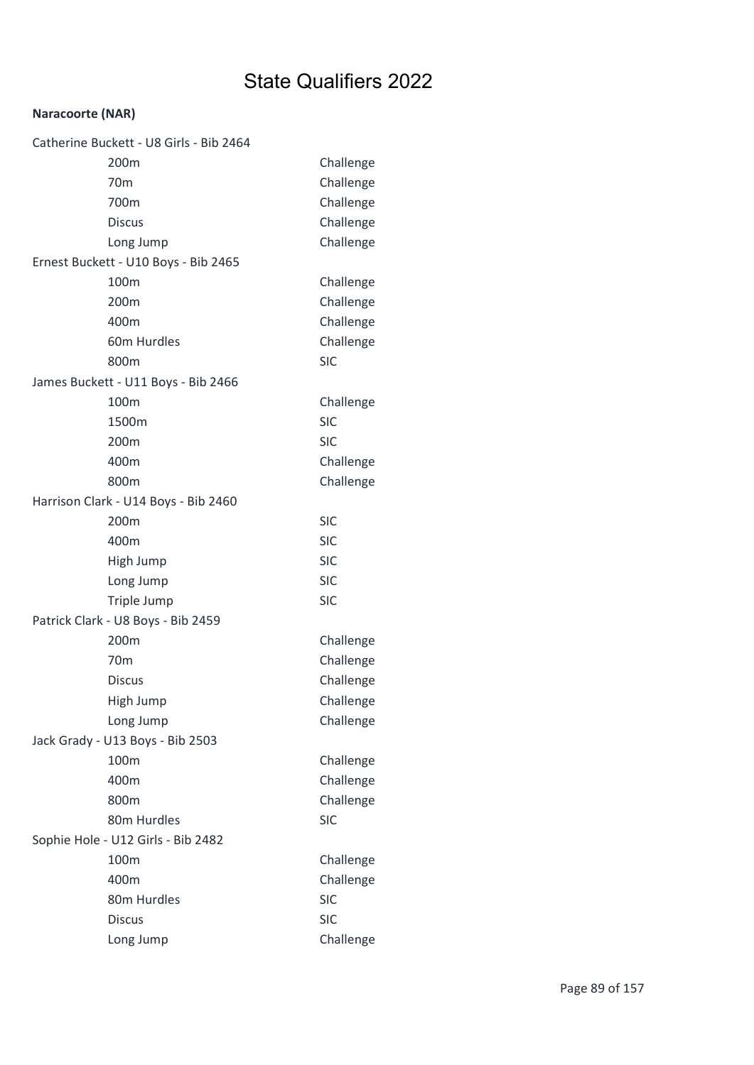# State Qualifiers 2022

**Naracoorte (NAR)**

Catherine Buckett - U8 Girls - Bib 2464

| | |
|---|---|
| 200m | Challenge |
| 70m | Challenge |
| 700m | Challenge |
| Discus | Challenge |
| Long Jump | Challenge |

Ernest Buckett - U10 Boys - Bib 2465

| | |
|---|---|
| 100m | Challenge |
| 200m | Challenge |
| 400m | Challenge |
| 60m Hurdles | Challenge |
| 800m | SIC |

James Buckett - U11 Boys - Bib 2466

| | |
|---|---|
| 100m | Challenge |
| 1500m | SIC |
| 200m | SIC |
| 400m | Challenge |
| 800m | Challenge |

Harrison Clark - U14 Boys - Bib 2460

| | |
|---|---|
| 200m | SIC |
| 400m | SIC |
| High Jump | SIC |
| Long Jump | SIC |
| Triple Jump | SIC |

Patrick Clark - U8 Boys - Bib 2459

| | |
|---|---|
| 200m | Challenge |
| 70m | Challenge |
| Discus | Challenge |
| High Jump | Challenge |
| Long Jump | Challenge |

Jack Grady - U13 Boys - Bib 2503

| | |
|---|---|
| 100m | Challenge |
| 400m | Challenge |
| 800m | Challenge |
| 80m Hurdles | SIC |

Sophie Hole - U12 Girls - Bib 2482

| | |
|---|---|
| 100m | Challenge |
| 400m | Challenge |
| 80m Hurdles | SIC |
| Discus | SIC |
| Long Jump | Challenge |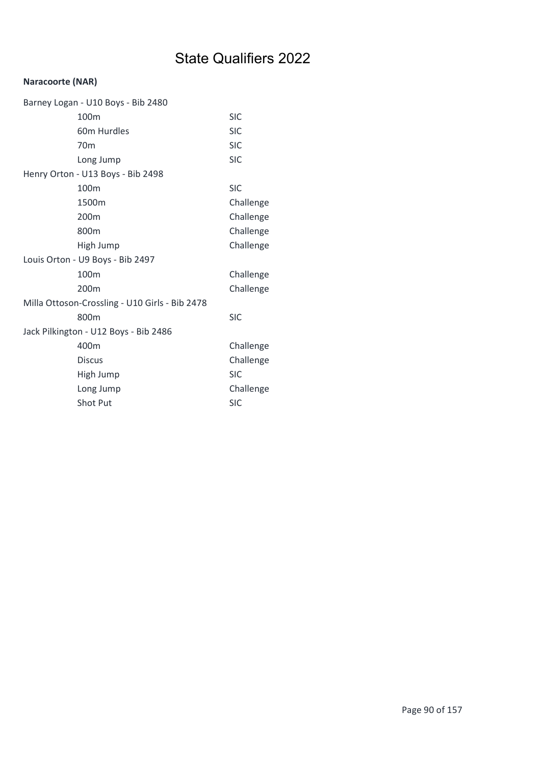# State Qualifiers 2022

**Naracoorte (NAR)**

Barney Logan - U10 Boys - Bib 2480

| | |
|---|---|
| 100m | SIC |
| 60m Hurdles | SIC |
| 70m | SIC |
| Long Jump | SIC |

Henry Orton - U13 Boys - Bib 2498

| | |
|---|---|
| 100m | SIC |
| 1500m | Challenge |
| 200m | Challenge |
| 800m | Challenge |
| High Jump | Challenge |

Louis Orton - U9 Boys - Bib 2497

| | |
|---|---|
| 100m | Challenge |
| 200m | Challenge |

Milla Ottoson-Crossling - U10 Girls - Bib 2478

| | |
|---|---|
| 800m | SIC |

Jack Pilkington - U12 Boys - Bib 2486

| | |
|---|---|
| 400m | Challenge |
| Discus | Challenge |
| High Jump | SIC |
| Long Jump | Challenge |
| Shot Put | SIC |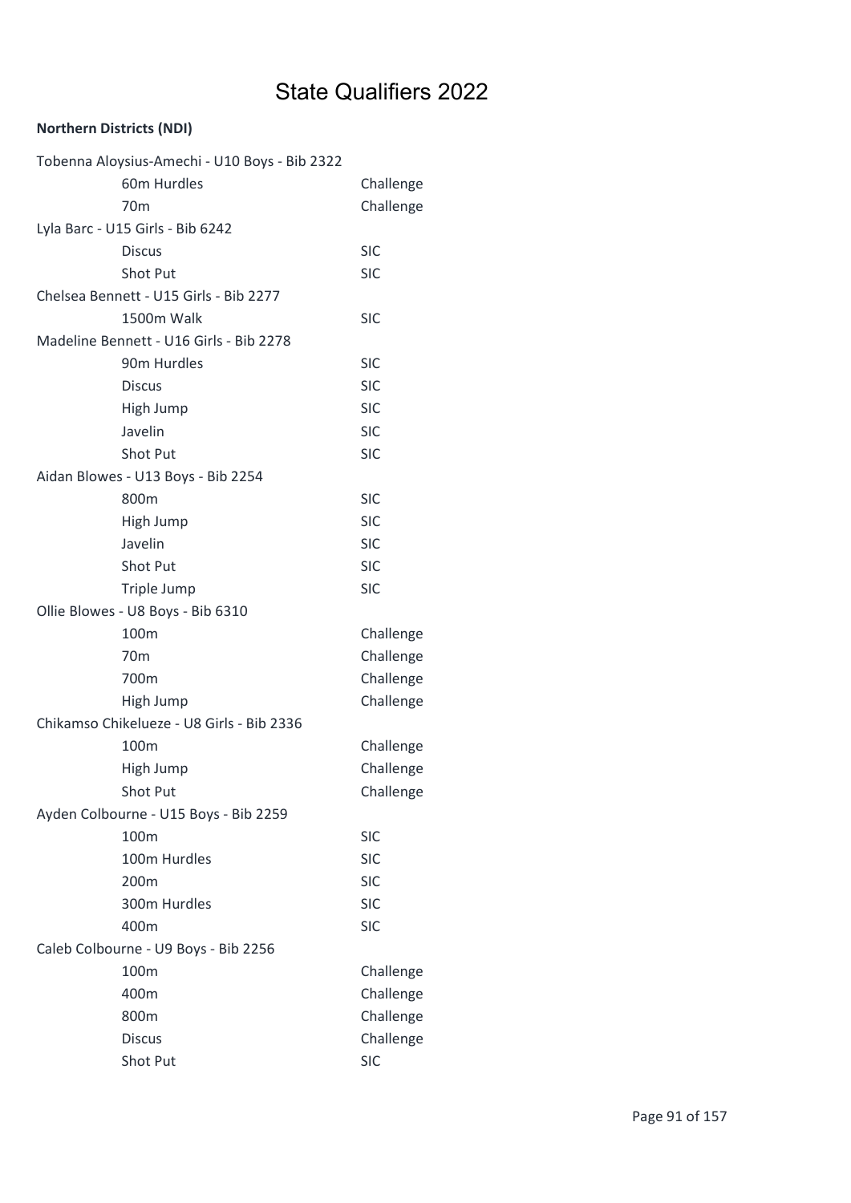# State Qualifiers 2022

**Northern Districts (NDI)**

| | |
|---|---|
| Tobenna Aloysius-Amechi - U10 Boys - Bib 2322 | |
| 60m Hurdles | Challenge |
| 70m | Challenge |
| Lyla Barc - U15 Girls - Bib 6242 | |
| Discus | SIC |
| Shot Put | SIC |
| Chelsea Bennett - U15 Girls - Bib 2277 | |
| 1500m Walk | SIC |
| Madeline Bennett - U16 Girls - Bib 2278 | |
| 90m Hurdles | SIC |
| Discus | SIC |
| High Jump | SIC |
| Javelin | SIC |
| Shot Put | SIC |
| Aidan Blowes - U13 Boys - Bib 2254 | |
| 800m | SIC |
| High Jump | SIC |
| Javelin | SIC |
| Shot Put | SIC |
| Triple Jump | SIC |
| Ollie Blowes - U8 Boys - Bib 6310 | |
| 100m | Challenge |
| 70m | Challenge |
| 700m | Challenge |
| High Jump | Challenge |
| Chikamso Chikelueze - U8 Girls - Bib 2336 | |
| 100m | Challenge |
| High Jump | Challenge |
| Shot Put | Challenge |
| Ayden Colbourne - U15 Boys - Bib 2259 | |
| 100m | SIC |
| 100m Hurdles | SIC |
| 200m | SIC |
| 300m Hurdles | SIC |
| 400m | SIC |
| Caleb Colbourne - U9 Boys - Bib 2256 | |
| 100m | Challenge |
| 400m | Challenge |
| 800m | Challenge |
| Discus | Challenge |
| Shot Put | SIC |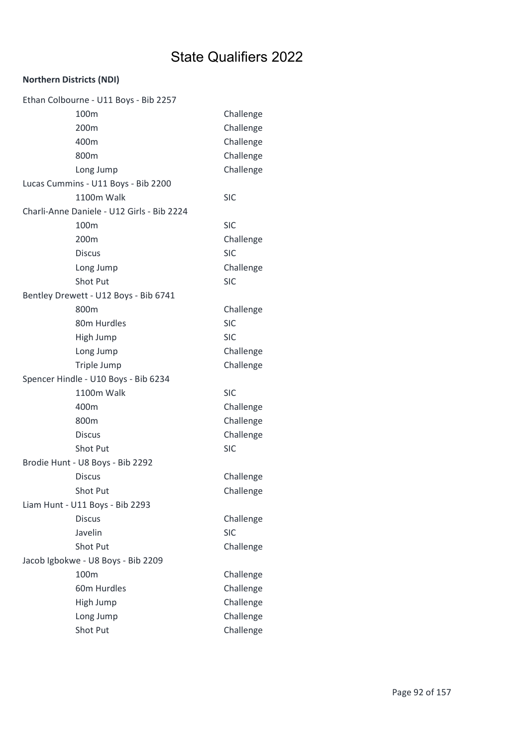# State Qualifiers 2022

**Northern Districts (NDI)**

| | |
|---|---|
| Ethan Colbourne - U11 Boys - Bib 2257 | |
| 100m | Challenge |
| 200m | Challenge |
| 400m | Challenge |
| 800m | Challenge |
| Long Jump | Challenge |
| Lucas Cummins - U11 Boys - Bib 2200 | |
| 1100m Walk | SIC |
| Charli-Anne Daniele - U12 Girls - Bib 2224 | |
| 100m | SIC |
| 200m | Challenge |
| Discus | SIC |
| Long Jump | Challenge |
| Shot Put | SIC |
| Bentley Drewett - U12 Boys - Bib 6741 | |
| 800m | Challenge |
| 80m Hurdles | SIC |
| High Jump | SIC |
| Long Jump | Challenge |
| Triple Jump | Challenge |
| Spencer Hindle - U10 Boys - Bib 6234 | |
| 1100m Walk | SIC |
| 400m | Challenge |
| 800m | Challenge |
| Discus | Challenge |
| Shot Put | SIC |
| Brodie Hunt - U8 Boys - Bib 2292 | |
| Discus | Challenge |
| Shot Put | Challenge |
| Liam Hunt - U11 Boys - Bib 2293 | |
| Discus | Challenge |
| Javelin | SIC |
| Shot Put | Challenge |
| Jacob Igbokwe - U8 Boys - Bib 2209 | |
| 100m | Challenge |
| 60m Hurdles | Challenge |
| High Jump | Challenge |
| Long Jump | Challenge |
| Shot Put | Challenge |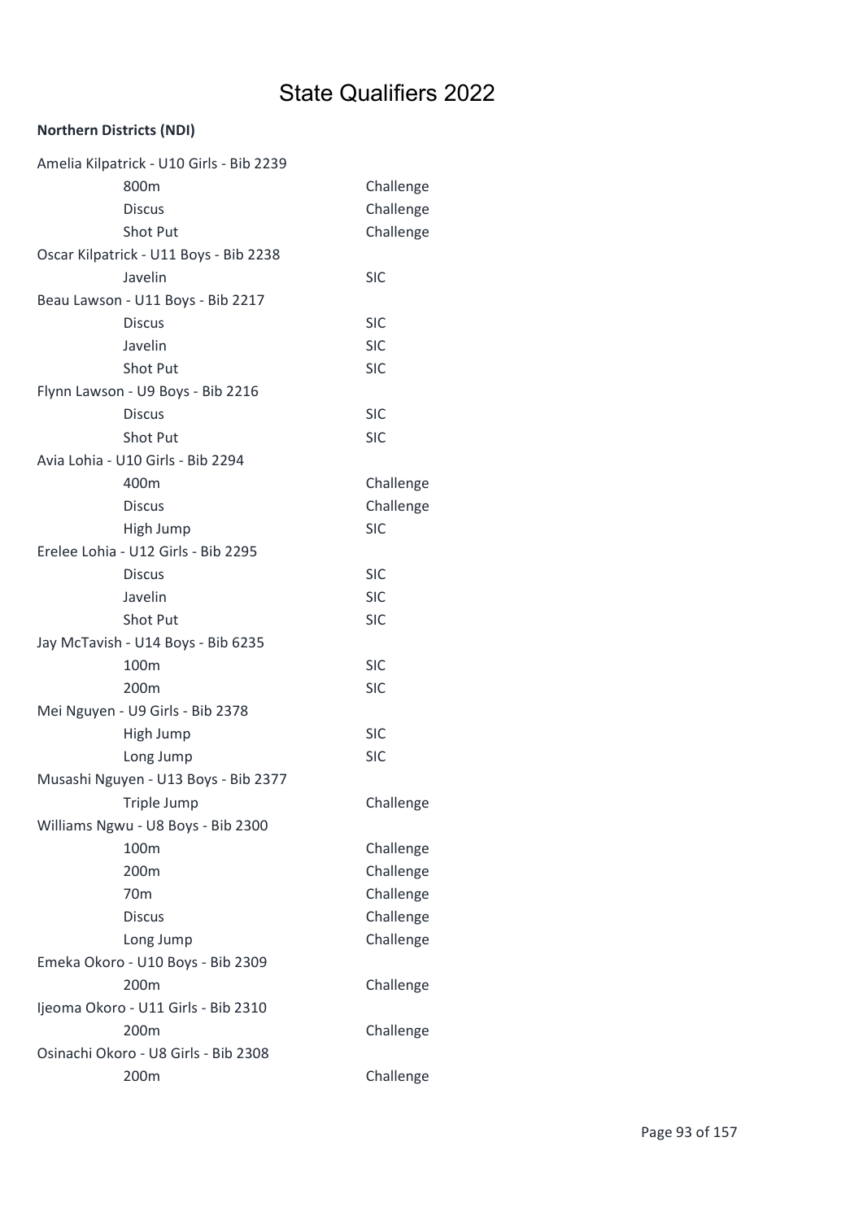# State Qualifiers 2022

**Northern Districts (NDI)**

| Athlete / Event | Qualification |
|---|---|
| Amelia Kilpatrick - U10 Girls - Bib 2239 | |
| 800m | Challenge |
| Discus | Challenge |
| Shot Put | Challenge |
| Oscar Kilpatrick - U11 Boys - Bib 2238 | |
| Javelin | SIC |
| Beau Lawson - U11 Boys - Bib 2217 | |
| Discus | SIC |
| Javelin | SIC |
| Shot Put | SIC |
| Flynn Lawson - U9 Boys - Bib 2216 | |
| Discus | SIC |
| Shot Put | SIC |
| Avia Lohia - U10 Girls - Bib 2294 | |
| 400m | Challenge |
| Discus | Challenge |
| High Jump | SIC |
| Erelee Lohia - U12 Girls - Bib 2295 | |
| Discus | SIC |
| Javelin | SIC |
| Shot Put | SIC |
| Jay McTavish - U14 Boys - Bib 6235 | |
| 100m | SIC |
| 200m | SIC |
| Mei Nguyen - U9 Girls - Bib 2378 | |
| High Jump | SIC |
| Long Jump | SIC |
| Musashi Nguyen - U13 Boys - Bib 2377 | |
| Triple Jump | Challenge |
| Williams Ngwu - U8 Boys - Bib 2300 | |
| 100m | Challenge |
| 200m | Challenge |
| 70m | Challenge |
| Discus | Challenge |
| Long Jump | Challenge |
| Emeka Okoro - U10 Boys - Bib 2309 | |
| 200m | Challenge |
| Ijeoma Okoro - U11 Girls - Bib 2310 | |
| 200m | Challenge |
| Osinachi Okoro - U8 Girls - Bib 2308 | |
| 200m | Challenge |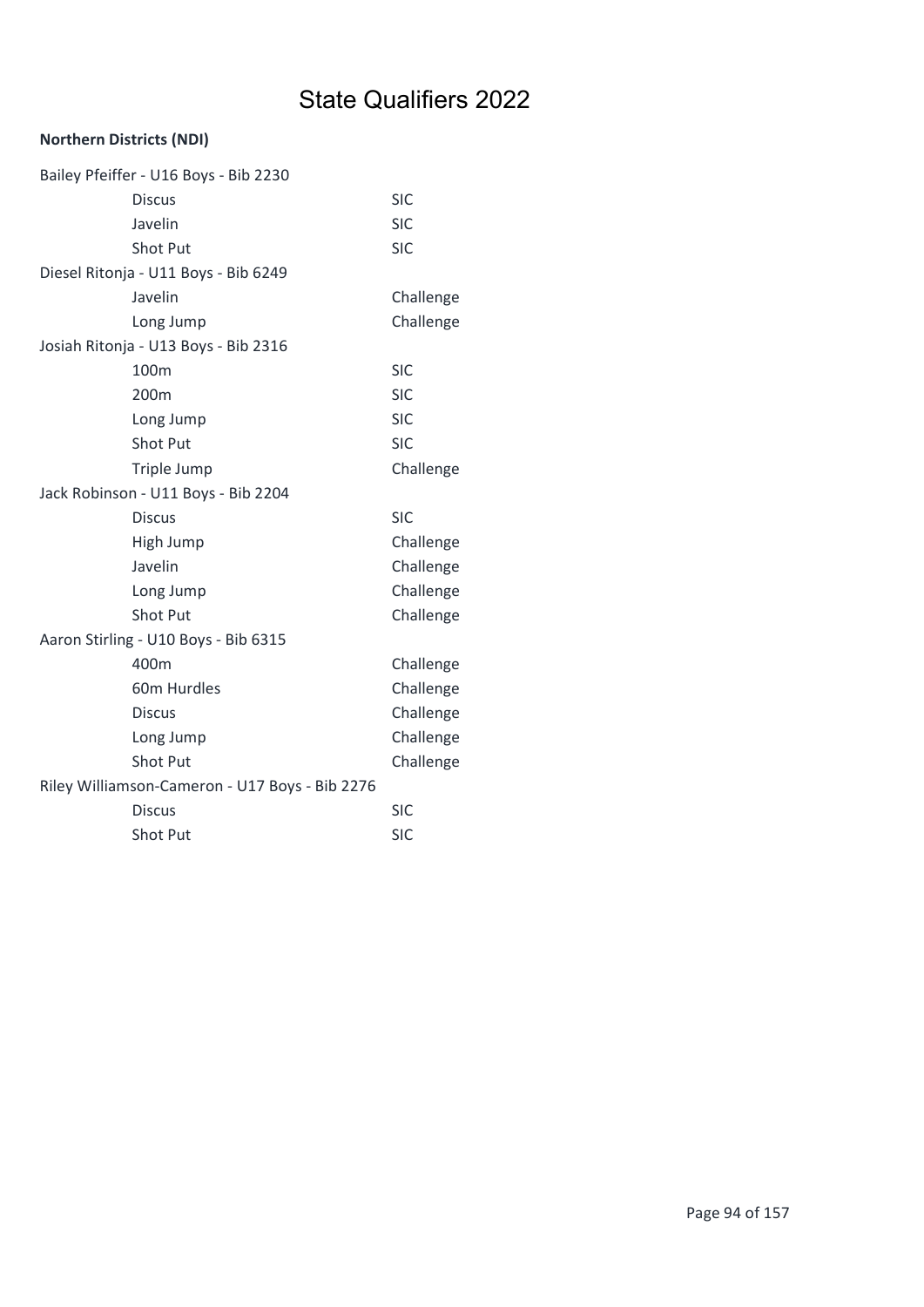# State Qualifiers 2022

**Northern Districts (NDI)**

| | |
|---|---|
| Bailey Pfeiffer - U16 Boys - Bib 2230 | |
| Discus | SIC |
| Javelin | SIC |
| Shot Put | SIC |
| Diesel Ritonja - U11 Boys - Bib 6249 | |
| Javelin | Challenge |
| Long Jump | Challenge |
| Josiah Ritonja - U13 Boys - Bib 2316 | |
| 100m | SIC |
| 200m | SIC |
| Long Jump | SIC |
| Shot Put | SIC |
| Triple Jump | Challenge |
| Jack Robinson - U11 Boys - Bib 2204 | |
| Discus | SIC |
| High Jump | Challenge |
| Javelin | Challenge |
| Long Jump | Challenge |
| Shot Put | Challenge |
| Aaron Stirling - U10 Boys - Bib 6315 | |
| 400m | Challenge |
| 60m Hurdles | Challenge |
| Discus | Challenge |
| Long Jump | Challenge |
| Shot Put | Challenge |
| Riley Williamson-Cameron - U17 Boys - Bib 2276 | |
| Discus | SIC |
| Shot Put | SIC |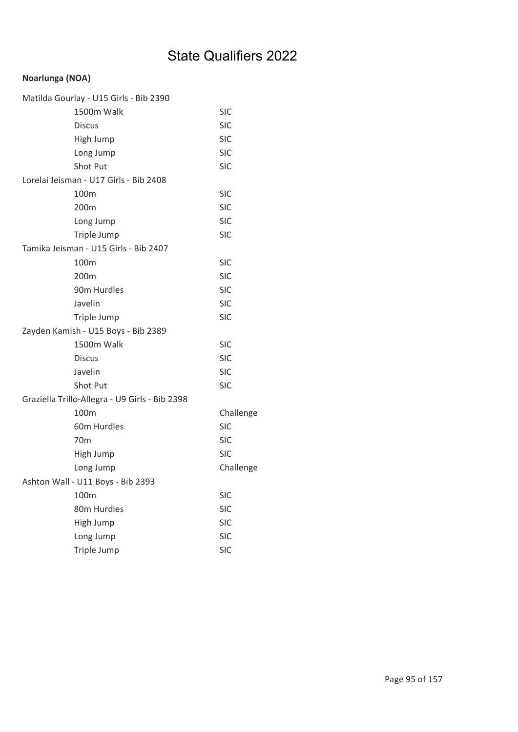# State Qualifiers 2022

**Noarlunga (NOA)**

Matilda Gourlay - U15 Girls - Bib 2390

| | |
|---|---|
| 1500m Walk | SIC |
| Discus | SIC |
| High Jump | SIC |
| Long Jump | SIC |
| Shot Put | SIC |

Lorelai Jeisman - U17 Girls - Bib 2408

| | |
|---|---|
| 100m | SIC |
| 200m | SIC |
| Long Jump | SIC |
| Triple Jump | SIC |

Tamika Jeisman - U15 Girls - Bib 2407

| | |
|---|---|
| 100m | SIC |
| 200m | SIC |
| 90m Hurdles | SIC |
| Javelin | SIC |
| Triple Jump | SIC |

Zayden Kamish - U15 Boys - Bib 2389

| | |
|---|---|
| 1500m Walk | SIC |
| Discus | SIC |
| Javelin | SIC |
| Shot Put | SIC |

Graziella Trillo-Allegra - U9 Girls - Bib 2398

| | |
|---|---|
| 100m | Challenge |
| 60m Hurdles | SIC |
| 70m | SIC |
| High Jump | SIC |
| Long Jump | Challenge |

Ashton Wall - U11 Boys - Bib 2393

| | |
|---|---|
| 100m | SIC |
| 80m Hurdles | SIC |
| High Jump | SIC |
| Long Jump | SIC |
| Triple Jump | SIC |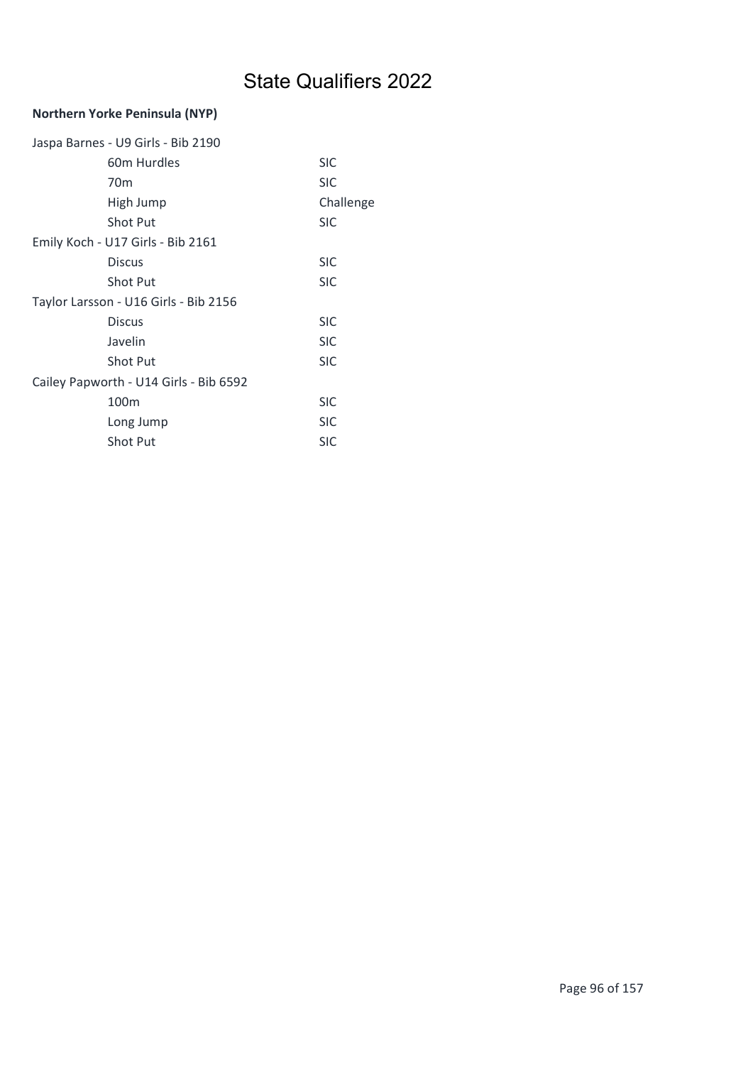# State Qualifiers 2022

**Northern Yorke Peninsula (NYP)**

| | |
|---|---|
| Jaspa Barnes - U9 Girls - Bib 2190 | |
| 60m Hurdles | SIC |
| 70m | SIC |
| High Jump | Challenge |
| Shot Put | SIC |
| Emily Koch - U17 Girls - Bib 2161 | |
| Discus | SIC |
| Shot Put | SIC |
| Taylor Larsson - U16 Girls - Bib 2156 | |
| Discus | SIC |
| Javelin | SIC |
| Shot Put | SIC |
| Cailey Papworth - U14 Girls - Bib 6592 | |
| 100m | SIC |
| Long Jump | SIC |
| Shot Put | SIC |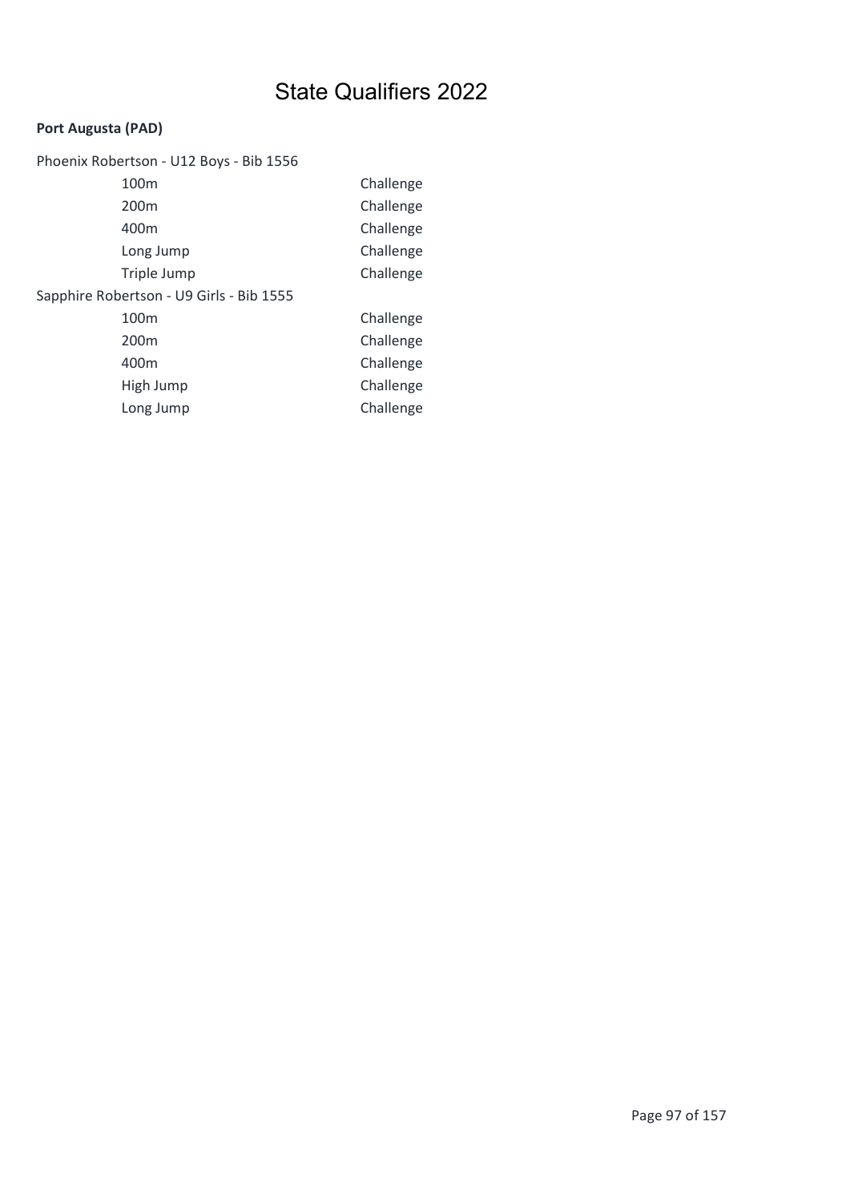# State Qualifiers 2022

**Port Augusta (PAD)**

Phoenix Robertson - U12 Boys - Bib 1556

| | |
|---|---|
| 100m | Challenge |
| 200m | Challenge |
| 400m | Challenge |
| Long Jump | Challenge |
| Triple Jump | Challenge |

Sapphire Robertson - U9 Girls - Bib 1555

| | |
|---|---|
| 100m | Challenge |
| 200m | Challenge |
| 400m | Challenge |
| High Jump | Challenge |
| Long Jump | Challenge |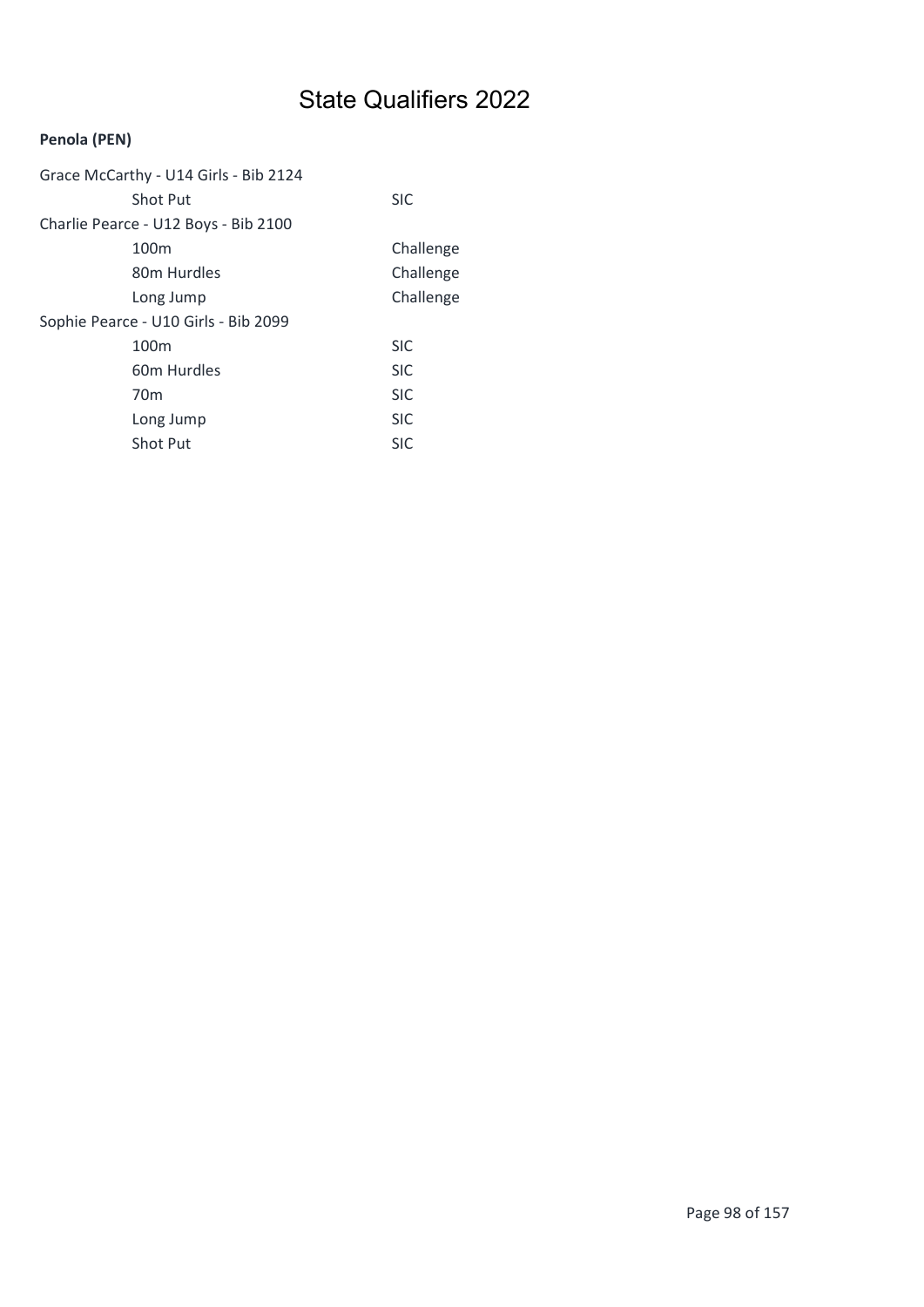# State Qualifiers 2022

**Penola (PEN)**

Grace McCarthy - U14 Girls - Bib 2124

| | |
|---|---|
| Shot Put | SIC |

Charlie Pearce - U12 Boys - Bib 2100

| | |
|---|---|
| 100m | Challenge |
| 80m Hurdles | Challenge |
| Long Jump | Challenge |

Sophie Pearce - U10 Girls - Bib 2099

| | |
|---|---|
| 100m | SIC |
| 60m Hurdles | SIC |
| 70m | SIC |
| Long Jump | SIC |
| Shot Put | SIC |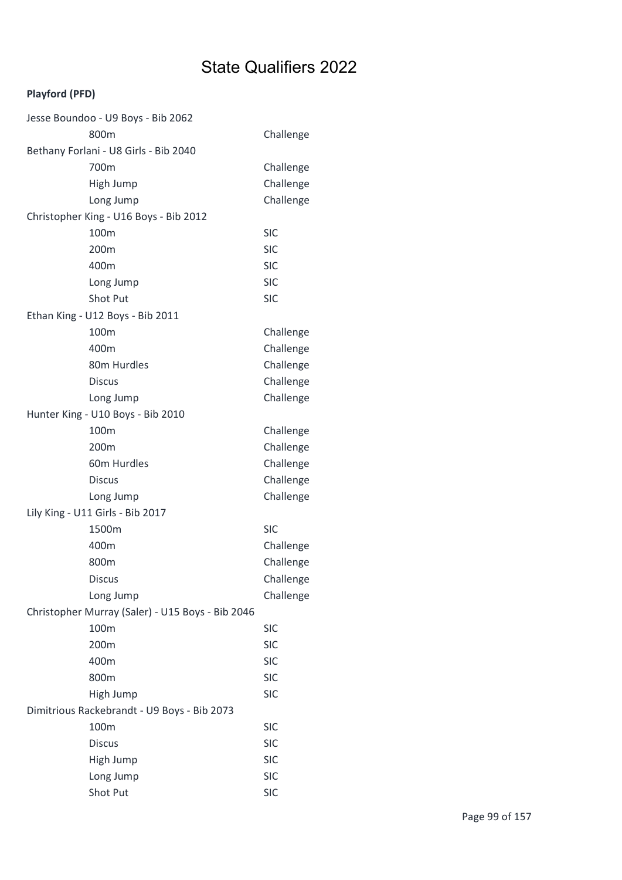# State Qualifiers 2022

**Playford (PFD)**

Jesse Boundoo - U9 Boys - Bib 2062

| | |
|---|---|
| 800m | Challenge |

Bethany Forlani - U8 Girls - Bib 2040

| | |
|---|---|
| 700m | Challenge |
| High Jump | Challenge |
| Long Jump | Challenge |

Christopher King - U16 Boys - Bib 2012

| | |
|---|---|
| 100m | SIC |
| 200m | SIC |
| 400m | SIC |
| Long Jump | SIC |
| Shot Put | SIC |

Ethan King - U12 Boys - Bib 2011

| | |
|---|---|
| 100m | Challenge |
| 400m | Challenge |
| 80m Hurdles | Challenge |
| Discus | Challenge |
| Long Jump | Challenge |

Hunter King - U10 Boys - Bib 2010

| | |
|---|---|
| 100m | Challenge |
| 200m | Challenge |
| 60m Hurdles | Challenge |
| Discus | Challenge |
| Long Jump | Challenge |

Lily King - U11 Girls - Bib 2017

| | |
|---|---|
| 1500m | SIC |
| 400m | Challenge |
| 800m | Challenge |
| Discus | Challenge |
| Long Jump | Challenge |

Christopher Murray (Saler) - U15 Boys - Bib 2046

| | |
|---|---|
| 100m | SIC |
| 200m | SIC |
| 400m | SIC |
| 800m | SIC |
| High Jump | SIC |

Dimitrious Rackebrandt - U9 Boys - Bib 2073

| | |
|---|---|
| 100m | SIC |
| Discus | SIC |
| High Jump | SIC |
| Long Jump | SIC |
| Shot Put | SIC |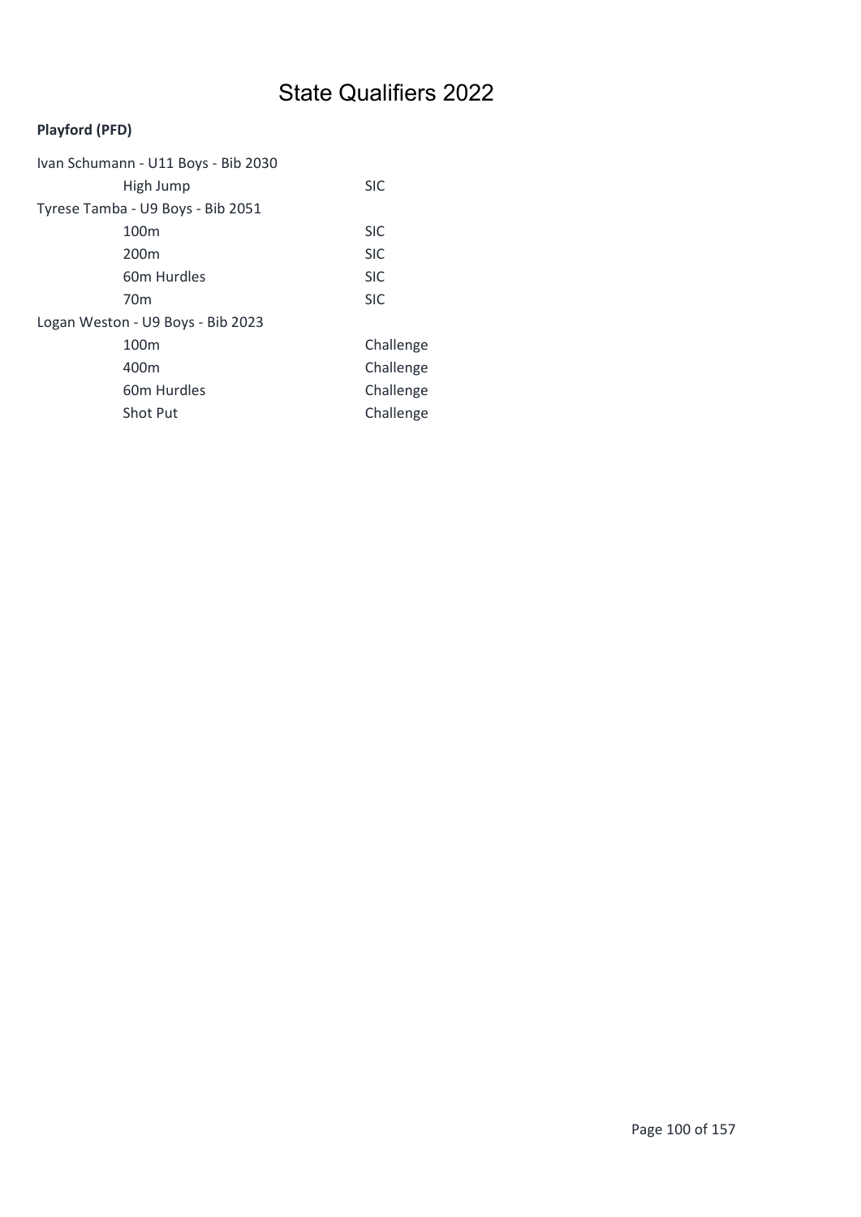# State Qualifiers 2022

**Playford (PFD)**

Ivan Schumann - U11 Boys - Bib 2030

| | |
|---|---|
| High Jump | SIC |

Tyrese Tamba - U9 Boys - Bib 2051

| | |
|---|---|
| 100m | SIC |
| 200m | SIC |
| 60m Hurdles | SIC |
| 70m | SIC |

Logan Weston - U9 Boys - Bib 2023

| | |
|---|---|
| 100m | Challenge |
| 400m | Challenge |
| 60m Hurdles | Challenge |
| Shot Put | Challenge |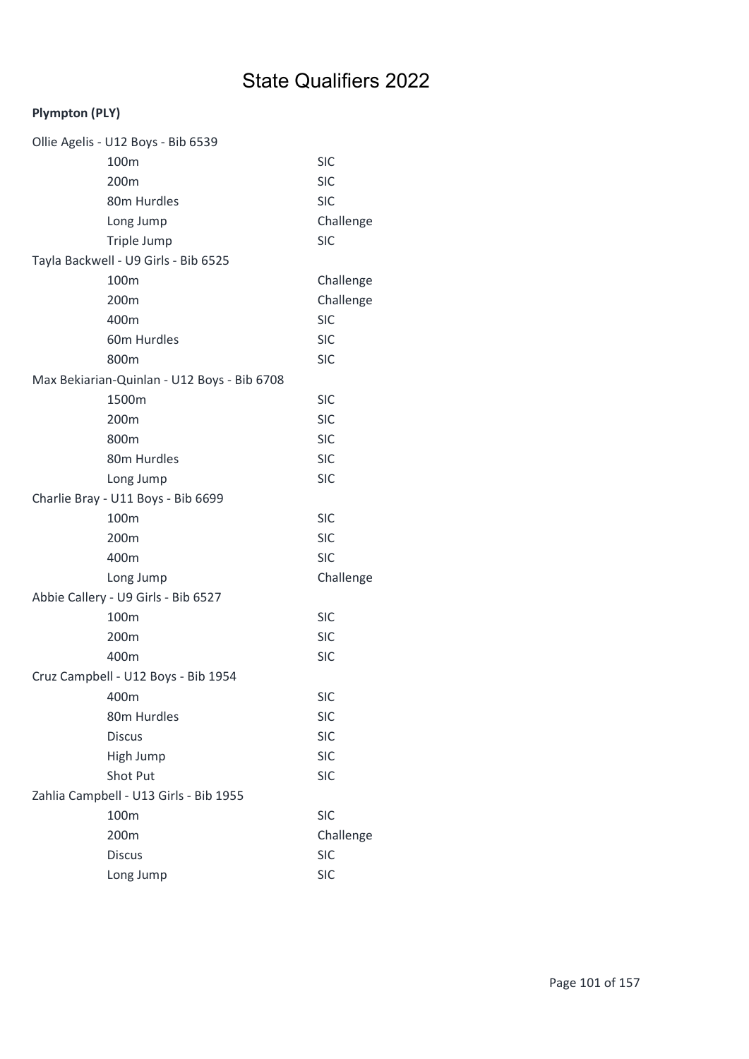# State Qualifiers 2022

**Plympton (PLY)**

Ollie Agelis - U12 Boys - Bib 6539

| | |
|---|---|
| 100m | SIC |
| 200m | SIC |
| 80m Hurdles | SIC |
| Long Jump | Challenge |
| Triple Jump | SIC |

Tayla Backwell - U9 Girls - Bib 6525

| | |
|---|---|
| 100m | Challenge |
| 200m | Challenge |
| 400m | SIC |
| 60m Hurdles | SIC |
| 800m | SIC |

Max Bekiarian-Quinlan - U12 Boys - Bib 6708

| | |
|---|---|
| 1500m | SIC |
| 200m | SIC |
| 800m | SIC |
| 80m Hurdles | SIC |
| Long Jump | SIC |

Charlie Bray - U11 Boys - Bib 6699

| | |
|---|---|
| 100m | SIC |
| 200m | SIC |
| 400m | SIC |
| Long Jump | Challenge |

Abbie Callery - U9 Girls - Bib 6527

| | |
|---|---|
| 100m | SIC |
| 200m | SIC |
| 400m | SIC |

Cruz Campbell - U12 Boys - Bib 1954

| | |
|---|---|
| 400m | SIC |
| 80m Hurdles | SIC |
| Discus | SIC |
| High Jump | SIC |
| Shot Put | SIC |

Zahlia Campbell - U13 Girls - Bib 1955

| | |
|---|---|
| 100m | SIC |
| 200m | Challenge |
| Discus | SIC |
| Long Jump | SIC |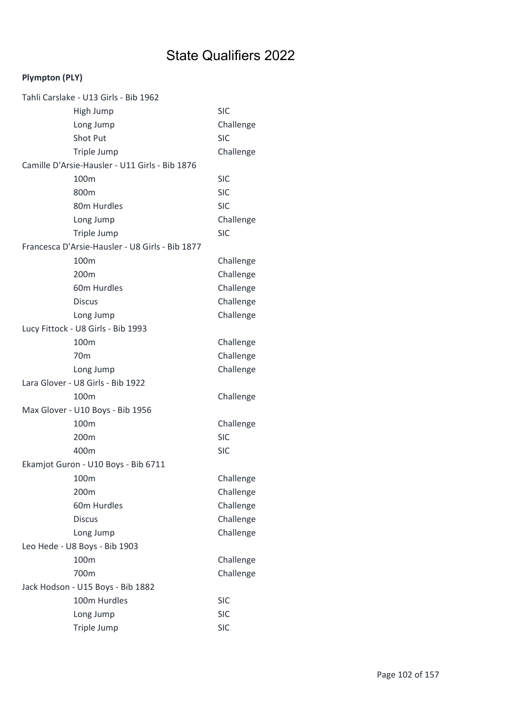# State Qualifiers 2022

**Plympton (PLY)**

Tahli Carslake - U13 Girls - Bib 1962

| Event | Qualification |
|---|---|
| High Jump | SIC |
| Long Jump | Challenge |
| Shot Put | SIC |
| Triple Jump | Challenge |

Camille D'Arsie-Hausler - U11 Girls - Bib 1876

| Event | Qualification |
|---|---|
| 100m | SIC |
| 800m | SIC |
| 80m Hurdles | SIC |
| Long Jump | Challenge |
| Triple Jump | SIC |

Francesca D'Arsie-Hausler - U8 Girls - Bib 1877

| Event | Qualification |
|---|---|
| 100m | Challenge |
| 200m | Challenge |
| 60m Hurdles | Challenge |
| Discus | Challenge |
| Long Jump | Challenge |

Lucy Fittock - U8 Girls - Bib 1993

| Event | Qualification |
|---|---|
| 100m | Challenge |
| 70m | Challenge |
| Long Jump | Challenge |

Lara Glover - U8 Girls - Bib 1922

| Event | Qualification |
|---|---|
| 100m | Challenge |

Max Glover - U10 Boys - Bib 1956

| Event | Qualification |
|---|---|
| 100m | Challenge |
| 200m | SIC |
| 400m | SIC |

Ekamjot Guron - U10 Boys - Bib 6711

| Event | Qualification |
|---|---|
| 100m | Challenge |
| 200m | Challenge |
| 60m Hurdles | Challenge |
| Discus | Challenge |
| Long Jump | Challenge |

Leo Hede - U8 Boys - Bib 1903

| Event | Qualification |
|---|---|
| 100m | Challenge |
| 700m | Challenge |

Jack Hodson - U15 Boys - Bib 1882

| Event | Qualification |
|---|---|
| 100m Hurdles | SIC |
| Long Jump | SIC |
| Triple Jump | SIC |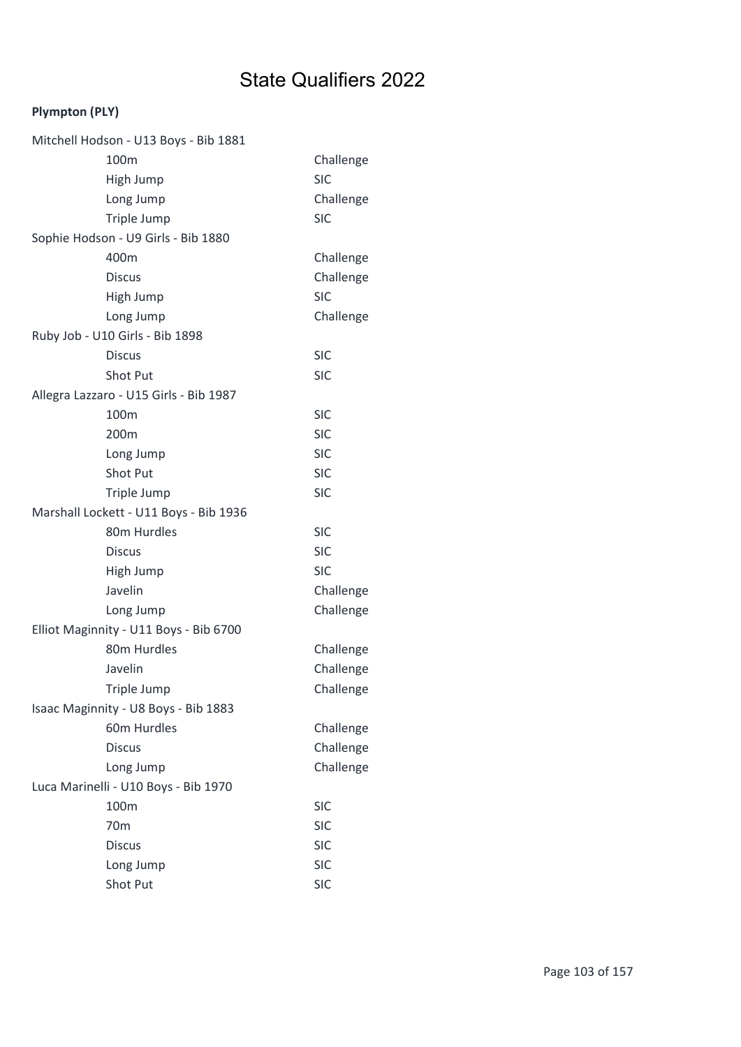# State Qualifiers 2022

**Plympton (PLY)**

Mitchell Hodson - U13 Boys - Bib 1881

| | |
|---|---|
| 100m | Challenge |
| High Jump | SIC |
| Long Jump | Challenge |
| Triple Jump | SIC |

Sophie Hodson - U9 Girls - Bib 1880

| | |
|---|---|
| 400m | Challenge |
| Discus | Challenge |
| High Jump | SIC |
| Long Jump | Challenge |

Ruby Job - U10 Girls - Bib 1898

| | |
|---|---|
| Discus | SIC |
| Shot Put | SIC |

Allegra Lazzaro - U15 Girls - Bib 1987

| | |
|---|---|
| 100m | SIC |
| 200m | SIC |
| Long Jump | SIC |
| Shot Put | SIC |
| Triple Jump | SIC |

Marshall Lockett - U11 Boys - Bib 1936

| | |
|---|---|
| 80m Hurdles | SIC |
| Discus | SIC |
| High Jump | SIC |
| Javelin | Challenge |
| Long Jump | Challenge |

Elliot Maginnity - U11 Boys - Bib 6700

| | |
|---|---|
| 80m Hurdles | Challenge |
| Javelin | Challenge |
| Triple Jump | Challenge |

Isaac Maginnity - U8 Boys - Bib 1883

| | |
|---|---|
| 60m Hurdles | Challenge |
| Discus | Challenge |
| Long Jump | Challenge |

Luca Marinelli - U10 Boys - Bib 1970

| | |
|---|---|
| 100m | SIC |
| 70m | SIC |
| Discus | SIC |
| Long Jump | SIC |
| Shot Put | SIC |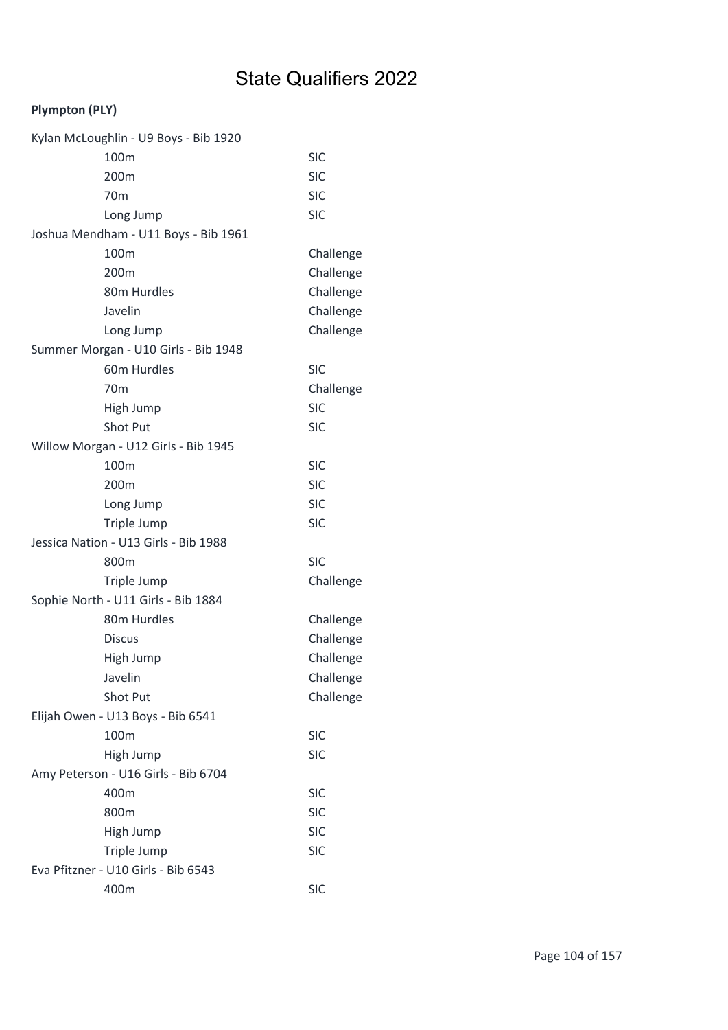# State Qualifiers 2022

**Plympton (PLY)**

Kylan McLoughlin - U9 Boys - Bib 1920

| Event | Qualification |
|---|---|
| 100m | SIC |
| 200m | SIC |
| 70m | SIC |
| Long Jump | SIC |

Joshua Mendham - U11 Boys - Bib 1961

| Event | Qualification |
|---|---|
| 100m | Challenge |
| 200m | Challenge |
| 80m Hurdles | Challenge |
| Javelin | Challenge |
| Long Jump | Challenge |

Summer Morgan - U10 Girls - Bib 1948

| Event | Qualification |
|---|---|
| 60m Hurdles | SIC |
| 70m | Challenge |
| High Jump | SIC |
| Shot Put | SIC |

Willow Morgan - U12 Girls - Bib 1945

| Event | Qualification |
|---|---|
| 100m | SIC |
| 200m | SIC |
| Long Jump | SIC |
| Triple Jump | SIC |

Jessica Nation - U13 Girls - Bib 1988

| Event | Qualification |
|---|---|
| 800m | SIC |
| Triple Jump | Challenge |

Sophie North - U11 Girls - Bib 1884

| Event | Qualification |
|---|---|
| 80m Hurdles | Challenge |
| Discus | Challenge |
| High Jump | Challenge |
| Javelin | Challenge |
| Shot Put | Challenge |

Elijah Owen - U13 Boys - Bib 6541

| Event | Qualification |
|---|---|
| 100m | SIC |
| High Jump | SIC |

Amy Peterson - U16 Girls - Bib 6704

| Event | Qualification |
|---|---|
| 400m | SIC |
| 800m | SIC |
| High Jump | SIC |
| Triple Jump | SIC |

Eva Pfitzner - U10 Girls - Bib 6543

| Event | Qualification |
|---|---|
| 400m | SIC |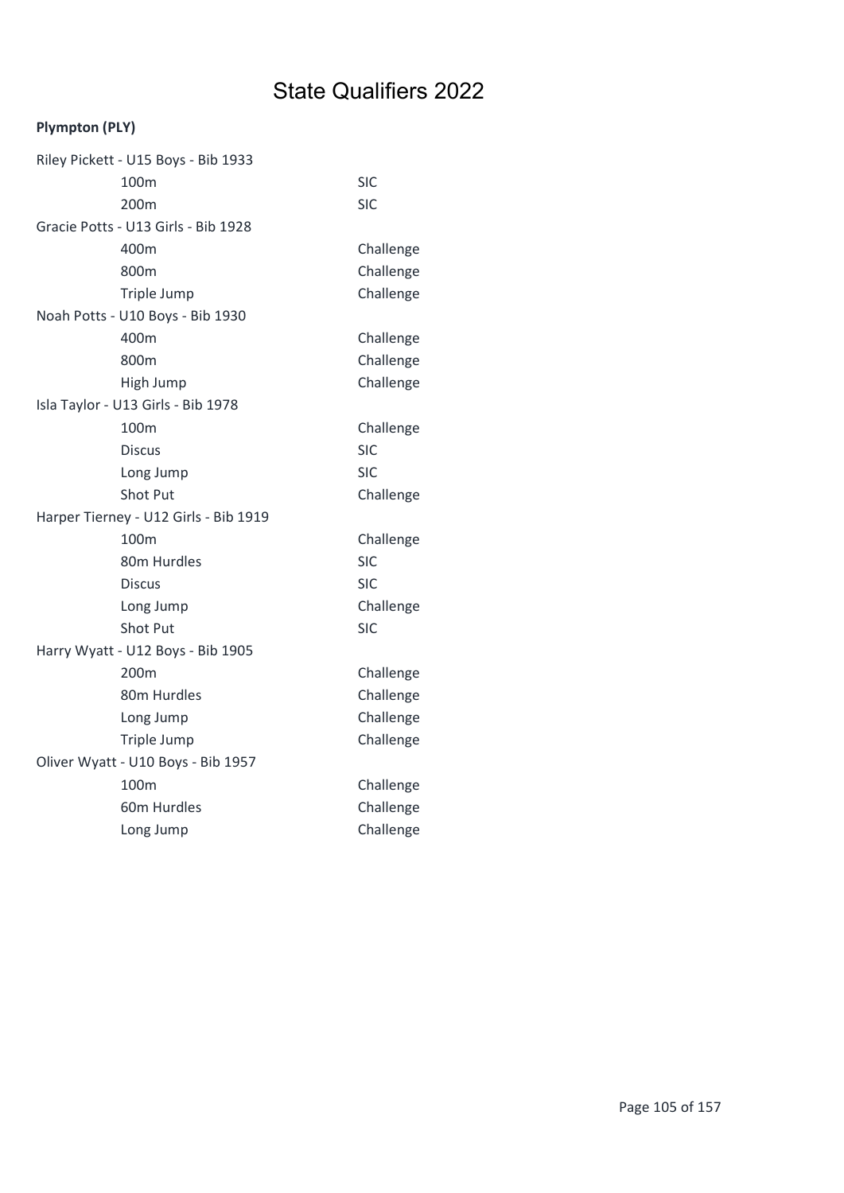# State Qualifiers 2022

**Plympton (PLY)**

Riley Pickett - U15 Boys - Bib 1933

| | |
|---|---|
| 100m | SIC |
| 200m | SIC |

Gracie Potts - U13 Girls - Bib 1928

| | |
|---|---|
| 400m | Challenge |
| 800m | Challenge |
| Triple Jump | Challenge |

Noah Potts - U10 Boys - Bib 1930

| | |
|---|---|
| 400m | Challenge |
| 800m | Challenge |
| High Jump | Challenge |

Isla Taylor - U13 Girls - Bib 1978

| | |
|---|---|
| 100m | Challenge |
| Discus | SIC |
| Long Jump | SIC |
| Shot Put | Challenge |

Harper Tierney - U12 Girls - Bib 1919

| | |
|---|---|
| 100m | Challenge |
| 80m Hurdles | SIC |
| Discus | SIC |
| Long Jump | Challenge |
| Shot Put | SIC |

Harry Wyatt - U12 Boys - Bib 1905

| | |
|---|---|
| 200m | Challenge |
| 80m Hurdles | Challenge |
| Long Jump | Challenge |
| Triple Jump | Challenge |

Oliver Wyatt - U10 Boys - Bib 1957

| | |
|---|---|
| 100m | Challenge |
| 60m Hurdles | Challenge |
| Long Jump | Challenge |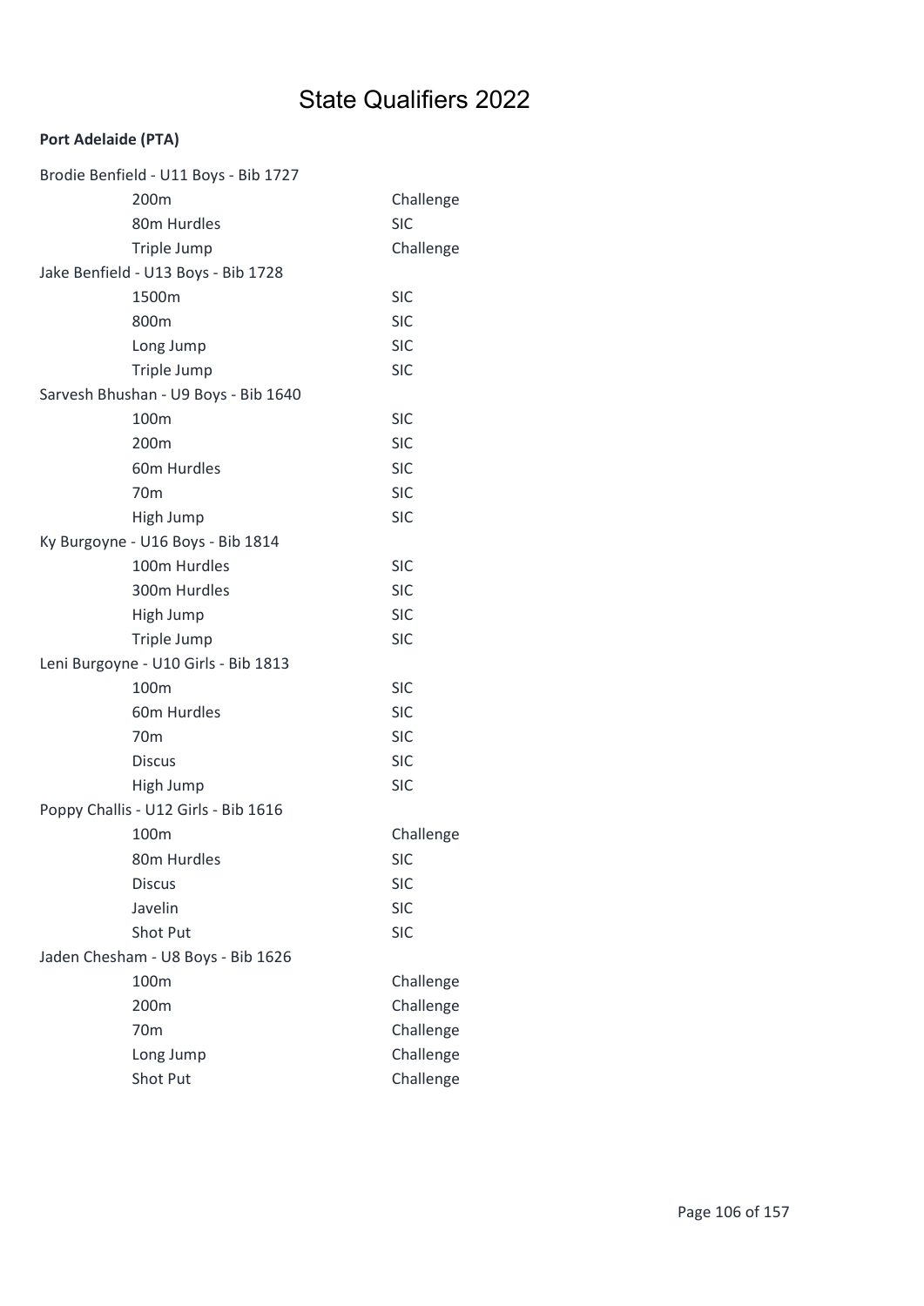# State Qualifiers 2022

**Port Adelaide (PTA)**

| Athlete / Event | Qualification |
|---|---|
| Brodie Benfield - U11 Boys - Bib 1727 | |
| 200m | Challenge |
| 80m Hurdles | SIC |
| Triple Jump | Challenge |
| Jake Benfield - U13 Boys - Bib 1728 | |
| 1500m | SIC |
| 800m | SIC |
| Long Jump | SIC |
| Triple Jump | SIC |
| Sarvesh Bhushan - U9 Boys - Bib 1640 | |
| 100m | SIC |
| 200m | SIC |
| 60m Hurdles | SIC |
| 70m | SIC |
| High Jump | SIC |
| Ky Burgoyne - U16 Boys - Bib 1814 | |
| 100m Hurdles | SIC |
| 300m Hurdles | SIC |
| High Jump | SIC |
| Triple Jump | SIC |
| Leni Burgoyne - U10 Girls - Bib 1813 | |
| 100m | SIC |
| 60m Hurdles | SIC |
| 70m | SIC |
| Discus | SIC |
| High Jump | SIC |
| Poppy Challis - U12 Girls - Bib 1616 | |
| 100m | Challenge |
| 80m Hurdles | SIC |
| Discus | SIC |
| Javelin | SIC |
| Shot Put | SIC |
| Jaden Chesham - U8 Boys - Bib 1626 | |
| 100m | Challenge |
| 200m | Challenge |
| 70m | Challenge |
| Long Jump | Challenge |
| Shot Put | Challenge |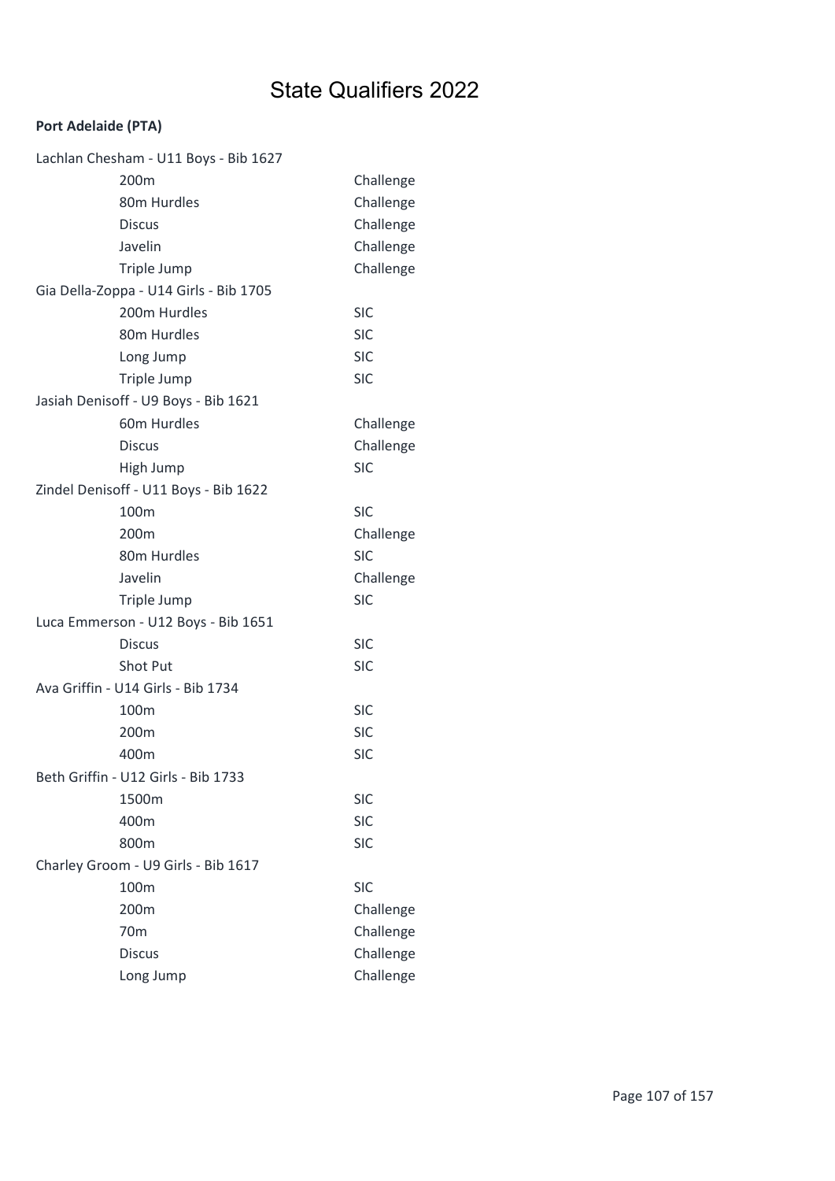# State Qualifiers 2022

**Port Adelaide (PTA)**

Lachlan Chesham - U11 Boys - Bib 1627

| Event | Level |
|---|---|
| 200m | Challenge |
| 80m Hurdles | Challenge |
| Discus | Challenge |
| Javelin | Challenge |
| Triple Jump | Challenge |

Gia Della-Zoppa - U14 Girls - Bib 1705

| Event | Level |
|---|---|
| 200m Hurdles | SIC |
| 80m Hurdles | SIC |
| Long Jump | SIC |
| Triple Jump | SIC |

Jasiah Denisoff - U9 Boys - Bib 1621

| Event | Level |
|---|---|
| 60m Hurdles | Challenge |
| Discus | Challenge |
| High Jump | SIC |

Zindel Denisoff - U11 Boys - Bib 1622

| Event | Level |
|---|---|
| 100m | SIC |
| 200m | Challenge |
| 80m Hurdles | SIC |
| Javelin | Challenge |
| Triple Jump | SIC |

Luca Emmerson - U12 Boys - Bib 1651

| Event | Level |
|---|---|
| Discus | SIC |
| Shot Put | SIC |

Ava Griffin - U14 Girls - Bib 1734

| Event | Level |
|---|---|
| 100m | SIC |
| 200m | SIC |
| 400m | SIC |

Beth Griffin - U12 Girls - Bib 1733

| Event | Level |
|---|---|
| 1500m | SIC |
| 400m | SIC |
| 800m | SIC |

Charley Groom - U9 Girls - Bib 1617

| Event | Level |
|---|---|
| 100m | SIC |
| 200m | Challenge |
| 70m | Challenge |
| Discus | Challenge |
| Long Jump | Challenge |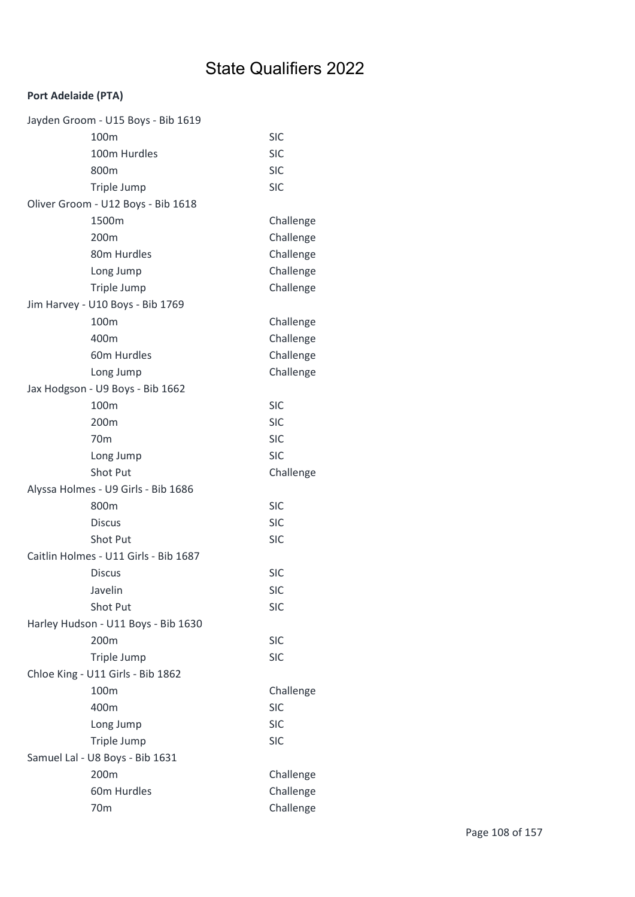# State Qualifiers 2022

**Port Adelaide (PTA)**

Jayden Groom - U15 Boys - Bib 1619

| | |
|---|---|
| 100m | SIC |
| 100m Hurdles | SIC |
| 800m | SIC |
| Triple Jump | SIC |

Oliver Groom - U12 Boys - Bib 1618

| | |
|---|---|
| 1500m | Challenge |
| 200m | Challenge |
| 80m Hurdles | Challenge |
| Long Jump | Challenge |
| Triple Jump | Challenge |

Jim Harvey - U10 Boys - Bib 1769

| | |
|---|---|
| 100m | Challenge |
| 400m | Challenge |
| 60m Hurdles | Challenge |
| Long Jump | Challenge |

Jax Hodgson - U9 Boys - Bib 1662

| | |
|---|---|
| 100m | SIC |
| 200m | SIC |
| 70m | SIC |
| Long Jump | SIC |
| Shot Put | Challenge |

Alyssa Holmes - U9 Girls - Bib 1686

| | |
|---|---|
| 800m | SIC |
| Discus | SIC |
| Shot Put | SIC |

Caitlin Holmes - U11 Girls - Bib 1687

| | |
|---|---|
| Discus | SIC |
| Javelin | SIC |
| Shot Put | SIC |

Harley Hudson - U11 Boys - Bib 1630

| | |
|---|---|
| 200m | SIC |
| Triple Jump | SIC |

Chloe King - U11 Girls - Bib 1862

| | |
|---|---|
| 100m | Challenge |
| 400m | SIC |
| Long Jump | SIC |
| Triple Jump | SIC |

Samuel Lal - U8 Boys - Bib 1631

| | |
|---|---|
| 200m | Challenge |
| 60m Hurdles | Challenge |
| 70m | Challenge |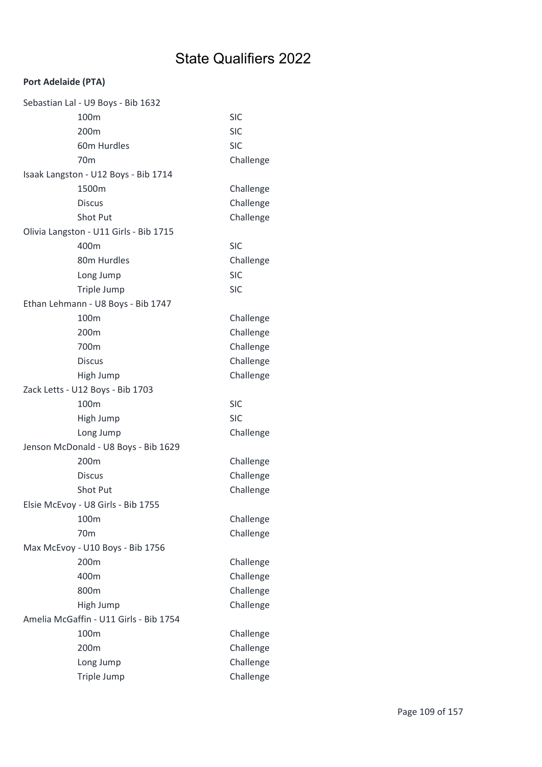# State Qualifiers 2022

**Port Adelaide (PTA)**

Sebastian Lal - U9 Boys - Bib 1632

| | |
|---|---|
| 100m | SIC |
| 200m | SIC |
| 60m Hurdles | SIC |
| 70m | Challenge |

Isaak Langston - U12 Boys - Bib 1714

| | |
|---|---|
| 1500m | Challenge |
| Discus | Challenge |
| Shot Put | Challenge |

Olivia Langston - U11 Girls - Bib 1715

| | |
|---|---|
| 400m | SIC |
| 80m Hurdles | Challenge |
| Long Jump | SIC |
| Triple Jump | SIC |

Ethan Lehmann - U8 Boys - Bib 1747

| | |
|---|---|
| 100m | Challenge |
| 200m | Challenge |
| 700m | Challenge |
| Discus | Challenge |
| High Jump | Challenge |

Zack Letts - U12 Boys - Bib 1703

| | |
|---|---|
| 100m | SIC |
| High Jump | SIC |
| Long Jump | Challenge |

Jenson McDonald - U8 Boys - Bib 1629

| | |
|---|---|
| 200m | Challenge |
| Discus | Challenge |
| Shot Put | Challenge |

Elsie McEvoy - U8 Girls - Bib 1755

| | |
|---|---|
| 100m | Challenge |
| 70m | Challenge |

Max McEvoy - U10 Boys - Bib 1756

| | |
|---|---|
| 200m | Challenge |
| 400m | Challenge |
| 800m | Challenge |
| High Jump | Challenge |

Amelia McGaffin - U11 Girls - Bib 1754

| | |
|---|---|
| 100m | Challenge |
| 200m | Challenge |
| Long Jump | Challenge |
| Triple Jump | Challenge |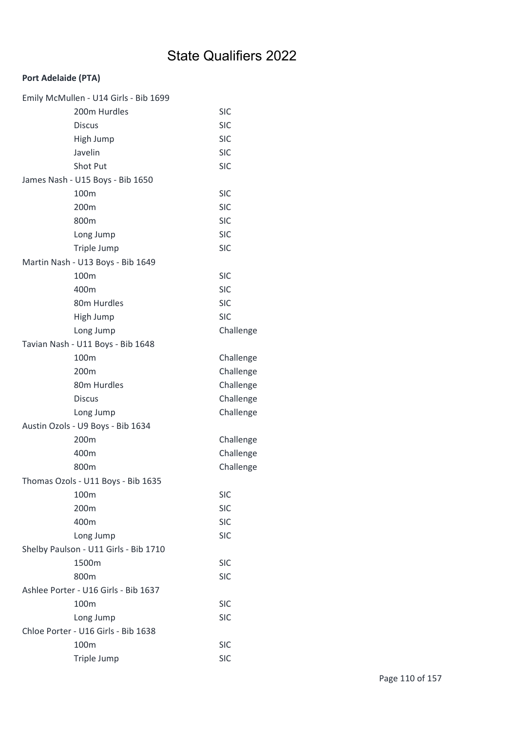# State Qualifiers 2022

**Port Adelaide (PTA)**

Emily McMullen - U14 Girls - Bib 1699

| Event | Status |
|---|---|
| 200m Hurdles | SIC |
| Discus | SIC |
| High Jump | SIC |
| Javelin | SIC |
| Shot Put | SIC |

James Nash - U15 Boys - Bib 1650

| Event | Status |
|---|---|
| 100m | SIC |
| 200m | SIC |
| 800m | SIC |
| Long Jump | SIC |
| Triple Jump | SIC |

Martin Nash - U13 Boys - Bib 1649

| Event | Status |
|---|---|
| 100m | SIC |
| 400m | SIC |
| 80m Hurdles | SIC |
| High Jump | SIC |
| Long Jump | Challenge |

Tavian Nash - U11 Boys - Bib 1648

| Event | Status |
|---|---|
| 100m | Challenge |
| 200m | Challenge |
| 80m Hurdles | Challenge |
| Discus | Challenge |
| Long Jump | Challenge |

Austin Ozols - U9 Boys - Bib 1634

| Event | Status |
|---|---|
| 200m | Challenge |
| 400m | Challenge |
| 800m | Challenge |

Thomas Ozols - U11 Boys - Bib 1635

| Event | Status |
|---|---|
| 100m | SIC |
| 200m | SIC |
| 400m | SIC |
| Long Jump | SIC |

Shelby Paulson - U11 Girls - Bib 1710

| Event | Status |
|---|---|
| 1500m | SIC |
| 800m | SIC |

Ashlee Porter - U16 Girls - Bib 1637

| Event | Status |
|---|---|
| 100m | SIC |
| Long Jump | SIC |

Chloe Porter - U16 Girls - Bib 1638

| Event | Status |
|---|---|
| 100m | SIC |
| Triple Jump | SIC |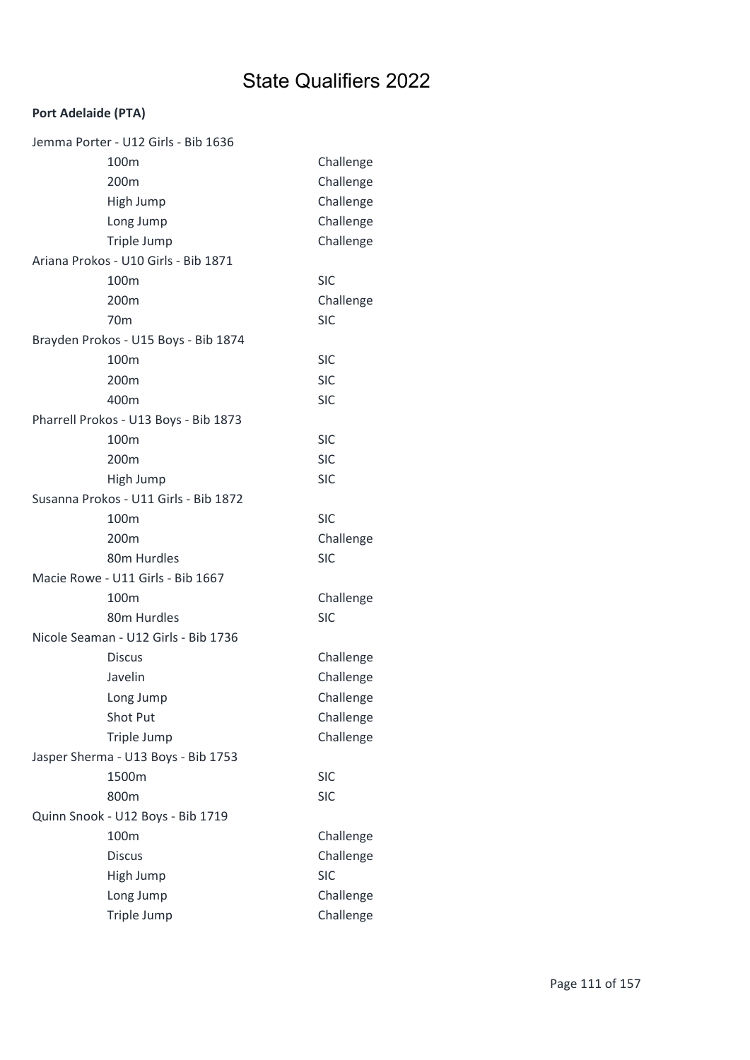# State Qualifiers 2022

**Port Adelaide (PTA)**

Jemma Porter - U12 Girls - Bib 1636

| Event | Status |
| --- | --- |
| 100m | Challenge |
| 200m | Challenge |
| High Jump | Challenge |
| Long Jump | Challenge |
| Triple Jump | Challenge |

Ariana Prokos - U10 Girls - Bib 1871

| Event | Status |
| --- | --- |
| 100m | SIC |
| 200m | Challenge |
| 70m | SIC |

Brayden Prokos - U15 Boys - Bib 1874

| Event | Status |
| --- | --- |
| 100m | SIC |
| 200m | SIC |
| 400m | SIC |

Pharrell Prokos - U13 Boys - Bib 1873

| Event | Status |
| --- | --- |
| 100m | SIC |
| 200m | SIC |
| High Jump | SIC |

Susanna Prokos - U11 Girls - Bib 1872

| Event | Status |
| --- | --- |
| 100m | SIC |
| 200m | Challenge |
| 80m Hurdles | SIC |

Macie Rowe - U11 Girls - Bib 1667

| Event | Status |
| --- | --- |
| 100m | Challenge |
| 80m Hurdles | SIC |

Nicole Seaman - U12 Girls - Bib 1736

| Event | Status |
| --- | --- |
| Discus | Challenge |
| Javelin | Challenge |
| Long Jump | Challenge |
| Shot Put | Challenge |
| Triple Jump | Challenge |

Jasper Sherma - U13 Boys - Bib 1753

| Event | Status |
| --- | --- |
| 1500m | SIC |
| 800m | SIC |

Quinn Snook - U12 Boys - Bib 1719

| Event | Status |
| --- | --- |
| 100m | Challenge |
| Discus | Challenge |
| High Jump | SIC |
| Long Jump | Challenge |
| Triple Jump | Challenge |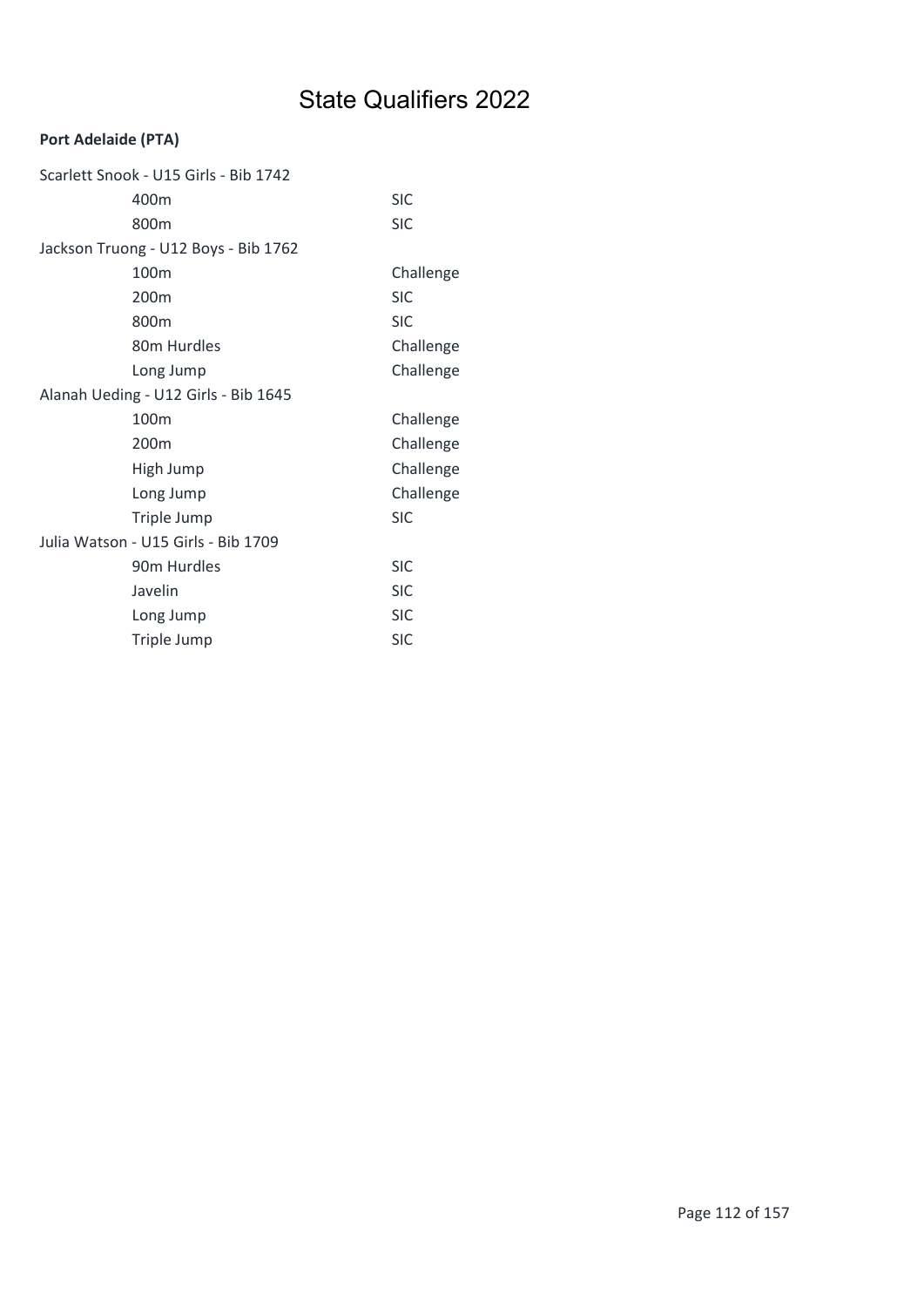# State Qualifiers 2022

**Port Adelaide (PTA)**

Scarlett Snook - U15 Girls - Bib 1742

| | |
|---|---|
| 400m | SIC |
| 800m | SIC |

Jackson Truong - U12 Boys - Bib 1762

| | |
|---|---|
| 100m | Challenge |
| 200m | SIC |
| 800m | SIC |
| 80m Hurdles | Challenge |
| Long Jump | Challenge |

Alanah Ueding - U12 Girls - Bib 1645

| | |
|---|---|
| 100m | Challenge |
| 200m | Challenge |
| High Jump | Challenge |
| Long Jump | Challenge |
| Triple Jump | SIC |

Julia Watson - U15 Girls - Bib 1709

| | |
|---|---|
| 90m Hurdles | SIC |
| Javelin | SIC |
| Long Jump | SIC |
| Triple Jump | SIC |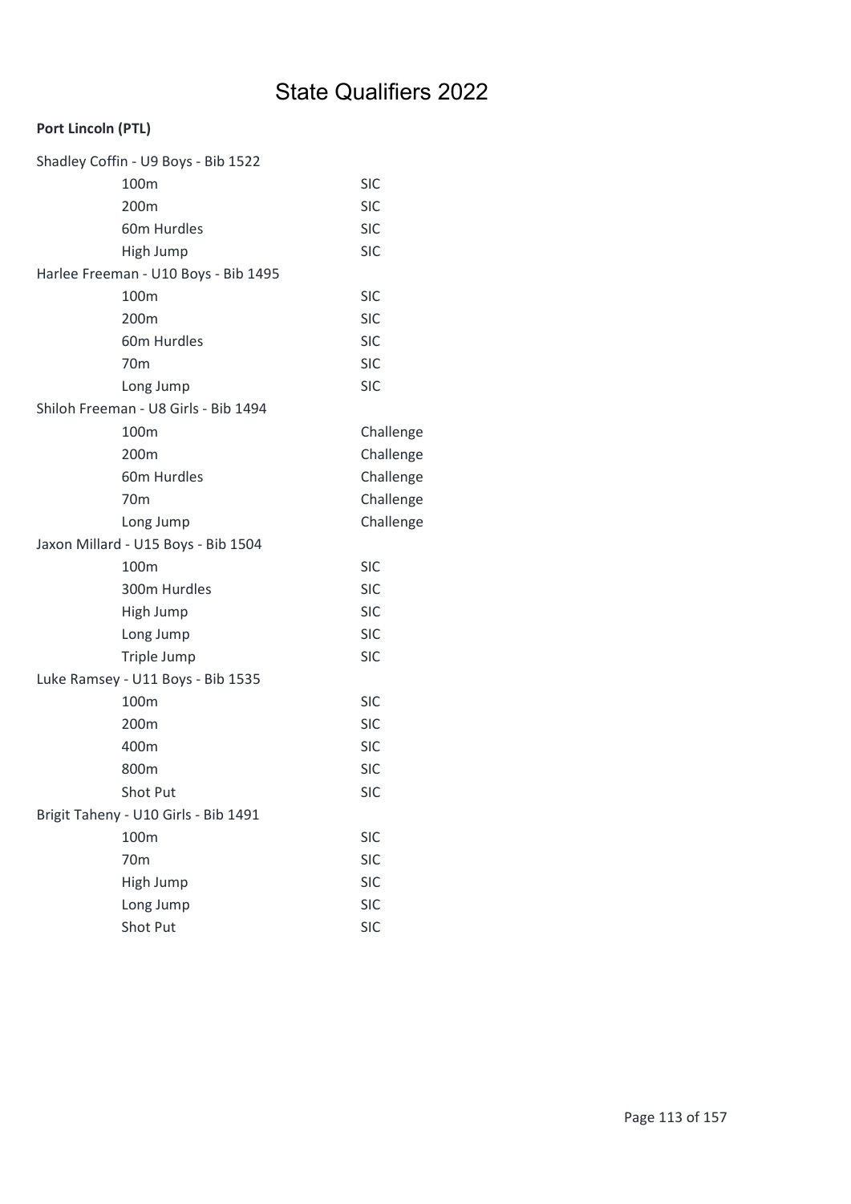# State Qualifiers 2022

**Port Lincoln (PTL)**

Shadley Coffin - U9 Boys - Bib 1522

| | |
|---|---|
| 100m | SIC |
| 200m | SIC |
| 60m Hurdles | SIC |
| High Jump | SIC |

Harlee Freeman - U10 Boys - Bib 1495

| | |
|---|---|
| 100m | SIC |
| 200m | SIC |
| 60m Hurdles | SIC |
| 70m | SIC |
| Long Jump | SIC |

Shiloh Freeman - U8 Girls - Bib 1494

| | |
|---|---|
| 100m | Challenge |
| 200m | Challenge |
| 60m Hurdles | Challenge |
| 70m | Challenge |
| Long Jump | Challenge |

Jaxon Millard - U15 Boys - Bib 1504

| | |
|---|---|
| 100m | SIC |
| 300m Hurdles | SIC |
| High Jump | SIC |
| Long Jump | SIC |
| Triple Jump | SIC |

Luke Ramsey - U11 Boys - Bib 1535

| | |
|---|---|
| 100m | SIC |
| 200m | SIC |
| 400m | SIC |
| 800m | SIC |
| Shot Put | SIC |

Brigit Taheny - U10 Girls - Bib 1491

| | |
|---|---|
| 100m | SIC |
| 70m | SIC |
| High Jump | SIC |
| Long Jump | SIC |
| Shot Put | SIC |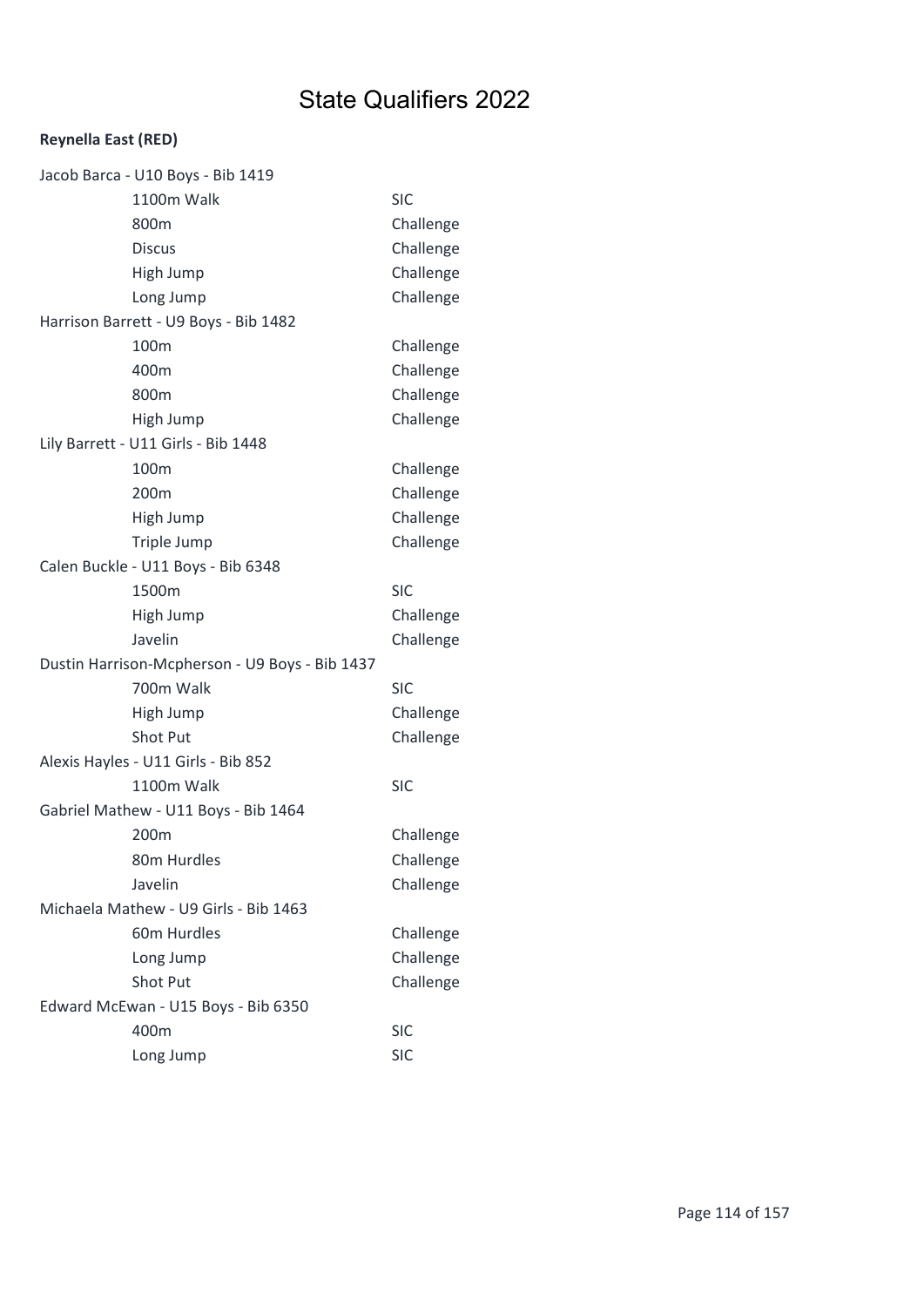# State Qualifiers 2022

**Reynella East (RED)**

Jacob Barca - U10 Boys - Bib 1419

| Event | Qualification |
| --- | --- |
| 1100m Walk | SIC |
| 800m | Challenge |
| Discus | Challenge |
| High Jump | Challenge |
| Long Jump | Challenge |

Harrison Barrett - U9 Boys - Bib 1482

| Event | Qualification |
| --- | --- |
| 100m | Challenge |
| 400m | Challenge |
| 800m | Challenge |
| High Jump | Challenge |

Lily Barrett - U11 Girls - Bib 1448

| Event | Qualification |
| --- | --- |
| 100m | Challenge |
| 200m | Challenge |
| High Jump | Challenge |
| Triple Jump | Challenge |

Calen Buckle - U11 Boys - Bib 6348

| Event | Qualification |
| --- | --- |
| 1500m | SIC |
| High Jump | Challenge |
| Javelin | Challenge |

Dustin Harrison-Mcpherson - U9 Boys - Bib 1437

| Event | Qualification |
| --- | --- |
| 700m Walk | SIC |
| High Jump | Challenge |
| Shot Put | Challenge |

Alexis Hayles - U11 Girls - Bib 852

| Event | Qualification |
| --- | --- |
| 1100m Walk | SIC |

Gabriel Mathew - U11 Boys - Bib 1464

| Event | Qualification |
| --- | --- |
| 200m | Challenge |
| 80m Hurdles | Challenge |
| Javelin | Challenge |

Michaela Mathew - U9 Girls - Bib 1463

| Event | Qualification |
| --- | --- |
| 60m Hurdles | Challenge |
| Long Jump | Challenge |
| Shot Put | Challenge |

Edward McEwan - U15 Boys - Bib 6350

| Event | Qualification |
| --- | --- |
| 400m | SIC |
| Long Jump | SIC |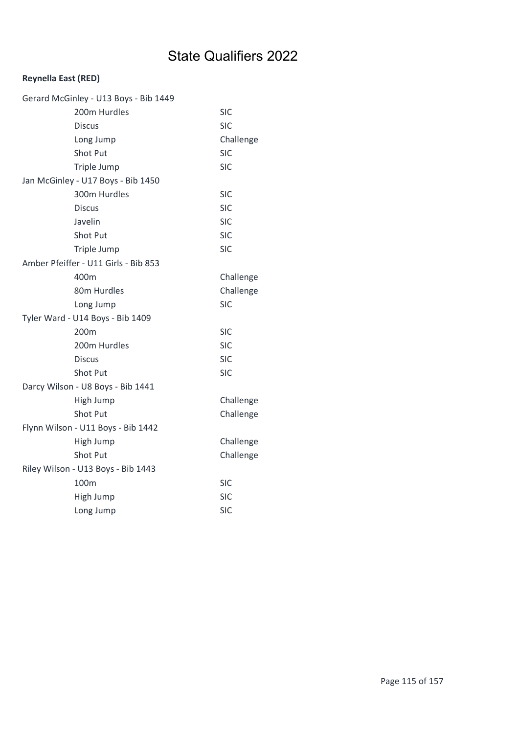# State Qualifiers 2022

**Reynella East (RED)**

| | |
|---|---|
| Gerard McGinley - U13 Boys - Bib 1449 | |
| 200m Hurdles | SIC |
| Discus | SIC |
| Long Jump | Challenge |
| Shot Put | SIC |
| Triple Jump | SIC |
| Jan McGinley - U17 Boys - Bib 1450 | |
| 300m Hurdles | SIC |
| Discus | SIC |
| Javelin | SIC |
| Shot Put | SIC |
| Triple Jump | SIC |
| Amber Pfeiffer - U11 Girls - Bib 853 | |
| 400m | Challenge |
| 80m Hurdles | Challenge |
| Long Jump | SIC |
| Tyler Ward - U14 Boys - Bib 1409 | |
| 200m | SIC |
| 200m Hurdles | SIC |
| Discus | SIC |
| Shot Put | SIC |
| Darcy Wilson - U8 Boys - Bib 1441 | |
| High Jump | Challenge |
| Shot Put | Challenge |
| Flynn Wilson - U11 Boys - Bib 1442 | |
| High Jump | Challenge |
| Shot Put | Challenge |
| Riley Wilson - U13 Boys - Bib 1443 | |
| 100m | SIC |
| High Jump | SIC |
| Long Jump | SIC |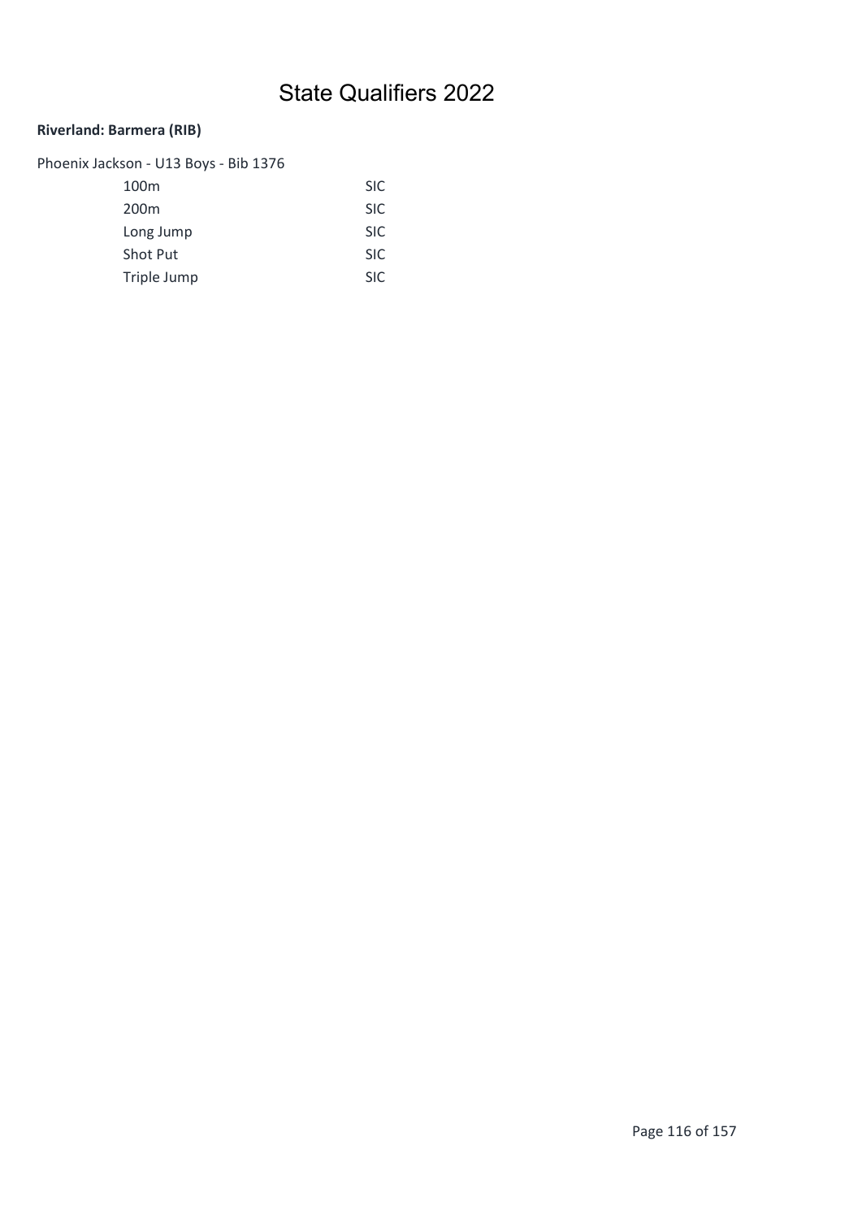# State Qualifiers 2022

**Riverland: Barmera (RIB)**

Phoenix Jackson - U13 Boys - Bib 1376

| | |
|---|---|
| 100m | SIC |
| 200m | SIC |
| Long Jump | SIC |
| Shot Put | SIC |
| Triple Jump | SIC |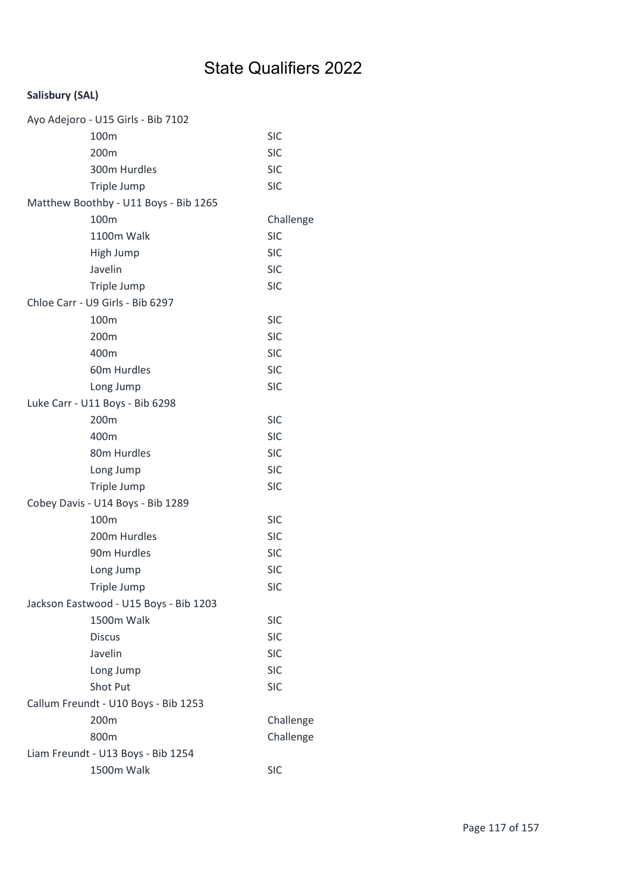# State Qualifiers 2022

**Salisbury (SAL)**

Ayo Adejoro - U15 Girls - Bib 7102

| Event | Qualification |
|---|---|
| 100m | SIC |
| 200m | SIC |
| 300m Hurdles | SIC |
| Triple Jump | SIC |

Matthew Boothby - U11 Boys - Bib 1265

| Event | Qualification |
|---|---|
| 100m | Challenge |
| 1100m Walk | SIC |
| High Jump | SIC |
| Javelin | SIC |
| Triple Jump | SIC |

Chloe Carr - U9 Girls - Bib 6297

| Event | Qualification |
|---|---|
| 100m | SIC |
| 200m | SIC |
| 400m | SIC |
| 60m Hurdles | SIC |
| Long Jump | SIC |

Luke Carr - U11 Boys - Bib 6298

| Event | Qualification |
|---|---|
| 200m | SIC |
| 400m | SIC |
| 80m Hurdles | SIC |
| Long Jump | SIC |
| Triple Jump | SIC |

Cobey Davis - U14 Boys - Bib 1289

| Event | Qualification |
|---|---|
| 100m | SIC |
| 200m Hurdles | SIC |
| 90m Hurdles | SIC |
| Long Jump | SIC |
| Triple Jump | SIC |

Jackson Eastwood - U15 Boys - Bib 1203

| Event | Qualification |
|---|---|
| 1500m Walk | SIC |
| Discus | SIC |
| Javelin | SIC |
| Long Jump | SIC |
| Shot Put | SIC |

Callum Freundt - U10 Boys - Bib 1253

| Event | Qualification |
|---|---|
| 200m | Challenge |
| 800m | Challenge |

Liam Freundt - U13 Boys - Bib 1254

| Event | Qualification |
|---|---|
| 1500m Walk | SIC |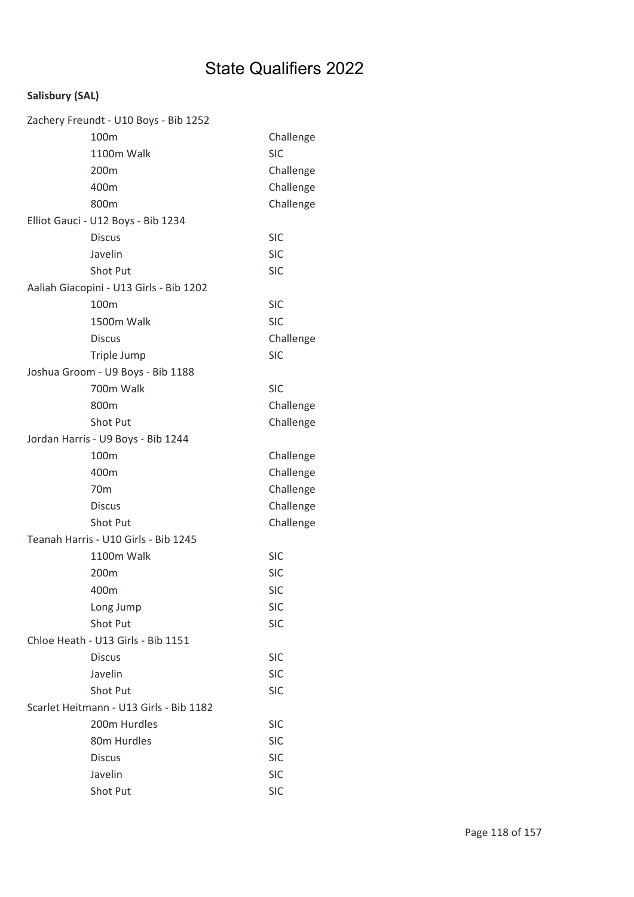# State Qualifiers 2022

**Salisbury (SAL)**

Zachery Freundt - U10 Boys - Bib 1252

| Event | Qualification |
|---|---|
| 100m | Challenge |
| 1100m Walk | SIC |
| 200m | Challenge |
| 400m | Challenge |
| 800m | Challenge |

Elliot Gauci - U12 Boys - Bib 1234

| Event | Qualification |
|---|---|
| Discus | SIC |
| Javelin | SIC |
| Shot Put | SIC |

Aaliah Giacopini - U13 Girls - Bib 1202

| Event | Qualification |
|---|---|
| 100m | SIC |
| 1500m Walk | SIC |
| Discus | Challenge |
| Triple Jump | SIC |

Joshua Groom - U9 Boys - Bib 1188

| Event | Qualification |
|---|---|
| 700m Walk | SIC |
| 800m | Challenge |
| Shot Put | Challenge |

Jordan Harris - U9 Boys - Bib 1244

| Event | Qualification |
|---|---|
| 100m | Challenge |
| 400m | Challenge |
| 70m | Challenge |
| Discus | Challenge |
| Shot Put | Challenge |

Teanah Harris - U10 Girls - Bib 1245

| Event | Qualification |
|---|---|
| 1100m Walk | SIC |
| 200m | SIC |
| 400m | SIC |
| Long Jump | SIC |
| Shot Put | SIC |

Chloe Heath - U13 Girls - Bib 1151

| Event | Qualification |
|---|---|
| Discus | SIC |
| Javelin | SIC |
| Shot Put | SIC |

Scarlet Heitmann - U13 Girls - Bib 1182

| Event | Qualification |
|---|---|
| 200m Hurdles | SIC |
| 80m Hurdles | SIC |
| Discus | SIC |
| Javelin | SIC |
| Shot Put | SIC |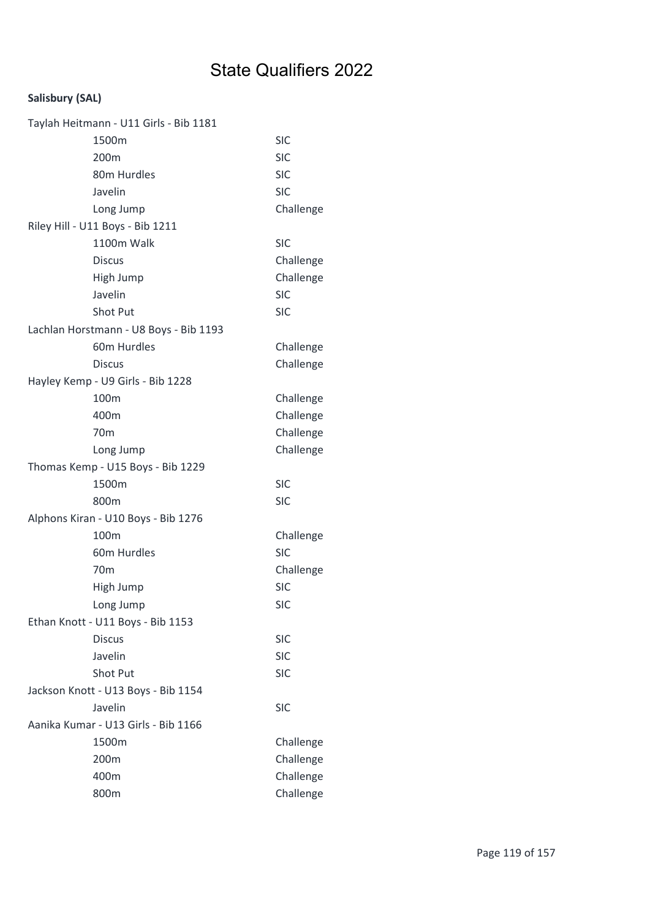# State Qualifiers 2022

**Salisbury (SAL)**

Taylah Heitmann - U11 Girls - Bib 1181

| | |
|---|---|
| 1500m | SIC |
| 200m | SIC |
| 80m Hurdles | SIC |
| Javelin | SIC |
| Long Jump | Challenge |

Riley Hill - U11 Boys - Bib 1211

| | |
|---|---|
| 1100m Walk | SIC |
| Discus | Challenge |
| High Jump | Challenge |
| Javelin | SIC |
| Shot Put | SIC |

Lachlan Horstmann - U8 Boys - Bib 1193

| | |
|---|---|
| 60m Hurdles | Challenge |
| Discus | Challenge |

Hayley Kemp - U9 Girls - Bib 1228

| | |
|---|---|
| 100m | Challenge |
| 400m | Challenge |
| 70m | Challenge |
| Long Jump | Challenge |

Thomas Kemp - U15 Boys - Bib 1229

| | |
|---|---|
| 1500m | SIC |
| 800m | SIC |

Alphons Kiran - U10 Boys - Bib 1276

| | |
|---|---|
| 100m | Challenge |
| 60m Hurdles | SIC |
| 70m | Challenge |
| High Jump | SIC |
| Long Jump | SIC |

Ethan Knott - U11 Boys - Bib 1153

| | |
|---|---|
| Discus | SIC |
| Javelin | SIC |
| Shot Put | SIC |

Jackson Knott - U13 Boys - Bib 1154

| | |
|---|---|
| Javelin | SIC |

Aanika Kumar - U13 Girls - Bib 1166

| | |
|---|---|
| 1500m | Challenge |
| 200m | Challenge |
| 400m | Challenge |
| 800m | Challenge |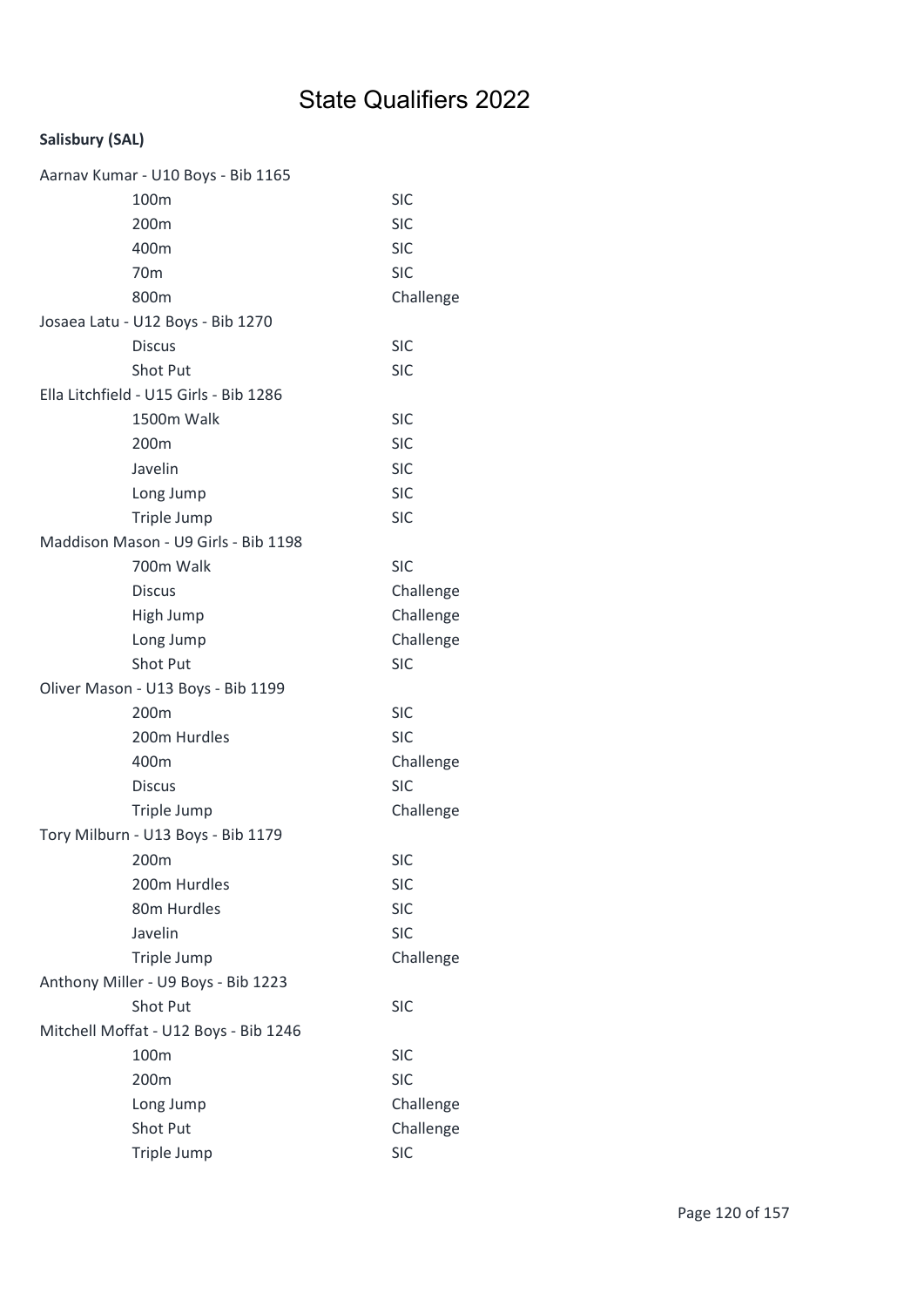# State Qualifiers 2022

**Salisbury (SAL)**

Aarnav Kumar - U10 Boys - Bib 1165

| | |
|---|---|
| 100m | SIC |
| 200m | SIC |
| 400m | SIC |
| 70m | SIC |
| 800m | Challenge |

Josaea Latu - U12 Boys - Bib 1270

| | |
|---|---|
| Discus | SIC |
| Shot Put | SIC |

Ella Litchfield - U15 Girls - Bib 1286

| | |
|---|---|
| 1500m Walk | SIC |
| 200m | SIC |
| Javelin | SIC |
| Long Jump | SIC |
| Triple Jump | SIC |

Maddison Mason - U9 Girls - Bib 1198

| | |
|---|---|
| 700m Walk | SIC |
| Discus | Challenge |
| High Jump | Challenge |
| Long Jump | Challenge |
| Shot Put | SIC |

Oliver Mason - U13 Boys - Bib 1199

| | |
|---|---|
| 200m | SIC |
| 200m Hurdles | SIC |
| 400m | Challenge |
| Discus | SIC |
| Triple Jump | Challenge |

Tory Milburn - U13 Boys - Bib 1179

| | |
|---|---|
| 200m | SIC |
| 200m Hurdles | SIC |
| 80m Hurdles | SIC |
| Javelin | SIC |
| Triple Jump | Challenge |

Anthony Miller - U9 Boys - Bib 1223

| | |
|---|---|
| Shot Put | SIC |

Mitchell Moffat - U12 Boys - Bib 1246

| | |
|---|---|
| 100m | SIC |
| 200m | SIC |
| Long Jump | Challenge |
| Shot Put | Challenge |
| Triple Jump | SIC |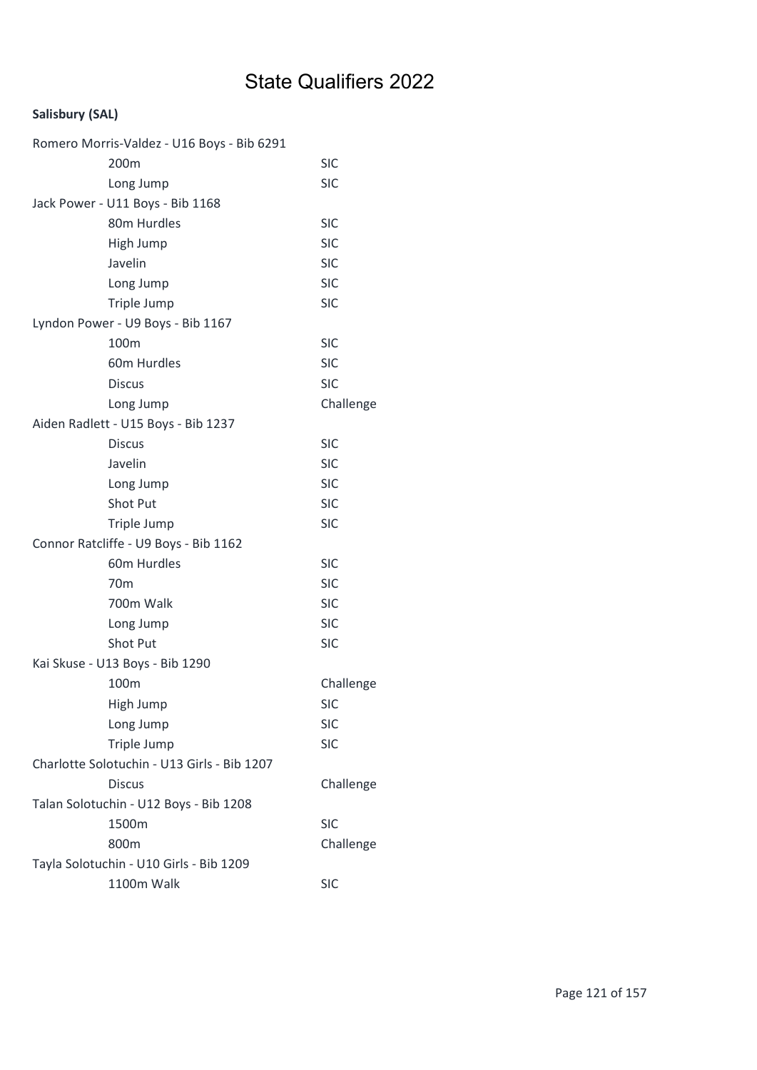# State Qualifiers 2022

**Salisbury (SAL)**

Romero Morris-Valdez - U16 Boys - Bib 6291

| Event | Qualification |
|---|---|
| 200m | SIC |
| Long Jump | SIC |

Jack Power - U11 Boys - Bib 1168

| Event | Qualification |
|---|---|
| 80m Hurdles | SIC |
| High Jump | SIC |
| Javelin | SIC |
| Long Jump | SIC |
| Triple Jump | SIC |

Lyndon Power - U9 Boys - Bib 1167

| Event | Qualification |
|---|---|
| 100m | SIC |
| 60m Hurdles | SIC |
| Discus | SIC |
| Long Jump | Challenge |

Aiden Radlett - U15 Boys - Bib 1237

| Event | Qualification |
|---|---|
| Discus | SIC |
| Javelin | SIC |
| Long Jump | SIC |
| Shot Put | SIC |
| Triple Jump | SIC |

Connor Ratcliffe - U9 Boys - Bib 1162

| Event | Qualification |
|---|---|
| 60m Hurdles | SIC |
| 70m | SIC |
| 700m Walk | SIC |
| Long Jump | SIC |
| Shot Put | SIC |

Kai Skuse - U13 Boys - Bib 1290

| Event | Qualification |
|---|---|
| 100m | Challenge |
| High Jump | SIC |
| Long Jump | SIC |
| Triple Jump | SIC |

Charlotte Solotuchin - U13 Girls - Bib 1207

| Event | Qualification |
|---|---|
| Discus | Challenge |

Talan Solotuchin - U12 Boys - Bib 1208

| Event | Qualification |
|---|---|
| 1500m | SIC |
| 800m | Challenge |

Tayla Solotuchin - U10 Girls - Bib 1209

| Event | Qualification |
|---|---|
| 1100m Walk | SIC |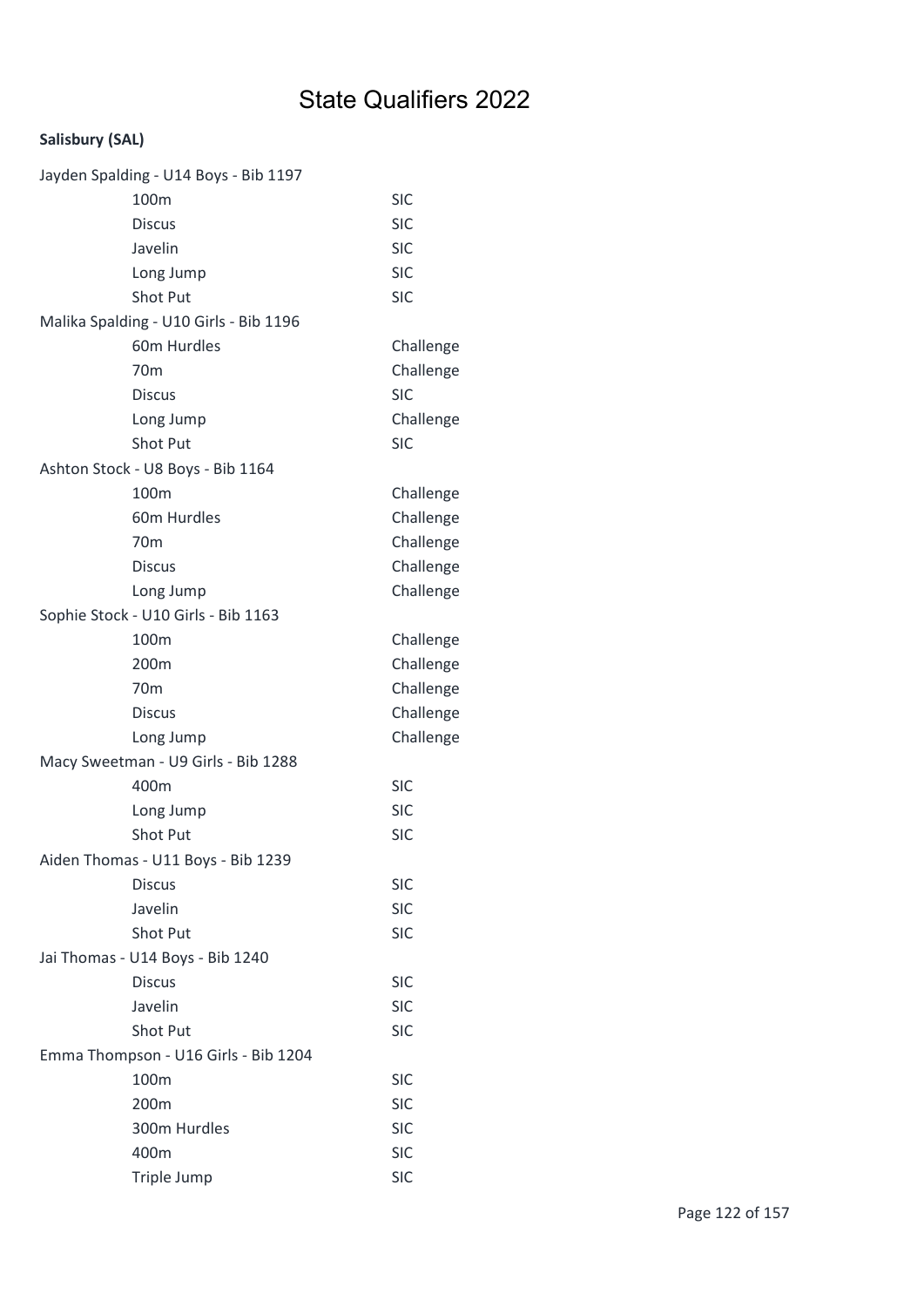# State Qualifiers 2022

**Salisbury (SAL)**

Jayden Spalding - U14 Boys - Bib 1197

| Event | Qualification |
| --- | --- |
| 100m | SIC |
| Discus | SIC |
| Javelin | SIC |
| Long Jump | SIC |
| Shot Put | SIC |

Malika Spalding - U10 Girls - Bib 1196

| Event | Qualification |
| --- | --- |
| 60m Hurdles | Challenge |
| 70m | Challenge |
| Discus | SIC |
| Long Jump | Challenge |
| Shot Put | SIC |

Ashton Stock - U8 Boys - Bib 1164

| Event | Qualification |
| --- | --- |
| 100m | Challenge |
| 60m Hurdles | Challenge |
| 70m | Challenge |
| Discus | Challenge |
| Long Jump | Challenge |

Sophie Stock - U10 Girls - Bib 1163

| Event | Qualification |
| --- | --- |
| 100m | Challenge |
| 200m | Challenge |
| 70m | Challenge |
| Discus | Challenge |
| Long Jump | Challenge |

Macy Sweetman - U9 Girls - Bib 1288

| Event | Qualification |
| --- | --- |
| 400m | SIC |
| Long Jump | SIC |
| Shot Put | SIC |

Aiden Thomas - U11 Boys - Bib 1239

| Event | Qualification |
| --- | --- |
| Discus | SIC |
| Javelin | SIC |
| Shot Put | SIC |

Jai Thomas - U14 Boys - Bib 1240

| Event | Qualification |
| --- | --- |
| Discus | SIC |
| Javelin | SIC |
| Shot Put | SIC |

Emma Thompson - U16 Girls - Bib 1204

| Event | Qualification |
| --- | --- |
| 100m | SIC |
| 200m | SIC |
| 300m Hurdles | SIC |
| 400m | SIC |
| Triple Jump | SIC |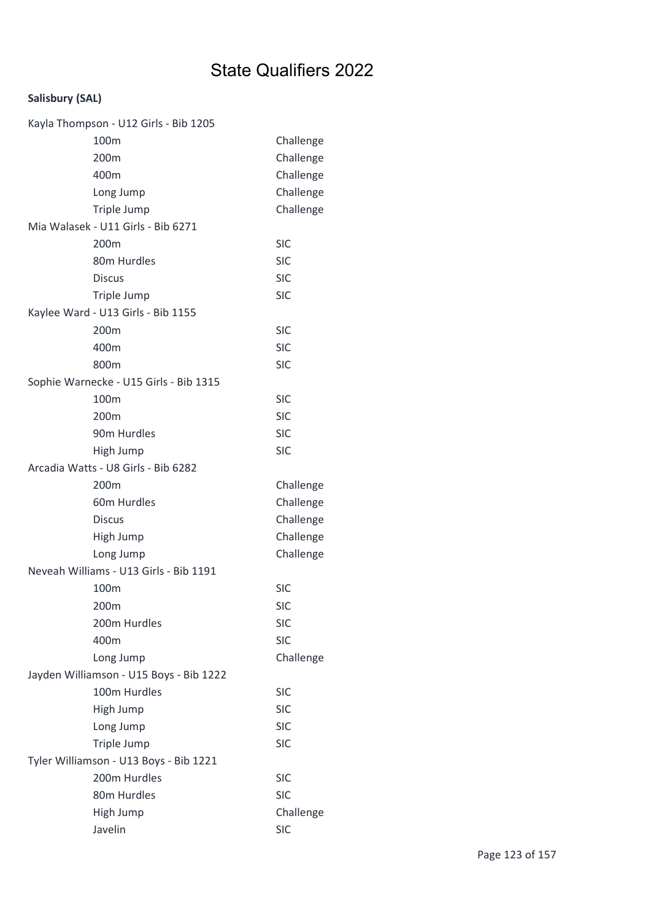# State Qualifiers 2022

**Salisbury (SAL)**

Kayla Thompson - U12 Girls - Bib 1205

| | |
|---|---|
| 100m | Challenge |
| 200m | Challenge |
| 400m | Challenge |
| Long Jump | Challenge |
| Triple Jump | Challenge |

Mia Walasek - U11 Girls - Bib 6271

| | |
|---|---|
| 200m | SIC |
| 80m Hurdles | SIC |
| Discus | SIC |
| Triple Jump | SIC |

Kaylee Ward - U13 Girls - Bib 1155

| | |
|---|---|
| 200m | SIC |
| 400m | SIC |
| 800m | SIC |

Sophie Warnecke - U15 Girls - Bib 1315

| | |
|---|---|
| 100m | SIC |
| 200m | SIC |
| 90m Hurdles | SIC |
| High Jump | SIC |

Arcadia Watts - U8 Girls - Bib 6282

| | |
|---|---|
| 200m | Challenge |
| 60m Hurdles | Challenge |
| Discus | Challenge |
| High Jump | Challenge |
| Long Jump | Challenge |

Neveah Williams - U13 Girls - Bib 1191

| | |
|---|---|
| 100m | SIC |
| 200m | SIC |
| 200m Hurdles | SIC |
| 400m | SIC |
| Long Jump | Challenge |

Jayden Williamson - U15 Boys - Bib 1222

| | |
|---|---|
| 100m Hurdles | SIC |
| High Jump | SIC |
| Long Jump | SIC |
| Triple Jump | SIC |

Tyler Williamson - U13 Boys - Bib 1221

| | |
|---|---|
| 200m Hurdles | SIC |
| 80m Hurdles | SIC |
| High Jump | Challenge |
| Javelin | SIC |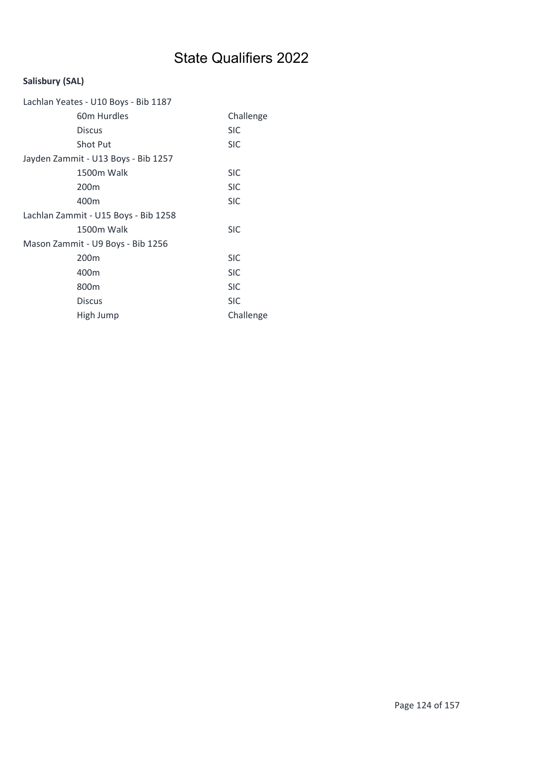# State Qualifiers 2022

**Salisbury (SAL)**

Lachlan Yeates - U10 Boys - Bib 1187

| Event | Qualification |
|---|---|
| 60m Hurdles | Challenge |
| Discus | SIC |
| Shot Put | SIC |

Jayden Zammit - U13 Boys - Bib 1257

| Event | Qualification |
|---|---|
| 1500m Walk | SIC |
| 200m | SIC |
| 400m | SIC |

Lachlan Zammit - U15 Boys - Bib 1258

| Event | Qualification |
|---|---|
| 1500m Walk | SIC |

Mason Zammit - U9 Boys - Bib 1256

| Event | Qualification |
|---|---|
| 200m | SIC |
| 400m | SIC |
| 800m | SIC |
| Discus | SIC |
| High Jump | Challenge |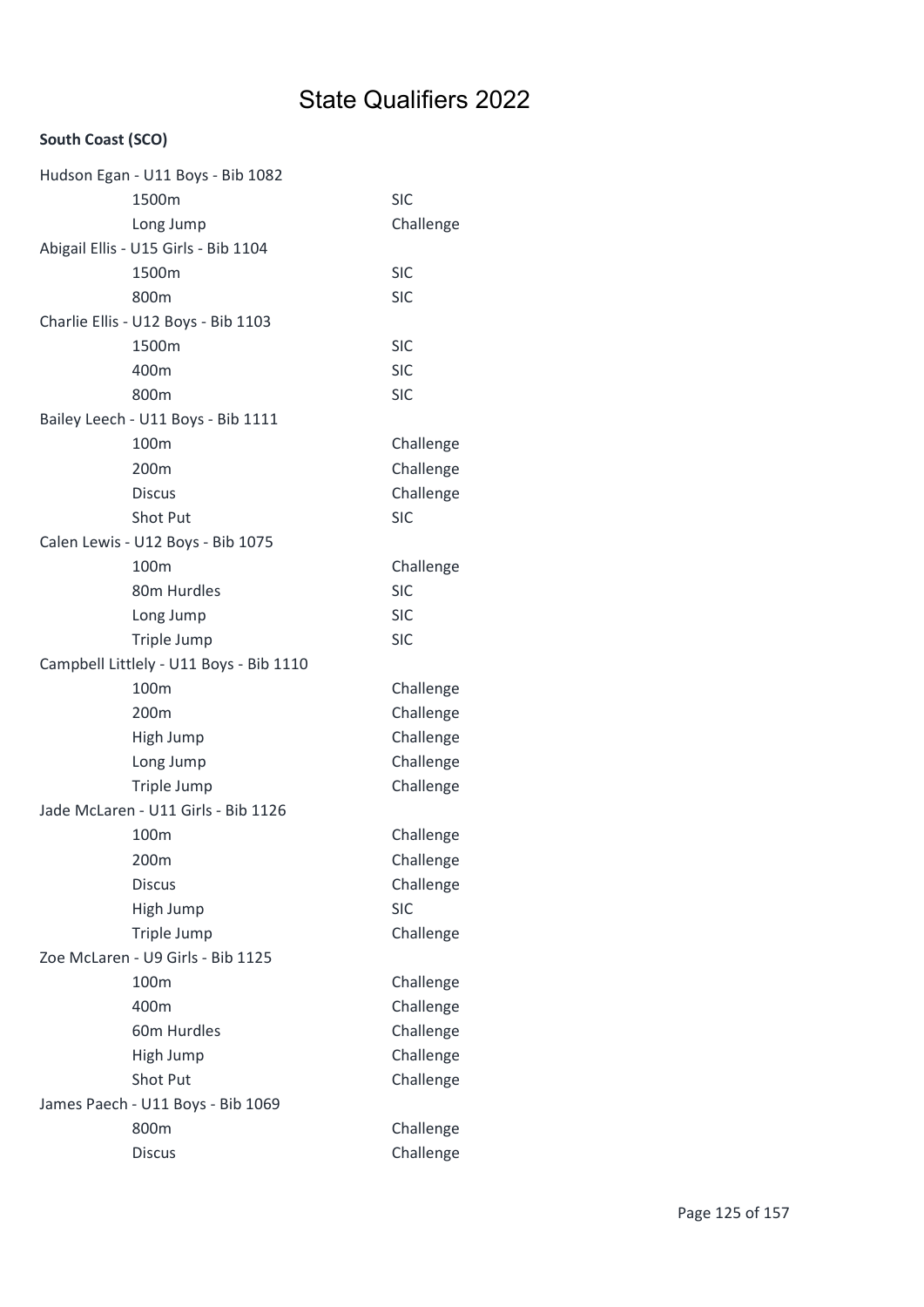# State Qualifiers 2022

**South Coast (SCO)**

Hudson Egan - U11 Boys - Bib 1082

| | |
|---|---|
| 1500m | SIC |
| Long Jump | Challenge |

Abigail Ellis - U15 Girls - Bib 1104

| | |
|---|---|
| 1500m | SIC |
| 800m | SIC |

Charlie Ellis - U12 Boys - Bib 1103

| | |
|---|---|
| 1500m | SIC |
| 400m | SIC |
| 800m | SIC |

Bailey Leech - U11 Boys - Bib 1111

| | |
|---|---|
| 100m | Challenge |
| 200m | Challenge |
| Discus | Challenge |
| Shot Put | SIC |

Calen Lewis - U12 Boys - Bib 1075

| | |
|---|---|
| 100m | Challenge |
| 80m Hurdles | SIC |
| Long Jump | SIC |
| Triple Jump | SIC |

Campbell Littlely - U11 Boys - Bib 1110

| | |
|---|---|
| 100m | Challenge |
| 200m | Challenge |
| High Jump | Challenge |
| Long Jump | Challenge |
| Triple Jump | Challenge |

Jade McLaren - U11 Girls - Bib 1126

| | |
|---|---|
| 100m | Challenge |
| 200m | Challenge |
| Discus | Challenge |
| High Jump | SIC |
| Triple Jump | Challenge |

Zoe McLaren - U9 Girls - Bib 1125

| | |
|---|---|
| 100m | Challenge |
| 400m | Challenge |
| 60m Hurdles | Challenge |
| High Jump | Challenge |
| Shot Put | Challenge |

James Paech - U11 Boys - Bib 1069

| | |
|---|---|
| 800m | Challenge |
| Discus | Challenge |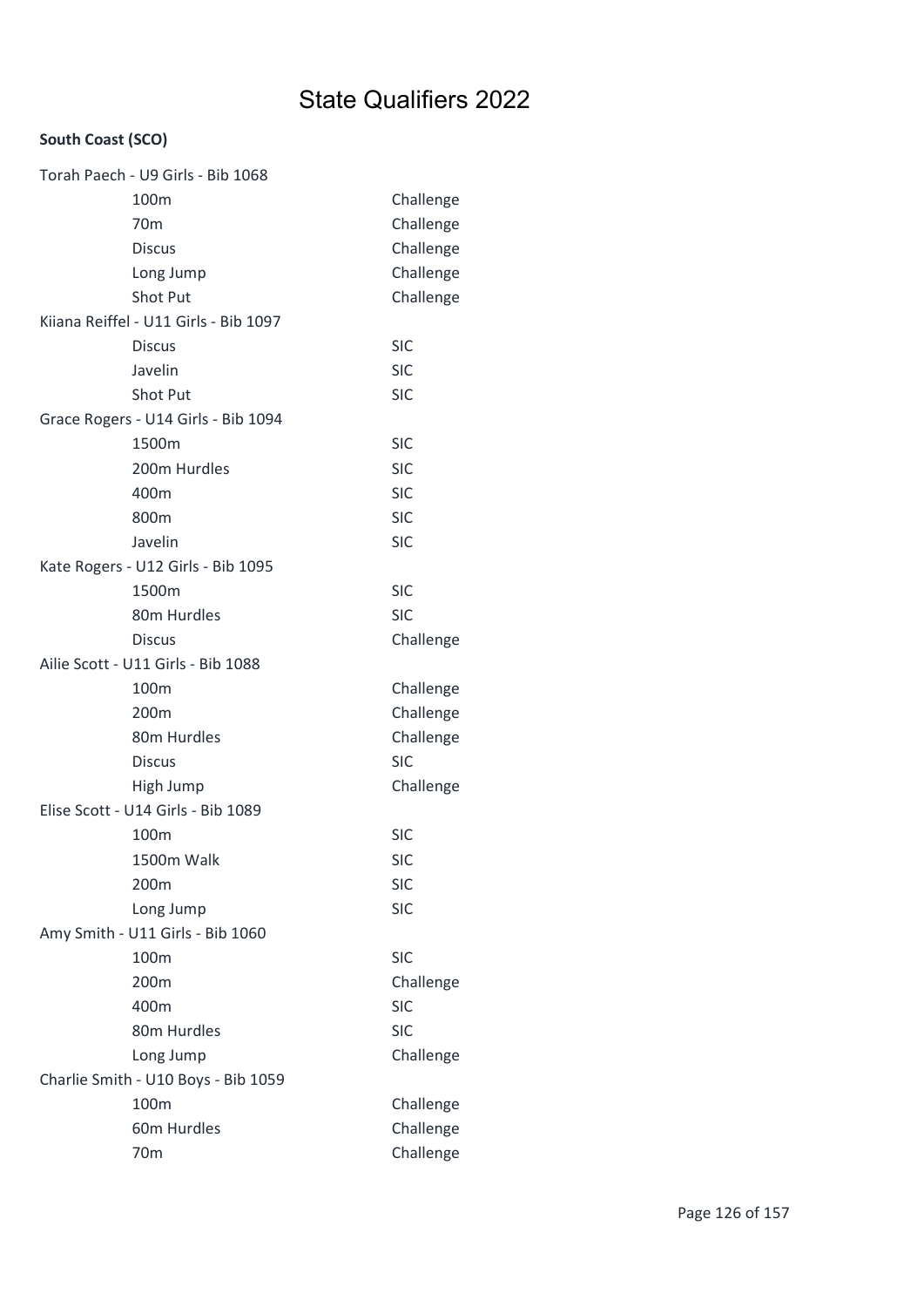# State Qualifiers 2022

**South Coast (SCO)**

| Athlete / Event | Qualification |
|---|---|
| Torah Paech - U9 Girls - Bib 1068 | |
| 100m | Challenge |
| 70m | Challenge |
| Discus | Challenge |
| Long Jump | Challenge |
| Shot Put | Challenge |
| Kiiana Reiffel - U11 Girls - Bib 1097 | |
| Discus | SIC |
| Javelin | SIC |
| Shot Put | SIC |
| Grace Rogers - U14 Girls - Bib 1094 | |
| 1500m | SIC |
| 200m Hurdles | SIC |
| 400m | SIC |
| 800m | SIC |
| Javelin | SIC |
| Kate Rogers - U12 Girls - Bib 1095 | |
| 1500m | SIC |
| 80m Hurdles | SIC |
| Discus | Challenge |
| Ailie Scott - U11 Girls - Bib 1088 | |
| 100m | Challenge |
| 200m | Challenge |
| 80m Hurdles | Challenge |
| Discus | SIC |
| High Jump | Challenge |
| Elise Scott - U14 Girls - Bib 1089 | |
| 100m | SIC |
| 1500m Walk | SIC |
| 200m | SIC |
| Long Jump | SIC |
| Amy Smith - U11 Girls - Bib 1060 | |
| 100m | SIC |
| 200m | Challenge |
| 400m | SIC |
| 80m Hurdles | SIC |
| Long Jump | Challenge |
| Charlie Smith - U10 Boys - Bib 1059 | |
| 100m | Challenge |
| 60m Hurdles | Challenge |
| 70m | Challenge |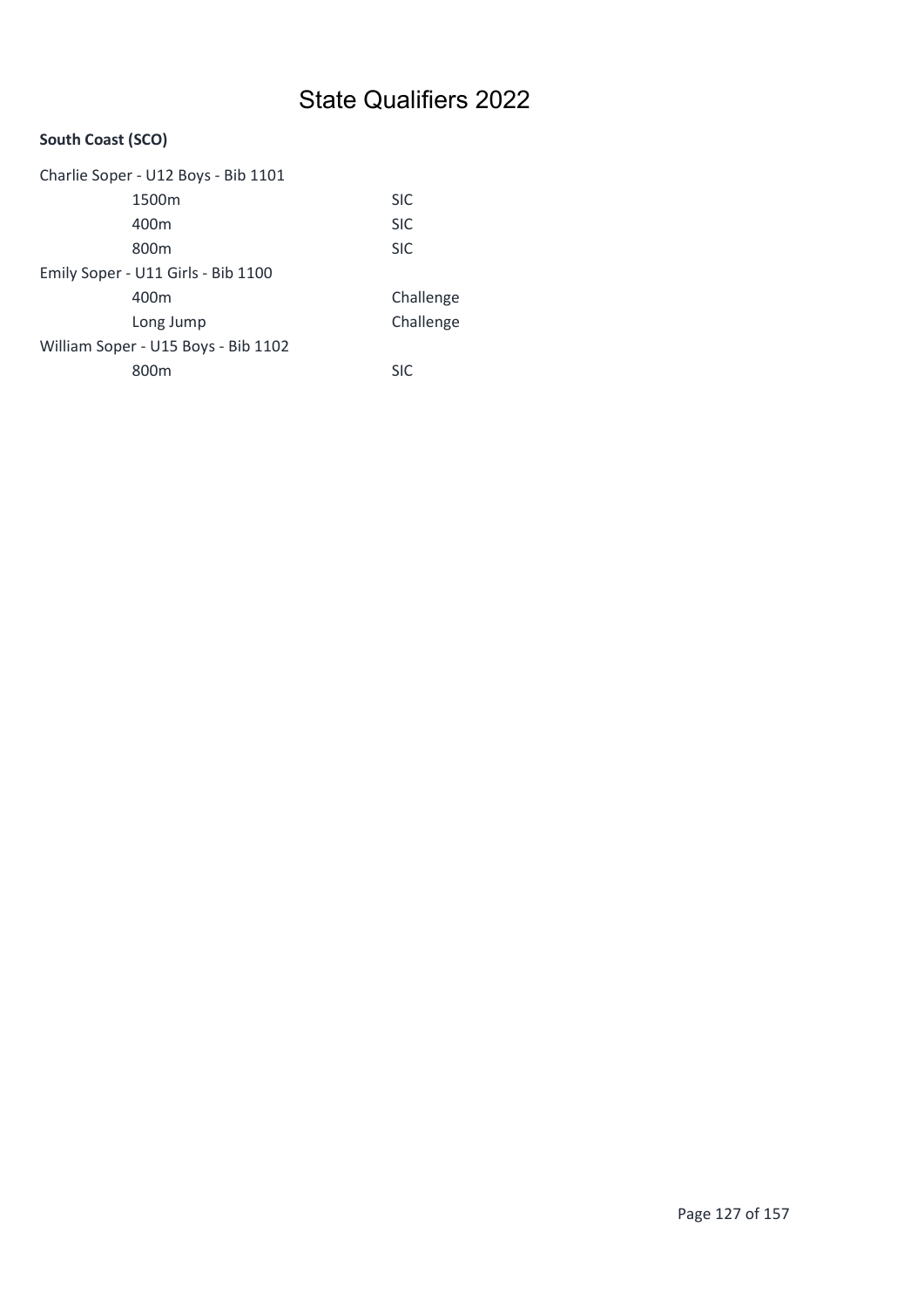# State Qualifiers 2022

**South Coast (SCO)**

| | |
|---|---|
| Charlie Soper - U12 Boys - Bib 1101 | |
| 1500m | SIC |
| 400m | SIC |
| 800m | SIC |
| Emily Soper - U11 Girls - Bib 1100 | |
| 400m | Challenge |
| Long Jump | Challenge |
| William Soper - U15 Boys - Bib 1102 | |
| 800m | SIC |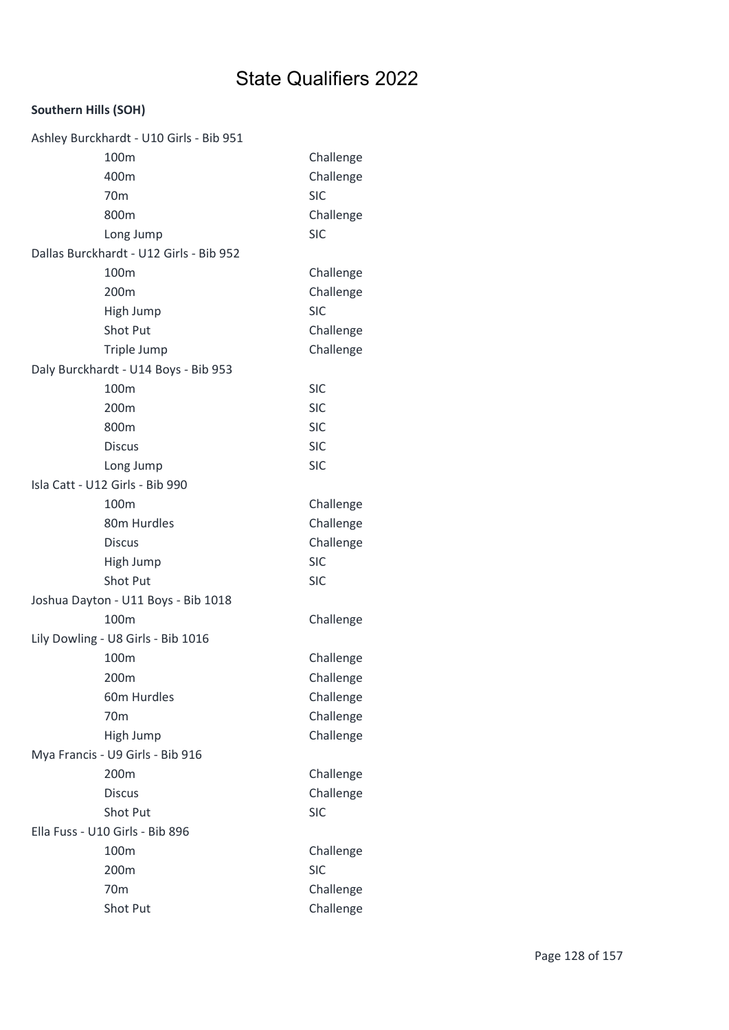# State Qualifiers 2022

**Southern Hills (SOH)**

Ashley Burckhardt - U10 Girls - Bib 951

| | |
|---|---|
| 100m | Challenge |
| 400m | Challenge |
| 70m | SIC |
| 800m | Challenge |
| Long Jump | SIC |

Dallas Burckhardt - U12 Girls - Bib 952

| | |
|---|---|
| 100m | Challenge |
| 200m | Challenge |
| High Jump | SIC |
| Shot Put | Challenge |
| Triple Jump | Challenge |

Daly Burckhardt - U14 Boys - Bib 953

| | |
|---|---|
| 100m | SIC |
| 200m | SIC |
| 800m | SIC |
| Discus | SIC |
| Long Jump | SIC |

Isla Catt - U12 Girls - Bib 990

| | |
|---|---|
| 100m | Challenge |
| 80m Hurdles | Challenge |
| Discus | Challenge |
| High Jump | SIC |
| Shot Put | SIC |

Joshua Dayton - U11 Boys - Bib 1018

| | |
|---|---|
| 100m | Challenge |

Lily Dowling - U8 Girls - Bib 1016

| | |
|---|---|
| 100m | Challenge |
| 200m | Challenge |
| 60m Hurdles | Challenge |
| 70m | Challenge |
| High Jump | Challenge |

Mya Francis - U9 Girls - Bib 916

| | |
|---|---|
| 200m | Challenge |
| Discus | Challenge |
| Shot Put | SIC |

Ella Fuss - U10 Girls - Bib 896

| | |
|---|---|
| 100m | Challenge |
| 200m | SIC |
| 70m | Challenge |
| Shot Put | Challenge |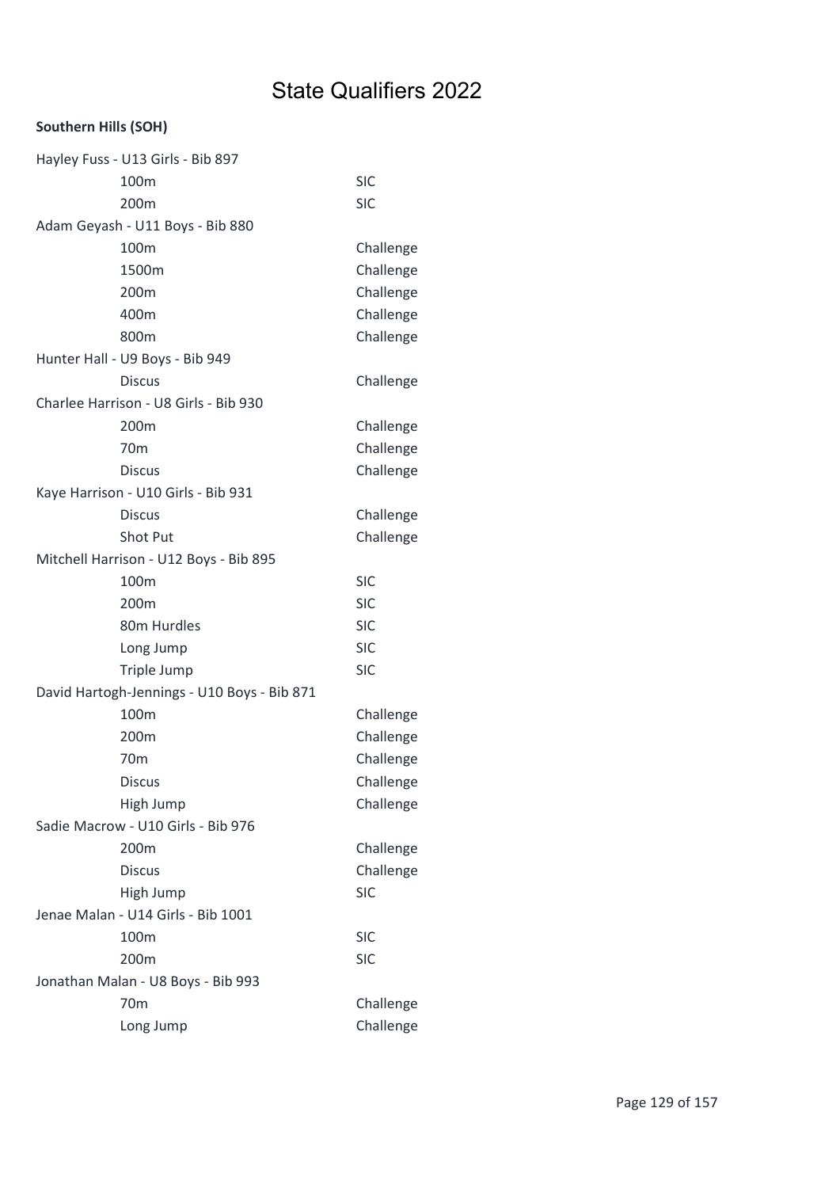# State Qualifiers 2022

**Southern Hills (SOH)**

Hayley Fuss - U13 Girls - Bib 897

| | |
|---|---|
| 100m | SIC |
| 200m | SIC |

Adam Geyash - U11 Boys - Bib 880

| | |
|---|---|
| 100m | Challenge |
| 1500m | Challenge |
| 200m | Challenge |
| 400m | Challenge |
| 800m | Challenge |

Hunter Hall - U9 Boys - Bib 949

| | |
|---|---|
| Discus | Challenge |

Charlee Harrison - U8 Girls - Bib 930

| | |
|---|---|
| 200m | Challenge |
| 70m | Challenge |
| Discus | Challenge |

Kaye Harrison - U10 Girls - Bib 931

| | |
|---|---|
| Discus | Challenge |
| Shot Put | Challenge |

Mitchell Harrison - U12 Boys - Bib 895

| | |
|---|---|
| 100m | SIC |
| 200m | SIC |
| 80m Hurdles | SIC |
| Long Jump | SIC |
| Triple Jump | SIC |

David Hartogh-Jennings - U10 Boys - Bib 871

| | |
|---|---|
| 100m | Challenge |
| 200m | Challenge |
| 70m | Challenge |
| Discus | Challenge |
| High Jump | Challenge |

Sadie Macrow - U10 Girls - Bib 976

| | |
|---|---|
| 200m | Challenge |
| Discus | Challenge |
| High Jump | SIC |

Jenae Malan - U14 Girls - Bib 1001

| | |
|---|---|
| 100m | SIC |
| 200m | SIC |

Jonathan Malan - U8 Boys - Bib 993

| | |
|---|---|
| 70m | Challenge |
| Long Jump | Challenge |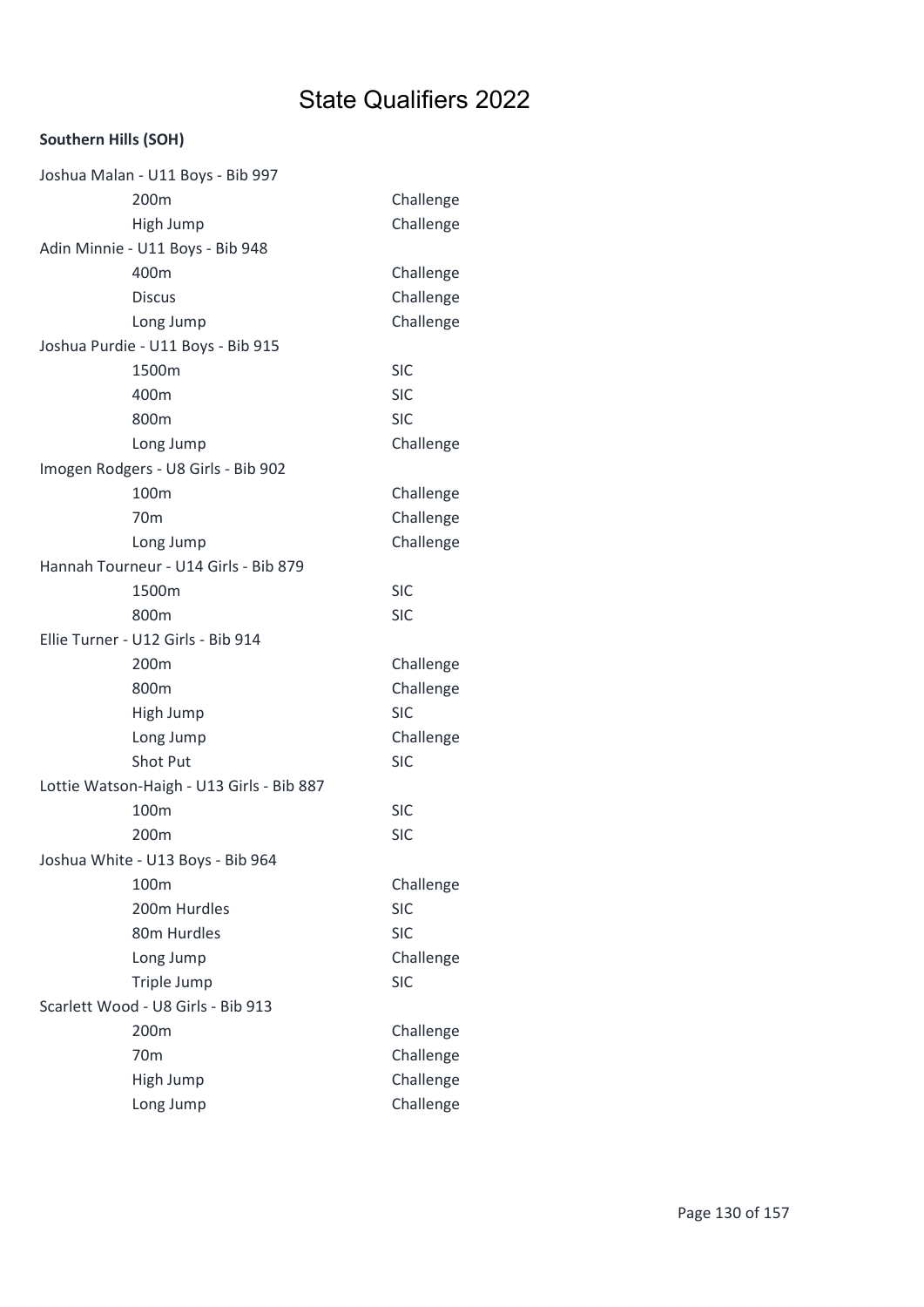# State Qualifiers 2022

**Southern Hills (SOH)**

Joshua Malan - U11 Boys - Bib 997

| | |
|---|---|
| 200m | Challenge |
| High Jump | Challenge |

Adin Minnie - U11 Boys - Bib 948

| | |
|---|---|
| 400m | Challenge |
| Discus | Challenge |
| Long Jump | Challenge |

Joshua Purdie - U11 Boys - Bib 915

| | |
|---|---|
| 1500m | SIC |
| 400m | SIC |
| 800m | SIC |
| Long Jump | Challenge |

Imogen Rodgers - U8 Girls - Bib 902

| | |
|---|---|
| 100m | Challenge |
| 70m | Challenge |
| Long Jump | Challenge |

Hannah Tourneur - U14 Girls - Bib 879

| | |
|---|---|
| 1500m | SIC |
| 800m | SIC |

Ellie Turner - U12 Girls - Bib 914

| | |
|---|---|
| 200m | Challenge |
| 800m | Challenge |
| High Jump | SIC |
| Long Jump | Challenge |
| Shot Put | SIC |

Lottie Watson-Haigh - U13 Girls - Bib 887

| | |
|---|---|
| 100m | SIC |
| 200m | SIC |

Joshua White - U13 Boys - Bib 964

| | |
|---|---|
| 100m | Challenge |
| 200m Hurdles | SIC |
| 80m Hurdles | SIC |
| Long Jump | Challenge |
| Triple Jump | SIC |

Scarlett Wood - U8 Girls - Bib 913

| | |
|---|---|
| 200m | Challenge |
| 70m | Challenge |
| High Jump | Challenge |
| Long Jump | Challenge |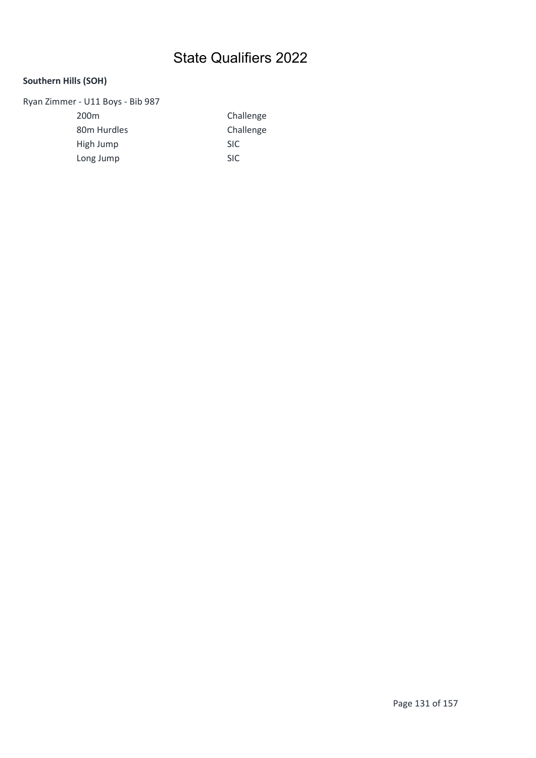# State Qualifiers 2022

**Southern Hills (SOH)**

Ryan Zimmer - U11 Boys - Bib 987

| | |
|---|---|
| 200m | Challenge |
| 80m Hurdles | Challenge |
| High Jump | SIC |
| Long Jump | SIC |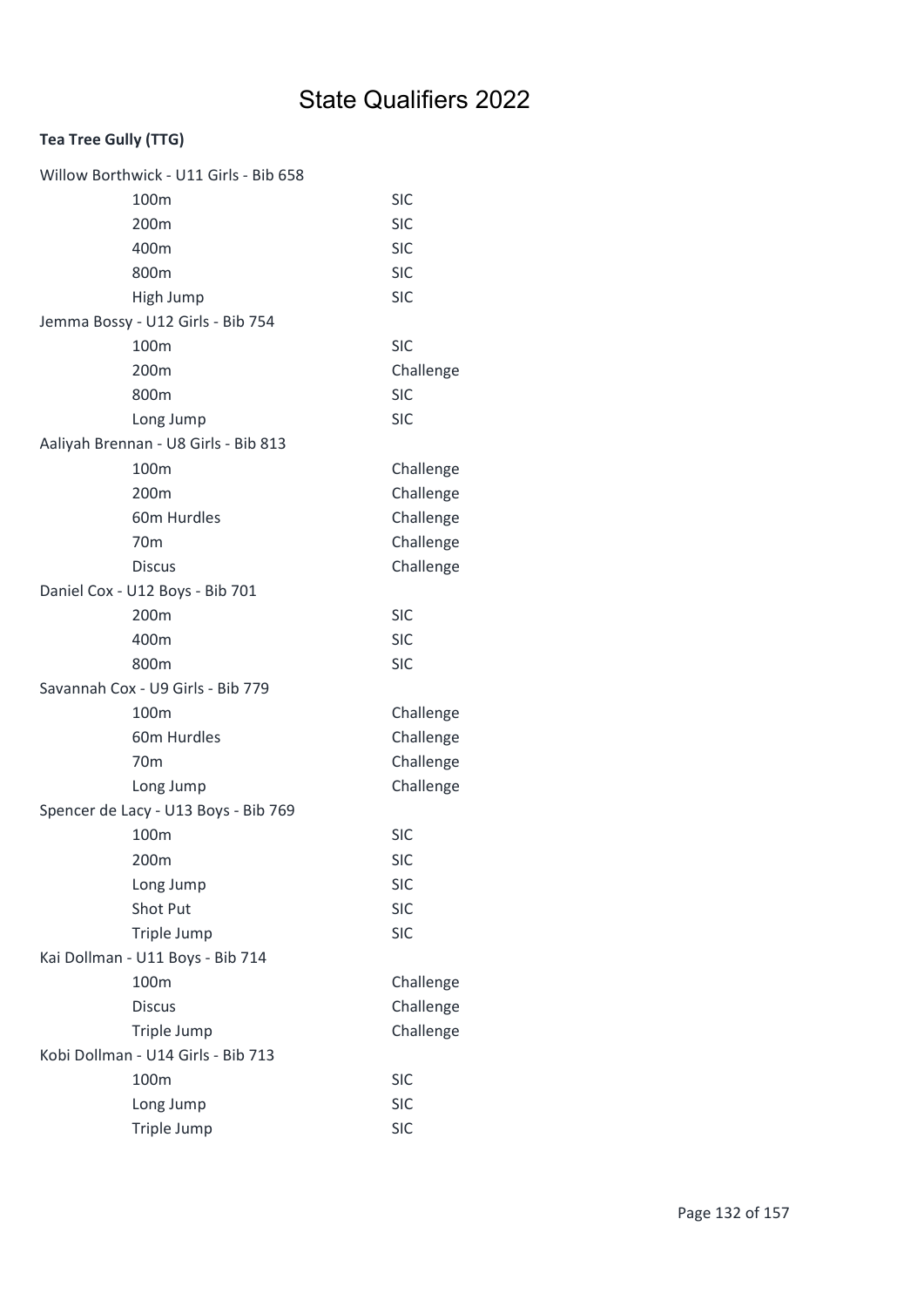# State Qualifiers 2022

**Tea Tree Gully (TTG)**

Willow Borthwick - U11 Girls - Bib 658

| | |
|---|---|
| 100m | SIC |
| 200m | SIC |
| 400m | SIC |
| 800m | SIC |
| High Jump | SIC |

Jemma Bossy - U12 Girls - Bib 754

| | |
|---|---|
| 100m | SIC |
| 200m | Challenge |
| 800m | SIC |
| Long Jump | SIC |

Aaliyah Brennan - U8 Girls - Bib 813

| | |
|---|---|
| 100m | Challenge |
| 200m | Challenge |
| 60m Hurdles | Challenge |
| 70m | Challenge |
| Discus | Challenge |

Daniel Cox - U12 Boys - Bib 701

| | |
|---|---|
| 200m | SIC |
| 400m | SIC |
| 800m | SIC |

Savannah Cox - U9 Girls - Bib 779

| | |
|---|---|
| 100m | Challenge |
| 60m Hurdles | Challenge |
| 70m | Challenge |
| Long Jump | Challenge |

Spencer de Lacy - U13 Boys - Bib 769

| | |
|---|---|
| 100m | SIC |
| 200m | SIC |
| Long Jump | SIC |
| Shot Put | SIC |
| Triple Jump | SIC |

Kai Dollman - U11 Boys - Bib 714

| | |
|---|---|
| 100m | Challenge |
| Discus | Challenge |
| Triple Jump | Challenge |

Kobi Dollman - U14 Girls - Bib 713

| | |
|---|---|
| 100m | SIC |
| Long Jump | SIC |
| Triple Jump | SIC |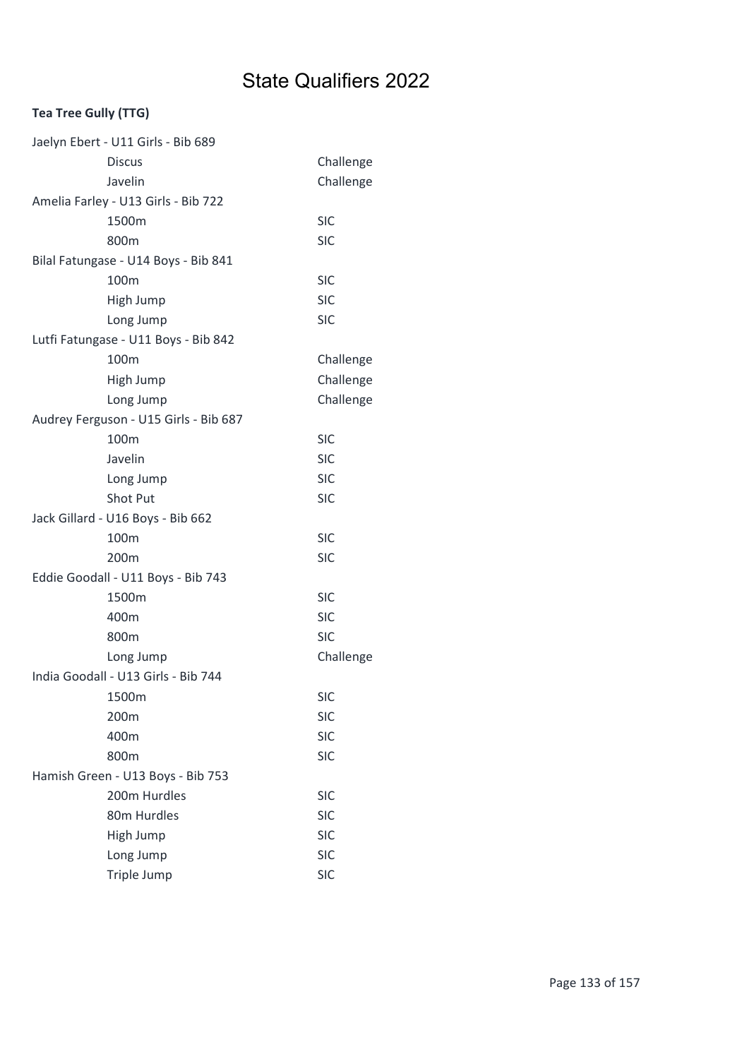# State Qualifiers 2022

**Tea Tree Gully (TTG)**

| Athlete / Event | Level |
| --- | --- |
| Jaelyn Ebert - U11 Girls - Bib 689 | |
| Discus | Challenge |
| Javelin | Challenge |
| Amelia Farley - U13 Girls - Bib 722 | |
| 1500m | SIC |
| 800m | SIC |
| Bilal Fatungase - U14 Boys - Bib 841 | |
| 100m | SIC |
| High Jump | SIC |
| Long Jump | SIC |
| Lutfi Fatungase - U11 Boys - Bib 842 | |
| 100m | Challenge |
| High Jump | Challenge |
| Long Jump | Challenge |
| Audrey Ferguson - U15 Girls - Bib 687 | |
| 100m | SIC |
| Javelin | SIC |
| Long Jump | SIC |
| Shot Put | SIC |
| Jack Gillard - U16 Boys - Bib 662 | |
| 100m | SIC |
| 200m | SIC |
| Eddie Goodall - U11 Boys - Bib 743 | |
| 1500m | SIC |
| 400m | SIC |
| 800m | SIC |
| Long Jump | Challenge |
| India Goodall - U13 Girls - Bib 744 | |
| 1500m | SIC |
| 200m | SIC |
| 400m | SIC |
| 800m | SIC |
| Hamish Green - U13 Boys - Bib 753 | |
| 200m Hurdles | SIC |
| 80m Hurdles | SIC |
| High Jump | SIC |
| Long Jump | SIC |
| Triple Jump | SIC |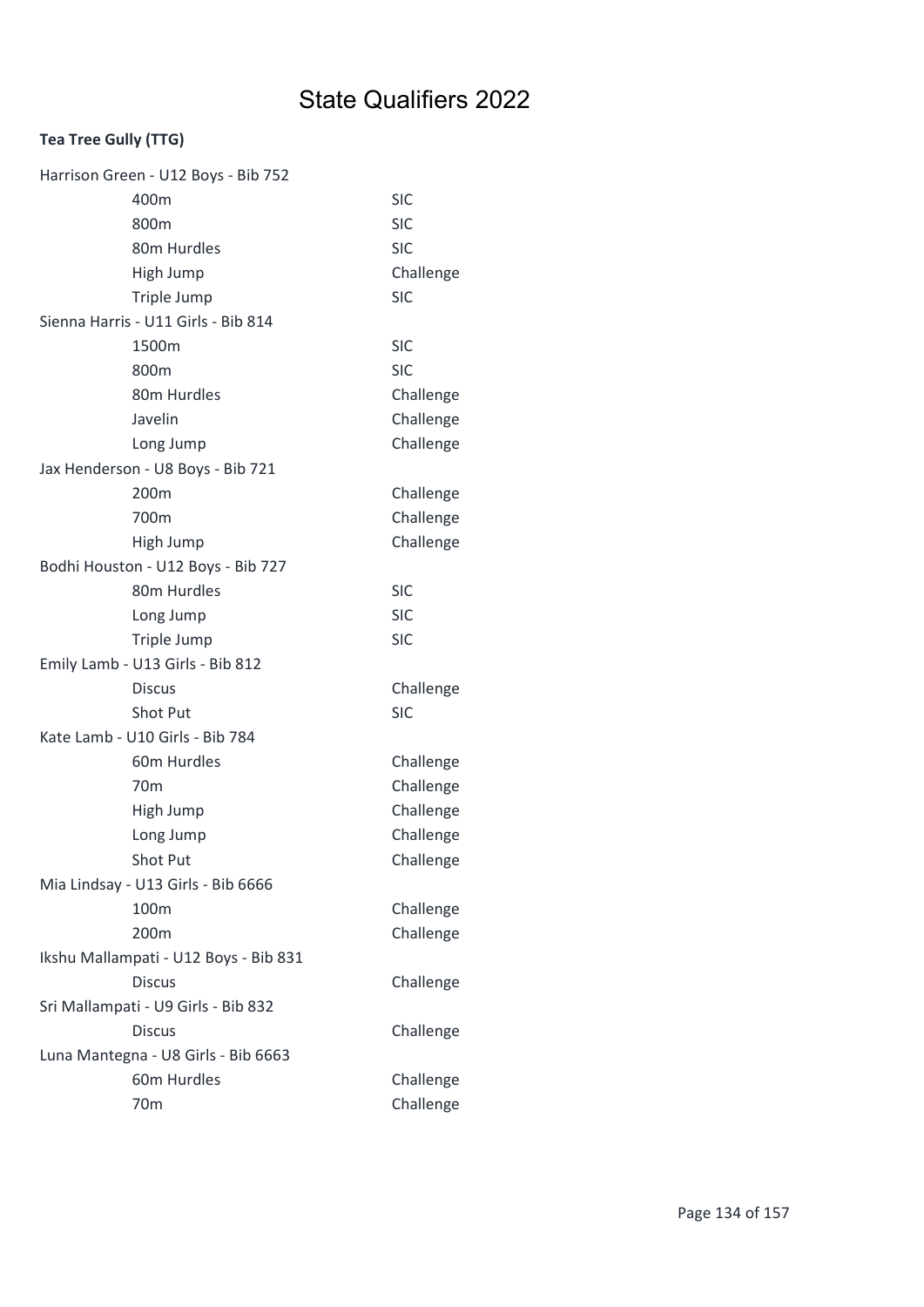# State Qualifiers 2022

**Tea Tree Gully (TTG)**

Harrison Green - U12 Boys - Bib 752

| | |
|---|---|
| 400m | SIC |
| 800m | SIC |
| 80m Hurdles | SIC |
| High Jump | Challenge |
| Triple Jump | SIC |

Sienna Harris - U11 Girls - Bib 814

| | |
|---|---|
| 1500m | SIC |
| 800m | SIC |
| 80m Hurdles | Challenge |
| Javelin | Challenge |
| Long Jump | Challenge |

Jax Henderson - U8 Boys - Bib 721

| | |
|---|---|
| 200m | Challenge |
| 700m | Challenge |
| High Jump | Challenge |

Bodhi Houston - U12 Boys - Bib 727

| | |
|---|---|
| 80m Hurdles | SIC |
| Long Jump | SIC |
| Triple Jump | SIC |

Emily Lamb - U13 Girls - Bib 812

| | |
|---|---|
| Discus | Challenge |
| Shot Put | SIC |

Kate Lamb - U10 Girls - Bib 784

| | |
|---|---|
| 60m Hurdles | Challenge |
| 70m | Challenge |
| High Jump | Challenge |
| Long Jump | Challenge |
| Shot Put | Challenge |

Mia Lindsay - U13 Girls - Bib 6666

| | |
|---|---|
| 100m | Challenge |
| 200m | Challenge |

Ikshu Mallampati - U12 Boys - Bib 831

| | |
|---|---|
| Discus | Challenge |

Sri Mallampati - U9 Girls - Bib 832

| | |
|---|---|
| Discus | Challenge |

Luna Mantegna - U8 Girls - Bib 6663

| | |
|---|---|
| 60m Hurdles | Challenge |
| 70m | Challenge |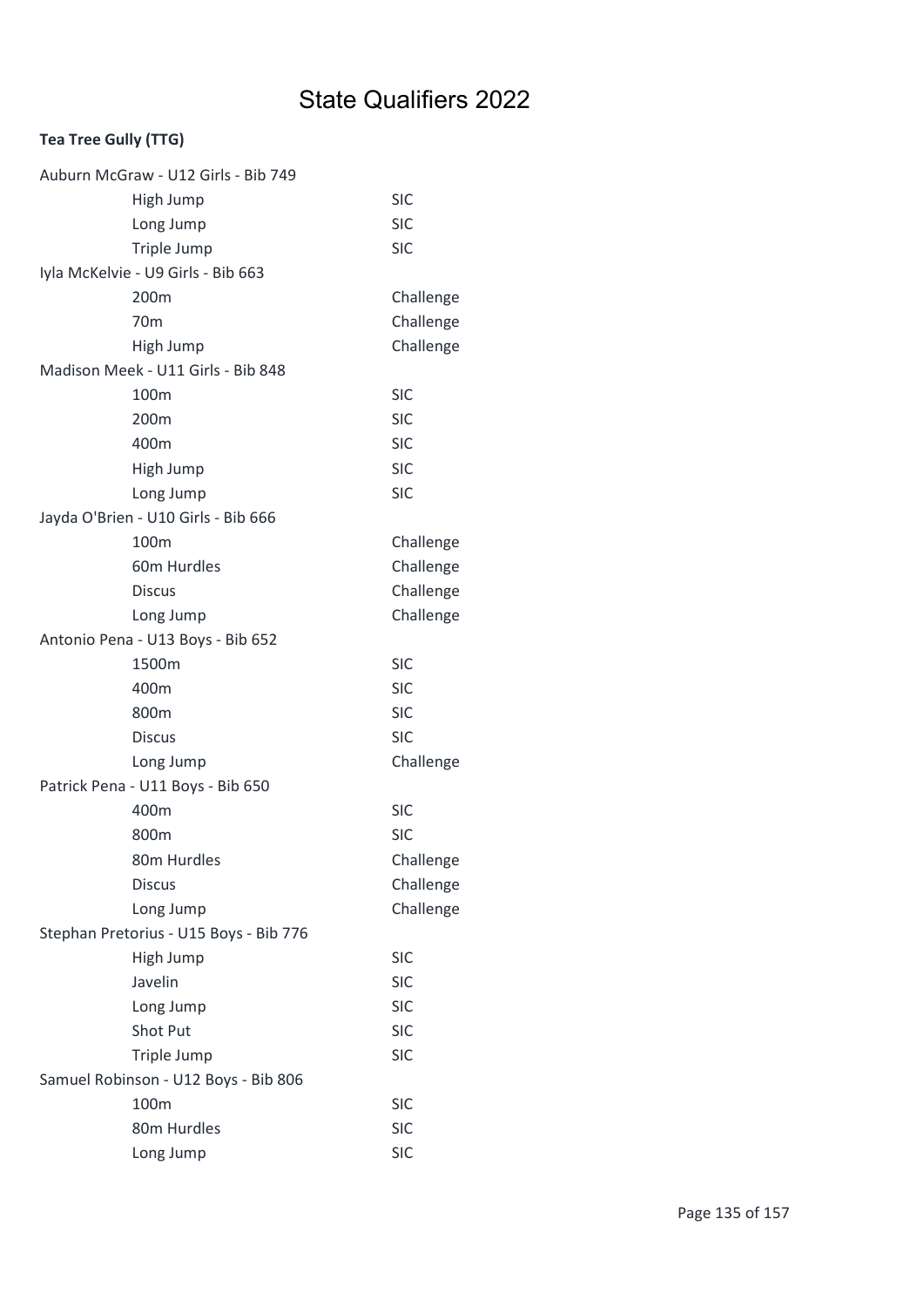# State Qualifiers 2022

**Tea Tree Gully (TTG)**

Auburn McGraw - U12 Girls - Bib 749

| | |
|---|---|
| High Jump | SIC |
| Long Jump | SIC |
| Triple Jump | SIC |

Iyla McKelvie - U9 Girls - Bib 663

| | |
|---|---|
| 200m | Challenge |
| 70m | Challenge |
| High Jump | Challenge |

Madison Meek - U11 Girls - Bib 848

| | |
|---|---|
| 100m | SIC |
| 200m | SIC |
| 400m | SIC |
| High Jump | SIC |
| Long Jump | SIC |

Jayda O'Brien - U10 Girls - Bib 666

| | |
|---|---|
| 100m | Challenge |
| 60m Hurdles | Challenge |
| Discus | Challenge |
| Long Jump | Challenge |

Antonio Pena - U13 Boys - Bib 652

| | |
|---|---|
| 1500m | SIC |
| 400m | SIC |
| 800m | SIC |
| Discus | SIC |
| Long Jump | Challenge |

Patrick Pena - U11 Boys - Bib 650

| | |
|---|---|
| 400m | SIC |
| 800m | SIC |
| 80m Hurdles | Challenge |
| Discus | Challenge |
| Long Jump | Challenge |

Stephan Pretorius - U15 Boys - Bib 776

| | |
|---|---|
| High Jump | SIC |
| Javelin | SIC |
| Long Jump | SIC |
| Shot Put | SIC |
| Triple Jump | SIC |

Samuel Robinson - U12 Boys - Bib 806

| | |
|---|---|
| 100m | SIC |
| 80m Hurdles | SIC |
| Long Jump | SIC |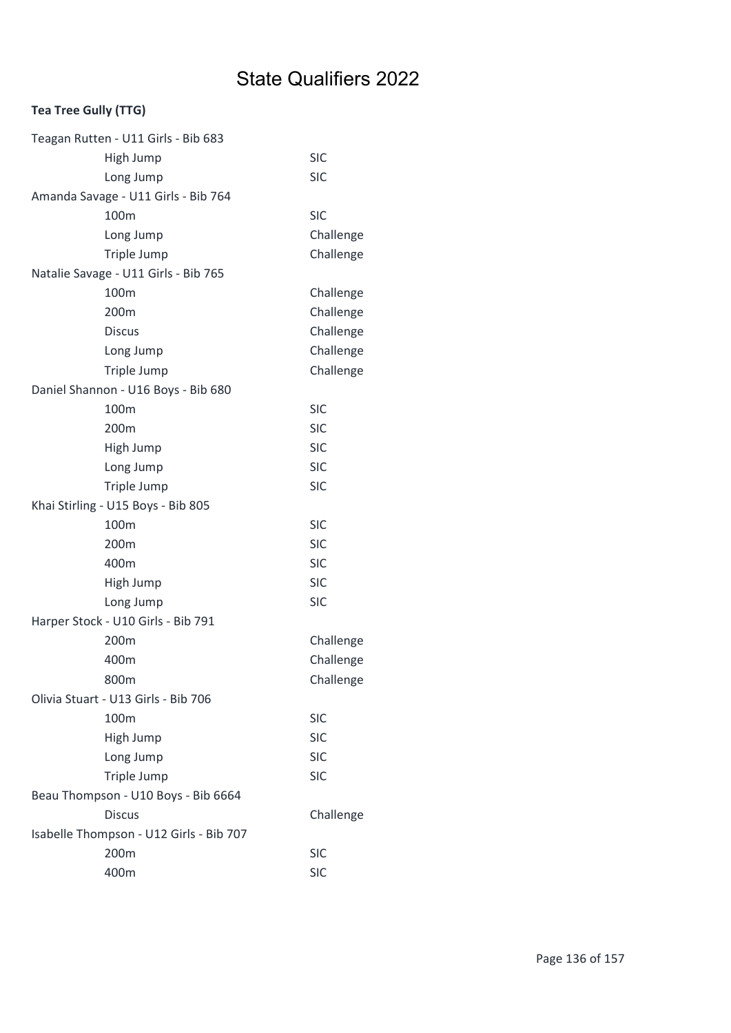# State Qualifiers 2022

**Tea Tree Gully (TTG)**

Teagan Rutten - U11 Girls - Bib 683

| Event | Level |
|---|---|
| High Jump | SIC |
| Long Jump | SIC |

Amanda Savage - U11 Girls - Bib 764

| Event | Level |
|---|---|
| 100m | SIC |
| Long Jump | Challenge |
| Triple Jump | Challenge |

Natalie Savage - U11 Girls - Bib 765

| Event | Level |
|---|---|
| 100m | Challenge |
| 200m | Challenge |
| Discus | Challenge |
| Long Jump | Challenge |
| Triple Jump | Challenge |

Daniel Shannon - U16 Boys - Bib 680

| Event | Level |
|---|---|
| 100m | SIC |
| 200m | SIC |
| High Jump | SIC |
| Long Jump | SIC |
| Triple Jump | SIC |

Khai Stirling - U15 Boys - Bib 805

| Event | Level |
|---|---|
| 100m | SIC |
| 200m | SIC |
| 400m | SIC |
| High Jump | SIC |
| Long Jump | SIC |

Harper Stock - U10 Girls - Bib 791

| Event | Level |
|---|---|
| 200m | Challenge |
| 400m | Challenge |
| 800m | Challenge |

Olivia Stuart - U13 Girls - Bib 706

| Event | Level |
|---|---|
| 100m | SIC |
| High Jump | SIC |
| Long Jump | SIC |
| Triple Jump | SIC |

Beau Thompson - U10 Boys - Bib 6664

| Event | Level |
|---|---|
| Discus | Challenge |

Isabelle Thompson - U12 Girls - Bib 707

| Event | Level |
|---|---|
| 200m | SIC |
| 400m | SIC |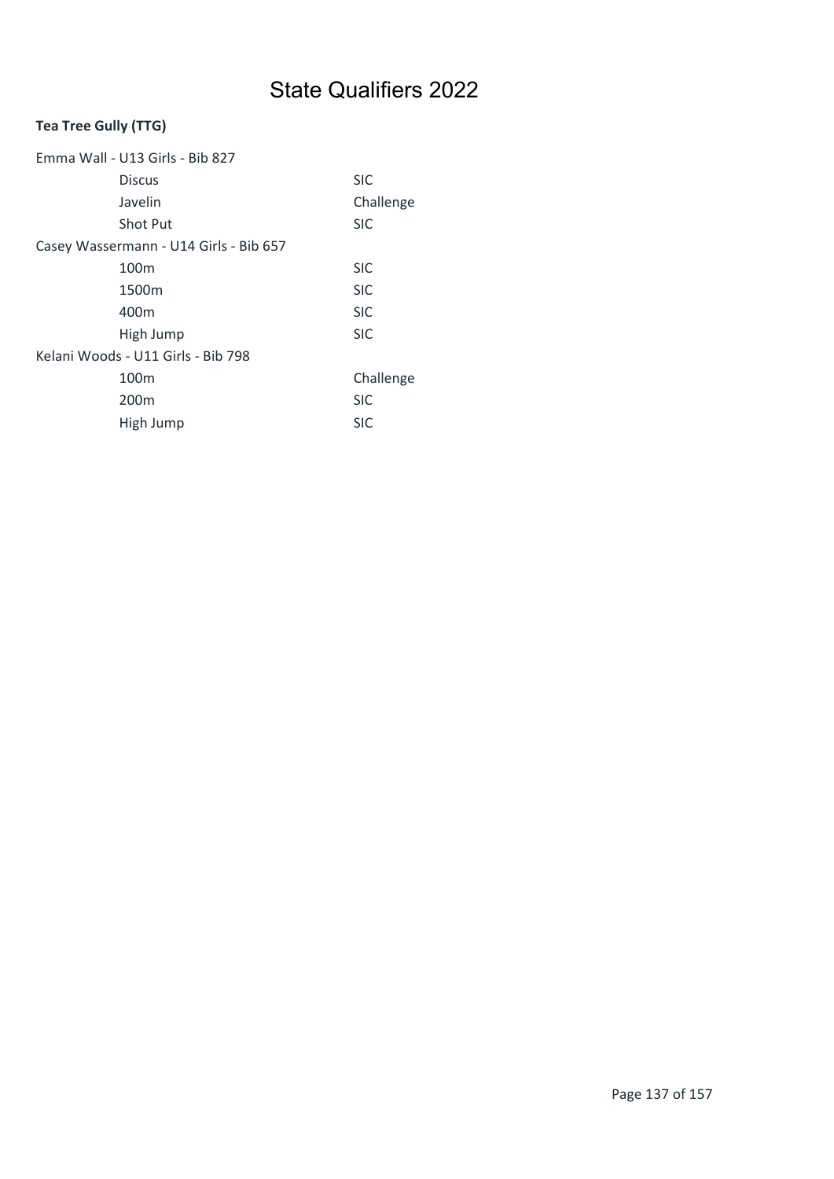# State Qualifiers 2022

**Tea Tree Gully (TTG)**

Emma Wall - U13 Girls - Bib 827

| | |
|---|---|
| Discus | SIC |
| Javelin | Challenge |
| Shot Put | SIC |

Casey Wassermann - U14 Girls - Bib 657

| | |
|---|---|
| 100m | SIC |
| 1500m | SIC |
| 400m | SIC |
| High Jump | SIC |

Kelani Woods - U11 Girls - Bib 798

| | |
|---|---|
| 100m | Challenge |
| 200m | SIC |
| High Jump | SIC |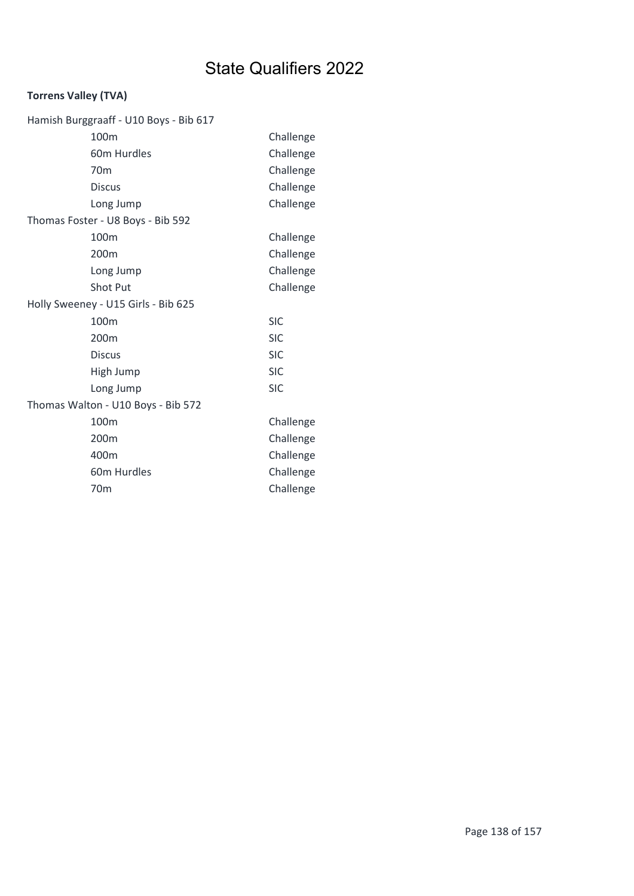# State Qualifiers 2022

**Torrens Valley (TVA)**

Hamish Burggraaff - U10 Boys - Bib 617

| | |
|---|---|
| 100m | Challenge |
| 60m Hurdles | Challenge |
| 70m | Challenge |
| Discus | Challenge |
| Long Jump | Challenge |

Thomas Foster - U8 Boys - Bib 592

| | |
|---|---|
| 100m | Challenge |
| 200m | Challenge |
| Long Jump | Challenge |
| Shot Put | Challenge |

Holly Sweeney - U15 Girls - Bib 625

| | |
|---|---|
| 100m | SIC |
| 200m | SIC |
| Discus | SIC |
| High Jump | SIC |
| Long Jump | SIC |

Thomas Walton - U10 Boys - Bib 572

| | |
|---|---|
| 100m | Challenge |
| 200m | Challenge |
| 400m | Challenge |
| 60m Hurdles | Challenge |
| 70m | Challenge |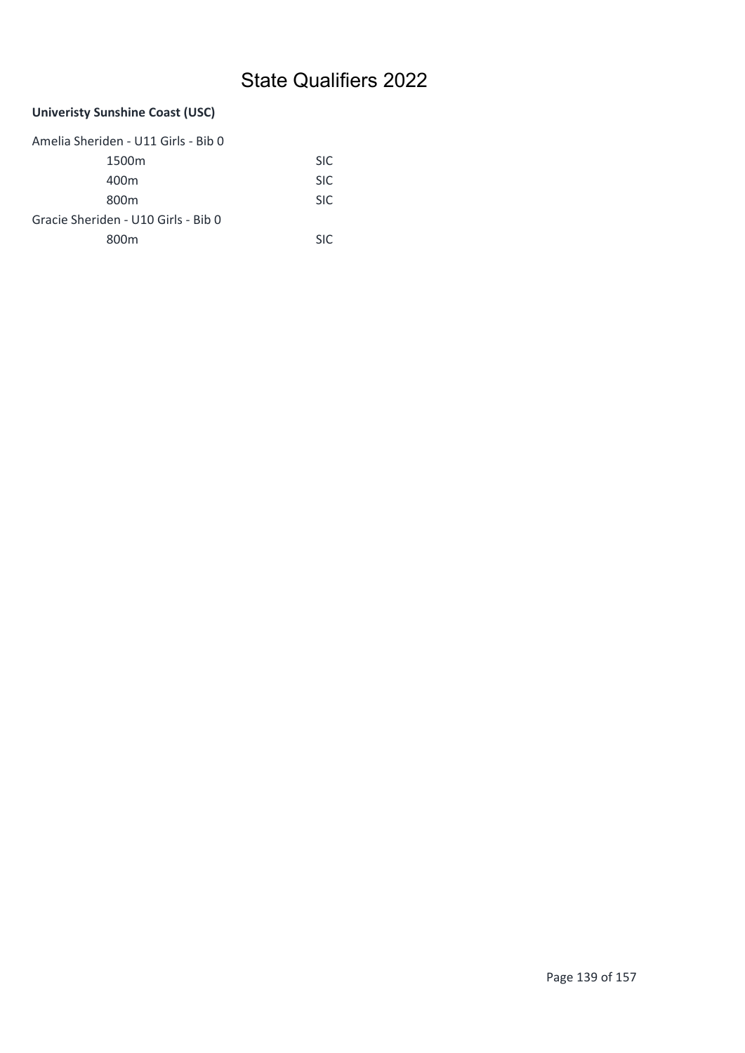# State Qualifiers 2022

**Univeristy Sunshine Coast (USC)**

Amelia Sheriden - U11 Girls - Bib 0

| | |
|---|---|
| 1500m | SIC |
| 400m | SIC |
| 800m | SIC |

Gracie Sheriden - U10 Girls - Bib 0

| | |
|---|---|
| 800m | SIC |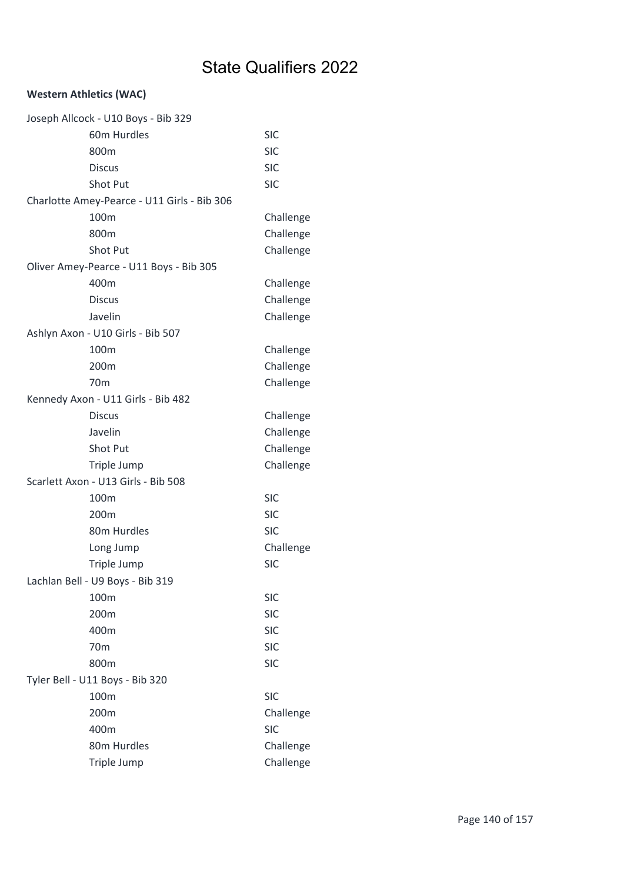# State Qualifiers 2022

**Western Athletics (WAC)**

Joseph Allcock - U10 Boys - Bib 329

| | |
|---|---|
| 60m Hurdles | SIC |
| 800m | SIC |
| Discus | SIC |
| Shot Put | SIC |

Charlotte Amey-Pearce - U11 Girls - Bib 306

| | |
|---|---|
| 100m | Challenge |
| 800m | Challenge |
| Shot Put | Challenge |

Oliver Amey-Pearce - U11 Boys - Bib 305

| | |
|---|---|
| 400m | Challenge |
| Discus | Challenge |
| Javelin | Challenge |

Ashlyn Axon - U10 Girls - Bib 507

| | |
|---|---|
| 100m | Challenge |
| 200m | Challenge |
| 70m | Challenge |

Kennedy Axon - U11 Girls - Bib 482

| | |
|---|---|
| Discus | Challenge |
| Javelin | Challenge |
| Shot Put | Challenge |
| Triple Jump | Challenge |

Scarlett Axon - U13 Girls - Bib 508

| | |
|---|---|
| 100m | SIC |
| 200m | SIC |
| 80m Hurdles | SIC |
| Long Jump | Challenge |
| Triple Jump | SIC |

Lachlan Bell - U9 Boys - Bib 319

| | |
|---|---|
| 100m | SIC |
| 200m | SIC |
| 400m | SIC |
| 70m | SIC |
| 800m | SIC |

Tyler Bell - U11 Boys - Bib 320

| | |
|---|---|
| 100m | SIC |
| 200m | Challenge |
| 400m | SIC |
| 80m Hurdles | Challenge |
| Triple Jump | Challenge |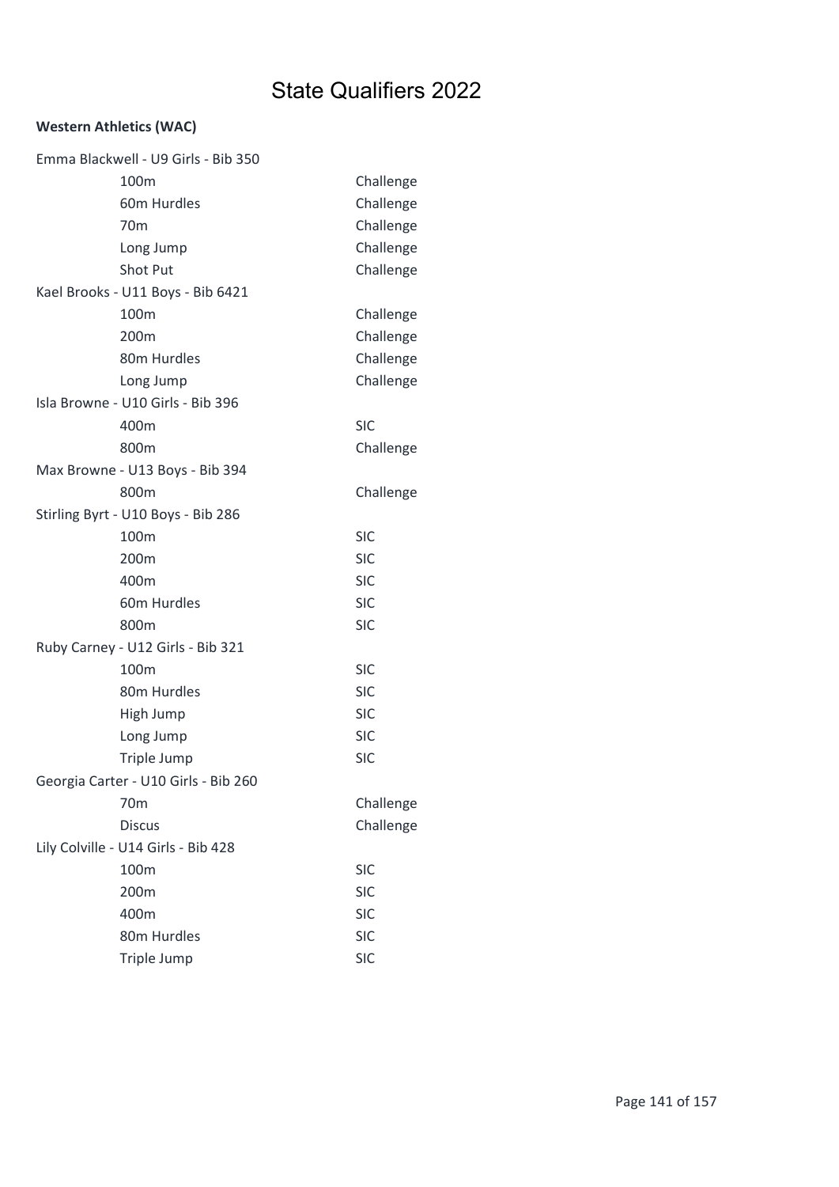# State Qualifiers 2022

**Western Athletics (WAC)**

| | |
|---|---|
| Emma Blackwell - U9 Girls - Bib 350 | |
| 100m | Challenge |
| 60m Hurdles | Challenge |
| 70m | Challenge |
| Long Jump | Challenge |
| Shot Put | Challenge |
| Kael Brooks - U11 Boys - Bib 6421 | |
| 100m | Challenge |
| 200m | Challenge |
| 80m Hurdles | Challenge |
| Long Jump | Challenge |
| Isla Browne - U10 Girls - Bib 396 | |
| 400m | SIC |
| 800m | Challenge |
| Max Browne - U13 Boys - Bib 394 | |
| 800m | Challenge |
| Stirling Byrt - U10 Boys - Bib 286 | |
| 100m | SIC |
| 200m | SIC |
| 400m | SIC |
| 60m Hurdles | SIC |
| 800m | SIC |
| Ruby Carney - U12 Girls - Bib 321 | |
| 100m | SIC |
| 80m Hurdles | SIC |
| High Jump | SIC |
| Long Jump | SIC |
| Triple Jump | SIC |
| Georgia Carter - U10 Girls - Bib 260 | |
| 70m | Challenge |
| Discus | Challenge |
| Lily Colville - U14 Girls - Bib 428 | |
| 100m | SIC |
| 200m | SIC |
| 400m | SIC |
| 80m Hurdles | SIC |
| Triple Jump | SIC |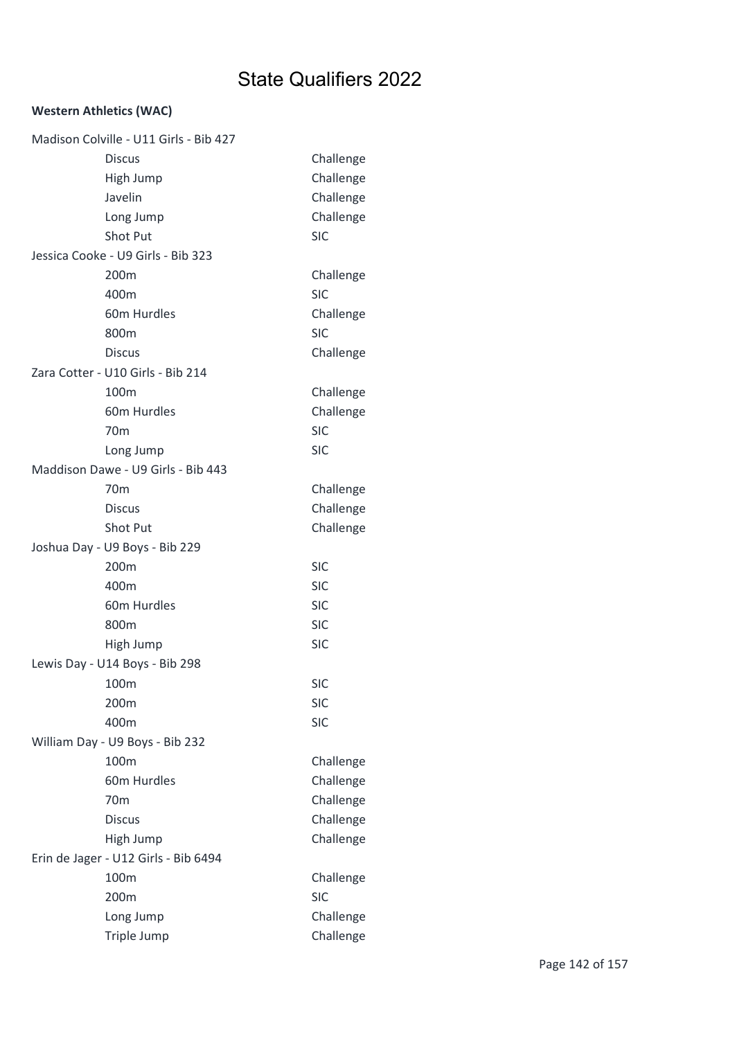# State Qualifiers 2022

**Western Athletics (WAC)**

Madison Colville - U11 Girls - Bib 427

| Event | Qualification |
|---|---|
| Discus | Challenge |
| High Jump | Challenge |
| Javelin | Challenge |
| Long Jump | Challenge |
| Shot Put | SIC |

Jessica Cooke - U9 Girls - Bib 323

| Event | Qualification |
|---|---|
| 200m | Challenge |
| 400m | SIC |
| 60m Hurdles | Challenge |
| 800m | SIC |
| Discus | Challenge |

Zara Cotter - U10 Girls - Bib 214

| Event | Qualification |
|---|---|
| 100m | Challenge |
| 60m Hurdles | Challenge |
| 70m | SIC |
| Long Jump | SIC |

Maddison Dawe - U9 Girls - Bib 443

| Event | Qualification |
|---|---|
| 70m | Challenge |
| Discus | Challenge |
| Shot Put | Challenge |

Joshua Day - U9 Boys - Bib 229

| Event | Qualification |
|---|---|
| 200m | SIC |
| 400m | SIC |
| 60m Hurdles | SIC |
| 800m | SIC |
| High Jump | SIC |

Lewis Day - U14 Boys - Bib 298

| Event | Qualification |
|---|---|
| 100m | SIC |
| 200m | SIC |
| 400m | SIC |

William Day - U9 Boys - Bib 232

| Event | Qualification |
|---|---|
| 100m | Challenge |
| 60m Hurdles | Challenge |
| 70m | Challenge |
| Discus | Challenge |
| High Jump | Challenge |

Erin de Jager - U12 Girls - Bib 6494

| Event | Qualification |
|---|---|
| 100m | Challenge |
| 200m | SIC |
| Long Jump | Challenge |
| Triple Jump | Challenge |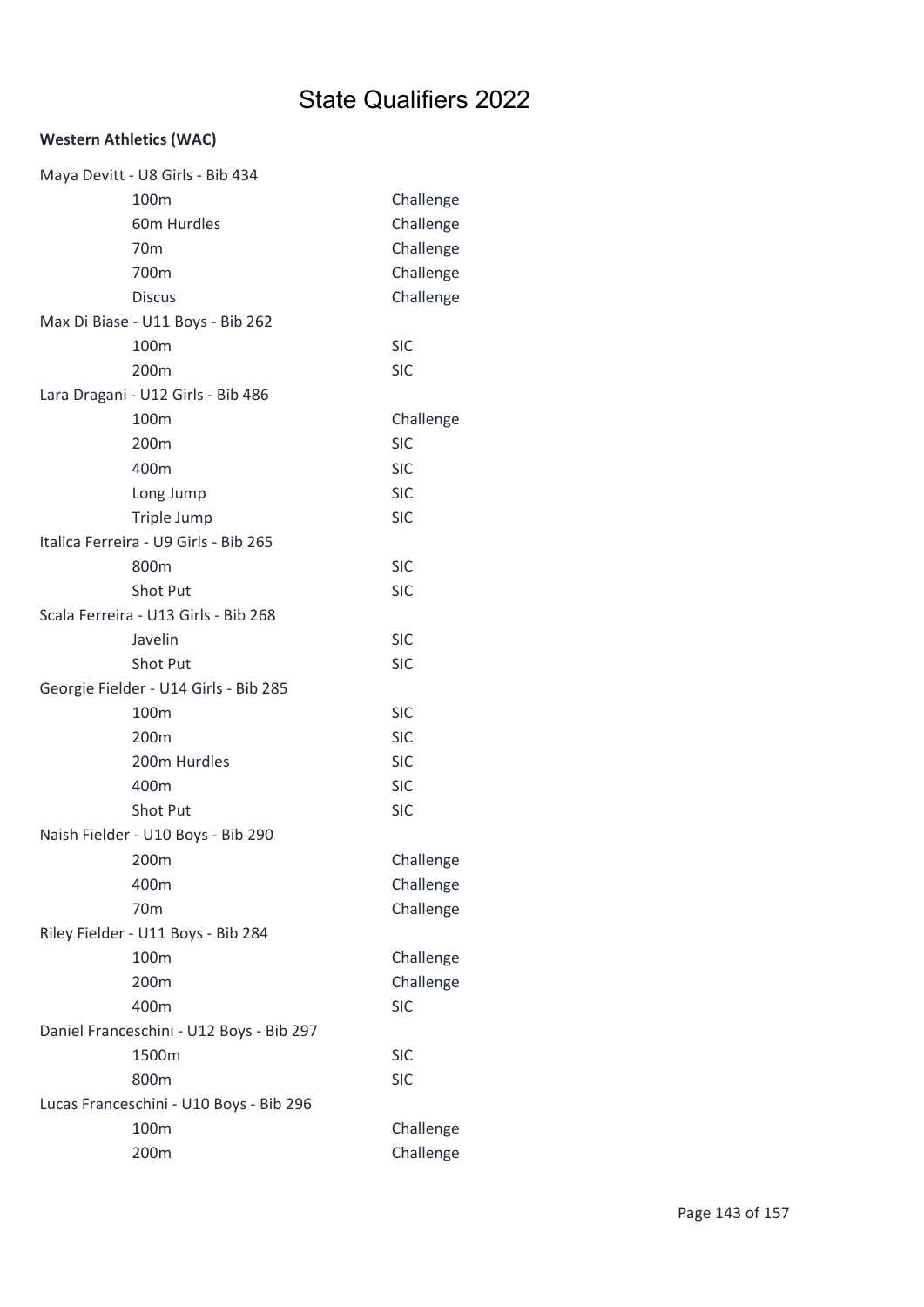# State Qualifiers 2022

**Western Athletics (WAC)**

Maya Devitt - U8 Girls - Bib 434

| Event | Qualification |
|---|---|
| 100m | Challenge |
| 60m Hurdles | Challenge |
| 70m | Challenge |
| 700m | Challenge |
| Discus | Challenge |

Max Di Biase - U11 Boys - Bib 262

| Event | Qualification |
|---|---|
| 100m | SIC |
| 200m | SIC |

Lara Dragani - U12 Girls - Bib 486

| Event | Qualification |
|---|---|
| 100m | Challenge |
| 200m | SIC |
| 400m | SIC |
| Long Jump | SIC |
| Triple Jump | SIC |

Italica Ferreira - U9 Girls - Bib 265

| Event | Qualification |
|---|---|
| 800m | SIC |
| Shot Put | SIC |

Scala Ferreira - U13 Girls - Bib 268

| Event | Qualification |
|---|---|
| Javelin | SIC |
| Shot Put | SIC |

Georgie Fielder - U14 Girls - Bib 285

| Event | Qualification |
|---|---|
| 100m | SIC |
| 200m | SIC |
| 200m Hurdles | SIC |
| 400m | SIC |
| Shot Put | SIC |

Naish Fielder - U10 Boys - Bib 290

| Event | Qualification |
|---|---|
| 200m | Challenge |
| 400m | Challenge |
| 70m | Challenge |

Riley Fielder - U11 Boys - Bib 284

| Event | Qualification |
|---|---|
| 100m | Challenge |
| 200m | Challenge |
| 400m | SIC |

Daniel Franceschini - U12 Boys - Bib 297

| Event | Qualification |
|---|---|
| 1500m | SIC |
| 800m | SIC |

Lucas Franceschini - U10 Boys - Bib 296

| Event | Qualification |
|---|---|
| 100m | Challenge |
| 200m | Challenge |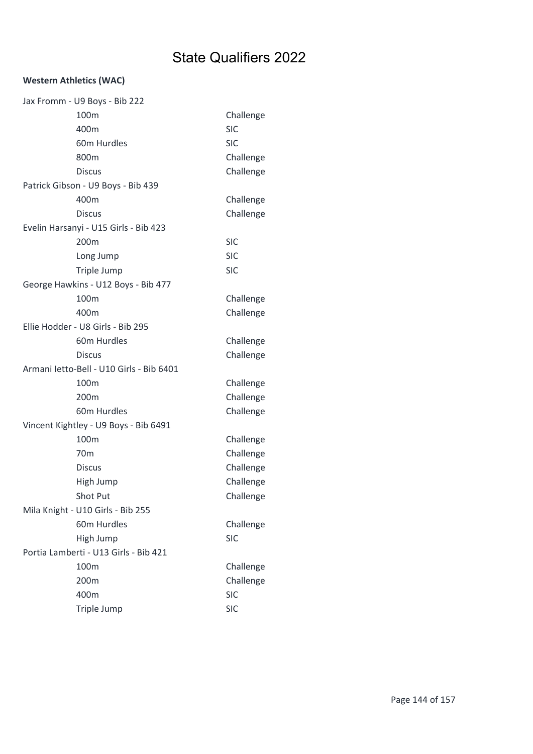# State Qualifiers 2022

**Western Athletics (WAC)**

Jax Fromm - U9 Boys - Bib 222

| | |
|---|---|
| 100m | Challenge |
| 400m | SIC |
| 60m Hurdles | SIC |
| 800m | Challenge |
| Discus | Challenge |

Patrick Gibson - U9 Boys - Bib 439

| | |
|---|---|
| 400m | Challenge |
| Discus | Challenge |

Evelin Harsanyi - U15 Girls - Bib 423

| | |
|---|---|
| 200m | SIC |
| Long Jump | SIC |
| Triple Jump | SIC |

George Hawkins - U12 Boys - Bib 477

| | |
|---|---|
| 100m | Challenge |
| 400m | Challenge |

Ellie Hodder - U8 Girls - Bib 295

| | |
|---|---|
| 60m Hurdles | Challenge |
| Discus | Challenge |

Armani Ietto-Bell - U10 Girls - Bib 6401

| | |
|---|---|
| 100m | Challenge |
| 200m | Challenge |
| 60m Hurdles | Challenge |

Vincent Kightley - U9 Boys - Bib 6491

| | |
|---|---|
| 100m | Challenge |
| 70m | Challenge |
| Discus | Challenge |
| High Jump | Challenge |
| Shot Put | Challenge |

Mila Knight - U10 Girls - Bib 255

| | |
|---|---|
| 60m Hurdles | Challenge |
| High Jump | SIC |

Portia Lamberti - U13 Girls - Bib 421

| | |
|---|---|
| 100m | Challenge |
| 200m | Challenge |
| 400m | SIC |
| Triple Jump | SIC |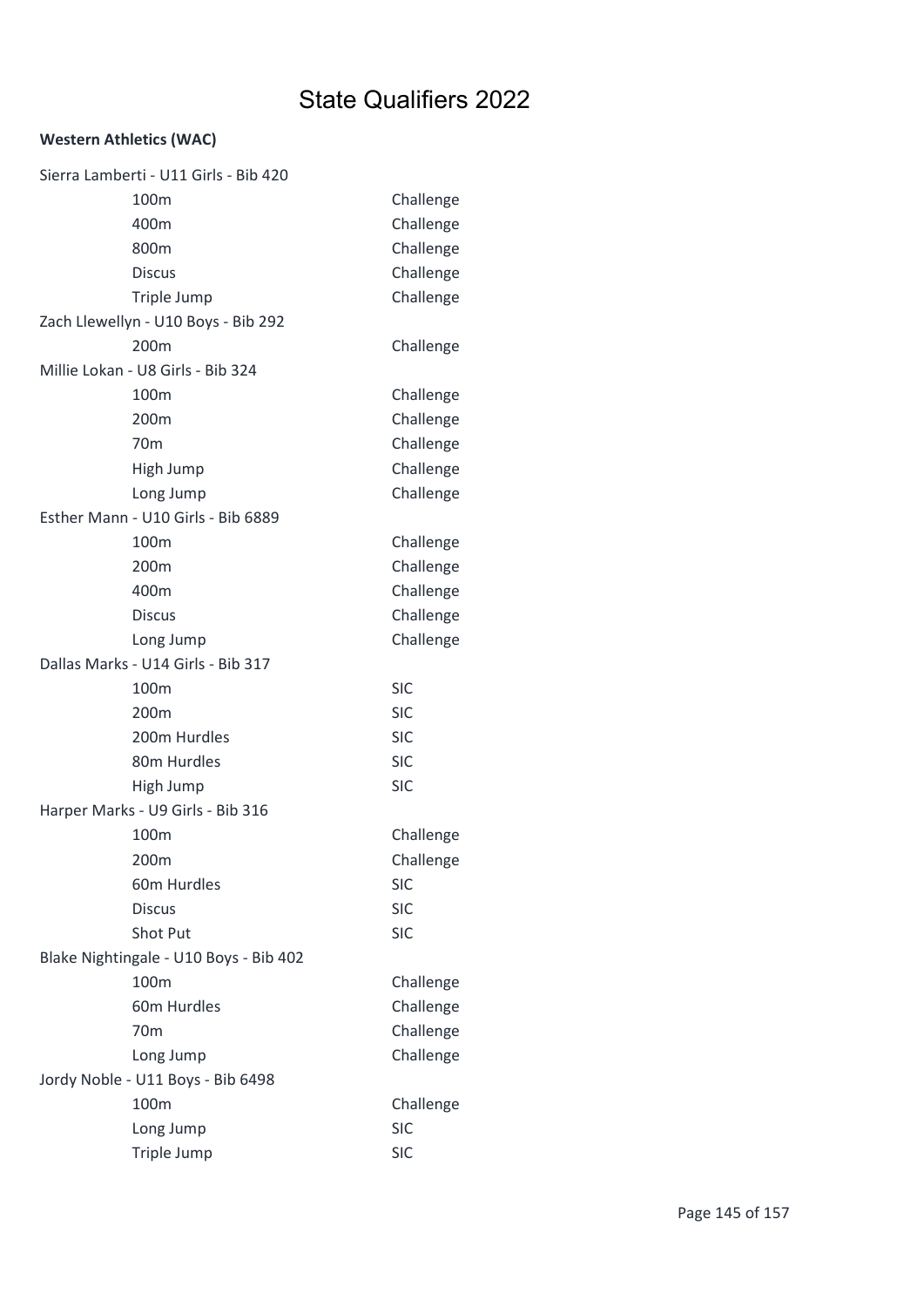# State Qualifiers 2022

**Western Athletics (WAC)**

Sierra Lamberti - U11 Girls - Bib 420

| | |
|---|---|
| 100m | Challenge |
| 400m | Challenge |
| 800m | Challenge |
| Discus | Challenge |
| Triple Jump | Challenge |

Zach Llewellyn - U10 Boys - Bib 292

| | |
|---|---|
| 200m | Challenge |

Millie Lokan - U8 Girls - Bib 324

| | |
|---|---|
| 100m | Challenge |
| 200m | Challenge |
| 70m | Challenge |
| High Jump | Challenge |
| Long Jump | Challenge |

Esther Mann - U10 Girls - Bib 6889

| | |
|---|---|
| 100m | Challenge |
| 200m | Challenge |
| 400m | Challenge |
| Discus | Challenge |
| Long Jump | Challenge |

Dallas Marks - U14 Girls - Bib 317

| | |
|---|---|
| 100m | SIC |
| 200m | SIC |
| 200m Hurdles | SIC |
| 80m Hurdles | SIC |
| High Jump | SIC |

Harper Marks - U9 Girls - Bib 316

| | |
|---|---|
| 100m | Challenge |
| 200m | Challenge |
| 60m Hurdles | SIC |
| Discus | SIC |
| Shot Put | SIC |

Blake Nightingale - U10 Boys - Bib 402

| | |
|---|---|
| 100m | Challenge |
| 60m Hurdles | Challenge |
| 70m | Challenge |
| Long Jump | Challenge |

Jordy Noble - U11 Boys - Bib 6498

| | |
|---|---|
| 100m | Challenge |
| Long Jump | SIC |
| Triple Jump | SIC |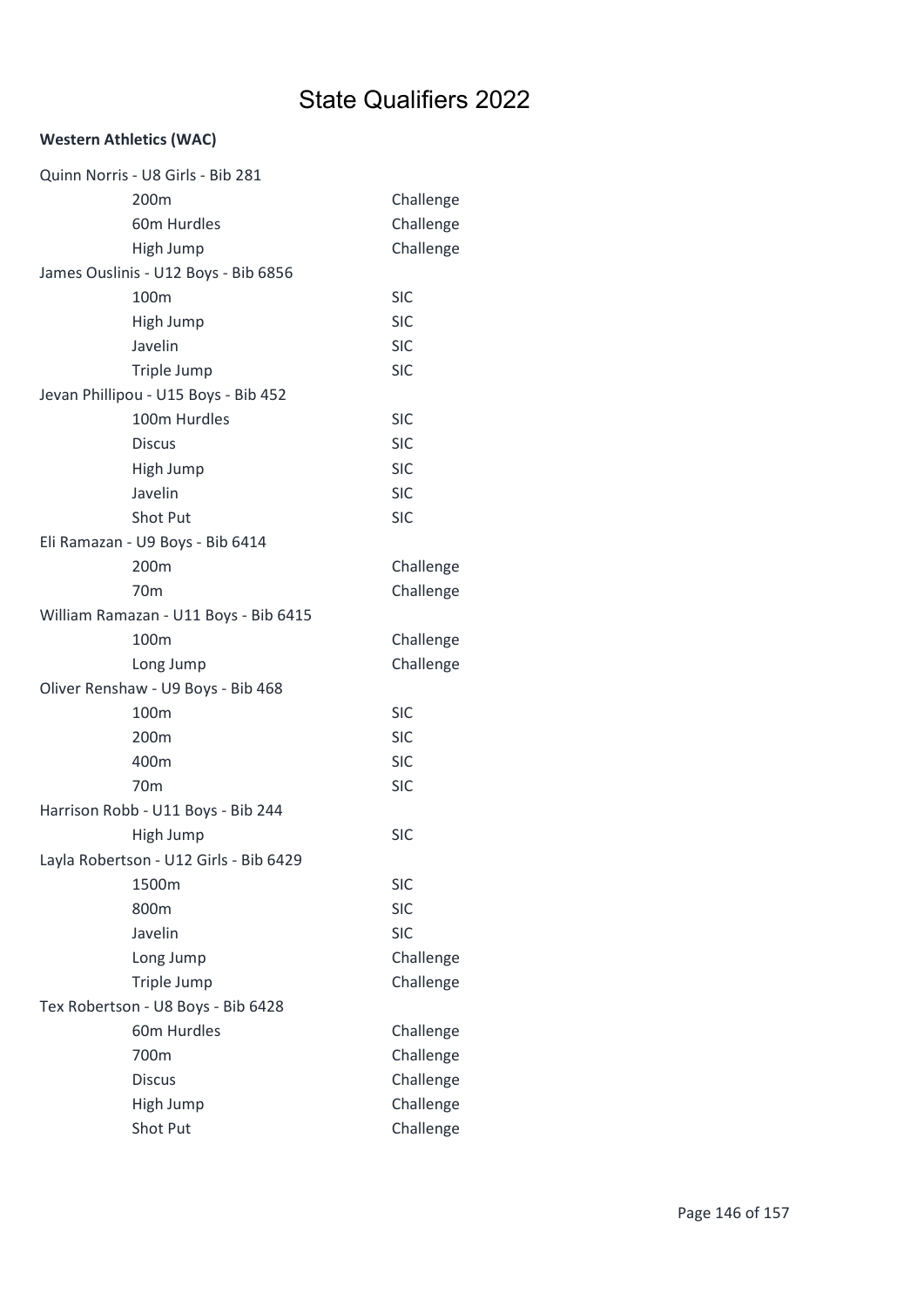# State Qualifiers 2022

**Western Athletics (WAC)**

| Athlete / Event | Level |
| --- | --- |
| Quinn Norris - U8 Girls - Bib 281 | |
| 200m | Challenge |
| 60m Hurdles | Challenge |
| High Jump | Challenge |
| James Ouslinis - U12 Boys - Bib 6856 | |
| 100m | SIC |
| High Jump | SIC |
| Javelin | SIC |
| Triple Jump | SIC |
| Jevan Phillipou - U15 Boys - Bib 452 | |
| 100m Hurdles | SIC |
| Discus | SIC |
| High Jump | SIC |
| Javelin | SIC |
| Shot Put | SIC |
| Eli Ramazan - U9 Boys - Bib 6414 | |
| 200m | Challenge |
| 70m | Challenge |
| William Ramazan - U11 Boys - Bib 6415 | |
| 100m | Challenge |
| Long Jump | Challenge |
| Oliver Renshaw - U9 Boys - Bib 468 | |
| 100m | SIC |
| 200m | SIC |
| 400m | SIC |
| 70m | SIC |
| Harrison Robb - U11 Boys - Bib 244 | |
| High Jump | SIC |
| Layla Robertson - U12 Girls - Bib 6429 | |
| 1500m | SIC |
| 800m | SIC |
| Javelin | SIC |
| Long Jump | Challenge |
| Triple Jump | Challenge |
| Tex Robertson - U8 Boys - Bib 6428 | |
| 60m Hurdles | Challenge |
| 700m | Challenge |
| Discus | Challenge |
| High Jump | Challenge |
| Shot Put | Challenge |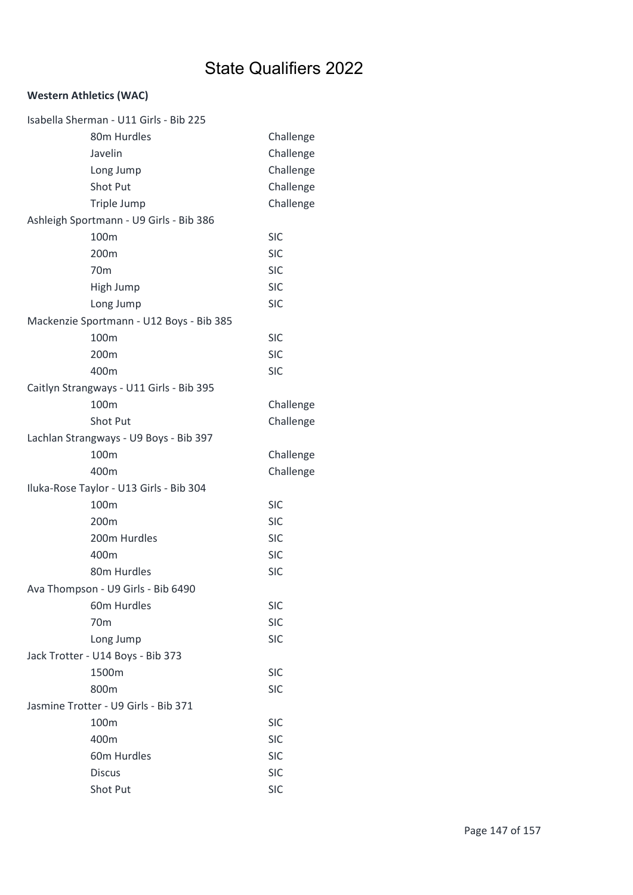# State Qualifiers 2022

**Western Athletics (WAC)**

Isabella Sherman - U11 Girls - Bib 225

| | |
|---|---|
| 80m Hurdles | Challenge |
| Javelin | Challenge |
| Long Jump | Challenge |
| Shot Put | Challenge |
| Triple Jump | Challenge |

Ashleigh Sportmann - U9 Girls - Bib 386

| | |
|---|---|
| 100m | SIC |
| 200m | SIC |
| 70m | SIC |
| High Jump | SIC |
| Long Jump | SIC |

Mackenzie Sportmann - U12 Boys - Bib 385

| | |
|---|---|
| 100m | SIC |
| 200m | SIC |
| 400m | SIC |

Caitlyn Strangways - U11 Girls - Bib 395

| | |
|---|---|
| 100m | Challenge |
| Shot Put | Challenge |

Lachlan Strangways - U9 Boys - Bib 397

| | |
|---|---|
| 100m | Challenge |
| 400m | Challenge |

Iluka-Rose Taylor - U13 Girls - Bib 304

| | |
|---|---|
| 100m | SIC |
| 200m | SIC |
| 200m Hurdles | SIC |
| 400m | SIC |
| 80m Hurdles | SIC |

Ava Thompson - U9 Girls - Bib 6490

| | |
|---|---|
| 60m Hurdles | SIC |
| 70m | SIC |
| Long Jump | SIC |

Jack Trotter - U14 Boys - Bib 373

| | |
|---|---|
| 1500m | SIC |
| 800m | SIC |

Jasmine Trotter - U9 Girls - Bib 371

| | |
|---|---|
| 100m | SIC |
| 400m | SIC |
| 60m Hurdles | SIC |
| Discus | SIC |
| Shot Put | SIC |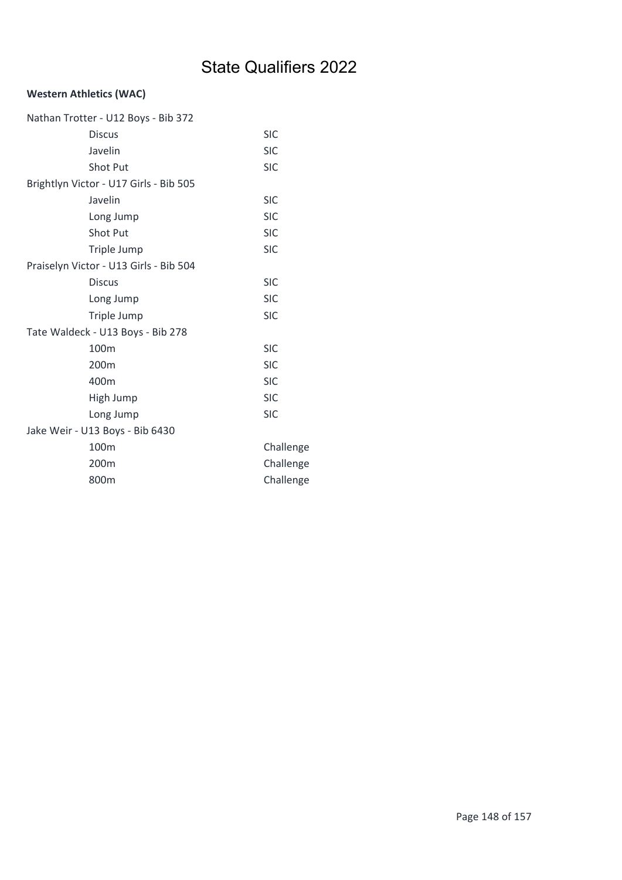# State Qualifiers 2022

**Western Athletics (WAC)**

| | |
|---|---|
| Nathan Trotter - U12 Boys - Bib 372 | |
| Discus | SIC |
| Javelin | SIC |
| Shot Put | SIC |
| Brightlyn Victor - U17 Girls - Bib 505 | |
| Javelin | SIC |
| Long Jump | SIC |
| Shot Put | SIC |
| Triple Jump | SIC |
| Praiselyn Victor - U13 Girls - Bib 504 | |
| Discus | SIC |
| Long Jump | SIC |
| Triple Jump | SIC |
| Tate Waldeck - U13 Boys - Bib 278 | |
| 100m | SIC |
| 200m | SIC |
| 400m | SIC |
| High Jump | SIC |
| Long Jump | SIC |
| Jake Weir - U13 Boys - Bib 6430 | |
| 100m | Challenge |
| 200m | Challenge |
| 800m | Challenge |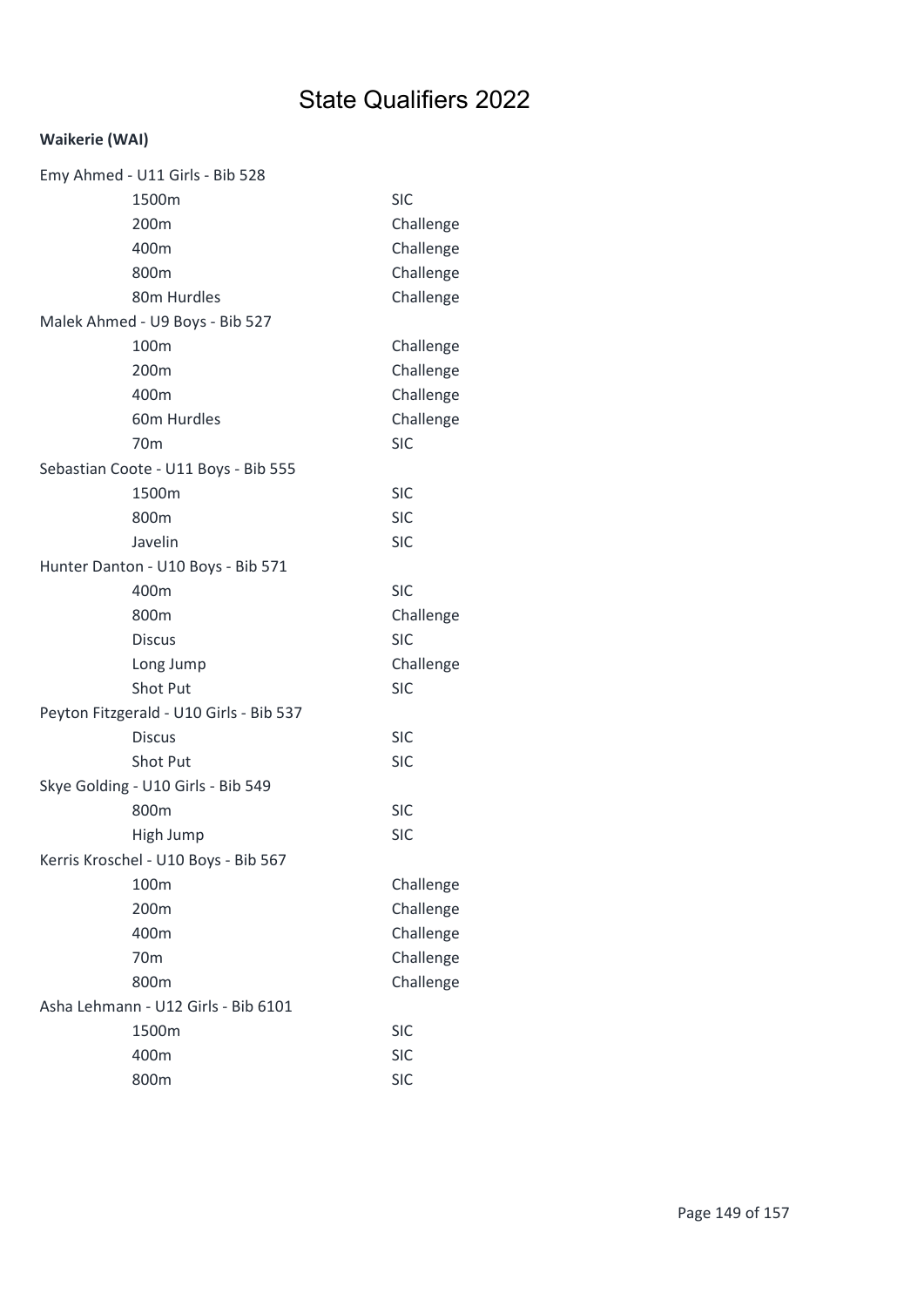# State Qualifiers 2022

**Waikerie (WAI)**

Emy Ahmed - U11 Girls - Bib 528

| | |
|---|---|
| 1500m | SIC |
| 200m | Challenge |
| 400m | Challenge |
| 800m | Challenge |
| 80m Hurdles | Challenge |

Malek Ahmed - U9 Boys - Bib 527

| | |
|---|---|
| 100m | Challenge |
| 200m | Challenge |
| 400m | Challenge |
| 60m Hurdles | Challenge |
| 70m | SIC |

Sebastian Coote - U11 Boys - Bib 555

| | |
|---|---|
| 1500m | SIC |
| 800m | SIC |
| Javelin | SIC |

Hunter Danton - U10 Boys - Bib 571

| | |
|---|---|
| 400m | SIC |
| 800m | Challenge |
| Discus | SIC |
| Long Jump | Challenge |
| Shot Put | SIC |

Peyton Fitzgerald - U10 Girls - Bib 537

| | |
|---|---|
| Discus | SIC |
| Shot Put | SIC |

Skye Golding - U10 Girls - Bib 549

| | |
|---|---|
| 800m | SIC |
| High Jump | SIC |

Kerris Kroschel - U10 Boys - Bib 567

| | |
|---|---|
| 100m | Challenge |
| 200m | Challenge |
| 400m | Challenge |
| 70m | Challenge |
| 800m | Challenge |

Asha Lehmann - U12 Girls - Bib 6101

| | |
|---|---|
| 1500m | SIC |
| 400m | SIC |
| 800m | SIC |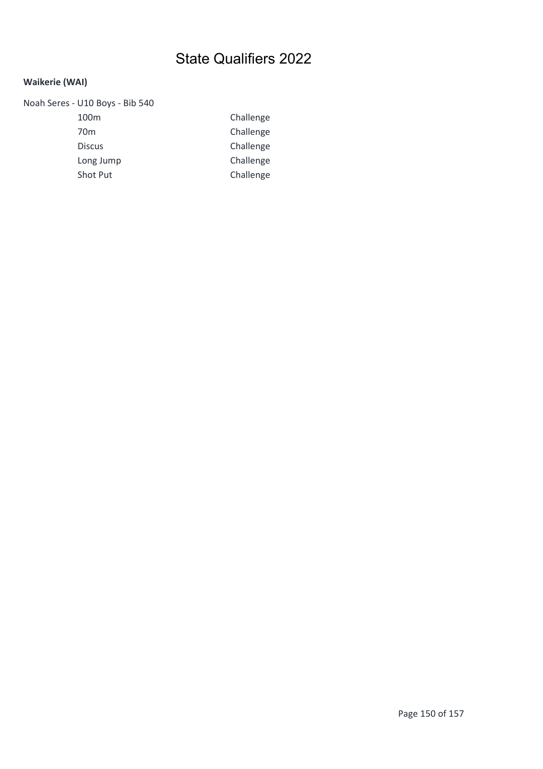# State Qualifiers 2022

**Waikerie (WAI)**

Noah Seres - U10 Boys - Bib 540

| | |
|---|---|
| 100m | Challenge |
| 70m | Challenge |
| Discus | Challenge |
| Long Jump | Challenge |
| Shot Put | Challenge |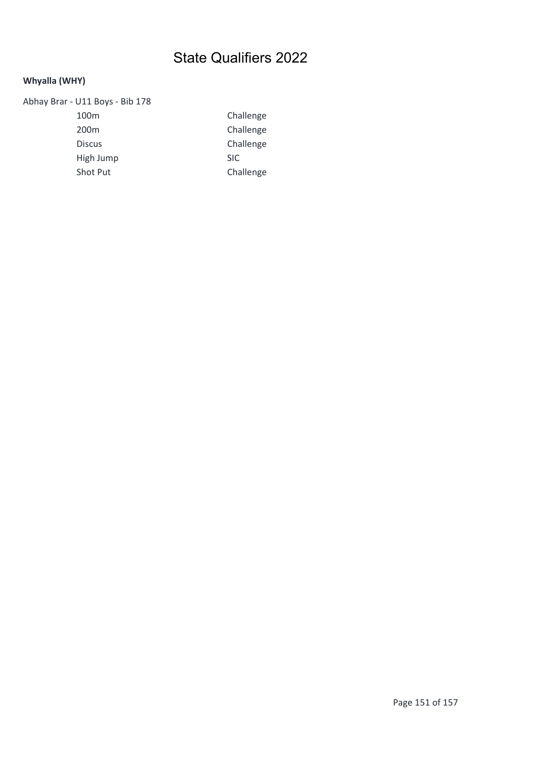# State Qualifiers 2022

**Whyalla (WHY)**

Abhay Brar - U11 Boys - Bib 178

| | |
|---|---|
| 100m | Challenge |
| 200m | Challenge |
| Discus | Challenge |
| High Jump | SIC |
| Shot Put | Challenge |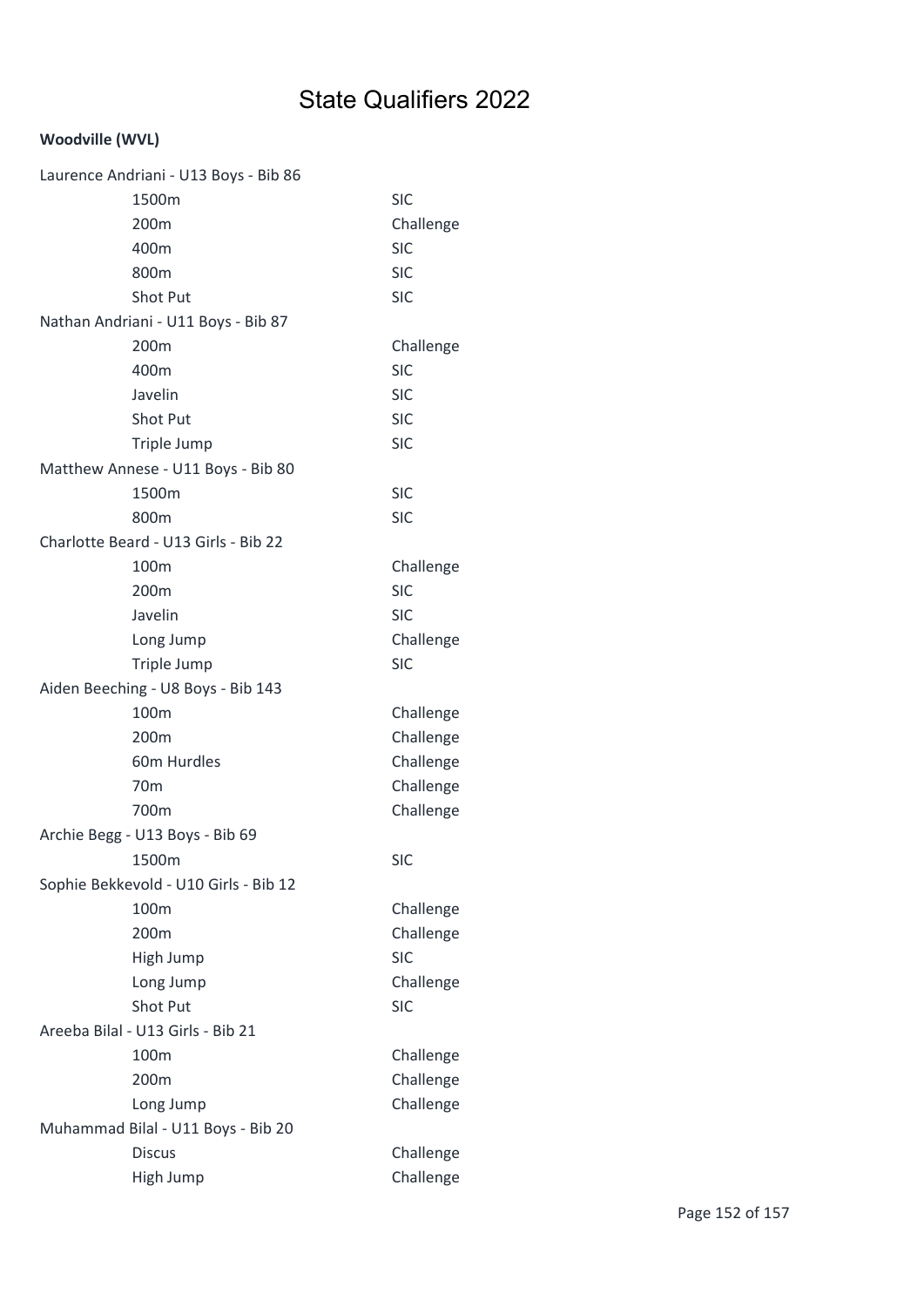# State Qualifiers 2022

**Woodville (WVL)**

Laurence Andriani - U13 Boys - Bib 86

| | |
|---|---|
| 1500m | SIC |
| 200m | Challenge |
| 400m | SIC |
| 800m | SIC |
| Shot Put | SIC |

Nathan Andriani - U11 Boys - Bib 87

| | |
|---|---|
| 200m | Challenge |
| 400m | SIC |
| Javelin | SIC |
| Shot Put | SIC |
| Triple Jump | SIC |

Matthew Annese - U11 Boys - Bib 80

| | |
|---|---|
| 1500m | SIC |
| 800m | SIC |

Charlotte Beard - U13 Girls - Bib 22

| | |
|---|---|
| 100m | Challenge |
| 200m | SIC |
| Javelin | SIC |
| Long Jump | Challenge |
| Triple Jump | SIC |

Aiden Beeching - U8 Boys - Bib 143

| | |
|---|---|
| 100m | Challenge |
| 200m | Challenge |
| 60m Hurdles | Challenge |
| 70m | Challenge |
| 700m | Challenge |

Archie Begg - U13 Boys - Bib 69

| | |
|---|---|
| 1500m | SIC |

Sophie Bekkevold - U10 Girls - Bib 12

| | |
|---|---|
| 100m | Challenge |
| 200m | Challenge |
| High Jump | SIC |
| Long Jump | Challenge |
| Shot Put | SIC |

Areeba Bilal - U13 Girls - Bib 21

| | |
|---|---|
| 100m | Challenge |
| 200m | Challenge |
| Long Jump | Challenge |

Muhammad Bilal - U11 Boys - Bib 20

| | |
|---|---|
| Discus | Challenge |
| High Jump | Challenge |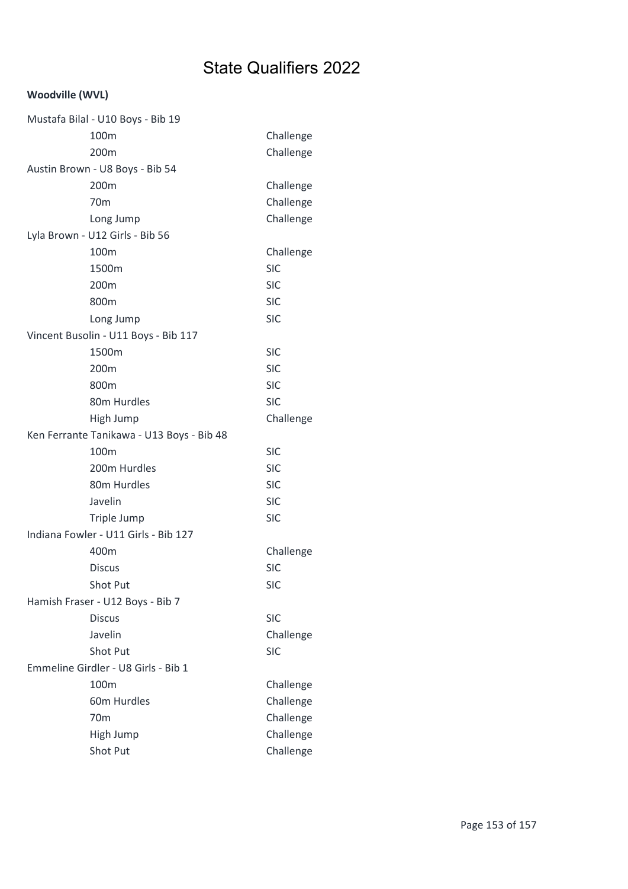# State Qualifiers 2022

**Woodville (WVL)**

Mustafa Bilal - U10 Boys - Bib 19

| Event | Qualification |
|---|---|
| 100m | Challenge |
| 200m | Challenge |

Austin Brown - U8 Boys - Bib 54

| Event | Qualification |
|---|---|
| 200m | Challenge |
| 70m | Challenge |
| Long Jump | Challenge |

Lyla Brown - U12 Girls - Bib 56

| Event | Qualification |
|---|---|
| 100m | Challenge |
| 1500m | SIC |
| 200m | SIC |
| 800m | SIC |
| Long Jump | SIC |

Vincent Busolin - U11 Boys - Bib 117

| Event | Qualification |
|---|---|
| 1500m | SIC |
| 200m | SIC |
| 800m | SIC |
| 80m Hurdles | SIC |
| High Jump | Challenge |

Ken Ferrante Tanikawa - U13 Boys - Bib 48

| Event | Qualification |
|---|---|
| 100m | SIC |
| 200m Hurdles | SIC |
| 80m Hurdles | SIC |
| Javelin | SIC |
| Triple Jump | SIC |

Indiana Fowler - U11 Girls - Bib 127

| Event | Qualification |
|---|---|
| 400m | Challenge |
| Discus | SIC |
| Shot Put | SIC |

Hamish Fraser - U12 Boys - Bib 7

| Event | Qualification |
|---|---|
| Discus | SIC |
| Javelin | Challenge |
| Shot Put | SIC |

Emmeline Girdler - U8 Girls - Bib 1

| Event | Qualification |
|---|---|
| 100m | Challenge |
| 60m Hurdles | Challenge |
| 70m | Challenge |
| High Jump | Challenge |
| Shot Put | Challenge |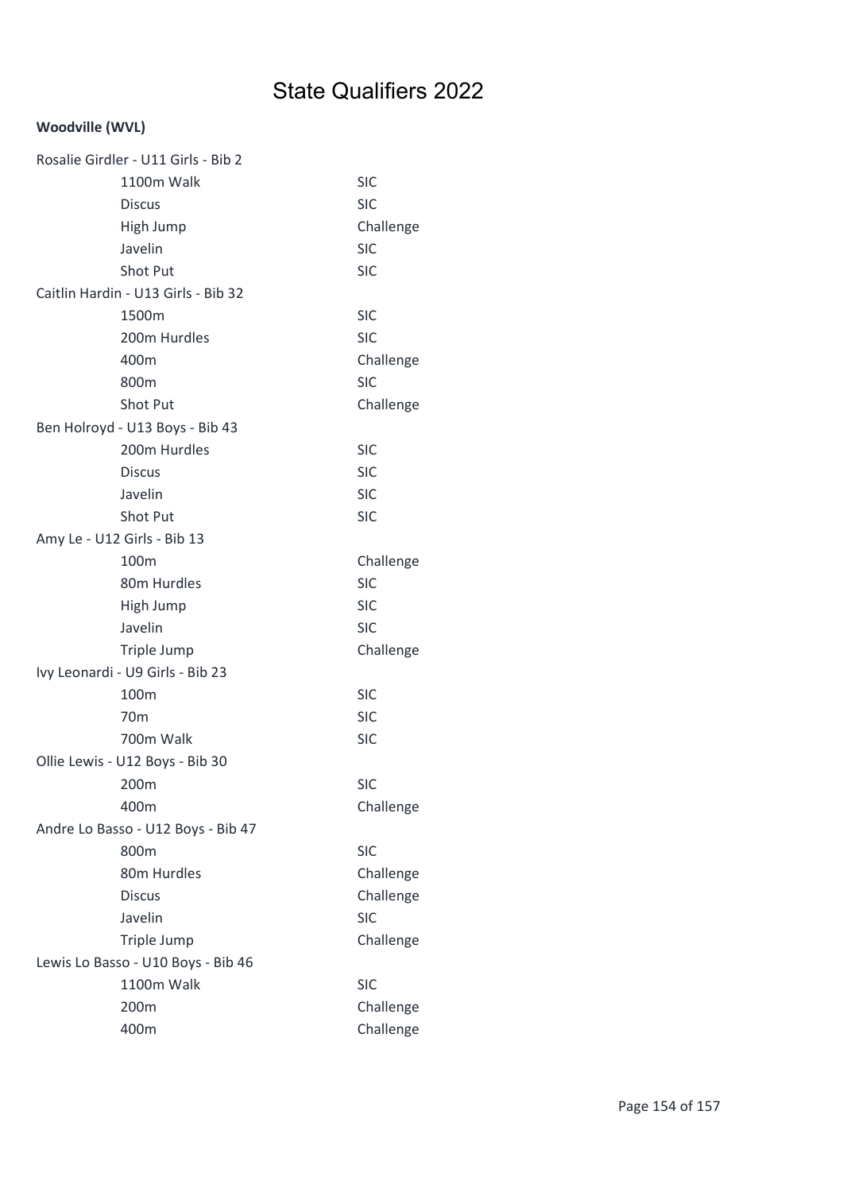# State Qualifiers 2022

**Woodville (WVL)**

Rosalie Girdler - U11 Girls - Bib 2

| | |
|---|---|
| 1100m Walk | SIC |
| Discus | SIC |
| High Jump | Challenge |
| Javelin | SIC |
| Shot Put | SIC |

Caitlin Hardin - U13 Girls - Bib 32

| | |
|---|---|
| 1500m | SIC |
| 200m Hurdles | SIC |
| 400m | Challenge |
| 800m | SIC |
| Shot Put | Challenge |

Ben Holroyd - U13 Boys - Bib 43

| | |
|---|---|
| 200m Hurdles | SIC |
| Discus | SIC |
| Javelin | SIC |
| Shot Put | SIC |

Amy Le - U12 Girls - Bib 13

| | |
|---|---|
| 100m | Challenge |
| 80m Hurdles | SIC |
| High Jump | SIC |
| Javelin | SIC |
| Triple Jump | Challenge |

Ivy Leonardi - U9 Girls - Bib 23

| | |
|---|---|
| 100m | SIC |
| 70m | SIC |
| 700m Walk | SIC |

Ollie Lewis - U12 Boys - Bib 30

| | |
|---|---|
| 200m | SIC |
| 400m | Challenge |

Andre Lo Basso - U12 Boys - Bib 47

| | |
|---|---|
| 800m | SIC |
| 80m Hurdles | Challenge |
| Discus | Challenge |
| Javelin | SIC |
| Triple Jump | Challenge |

Lewis Lo Basso - U10 Boys - Bib 46

| | |
|---|---|
| 1100m Walk | SIC |
| 200m | Challenge |
| 400m | Challenge |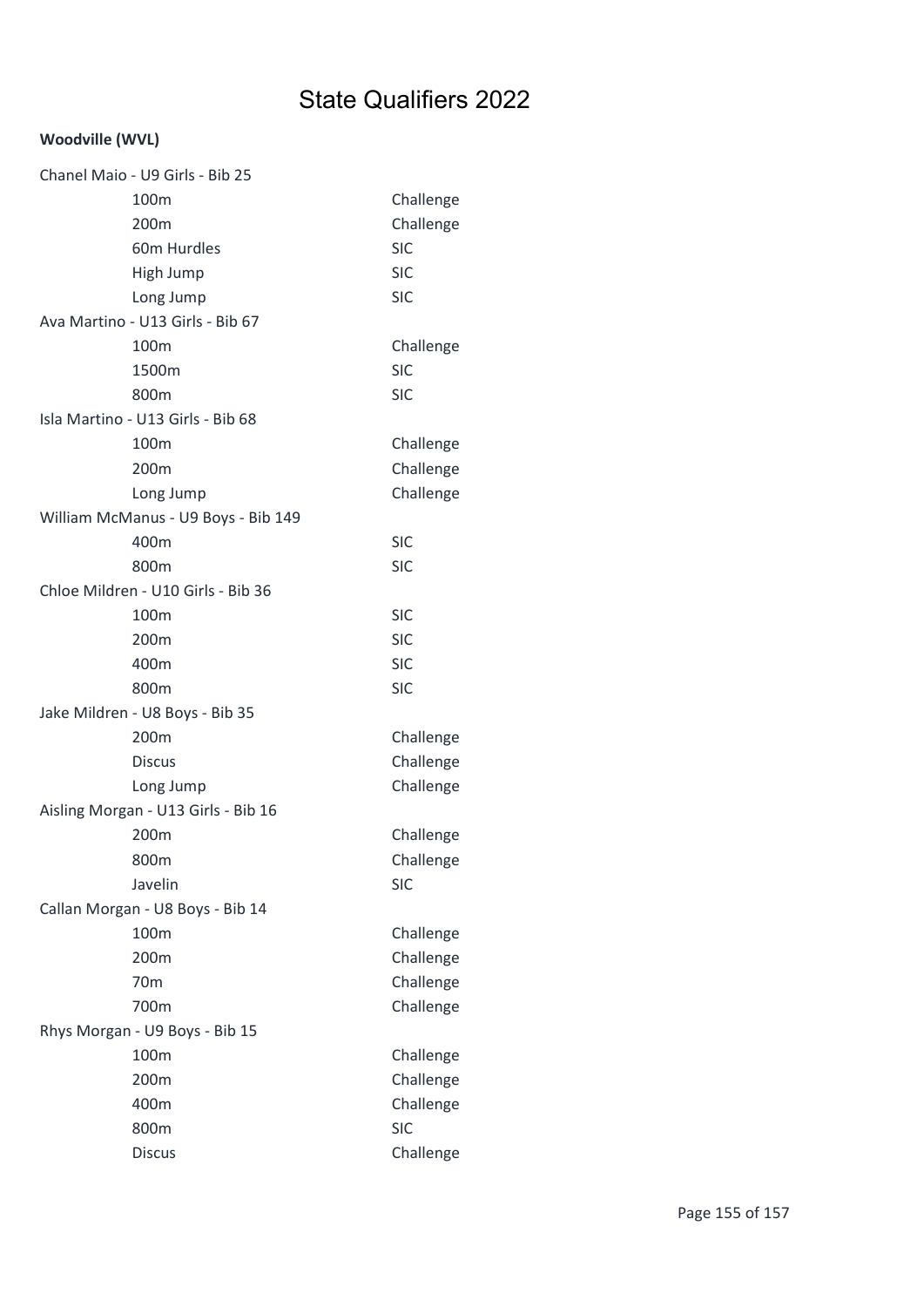# State Qualifiers 2022

**Woodville (WVL)**

Chanel Maio - U9 Girls - Bib 25

| | |
|---|---|
| 100m | Challenge |
| 200m | Challenge |
| 60m Hurdles | SIC |
| High Jump | SIC |
| Long Jump | SIC |

Ava Martino - U13 Girls - Bib 67

| | |
|---|---|
| 100m | Challenge |
| 1500m | SIC |
| 800m | SIC |

Isla Martino - U13 Girls - Bib 68

| | |
|---|---|
| 100m | Challenge |
| 200m | Challenge |
| Long Jump | Challenge |

William McManus - U9 Boys - Bib 149

| | |
|---|---|
| 400m | SIC |
| 800m | SIC |

Chloe Mildren - U10 Girls - Bib 36

| | |
|---|---|
| 100m | SIC |
| 200m | SIC |
| 400m | SIC |
| 800m | SIC |

Jake Mildren - U8 Boys - Bib 35

| | |
|---|---|
| 200m | Challenge |
| Discus | Challenge |
| Long Jump | Challenge |

Aisling Morgan - U13 Girls - Bib 16

| | |
|---|---|
| 200m | Challenge |
| 800m | Challenge |
| Javelin | SIC |

Callan Morgan - U8 Boys - Bib 14

| | |
|---|---|
| 100m | Challenge |
| 200m | Challenge |
| 70m | Challenge |
| 700m | Challenge |

Rhys Morgan - U9 Boys - Bib 15

| | |
|---|---|
| 100m | Challenge |
| 200m | Challenge |
| 400m | Challenge |
| 800m | SIC |
| Discus | Challenge |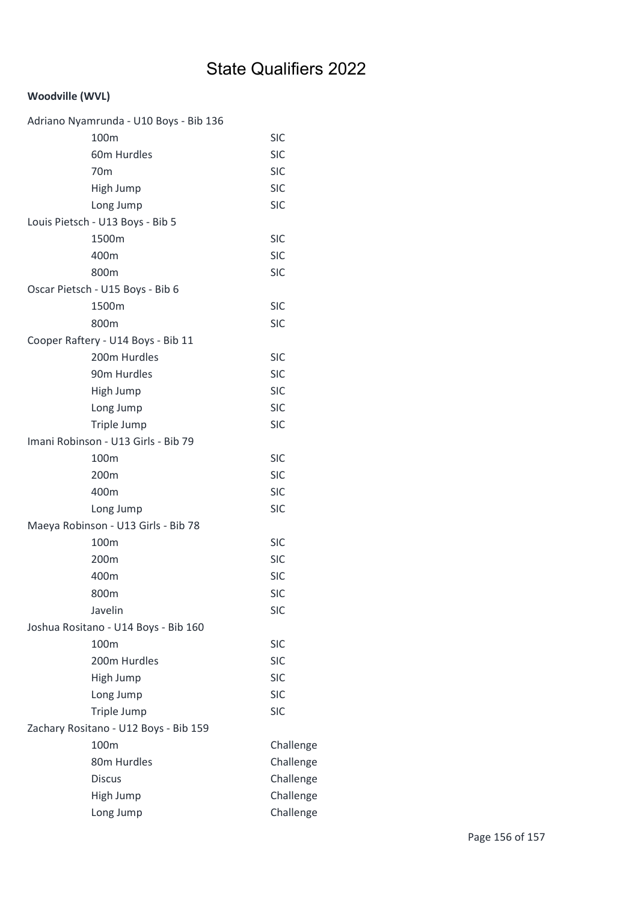# State Qualifiers 2022

**Woodville (WVL)**

Adriano Nyamrunda - U10 Boys - Bib 136

| | |
|---|---|
| 100m | SIC |
| 60m Hurdles | SIC |
| 70m | SIC |
| High Jump | SIC |
| Long Jump | SIC |

Louis Pietsch - U13 Boys - Bib 5

| | |
|---|---|
| 1500m | SIC |
| 400m | SIC |
| 800m | SIC |

Oscar Pietsch - U15 Boys - Bib 6

| | |
|---|---|
| 1500m | SIC |
| 800m | SIC |

Cooper Raftery - U14 Boys - Bib 11

| | |
|---|---|
| 200m Hurdles | SIC |
| 90m Hurdles | SIC |
| High Jump | SIC |
| Long Jump | SIC |
| Triple Jump | SIC |

Imani Robinson - U13 Girls - Bib 79

| | |
|---|---|
| 100m | SIC |
| 200m | SIC |
| 400m | SIC |
| Long Jump | SIC |

Maeya Robinson - U13 Girls - Bib 78

| | |
|---|---|
| 100m | SIC |
| 200m | SIC |
| 400m | SIC |
| 800m | SIC |
| Javelin | SIC |

Joshua Rositano - U14 Boys - Bib 160

| | |
|---|---|
| 100m | SIC |
| 200m Hurdles | SIC |
| High Jump | SIC |
| Long Jump | SIC |
| Triple Jump | SIC |

Zachary Rositano - U12 Boys - Bib 159

| | |
|---|---|
| 100m | Challenge |
| 80m Hurdles | Challenge |
| Discus | Challenge |
| High Jump | Challenge |
| Long Jump | Challenge |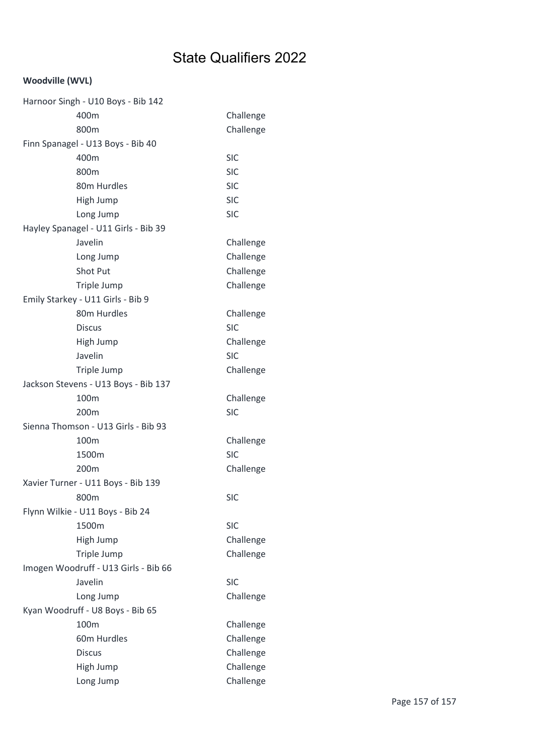# State Qualifiers 2022

**Woodville (WVL)**

| | |
|---|---|
| Harnoor Singh - U10 Boys - Bib 142 | |
| 400m | Challenge |
| 800m | Challenge |
| Finn Spanagel - U13 Boys - Bib 40 | |
| 400m | SIC |
| 800m | SIC |
| 80m Hurdles | SIC |
| High Jump | SIC |
| Long Jump | SIC |
| Hayley Spanagel - U11 Girls - Bib 39 | |
| Javelin | Challenge |
| Long Jump | Challenge |
| Shot Put | Challenge |
| Triple Jump | Challenge |
| Emily Starkey - U11 Girls - Bib 9 | |
| 80m Hurdles | Challenge |
| Discus | SIC |
| High Jump | Challenge |
| Javelin | SIC |
| Triple Jump | Challenge |
| Jackson Stevens - U13 Boys - Bib 137 | |
| 100m | Challenge |
| 200m | SIC |
| Sienna Thomson - U13 Girls - Bib 93 | |
| 100m | Challenge |
| 1500m | SIC |
| 200m | Challenge |
| Xavier Turner - U11 Boys - Bib 139 | |
| 800m | SIC |
| Flynn Wilkie - U11 Boys - Bib 24 | |
| 1500m | SIC |
| High Jump | Challenge |
| Triple Jump | Challenge |
| Imogen Woodruff - U13 Girls - Bib 66 | |
| Javelin | SIC |
| Long Jump | Challenge |
| Kyan Woodruff - U8 Boys - Bib 65 | |
| 100m | Challenge |
| 60m Hurdles | Challenge |
| Discus | Challenge |
| High Jump | Challenge |
| Long Jump | Challenge |